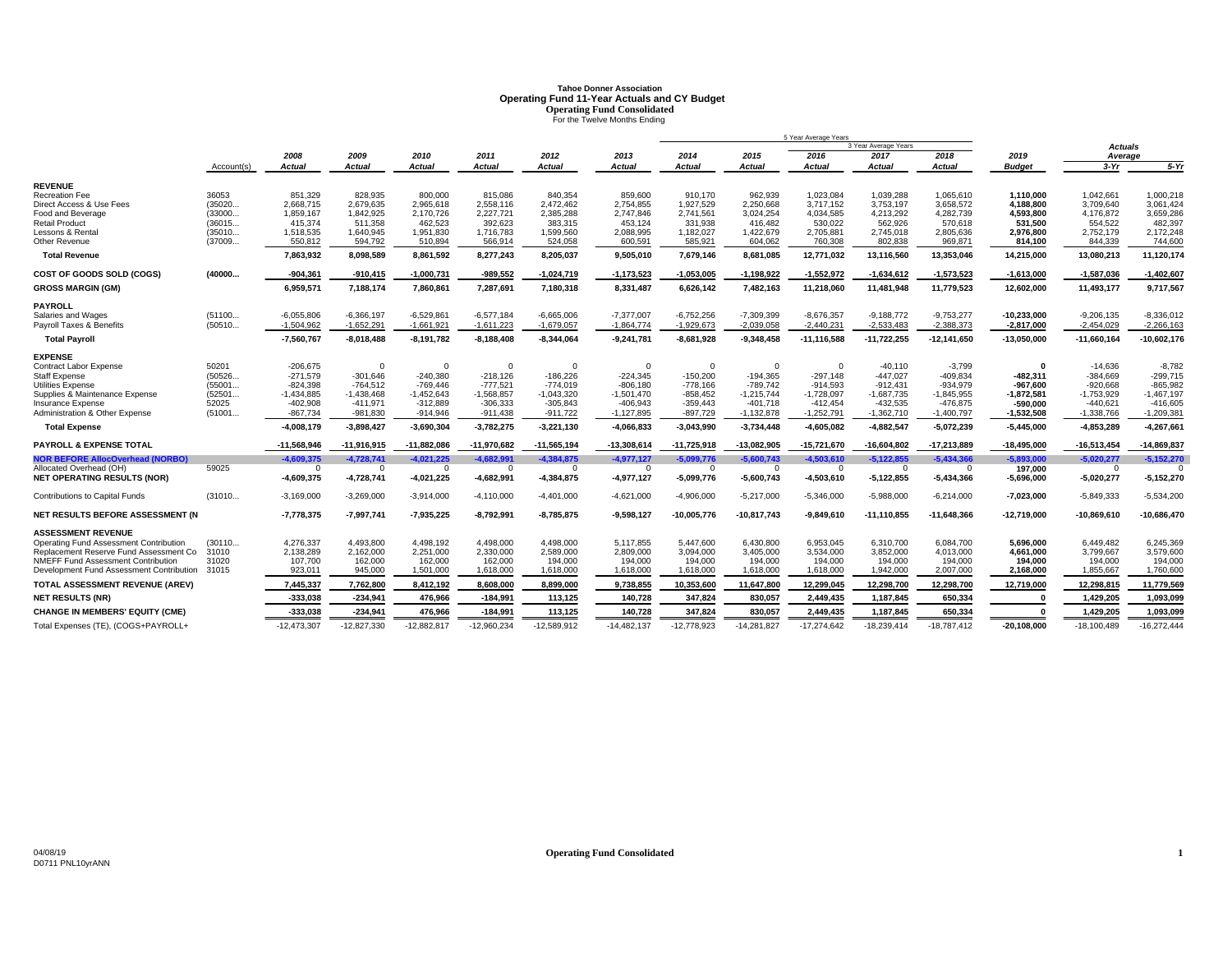# Tahoe Donner Association
## Operating Fund 11-Year Actuals and CY Budget
### Operating Fund Consolidated
For the Twelve Months Ending

| | Account(s) | 2008 Actual | 2009 Actual | 2010 Actual | 2011 Actual | 2012 Actual | 2013 Actual | 2014 Actual | 2015 Actual | 2016 Actual | 2017 Actual | 2018 Actual | 2019 Budget | Actuals Average 3-Yr | Actuals Average 5-Yr |
|---|---|---|---|---|---|---|---|---|---|---|---|---|---|---|---|
| | | | | | | | | 5 Year Average Years | | | 3 Year Average Years | | | | |
| **REVENUE** | | | | | | | | | | | | | | | |
| Recreation Fee | 36053 | 851,329 | 828,935 | 800,000 | 815,086 | 840,354 | 859,600 | 910,170 | 962,939 | 1,023,084 | 1,039,288 | 1,065,610 | **1,110,000** | 1,042,661 | 1,000,218 |
| Direct Access & Use Fees | (35020... | 2,668,715 | 2,679,635 | 2,965,618 | 2,558,116 | 2,472,462 | 2,754,855 | 1,927,529 | 2,250,668 | 3,717,152 | 3,753,197 | 3,658,572 | **4,188,800** | 3,709,640 | 3,061,424 |
| Food and Beverage | (33000... | 1,859,167 | 1,842,925 | 2,170,726 | 2,227,721 | 2,385,288 | 2,747,846 | 2,741,561 | 3,024,254 | 4,034,585 | 4,213,292 | 4,282,739 | **4,593,800** | 4,176,872 | 3,659,286 |
| Retail Product | (36015... | 415,374 | 511,358 | 462,523 | 392,623 | 383,315 | 453,124 | 331,938 | 416,482 | 530,022 | 562,926 | 570,618 | **531,500** | 554,522 | 482,397 |
| Lessons & Rental | (35010... | 1,518,535 | 1,640,945 | 1,951,830 | 1,716,783 | 1,599,560 | 2,088,995 | 1,182,027 | 1,422,679 | 2,705,881 | 2,745,018 | 2,805,636 | **2,976,800** | 2,752,179 | 2,172,248 |
| Other Revenue | (37009... | 550,812 | 594,792 | 510,894 | 566,914 | 524,058 | 600,591 | 585,921 | 604,062 | 760,308 | 802,838 | 969,871 | **814,100** | 844,339 | 744,600 |
| **Total Revenue** | | **7,863,932** | **8,098,589** | **8,861,592** | **8,277,243** | **8,205,037** | **9,505,010** | **7,679,146** | **8,681,085** | **12,771,032** | **13,116,560** | **13,353,046** | **14,215,000** | **13,080,213** | **11,120,174** |
| **COST OF GOODS SOLD (COGS)** | (40000... | **-904,361** | **-910,415** | **-1,000,731** | **-989,552** | **-1,024,719** | **-1,173,523** | **-1,053,005** | **-1,198,922** | **-1,552,972** | **-1,634,612** | **-1,573,523** | **-1,613,000** | **-1,587,036** | **-1,402,607** |
| **GROSS MARGIN (GM)** | | **6,959,571** | **7,188,174** | **7,860,861** | **7,287,691** | **7,180,318** | **8,331,487** | **6,626,142** | **7,482,163** | **11,218,060** | **11,481,948** | **11,779,523** | **12,602,000** | **11,493,177** | **9,717,567** |
| **PAYROLL** | | | | | | | | | | | | | | | |
| Salaries and Wages | (51100... | -6,055,806 | -6,366,197 | -6,529,861 | -6,577,184 | -6,665,006 | -7,377,007 | -6,752,256 | -7,309,399 | -8,676,357 | -9,188,772 | -9,753,277 | **-10,233,000** | -9,206,135 | -8,336,012 |
| Payroll Taxes & Benefits | (50510... | -1,504,962 | -1,652,291 | -1,661,921 | -1,611,223 | -1,679,057 | -1,864,774 | -1,929,673 | -2,039,058 | -2,440,231 | -2,533,483 | -2,388,373 | **-2,817,000** | -2,454,029 | -2,266,163 |
| **Total Payroll** | | **-7,560,767** | **-8,018,488** | **-8,191,782** | **-8,188,408** | **-8,344,064** | **-9,241,781** | **-8,681,928** | **-9,348,458** | **-11,116,588** | **-11,722,255** | **-12,141,650** | **-13,050,000** | **-11,660,164** | **-10,602,176** |
| **EXPENSE** | | | | | | | | | | | | | | | |
| Contract Labor Expense | 50201 | -206,675 | 0 | 0 | 0 | 0 | 0 | 0 | 0 | 0 | -40,110 | -3,799 | **0** | -14,636 | -8,782 |
| Staff Expense | (50526... | -271,579 | -301,646 | -240,380 | -218,126 | -186,226 | -224,345 | -150,200 | -194,365 | -297,148 | -447,027 | -409,834 | **-482,311** | -384,669 | -299,715 |
| Utilities Expense | (55001... | -824,398 | -764,512 | -769,446 | -777,521 | -774,019 | -806,180 | -778,166 | -789,742 | -914,593 | -912,431 | -934,979 | **-967,600** | -920,668 | -865,982 |
| Supplies & Maintenance Expense | (52501... | -1,434,885 | -1,438,468 | -1,452,643 | -1,568,857 | -1,043,320 | -1,501,470 | -858,452 | -1,215,744 | -1,728,097 | -1,687,735 | -1,845,955 | **-1,872,581** | -1,753,929 | -1,467,197 |
| Insurance Expense | 52025 | -402,908 | -411,971 | -312,889 | -306,333 | -305,843 | -406,943 | -359,443 | -401,718 | -412,454 | -432,535 | -476,875 | **-590,000** | -440,621 | -416,605 |
| Administration & Other Expense | (51001... | -867,734 | -981,830 | -914,946 | -911,438 | -911,722 | -1,127,895 | -897,729 | -1,132,878 | -1,252,791 | -1,362,710 | -1,400,797 | **-1,532,508** | -1,338,766 | -1,209,381 |
| **Total Expense** | | **-4,008,179** | **-3,898,427** | **-3,690,304** | **-3,782,275** | **-3,221,130** | **-4,066,833** | **-3,043,990** | **-3,734,448** | **-4,605,082** | **-4,882,547** | **-5,072,239** | **-5,445,000** | **-4,853,289** | **-4,267,661** |
| **PAYROLL & EXPENSE TOTAL** | | **-11,568,946** | **-11,916,915** | **-11,882,086** | **-11,970,682** | **-11,565,194** | **-13,308,614** | **-11,725,918** | **-13,082,905** | **-15,721,670** | **-16,604,802** | **-17,213,889** | **-18,495,000** | **-16,513,454** | **-14,869,837** |
| **NOR BEFORE AllocOverhead (NORBO)** | | **-4,609,375** | **-4,728,741** | **-4,021,225** | **-4,682,991** | **-4,384,875** | **-4,977,127** | **-5,099,776** | **-5,600,743** | **-4,503,610** | **-5,122,855** | **-5,434,366** | **-5,893,000** | **-5,020,277** | **-5,152,270** |
| Allocated Overhead (OH) | 59025 | 0 | 0 | 0 | 0 | 0 | 0 | 0 | 0 | 0 | 0 | 0 | **197,000** | 0 | 0 |
| **NET OPERATING RESULTS (NOR)** | | **-4,609,375** | **-4,728,741** | **-4,021,225** | **-4,682,991** | **-4,384,875** | **-4,977,127** | **-5,099,776** | **-5,600,743** | **-4,503,610** | **-5,122,855** | **-5,434,366** | **-5,696,000** | **-5,020,277** | **-5,152,270** |
| Contributions to Capital Funds | (31010... | -3,169,000 | -3,269,000 | -3,914,000 | -4,110,000 | -4,401,000 | -4,621,000 | -4,906,000 | -5,217,000 | -5,346,000 | -5,988,000 | -6,214,000 | **-7,023,000** | -5,849,333 | -5,534,200 |
| **NET RESULTS BEFORE ASSESSMENT (N** | | **-7,778,375** | **-7,997,741** | **-7,935,225** | **-8,792,991** | **-8,785,875** | **-9,598,127** | **-10,005,776** | **-10,817,743** | **-9,849,610** | **-11,110,855** | **-11,648,366** | **-12,719,000** | **-10,869,610** | **-10,686,470** |
| **ASSESSMENT REVENUE** | | | | | | | | | | | | | | | |
| Operating Fund Assessment Contribution | (30110... | 4,276,337 | 4,493,800 | 4,498,192 | 4,498,000 | 4,498,000 | 5,117,855 | 5,447,600 | 6,430,800 | 6,953,045 | 6,310,700 | 6,084,700 | **5,696,000** | 6,449,482 | 6,245,369 |
| Replacement Reserve Fund Assessment Co | 31010 | 2,138,289 | 2,162,000 | 2,251,000 | 2,330,000 | 2,589,000 | 2,809,000 | 3,094,000 | 3,405,000 | 3,534,000 | 3,852,000 | 4,013,000 | **4,661,000** | 3,799,667 | 3,579,600 |
| NMEFF Fund Assessment Contribution | 31020 | 107,700 | 162,000 | 162,000 | 162,000 | 194,000 | 194,000 | 194,000 | 194,000 | 194,000 | 194,000 | 194,000 | **194,000** | 194,000 | 194,000 |
| Development Fund Assessment Contribution | 31015 | 923,011 | 945,000 | 1,501,000 | 1,618,000 | 1,618,000 | 1,618,000 | 1,618,000 | 1,618,000 | 1,618,000 | 1,942,000 | 2,007,000 | **2,168,000** | 1,855,667 | 1,760,600 |
| **TOTAL ASSESSMENT REVENUE (AREV)** | | **7,445,337** | **7,762,800** | **8,412,192** | **8,608,000** | **8,899,000** | **9,738,855** | **10,353,600** | **11,647,800** | **12,299,045** | **12,298,700** | **12,298,700** | **12,719,000** | **12,298,815** | **11,779,569** |
| **NET RESULTS (NR)** | | **-333,038** | **-234,941** | **476,966** | **-184,991** | **113,125** | **140,728** | **347,824** | **830,057** | **2,449,435** | **1,187,845** | **650,334** | **0** | **1,429,205** | **1,093,099** |
| **CHANGE IN MEMBERS' EQUITY (CME)** | | **-333,038** | **-234,941** | **476,966** | **-184,991** | **113,125** | **140,728** | **347,824** | **830,057** | **2,449,435** | **1,187,845** | **650,334** | **0** | **1,429,205** | **1,093,099** |
| Total Expenses (TE), (COGS+PAYROLL+ | | -12,473,307 | -12,827,330 | -12,882,817 | -12,960,234 | -12,589,912 | -14,482,137 | -12,778,923 | -14,281,827 | -17,274,642 | -18,239,414 | -18,787,412 | **-20,108,000** | -18,100,489 | -16,272,444 |

04/08/19
D0711 PNL10yrANN

**Operating Fund Consolidated**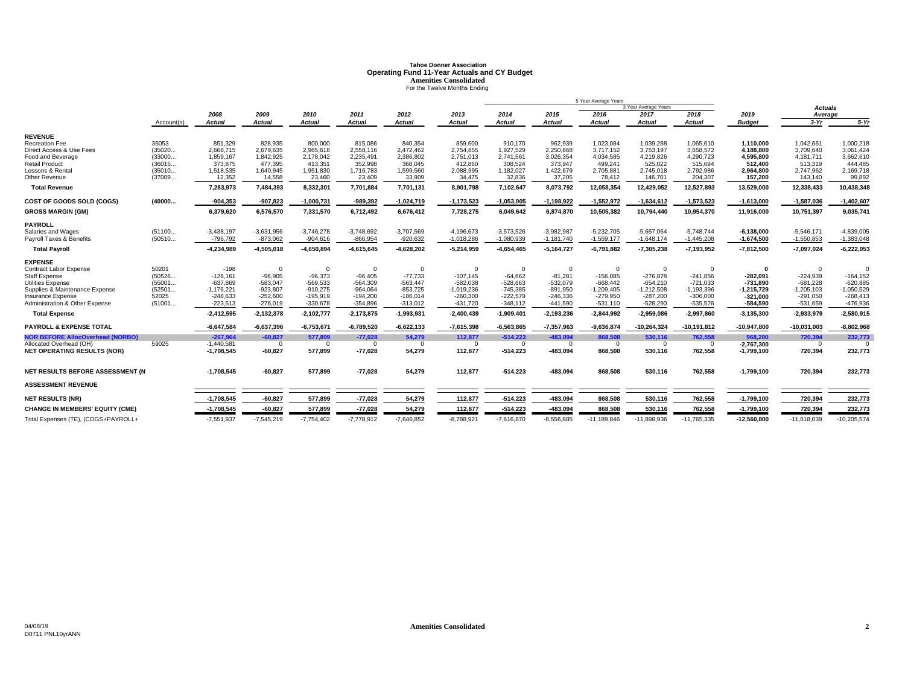# Tahoe Donner Association
## Operating Fund 11-Year Actuals and CY Budget
### Amenities Consolidated
For the Twelve Months Ending

| | Account(s) | 2008 Actual | 2009 Actual | 2010 Actual | 2011 Actual | 2012 Actual | 2013 Actual | 2014 Actual (5 Year Average Years) | 2015 Actual (5 Year Average Years) | 2016 Actual (5 Year Average Years; 3 Year Average Years) | 2017 Actual (5 Year Average Years; 3 Year Average Years) | 2018 Actual (5 Year Average Years; 3 Year Average Years) | 2019 Budget | Actuals Average 3-Yr | Actuals Average 5-Yr |
|---|---|---|---|---|---|---|---|---|---|---|---|---|---|---|---|
| **REVENUE** | | | | | | | | | | | | | | | |
| Recreation Fee | 36053 | 851,329 | 828,935 | 800,000 | 815,086 | 840,354 | 859,600 | 910,170 | 962,939 | 1,023,084 | 1,039,288 | 1,065,610 | **1,110,000** | 1,042,661 | 1,000,218 |
| Direct Access & Use Fees | (35020... | 2,668,715 | 2,679,635 | 2,965,618 | 2,558,116 | 2,472,462 | 2,754,855 | 1,927,529 | 2,250,668 | 3,717,152 | 3,753,197 | 3,658,572 | **4,188,800** | 3,709,640 | 3,061,424 |
| Food and Beverage | (33000... | 1,859,167 | 1,842,925 | 2,178,042 | 2,235,491 | 2,386,802 | 2,751,013 | 2,741,561 | 3,026,354 | 4,034,585 | 4,219,826 | 4,290,723 | **4,595,800** | 4,181,711 | 3,662,610 |
| Retail Product | (36015... | 373,875 | 477,395 | 413,351 | 352,998 | 368,045 | 412,860 | 308,524 | 373,947 | 499,241 | 525,022 | 515,694 | **512,400** | 513,319 | 444,485 |
| Lessons & Rental | (35010... | 1,518,535 | 1,640,945 | 1,951,830 | 1,716,783 | 1,599,560 | 2,088,995 | 1,182,027 | 1,422,679 | 2,705,881 | 2,745,018 | 2,792,986 | **2,964,800** | 2,747,962 | 2,169,718 |
| Other Revenue | (37009... | 12,352 | 14,558 | 23,460 | 23,409 | 33,909 | 34,475 | 32,836 | 37,205 | 78,412 | 146,701 | 204,307 | **157,200** | 143,140 | 99,892 |
| **Total Revenue** | | **7,283,973** | **7,484,393** | **8,332,301** | **7,701,884** | **7,701,131** | **8,901,798** | **7,102,647** | **8,073,792** | **12,058,354** | **12,429,052** | **12,527,893** | **13,529,000** | **12,338,433** | **10,438,348** |
| **COST OF GOODS SOLD (COGS)** | **(40000...** | **-904,353** | **-907,823** | **-1,000,731** | **-989,392** | **-1,024,719** | **-1,173,523** | **-1,053,005** | **-1,198,922** | **-1,552,972** | **-1,634,612** | **-1,573,523** | **-1,613,000** | **-1,587,036** | **-1,402,607** |
| **GROSS MARGIN (GM)** | | **6,379,620** | **6,576,570** | **7,331,570** | **6,712,492** | **6,676,412** | **7,728,275** | **6,049,642** | **6,874,870** | **10,505,382** | **10,794,440** | **10,954,370** | **11,916,000** | **10,751,397** | **9,035,741** |
| **PAYROLL** | | | | | | | | | | | | | | | |
| Salaries and Wages | (51100... | -3,438,197 | -3,631,956 | -3,746,278 | -3,748,692 | -3,707,569 | -4,196,673 | -3,573,526 | -3,982,987 | -5,232,705 | -5,657,064 | -5,748,744 | **-6,138,000** | -5,546,171 | -4,839,005 |
| Payroll Taxes & Benefits | (50510... | -796,792 | -873,062 | -904,616 | -866,954 | -920,632 | -1,018,286 | -1,080,939 | -1,181,740 | -1,559,177 | -1,648,174 | -1,445,208 | **-1,674,500** | -1,550,853 | -1,383,048 |
| **Total Payroll** | | **-4,234,989** | **-4,505,018** | **-4,650,894** | **-4,615,645** | **-4,628,202** | **-5,214,959** | **-4,654,465** | **-5,164,727** | **-6,791,882** | **-7,305,238** | **-7,193,952** | **-7,812,500** | **-7,097,024** | **-6,222,053** |
| **EXPENSE** | | | | | | | | | | | | | | | |
| Contract Labor Expense | 50201 | -198 | 0 | 0 | 0 | 0 | 0 | 0 | 0 | 0 | 0 | 0 | **0** | 0 | 0 |
| Staff Expense | (50526... | -126,161 | -96,905 | -96,373 | -96,405 | -77,733 | -107,145 | -64,662 | -81,281 | -156,085 | -276,878 | -241,856 | **-282,091** | -224,939 | -164,152 |
| Utilities Expense | (55001... | -637,869 | -583,047 | -569,533 | -564,309 | -563,447 | -582,038 | -528,663 | -532,079 | -668,442 | -654,210 | -721,033 | **-731,890** | -681,228 | -620,885 |
| Supplies & Maintenance Expense | (52501... | -1,176,221 | -923,807 | -910,275 | -964,064 | -853,725 | -1,019,236 | -745,385 | -891,950 | -1,209,405 | -1,212,508 | -1,193,396 | **-1,215,729** | -1,205,103 | -1,050,529 |
| Insurance Expense | 52025 | -248,633 | -252,600 | -195,919 | -194,200 | -186,014 | -260,300 | -222,579 | -246,336 | -279,950 | -287,200 | -306,000 | **-321,000** | -291,050 | -268,413 |
| Administration & Other Expense | (51001... | -223,513 | -276,019 | -330,678 | -354,896 | -313,012 | -431,720 | -348,112 | -441,590 | -531,110 | -528,290 | -535,576 | **-584,590** | -531,659 | -476,936 |
| **Total Expense** | | **-2,412,595** | **-2,132,378** | **-2,102,777** | **-2,173,875** | **-1,993,931** | **-2,400,439** | **-1,909,401** | **-2,193,236** | **-2,844,992** | **-2,959,086** | **-2,997,860** | **-3,135,300** | **-2,933,979** | **-2,580,915** |
| **PAYROLL & EXPENSE TOTAL** | | **-6,647,584** | **-6,637,396** | **-6,753,671** | **-6,789,520** | **-6,622,133** | **-7,615,398** | **-6,563,865** | **-7,357,963** | **-9,636,874** | **-10,264,324** | **-10,191,812** | **-10,947,800** | **-10,031,003** | **-8,802,968** |
| **NOR BEFORE AllocOverhead (NORBO)** | | **-267,964** | **-60,827** | **577,899** | **-77,028** | **54,279** | **112,877** | **-514,223** | **-483,094** | **868,508** | **530,116** | **762,558** | **968,200** | **720,394** | **232,773** |
| Allocated Overhead (OH) | 59025 | -1,440,581 | 0 | 0 | 0 | 0 | 0 | 0 | 0 | 0 | 0 | 0 | **-2,767,300** | 0 | 0 |
| **NET OPERATING RESULTS (NOR)** | | **-1,708,545** | **-60,827** | **577,899** | **-77,028** | **54,279** | **112,877** | **-514,223** | **-483,094** | **868,508** | **530,116** | **762,558** | **-1,799,100** | **720,394** | **232,773** |
| **NET RESULTS BEFORE ASSESSMENT (N** | | **-1,708,545** | **-60,827** | **577,899** | **-77,028** | **54,279** | **112,877** | **-514,223** | **-483,094** | **868,508** | **530,116** | **762,558** | **-1,799,100** | **720,394** | **232,773** |
| **ASSESSMENT REVENUE** | | | | | | | | | | | | | | | |
| **NET RESULTS (NR)** | | **-1,708,545** | **-60,827** | **577,899** | **-77,028** | **54,279** | **112,877** | **-514,223** | **-483,094** | **868,508** | **530,116** | **762,558** | **-1,799,100** | **720,394** | **232,773** |
| **CHANGE IN MEMBERS' EQUITY (CME)** | | **-1,708,545** | **-60,827** | **577,899** | **-77,028** | **54,279** | **112,877** | **-514,223** | **-483,094** | **868,508** | **530,116** | **762,558** | **-1,799,100** | **720,394** | **232,773** |
| Total Expenses (TE), (COGS+PAYROLL+ | | -7,551,937 | -7,545,219 | -7,754,402 | -7,778,912 | -7,646,852 | -8,788,921 | -7,616,870 | -8,556,885 | -11,189,846 | -11,898,936 | -11,765,335 | **-12,560,800** | -11,618,039 | -10,205,574 |

04/08/19
D0711 PNL10yrANN

**Amenities Consolidated**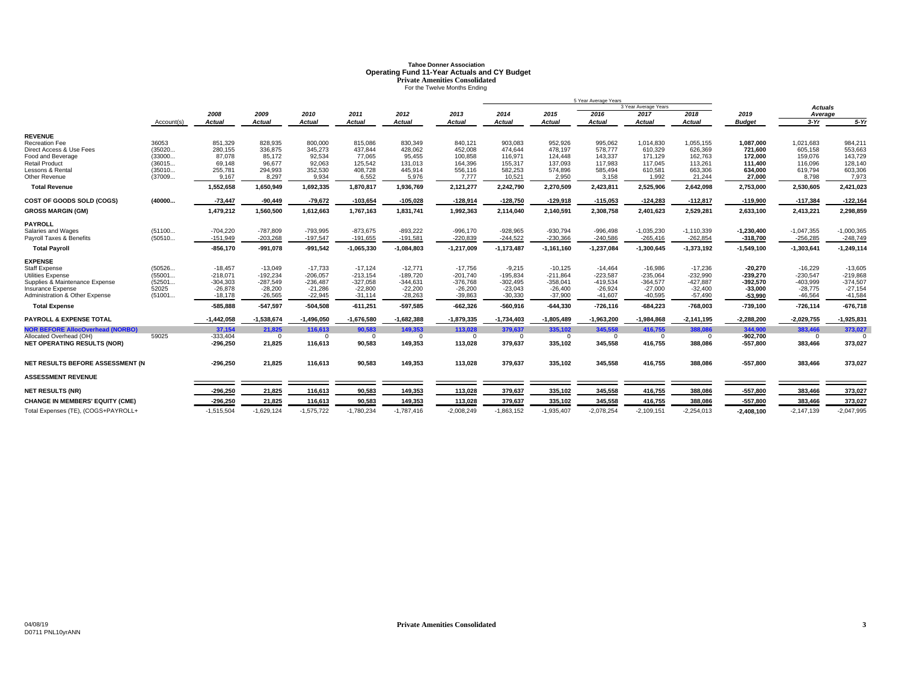# Tahoe Donner Association
## Operating Fund 11-Year Actuals and CY Budget
### Private Amenities Consolidated
For the Twelve Months Ending

| | Account(s) | 2008 Actual | 2009 Actual | 2010 Actual | 2011 Actual | 2012 Actual | 2013 Actual | 2014 Actual | 2015 Actual | 2016 Actual | 2017 Actual | 2018 Actual | 2019 Budget | Actuals Average 3-Yr | Actuals Average 5-Yr |
|---|---|---|---|---|---|---|---|---|---|---|---|---|---|---|---|
| | | | | | | | | 5 Year Average Years | | | | | | | |
| | | | | | | | | | | 3 Year Average Years | | | | | |
| **REVENUE** | | | | | | | | | | | | | | | |
| Recreation Fee | 36053 | 851,329 | 828,935 | 800,000 | 815,086 | 830,349 | 840,121 | 903,083 | 952,926 | 995,062 | 1,014,830 | 1,055,155 | **1,087,000** | 1,021,683 | 984,211 |
| Direct Access & Use Fees | (35020... | 280,155 | 336,875 | 345,273 | 437,844 | 428,062 | 452,008 | 474,644 | 478,197 | 578,777 | 610,329 | 626,369 | **721,600** | 605,158 | 553,663 |
| Food and Beverage | (33000... | 87,078 | 85,172 | 92,534 | 77,065 | 95,455 | 100,858 | 116,971 | 124,448 | 143,337 | 171,129 | 162,763 | **172,000** | 159,076 | 143,729 |
| Retail Product | (36015... | 69,148 | 96,677 | 92,063 | 125,542 | 131,013 | 164,396 | 155,317 | 137,093 | 117,983 | 117,045 | 113,261 | **111,400** | 116,096 | 128,140 |
| Lessons & Rental | (35010... | 255,781 | 294,993 | 352,530 | 408,728 | 445,914 | 556,116 | 582,253 | 574,896 | 585,494 | 610,581 | 663,306 | **634,000** | 619,794 | 603,306 |
| Other Revenue | (37009... | 9,167 | 8,297 | 9,934 | 6,552 | 5,976 | 7,777 | 10,521 | 2,950 | 3,158 | 1,992 | 21,244 | **27,000** | 8,798 | 7,973 |
| **Total Revenue** | | **1,552,658** | **1,650,949** | **1,692,335** | **1,870,817** | **1,936,769** | **2,121,277** | **2,242,790** | **2,270,509** | **2,423,811** | **2,525,906** | **2,642,098** | **2,753,000** | **2,530,605** | **2,421,023** |
| **COST OF GOODS SOLD (COGS)** | **(40000...** | **-73,447** | **-90,449** | **-79,672** | **-103,654** | **-105,028** | **-128,914** | **-128,750** | **-129,918** | **-115,053** | **-124,283** | **-112,817** | **-119,900** | **-117,384** | **-122,164** |
| **GROSS MARGIN (GM)** | | **1,479,212** | **1,560,500** | **1,612,663** | **1,767,163** | **1,831,741** | **1,992,363** | **2,114,040** | **2,140,591** | **2,308,758** | **2,401,623** | **2,529,281** | **2,633,100** | **2,413,221** | **2,298,859** |
| **PAYROLL** | | | | | | | | | | | | | | | |
| Salaries and Wages | (51100... | -704,220 | -787,809 | -793,995 | -873,675 | -893,222 | -996,170 | -928,965 | -930,794 | -996,498 | -1,035,230 | -1,110,339 | **-1,230,400** | -1,047,355 | -1,000,365 |
| Payroll Taxes & Benefits | (50510... | -151,949 | -203,268 | -197,547 | -191,655 | -191,581 | -220,839 | -244,522 | -230,366 | -240,586 | -265,416 | -262,854 | **-318,700** | -256,285 | -248,749 |
| **Total Payroll** | | **-856,170** | **-991,078** | **-991,542** | **-1,065,330** | **-1,084,803** | **-1,217,009** | **-1,173,487** | **-1,161,160** | **-1,237,084** | **-1,300,645** | **-1,373,192** | **-1,549,100** | **-1,303,641** | **-1,249,114** |
| **EXPENSE** | | | | | | | | | | | | | | | |
| Staff Expense | (50526... | -18,457 | -13,049 | -17,733 | -17,124 | -12,771 | -17,756 | -9,215 | -10,125 | -14,464 | -16,986 | -17,236 | **-20,270** | -16,229 | -13,605 |
| Utilities Expense | (55001... | -218,071 | -192,234 | -206,057 | -213,154 | -189,720 | -201,740 | -195,834 | -211,864 | -223,587 | -235,064 | -232,990 | **-239,270** | -230,547 | -219,868 |
| Supplies & Maintenance Expense | (52501... | -304,303 | -287,549 | -236,487 | -327,058 | -344,631 | -376,768 | -302,495 | -358,041 | -419,534 | -364,577 | -427,887 | **-392,570** | -403,999 | -374,507 |
| Insurance Expense | 52025 | -26,878 | -28,200 | -21,286 | -22,800 | -22,200 | -26,200 | -23,043 | -26,400 | -26,924 | -27,000 | -32,400 | **-33,000** | -28,775 | -27,154 |
| Administration & Other Expense | (51001... | -18,178 | -26,565 | -22,945 | -31,114 | -28,263 | -39,863 | -30,330 | -37,900 | -41,607 | -40,595 | -57,490 | **-53,990** | -46,564 | -41,584 |
| **Total Expense** | | **-585,888** | **-547,597** | **-504,508** | **-611,251** | **-597,585** | **-662,326** | **-560,916** | **-644,330** | **-726,116** | **-684,223** | **-768,003** | **-739,100** | **-726,114** | **-676,718** |
| **PAYROLL & EXPENSE TOTAL** | | **-1,442,058** | **-1,538,674** | **-1,496,050** | **-1,676,580** | **-1,682,388** | **-1,879,335** | **-1,734,403** | **-1,805,489** | **-1,963,200** | **-1,984,868** | **-2,141,195** | **-2,288,200** | **-2,029,755** | **-1,925,831** |
| **NOR BEFORE AllocOverhead (NORBO)** | | **37,154** | **21,825** | **116,613** | **90,583** | **149,353** | **113,028** | **379,637** | **335,102** | **345,558** | **416,755** | **388,086** | **344,900** | **383,466** | **373,027** |
| Allocated Overhead (OH) | 59025 | -333,404 | 0 | 0 | 0 | 0 | 0 | 0 | 0 | 0 | 0 | 0 | **-902,700** | 0 | 0 |
| **NET OPERATING RESULTS (NOR)** | | **-296,250** | **21,825** | **116,613** | **90,583** | **149,353** | **113,028** | **379,637** | **335,102** | **345,558** | **416,755** | **388,086** | **-557,800** | **383,466** | **373,027** |
| **NET RESULTS BEFORE ASSESSMENT (N** | | **-296,250** | **21,825** | **116,613** | **90,583** | **149,353** | **113,028** | **379,637** | **335,102** | **345,558** | **416,755** | **388,086** | **-557,800** | **383,466** | **373,027** |
| **ASSESSMENT REVENUE** | | | | | | | | | | | | | | | |
| **NET RESULTS (NR)** | | **-296,250** | **21,825** | **116,613** | **90,583** | **149,353** | **113,028** | **379,637** | **335,102** | **345,558** | **416,755** | **388,086** | **-557,800** | **383,466** | **373,027** |
| **CHANGE IN MEMBERS' EQUITY (CME)** | | **-296,250** | **21,825** | **116,613** | **90,583** | **149,353** | **113,028** | **379,637** | **335,102** | **345,558** | **416,755** | **388,086** | **-557,800** | **383,466** | **373,027** |
| Total Expenses (TE), (COGS+PAYROLL+ | | -1,515,504 | -1,629,124 | -1,575,722 | -1,780,234 | -1,787,416 | -2,008,249 | -1,863,152 | -1,935,407 | -2,078,254 | -2,109,151 | -2,254,013 | **-2,408,100** | -2,147,139 | -2,047,995 |

04/08/19
D0711 PNL10yrANN

**Private Amenities Consolidated**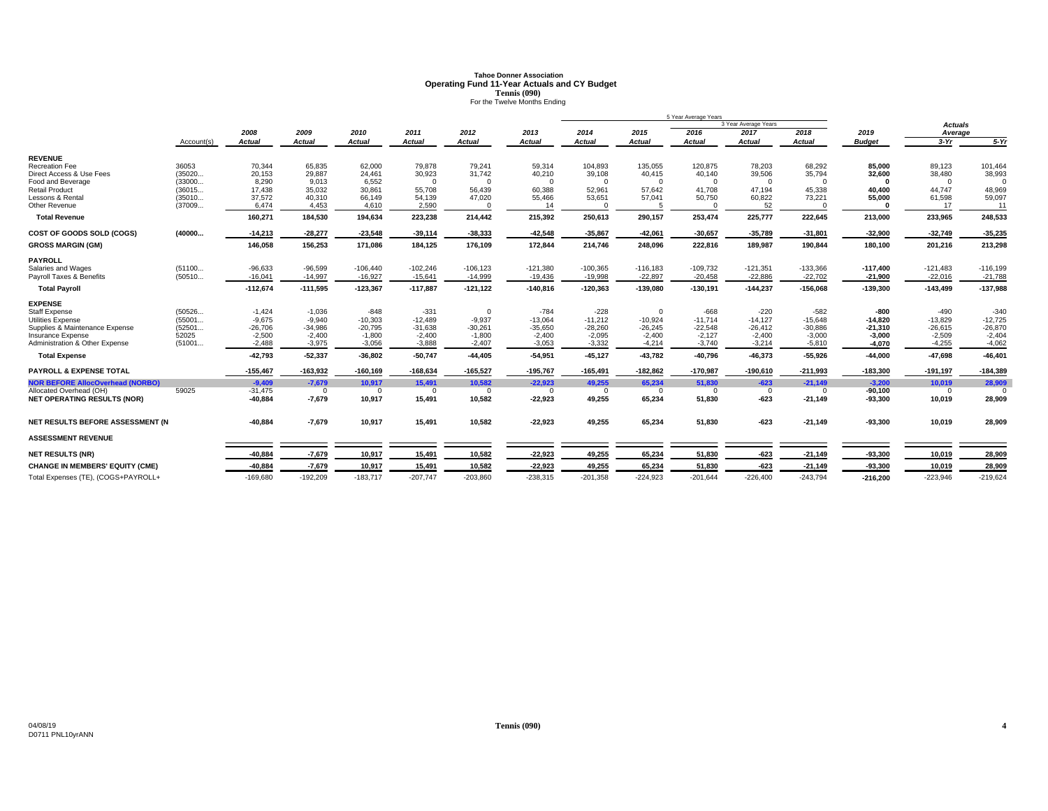# Tahoe Donner Association
## Operating Fund 11-Year Actuals and CY Budget
### Tennis (090)
For the Twelve Months Ending

| | Account(s) | 2008 Actual | 2009 Actual | 2010 Actual | 2011 Actual | 2012 Actual | 2013 Actual | 2014 Actual | 2015 Actual | 2016 Actual | 2017 Actual | 2018 Actual | 2019 Budget | Actuals Average 3-Yr | Actuals Average 5-Yr |
|---|---|---|---|---|---|---|---|---|---|---|---|---|---|---|---|
| | | | | | | | | 5 Year Average Years | | | | | | | |
| | | | | | | | | | | 3 Year Average Years | | | | | |
| **REVENUE** | | | | | | | | | | | | | | | |
| Recreation Fee | 36053 | 70,344 | 65,835 | 62,000 | 79,878 | 79,241 | 59,314 | 104,893 | 135,055 | 120,875 | 78,203 | 68,292 | **85,000** | 89,123 | 101,464 |
| Direct Access & Use Fees | (35020... | 20,153 | 29,887 | 24,461 | 30,923 | 31,742 | 40,210 | 39,108 | 40,415 | 40,140 | 39,506 | 35,794 | **32,600** | 38,480 | 38,993 |
| Food and Beverage | (33000... | 8,290 | 9,013 | 6,552 | 0 | 0 | 0 | 0 | 0 | 0 | 0 | 0 | **0** | 0 | 0 |
| Retail Product | (36015... | 17,438 | 35,032 | 30,861 | 55,708 | 56,439 | 60,388 | 52,961 | 57,642 | 41,708 | 47,194 | 45,338 | **40,400** | 44,747 | 48,969 |
| Lessons & Rental | (35010... | 37,572 | 40,310 | 66,149 | 54,139 | 47,020 | 55,466 | 53,651 | 57,041 | 50,750 | 60,822 | 73,221 | **55,000** | 61,598 | 59,097 |
| Other Revenue | (37009... | 6,474 | 4,453 | 4,610 | 2,590 | 0 | 14 | 0 | 5 | 0 | 52 | 0 | **0** | 17 | 11 |
| **Total Revenue** | | **160,271** | **184,530** | **194,634** | **223,238** | **214,442** | **215,392** | **250,613** | **290,157** | **253,474** | **225,777** | **222,645** | **213,000** | **233,965** | **248,533** |
| **COST OF GOODS SOLD (COGS)** | **(40000...** | **-14,213** | **-28,277** | **-23,548** | **-39,114** | **-38,333** | **-42,548** | **-35,867** | **-42,061** | **-30,657** | **-35,789** | **-31,801** | **-32,900** | **-32,749** | **-35,235** |
| **GROSS MARGIN (GM)** | | **146,058** | **156,253** | **171,086** | **184,125** | **176,109** | **172,844** | **214,746** | **248,096** | **222,816** | **189,987** | **190,844** | **180,100** | **201,216** | **213,298** |
| **PAYROLL** | | | | | | | | | | | | | | | |
| Salaries and Wages | (51100... | -96,633 | -96,599 | -106,440 | -102,246 | -106,123 | -121,380 | -100,365 | -116,183 | -109,732 | -121,351 | -133,366 | **-117,400** | -121,483 | -116,199 |
| Payroll Taxes & Benefits | (50510... | -16,041 | -14,997 | -16,927 | -15,641 | -14,999 | -19,436 | -19,998 | -22,897 | -20,458 | -22,886 | -22,702 | **-21,900** | -22,016 | -21,788 |
| **Total Payroll** | | **-112,674** | **-111,595** | **-123,367** | **-117,887** | **-121,122** | **-140,816** | **-120,363** | **-139,080** | **-130,191** | **-144,237** | **-156,068** | **-139,300** | **-143,499** | **-137,988** |
| **EXPENSE** | | | | | | | | | | | | | | | |
| Staff Expense | (50526... | -1,424 | -1,036 | -848 | -331 | 0 | -784 | -228 | 0 | -668 | -220 | -582 | **-800** | -490 | -340 |
| Utilities Expense | (55001... | -9,675 | -9,940 | -10,303 | -12,489 | -9,937 | -13,064 | -11,212 | -10,924 | -11,714 | -14,127 | -15,648 | **-14,820** | -13,829 | -12,725 |
| Supplies & Maintenance Expense | (52501... | -26,706 | -34,986 | -20,795 | -31,638 | -30,261 | -35,650 | -28,260 | -26,245 | -22,548 | -26,412 | -30,886 | **-21,310** | -26,615 | -26,870 |
| Insurance Expense | 52025 | -2,500 | -2,400 | -1,800 | -2,400 | -1,800 | -2,400 | -2,095 | -2,400 | -2,127 | -2,400 | -3,000 | **-3,000** | -2,509 | -2,404 |
| Administration & Other Expense | (51001... | -2,488 | -3,975 | -3,056 | -3,888 | -2,407 | -3,053 | -3,332 | -4,214 | -3,740 | -3,214 | -5,810 | **-4,070** | -4,255 | -4,062 |
| **Total Expense** | | **-42,793** | **-52,337** | **-36,802** | **-50,747** | **-44,405** | **-54,951** | **-45,127** | **-43,782** | **-40,796** | **-46,373** | **-55,926** | **-44,000** | **-47,698** | **-46,401** |
| **PAYROLL & EXPENSE TOTAL** | | **-155,467** | **-163,932** | **-160,169** | **-168,634** | **-165,527** | **-195,767** | **-165,491** | **-182,862** | **-170,987** | **-190,610** | **-211,993** | **-183,300** | **-191,197** | **-184,389** |
| **NOR BEFORE AllocOverhead (NORBO)** | | **-9,409** | **-7,679** | **10,917** | **15,491** | **10,582** | **-22,923** | **49,255** | **65,234** | **51,830** | **-623** | **-21,149** | **-3,200** | **10,019** | **28,909** |
| Allocated Overhead (OH) | 59025 | -31,475 | 0 | 0 | 0 | 0 | 0 | 0 | 0 | 0 | 0 | 0 | **-90,100** | 0 | 0 |
| **NET OPERATING RESULTS (NOR)** | | **-40,884** | **-7,679** | **10,917** | **15,491** | **10,582** | **-22,923** | **49,255** | **65,234** | **51,830** | **-623** | **-21,149** | **-93,300** | **10,019** | **28,909** |
| **NET RESULTS BEFORE ASSESSMENT (N** | | **-40,884** | **-7,679** | **10,917** | **15,491** | **10,582** | **-22,923** | **49,255** | **65,234** | **51,830** | **-623** | **-21,149** | **-93,300** | **10,019** | **28,909** |
| **ASSESSMENT REVENUE** | | | | | | | | | | | | | | | |
| **NET RESULTS (NR)** | | **-40,884** | **-7,679** | **10,917** | **15,491** | **10,582** | **-22,923** | **49,255** | **65,234** | **51,830** | **-623** | **-21,149** | **-93,300** | **10,019** | **28,909** |
| **CHANGE IN MEMBERS' EQUITY (CME)** | | **-40,884** | **-7,679** | **10,917** | **15,491** | **10,582** | **-22,923** | **49,255** | **65,234** | **51,830** | **-623** | **-21,149** | **-93,300** | **10,019** | **28,909** |
| Total Expenses (TE), (COGS+PAYROLL+ | | -169,680 | -192,209 | -183,717 | -207,747 | -203,860 | -238,315 | -201,358 | -224,923 | -201,644 | -226,400 | -243,794 | **-216,200** | -223,946 | -219,624 |

04/08/19
D0711 PNL10yrANN

**Tennis (090)**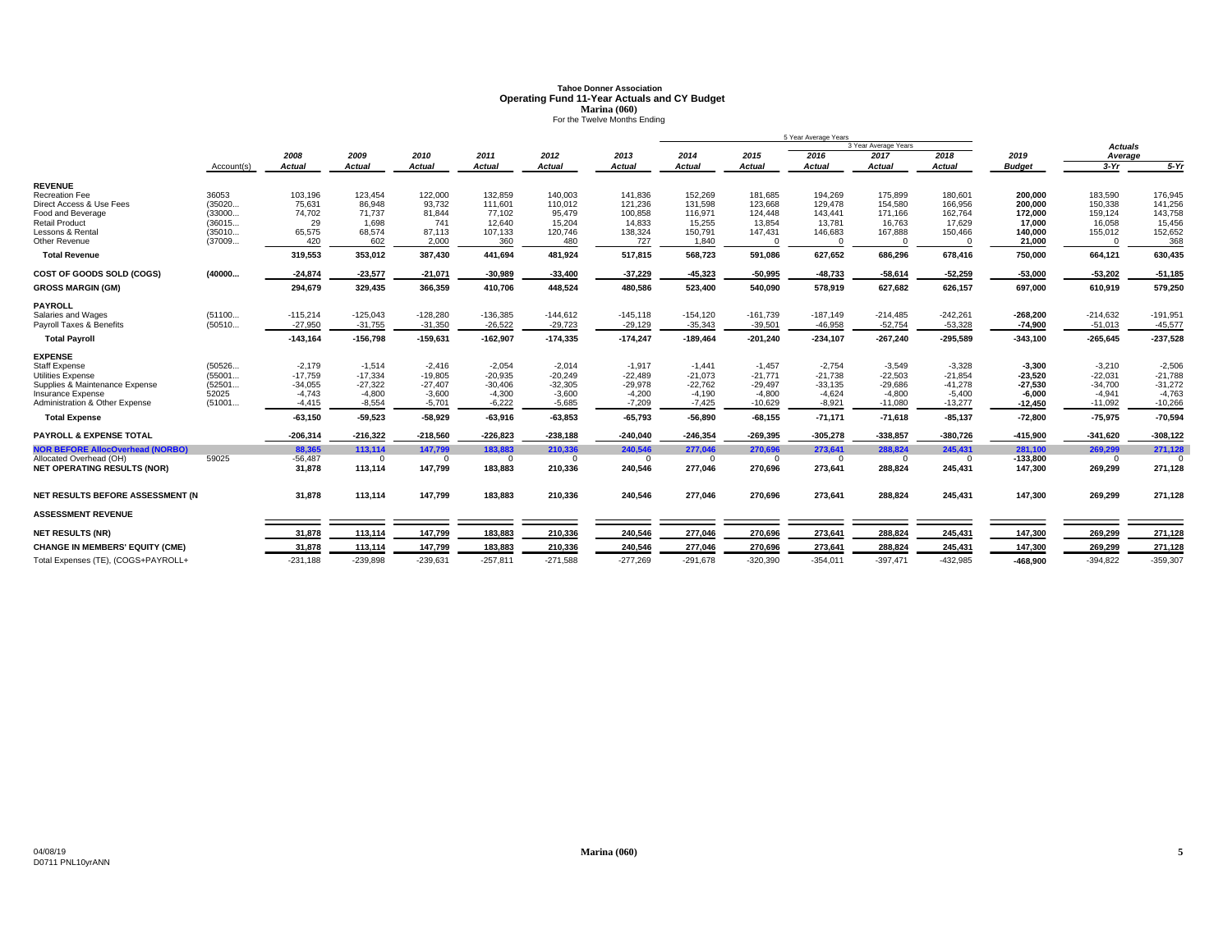# Tahoe Donner Association
## Operating Fund 11-Year Actuals and CY Budget
### Marina (060)
For the Twelve Months Ending

| | Account(s) | 2008 Actual | 2009 Actual | 2010 Actual | 2011 Actual | 2012 Actual | 2013 Actual | 2014 Actual (5 Year Average Years) | 2015 Actual (5 Year Average Years) | 2016 Actual (5 & 3 Year Average Years) | 2017 Actual (5 & 3 Year Average Years) | 2018 Actual (5 & 3 Year Average Years) | 2019 Budget | Actuals Average 3-Yr | Actuals Average 5-Yr |
|---|---|---|---|---|---|---|---|---|---|---|---|---|---|---|---|
| **REVENUE** | | | | | | | | | | | | | | | |
| Recreation Fee | 36053 | 103,196 | 123,454 | 122,000 | 132,859 | 140,003 | 141,836 | 152,269 | 181,685 | 194,269 | 175,899 | 180,601 | **200,000** | 183,590 | 176,945 |
| Direct Access & Use Fees | (35020... | 75,631 | 86,948 | 93,732 | 111,601 | 110,012 | 121,236 | 131,598 | 123,668 | 129,478 | 154,580 | 166,956 | **200,000** | 150,338 | 141,256 |
| Food and Beverage | (33000... | 74,702 | 71,737 | 81,844 | 77,102 | 95,479 | 100,858 | 116,971 | 124,448 | 143,441 | 171,166 | 162,764 | **172,000** | 159,124 | 143,758 |
| Retail Product | (36015... | 29 | 1,698 | 741 | 12,640 | 15,204 | 14,833 | 15,255 | 13,854 | 13,781 | 16,763 | 17,629 | **17,000** | 16,058 | 15,456 |
| Lessons & Rental | (35010... | 65,575 | 68,574 | 87,113 | 107,133 | 120,746 | 138,324 | 150,791 | 147,431 | 146,683 | 167,888 | 150,466 | **140,000** | 155,012 | 152,652 |
| Other Revenue | (37009... | 420 | 602 | 2,000 | 360 | 480 | 727 | 1,840 | 0 | 0 | 0 | 0 | **21,000** | 0 | 368 |
| **Total Revenue** | | **319,553** | **353,012** | **387,430** | **441,694** | **481,924** | **517,815** | **568,723** | **591,086** | **627,652** | **686,296** | **678,416** | **750,000** | **664,121** | **630,435** |
| **COST OF GOODS SOLD (COGS)** | **(40000...** | **-24,874** | **-23,577** | **-21,071** | **-30,989** | **-33,400** | **-37,229** | **-45,323** | **-50,995** | **-48,733** | **-58,614** | **-52,259** | **-53,000** | **-53,202** | **-51,185** |
| **GROSS MARGIN (GM)** | | **294,679** | **329,435** | **366,359** | **410,706** | **448,524** | **480,586** | **523,400** | **540,090** | **578,919** | **627,682** | **626,157** | **697,000** | **610,919** | **579,250** |
| **PAYROLL** | | | | | | | | | | | | | | | |
| Salaries and Wages | (51100... | -115,214 | -125,043 | -128,280 | -136,385 | -144,612 | -145,118 | -154,120 | -161,739 | -187,149 | -214,485 | -242,261 | **-268,200** | -214,632 | -191,951 |
| Payroll Taxes & Benefits | (50510... | -27,950 | -31,755 | -31,350 | -26,522 | -29,723 | -29,129 | -35,343 | -39,501 | -46,958 | -52,754 | -53,328 | **-74,900** | -51,013 | -45,577 |
| **Total Payroll** | | **-143,164** | **-156,798** | **-159,631** | **-162,907** | **-174,335** | **-174,247** | **-189,464** | **-201,240** | **-234,107** | **-267,240** | **-295,589** | **-343,100** | **-265,645** | **-237,528** |
| **EXPENSE** | | | | | | | | | | | | | | | |
| Staff Expense | (50526... | -2,179 | -1,514 | -2,416 | -2,054 | -2,014 | -1,917 | -1,441 | -1,457 | -2,754 | -3,549 | -3,328 | **-3,300** | -3,210 | -2,506 |
| Utilities Expense | (55001... | -17,759 | -17,334 | -19,805 | -20,935 | -20,249 | -22,489 | -21,073 | -21,771 | -21,738 | -22,503 | -21,854 | **-23,520** | -22,031 | -21,788 |
| Supplies & Maintenance Expense | (52501... | -34,055 | -27,322 | -27,407 | -30,406 | -32,305 | -29,978 | -22,762 | -29,497 | -33,135 | -29,686 | -41,278 | **-27,530** | -34,700 | -31,272 |
| Insurance Expense | 52025 | -4,743 | -4,800 | -3,600 | -4,300 | -3,600 | -4,200 | -4,190 | -4,800 | -4,624 | -4,800 | -5,400 | **-6,000** | -4,941 | -4,763 |
| Administration & Other Expense | (51001... | -4,415 | -8,554 | -5,701 | -6,222 | -5,685 | -7,209 | -7,425 | -10,629 | -8,921 | -11,080 | -13,277 | **-12,450** | -11,092 | -10,266 |
| **Total Expense** | | **-63,150** | **-59,523** | **-58,929** | **-63,916** | **-63,853** | **-65,793** | **-56,890** | **-68,155** | **-71,171** | **-71,618** | **-85,137** | **-72,800** | **-75,975** | **-70,594** |
| **PAYROLL & EXPENSE TOTAL** | | **-206,314** | **-216,322** | **-218,560** | **-226,823** | **-238,188** | **-240,040** | **-246,354** | **-269,395** | **-305,278** | **-338,857** | **-380,726** | **-415,900** | **-341,620** | **-308,122** |
| **NOR BEFORE AllocOverhead (NORBO)** | | **88,365** | **113,114** | **147,799** | **183,883** | **210,336** | **240,546** | **277,046** | **270,696** | **273,641** | **288,824** | **245,431** | **281,100** | **269,299** | **271,128** |
| Allocated Overhead (OH) | 59025 | -56,487 | 0 | 0 | 0 | 0 | 0 | 0 | 0 | 0 | 0 | 0 | **-133,800** | 0 | 0 |
| **NET OPERATING RESULTS (NOR)** | | **31,878** | **113,114** | **147,799** | **183,883** | **210,336** | **240,546** | **277,046** | **270,696** | **273,641** | **288,824** | **245,431** | **147,300** | **269,299** | **271,128** |
| **NET RESULTS BEFORE ASSESSMENT (N** | | **31,878** | **113,114** | **147,799** | **183,883** | **210,336** | **240,546** | **277,046** | **270,696** | **273,641** | **288,824** | **245,431** | **147,300** | **269,299** | **271,128** |
| **ASSESSMENT REVENUE** | | | | | | | | | | | | | | | |
| **NET RESULTS (NR)** | | **31,878** | **113,114** | **147,799** | **183,883** | **210,336** | **240,546** | **277,046** | **270,696** | **273,641** | **288,824** | **245,431** | **147,300** | **269,299** | **271,128** |
| **CHANGE IN MEMBERS' EQUITY (CME)** | | **31,878** | **113,114** | **147,799** | **183,883** | **210,336** | **240,546** | **277,046** | **270,696** | **273,641** | **288,824** | **245,431** | **147,300** | **269,299** | **271,128** |
| Total Expenses (TE), (COGS+PAYROLL+ | | -231,188 | -239,898 | -239,631 | -257,811 | -271,588 | -277,269 | -291,678 | -320,390 | -354,011 | -397,471 | -432,985 | **-468,900** | -394,822 | -359,307 |

04/08/19
D0711 PNL10yrANN

Marina (060)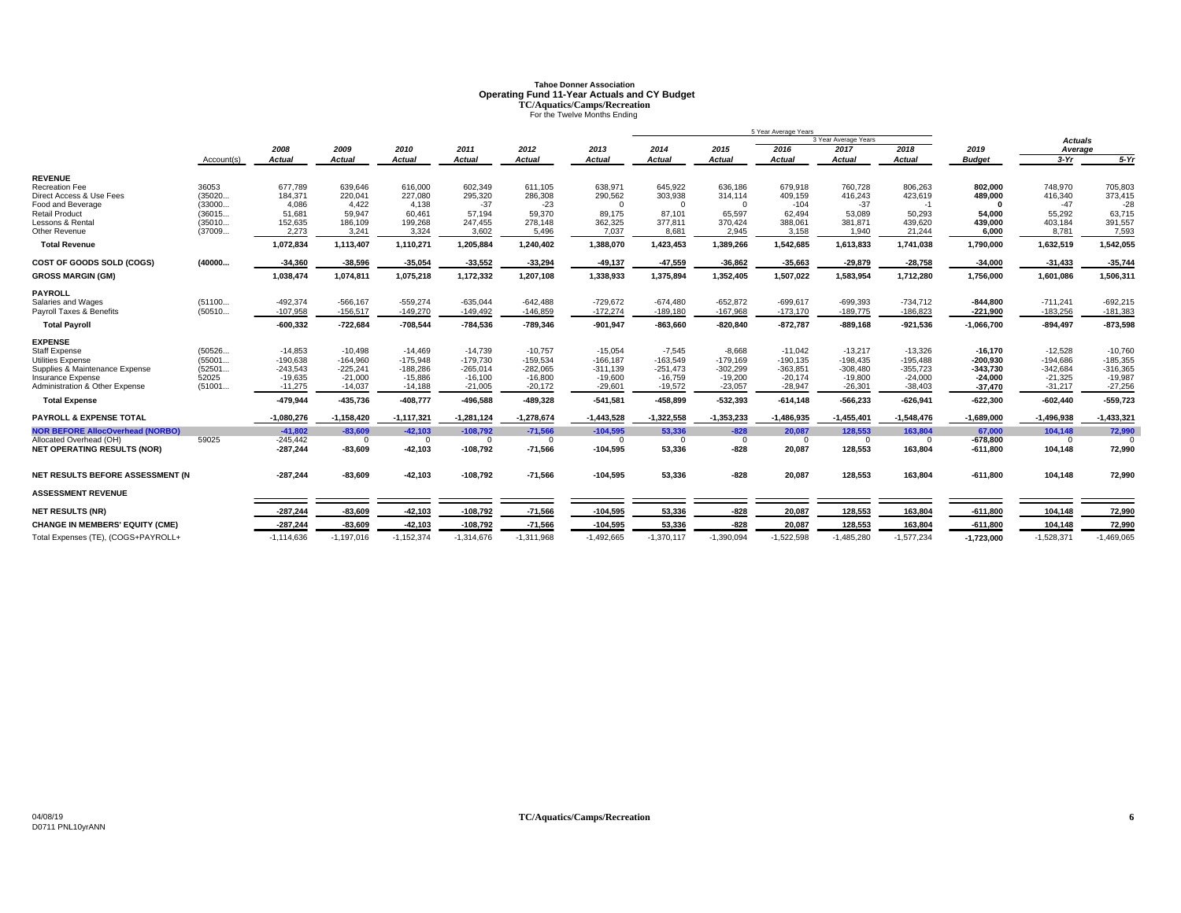# Tahoe Donner Association
## Operating Fund 11-Year Actuals and CY Budget
### TC/Aquatics/Camps/Recreation
For the Twelve Months Ending

| | Account(s) | 2008 Actual | 2009 Actual | 2010 Actual | 2011 Actual | 2012 Actual | 2013 Actual | 2014 Actual | 2015 Actual | 2016 Actual | 2017 Actual | 2018 Actual | 2019 Budget | Actuals Average 3-Yr | Actuals Average 5-Yr |
|---|---|---|---|---|---|---|---|---|---|---|---|---|---|---|---|
| | | | | | | | | 5 Year Average Years | | | 3 Year Average Years | | | | |
| **REVENUE** | | | | | | | | | | | | | | | |
| Recreation Fee | 36053 | 677,789 | 639,646 | 616,000 | 602,349 | 611,105 | 638,971 | 645,922 | 636,186 | 679,918 | 760,728 | 806,263 | **802,000** | 748,970 | 705,803 |
| Direct Access & Use Fees | (35020... | 184,371 | 220,041 | 227,080 | 295,320 | 286,308 | 290,562 | 303,938 | 314,114 | 409,159 | 416,243 | 423,619 | **489,000** | 416,340 | 373,415 |
| Food and Beverage | (33000... | 4,086 | 4,422 | 4,138 | -37 | -23 | 0 | 0 | 0 | -104 | -37 | -1 | **0** | -47 | -28 |
| Retail Product | (36015... | 51,681 | 59,947 | 60,461 | 57,194 | 59,370 | 89,175 | 87,101 | 65,597 | 62,494 | 53,089 | 50,293 | **54,000** | 55,292 | 63,715 |
| Lessons & Rental | (35010... | 152,635 | 186,109 | 199,268 | 247,455 | 278,148 | 362,325 | 377,811 | 370,424 | 388,061 | 381,871 | 439,620 | **439,000** | 403,184 | 391,557 |
| Other Revenue | (37009... | 2,273 | 3,241 | 3,324 | 3,602 | 5,496 | 7,037 | 8,681 | 2,945 | 3,158 | 1,940 | 21,244 | **6,000** | 8,781 | 7,593 |
| **Total Revenue** | | **1,072,834** | **1,113,407** | **1,110,271** | **1,205,884** | **1,240,402** | **1,388,070** | **1,423,453** | **1,389,266** | **1,542,685** | **1,613,833** | **1,741,038** | **1,790,000** | **1,632,519** | **1,542,055** |
| **COST OF GOODS SOLD (COGS)** | **(40000...** | **-34,360** | **-38,596** | **-35,054** | **-33,552** | **-33,294** | **-49,137** | **-47,559** | **-36,862** | **-35,663** | **-29,879** | **-28,758** | **-34,000** | **-31,433** | **-35,744** |
| **GROSS MARGIN (GM)** | | **1,038,474** | **1,074,811** | **1,075,218** | **1,172,332** | **1,207,108** | **1,338,933** | **1,375,894** | **1,352,405** | **1,507,022** | **1,583,954** | **1,712,280** | **1,756,000** | **1,601,086** | **1,506,311** |
| **PAYROLL** | | | | | | | | | | | | | | | |
| Salaries and Wages | (51100... | -492,374 | -566,167 | -559,274 | -635,044 | -642,488 | -729,672 | -674,480 | -652,872 | -699,617 | -699,393 | -734,712 | **-844,800** | -711,241 | -692,215 |
| Payroll Taxes & Benefits | (50510... | -107,958 | -156,517 | -149,270 | -149,492 | -146,859 | -172,274 | -189,180 | -167,968 | -173,170 | -189,775 | -186,823 | **-221,900** | -183,256 | -181,383 |
| **Total Payroll** | | **-600,332** | **-722,684** | **-708,544** | **-784,536** | **-789,346** | **-901,947** | **-863,660** | **-820,840** | **-872,787** | **-889,168** | **-921,536** | **-1,066,700** | **-894,497** | **-873,598** |
| **EXPENSE** | | | | | | | | | | | | | | | |
| Staff Expense | (50526... | -14,853 | -10,498 | -14,469 | -14,739 | -10,757 | -15,054 | -7,545 | -8,668 | -11,042 | -13,217 | -13,326 | **-16,170** | -12,528 | -10,760 |
| Utilities Expense | (55001... | -190,638 | -164,960 | -175,948 | -179,730 | -159,534 | -166,187 | -163,549 | -179,169 | -190,135 | -198,435 | -195,488 | **-200,930** | -194,686 | -185,355 |
| Supplies & Maintenance Expense | (52501... | -243,543 | -225,241 | -188,286 | -265,014 | -282,065 | -311,139 | -251,473 | -302,299 | -363,851 | -308,480 | -355,723 | **-343,730** | -342,684 | -316,365 |
| Insurance Expense | 52025 | -19,635 | -21,000 | -15,886 | -16,100 | -16,800 | -19,600 | -16,759 | -19,200 | -20,174 | -19,800 | -24,000 | **-24,000** | -21,325 | -19,987 |
| Administration & Other Expense | (51001... | -11,275 | -14,037 | -14,188 | -21,005 | -20,172 | -29,601 | -19,572 | -23,057 | -28,947 | -26,301 | -38,403 | **-37,470** | -31,217 | -27,256 |
| **Total Expense** | | **-479,944** | **-435,736** | **-408,777** | **-496,588** | **-489,328** | **-541,581** | **-458,899** | **-532,393** | **-614,148** | **-566,233** | **-626,941** | **-622,300** | **-602,440** | **-559,723** |
| **PAYROLL & EXPENSE TOTAL** | | **-1,080,276** | **-1,158,420** | **-1,117,321** | **-1,281,124** | **-1,278,674** | **-1,443,528** | **-1,322,558** | **-1,353,233** | **-1,486,935** | **-1,455,401** | **-1,548,476** | **-1,689,000** | **-1,496,938** | **-1,433,321** |
| **NOR BEFORE AllocOverhead (NORBO)** | | **-41,802** | **-83,609** | **-42,103** | **-108,792** | **-71,566** | **-104,595** | **53,336** | **-828** | **20,087** | **128,553** | **163,804** | **67,000** | **104,148** | **72,990** |
| Allocated Overhead (OH) | 59025 | -245,442 | 0 | 0 | 0 | 0 | 0 | 0 | 0 | 0 | 0 | 0 | **-678,800** | 0 | 0 |
| **NET OPERATING RESULTS (NOR)** | | **-287,244** | **-83,609** | **-42,103** | **-108,792** | **-71,566** | **-104,595** | **53,336** | **-828** | **20,087** | **128,553** | **163,804** | **-611,800** | **104,148** | **72,990** |
| **NET RESULTS BEFORE ASSESSMENT (N** | | **-287,244** | **-83,609** | **-42,103** | **-108,792** | **-71,566** | **-104,595** | **53,336** | **-828** | **20,087** | **128,553** | **163,804** | **-611,800** | **104,148** | **72,990** |
| **ASSESSMENT REVENUE** | | | | | | | | | | | | | | | |
| **NET RESULTS (NR)** | | **-287,244** | **-83,609** | **-42,103** | **-108,792** | **-71,566** | **-104,595** | **53,336** | **-828** | **20,087** | **128,553** | **163,804** | **-611,800** | **104,148** | **72,990** |
| **CHANGE IN MEMBERS' EQUITY (CME)** | | **-287,244** | **-83,609** | **-42,103** | **-108,792** | **-71,566** | **-104,595** | **53,336** | **-828** | **20,087** | **128,553** | **163,804** | **-611,800** | **104,148** | **72,990** |
| Total Expenses (TE), (COGS+PAYROLL+ | | -1,114,636 | -1,197,016 | -1,152,374 | -1,314,676 | -1,311,968 | -1,492,665 | -1,370,117 | -1,390,094 | -1,522,598 | -1,485,280 | -1,577,234 | **-1,723,000** | -1,528,371 | -1,469,065 |

04/08/19
D0711 PNL10yrANN

**TC/Aquatics/Camps/Recreation**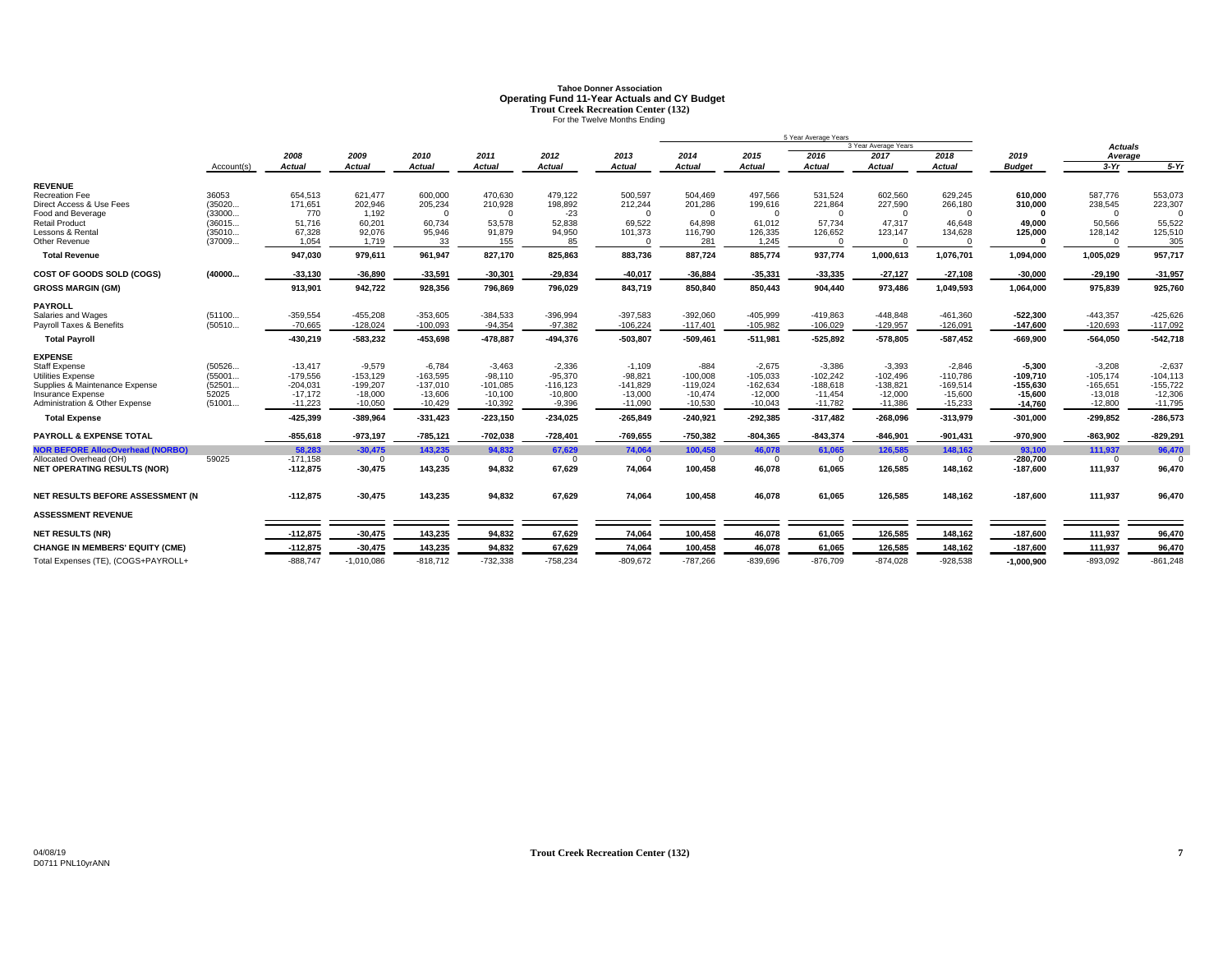# Tahoe Donner Association
## Operating Fund 11-Year Actuals and CY Budget
### Trout Creek Recreation Center (132)
For the Twelve Months Ending

| | Account(s) | 2008 Actual | 2009 Actual | 2010 Actual | 2011 Actual | 2012 Actual | 2013 Actual | 2014 Actual | 2015 Actual | 2016 Actual | 2017 Actual | 2018 Actual | 2019 Budget | Actuals Average 3-Yr | Actuals Average 5-Yr |
|---|---|---|---|---|---|---|---|---|---|---|---|---|---|---|---|
| **REVENUE** | | | | | | | | | | | | | | | |
| Recreation Fee | 36053 | 654,513 | 621,477 | 600,000 | 470,630 | 479,122 | 500,597 | 504,469 | 497,566 | 531,524 | 602,560 | 629,245 | **610,000** | 587,776 | 553,073 |
| Direct Access & Use Fees | (35020... | 171,651 | 202,946 | 205,234 | 210,928 | 198,892 | 212,244 | 201,286 | 199,616 | 221,864 | 227,590 | 266,180 | **310,000** | 238,545 | 223,307 |
| Food and Beverage | (33000... | 770 | 1,192 | 0 | 0 | -23 | 0 | 0 | 0 | 0 | 0 | 0 | **0** | 0 | 0 |
| Retail Product | (36015... | 51,716 | 60,201 | 60,734 | 53,578 | 52,838 | 69,522 | 64,898 | 61,012 | 57,734 | 47,317 | 46,648 | **49,000** | 50,566 | 55,522 |
| Lessons & Rental | (35010... | 67,328 | 92,076 | 95,946 | 91,879 | 94,950 | 101,373 | 116,790 | 126,335 | 126,652 | 123,147 | 134,628 | **125,000** | 128,142 | 125,510 |
| Other Revenue | (37009... | 1,054 | 1,719 | 33 | 155 | 85 | 0 | 281 | 1,245 | 0 | 0 | 0 | **0** | 0 | 305 |
| **Total Revenue** | | **947,030** | **979,611** | **961,947** | **827,170** | **825,863** | **883,736** | **887,724** | **885,774** | **937,774** | **1,000,613** | **1,076,701** | **1,094,000** | **1,005,029** | **957,717** |
| **COST OF GOODS SOLD (COGS)** | **(40000...** | **-33,130** | **-36,890** | **-33,591** | **-30,301** | **-29,834** | **-40,017** | **-36,884** | **-35,331** | **-33,335** | **-27,127** | **-27,108** | **-30,000** | **-29,190** | **-31,957** |
| **GROSS MARGIN (GM)** | | **913,901** | **942,722** | **928,356** | **796,869** | **796,029** | **843,719** | **850,840** | **850,443** | **904,440** | **973,486** | **1,049,593** | **1,064,000** | **975,839** | **925,760** |
| **PAYROLL** | | | | | | | | | | | | | | | |
| Salaries and Wages | (51100... | -359,554 | -455,208 | -353,605 | -384,533 | -396,994 | -397,583 | -392,060 | -405,999 | -419,863 | -448,848 | -461,360 | **-522,300** | -443,357 | -425,626 |
| Payroll Taxes & Benefits | (50510... | -70,665 | -128,024 | -100,093 | -94,354 | -97,382 | -106,224 | -117,401 | -105,982 | -106,029 | -129,957 | -126,091 | **-147,600** | -120,693 | -117,092 |
| **Total Payroll** | | **-430,219** | **-583,232** | **-453,698** | **-478,887** | **-494,376** | **-503,807** | **-509,461** | **-511,981** | **-525,892** | **-578,805** | **-587,452** | **-669,900** | **-564,050** | **-542,718** |
| **EXPENSE** | | | | | | | | | | | | | | | |
| Staff Expense | (50526... | -13,417 | -9,579 | -6,784 | -3,463 | -2,336 | -1,109 | -884 | -2,675 | -3,386 | -3,393 | -2,846 | **-5,300** | -3,208 | -2,637 |
| Utilities Expense | (55001... | -179,556 | -153,129 | -163,595 | -98,110 | -95,370 | -98,821 | -100,008 | -105,033 | -102,242 | -102,496 | -110,786 | **-109,710** | -105,174 | -104,113 |
| Supplies & Maintenance Expense | (52501... | -204,031 | -199,207 | -137,010 | -101,085 | -116,123 | -141,829 | -119,024 | -162,634 | -188,618 | -138,821 | -169,514 | **-155,630** | -165,651 | -155,722 |
| Insurance Expense | 52025 | -17,172 | -18,000 | -13,606 | -10,100 | -10,800 | -13,000 | -10,474 | -12,000 | -11,454 | -12,000 | -15,600 | **-15,600** | -13,018 | -12,306 |
| Administration & Other Expense | (51001... | -11,223 | -10,050 | -10,429 | -10,392 | -9,396 | -11,090 | -10,530 | -10,043 | -11,782 | -11,386 | -15,233 | **-14,760** | -12,800 | -11,795 |
| **Total Expense** | | **-425,399** | **-389,964** | **-331,423** | **-223,150** | **-234,025** | **-265,849** | **-240,921** | **-292,385** | **-317,482** | **-268,096** | **-313,979** | **-301,000** | **-299,852** | **-286,573** |
| **PAYROLL & EXPENSE TOTAL** | | **-855,618** | **-973,197** | **-785,121** | **-702,038** | **-728,401** | **-769,655** | **-750,382** | **-804,365** | **-843,374** | **-846,901** | **-901,431** | **-970,900** | **-863,902** | **-829,291** |
| **NOR BEFORE AllocOverhead (NORBO)** | | **58,283** | **-30,475** | **143,235** | **94,832** | **67,629** | **74,064** | **100,458** | **46,078** | **61,065** | **126,585** | **148,162** | **93,100** | **111,937** | **96,470** |
| Allocated Overhead (OH) | 59025 | -171,158 | 0 | 0 | 0 | 0 | 0 | 0 | 0 | 0 | 0 | 0 | **-280,700** | 0 | 0 |
| **NET OPERATING RESULTS (NOR)** | | **-112,875** | **-30,475** | **143,235** | **94,832** | **67,629** | **74,064** | **100,458** | **46,078** | **61,065** | **126,585** | **148,162** | **-187,600** | **111,937** | **96,470** |
| **NET RESULTS BEFORE ASSESSMENT (N** | | **-112,875** | **-30,475** | **143,235** | **94,832** | **67,629** | **74,064** | **100,458** | **46,078** | **61,065** | **126,585** | **148,162** | **-187,600** | **111,937** | **96,470** |
| **ASSESSMENT REVENUE** | | | | | | | | | | | | | | | |
| **NET RESULTS (NR)** | | **-112,875** | **-30,475** | **143,235** | **94,832** | **67,629** | **74,064** | **100,458** | **46,078** | **61,065** | **126,585** | **148,162** | **-187,600** | **111,937** | **96,470** |
| **CHANGE IN MEMBERS' EQUITY (CME)** | | **-112,875** | **-30,475** | **143,235** | **94,832** | **67,629** | **74,064** | **100,458** | **46,078** | **61,065** | **126,585** | **148,162** | **-187,600** | **111,937** | **96,470** |
| Total Expenses (TE), (COGS+PAYROLL+ | | -888,747 | -1,010,086 | -818,712 | -732,338 | -758,234 | -809,672 | -787,266 | -839,696 | -876,709 | -874,028 | -928,538 | **-1,000,900** | -893,092 | -861,248 |

Note: 2014–2018 are the 5 Year Average Years; 2016–2018 are the 3 Year Average Years.

04/08/19
D0711 PNL10yrANN

**Trout Creek Recreation Center (132)**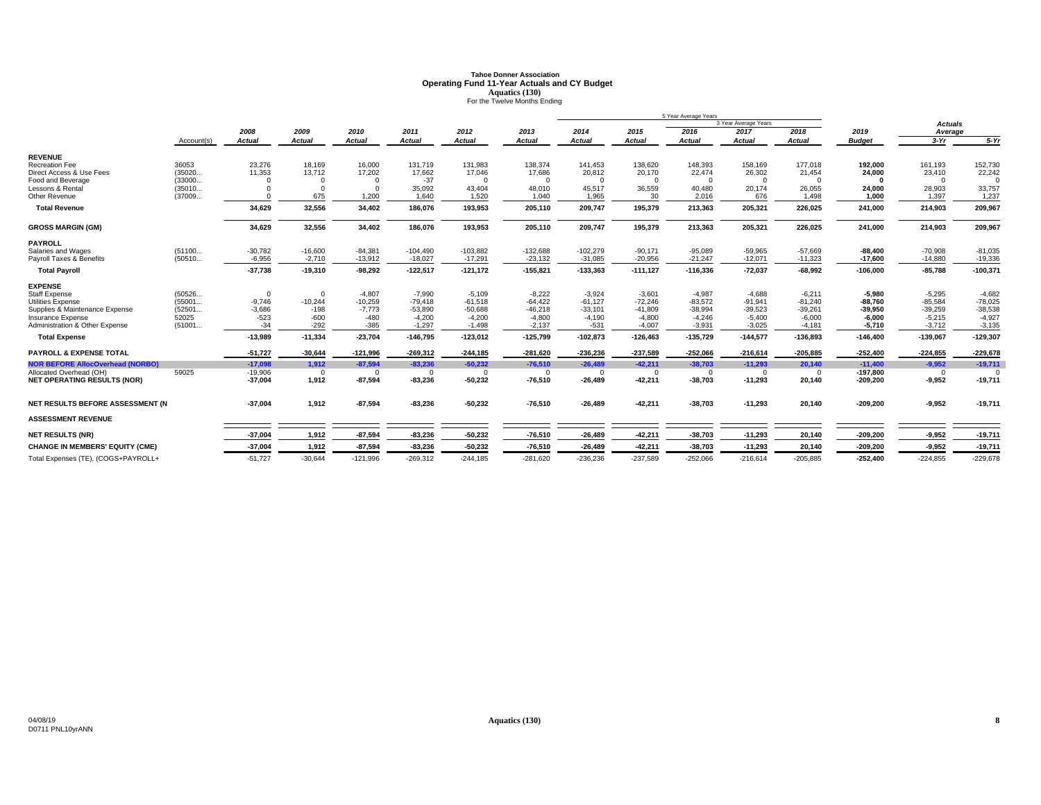# Tahoe Donner Association
## Operating Fund 11-Year Actuals and CY Budget
### Aquatics (130)
For the Twelve Months Ending

| | Account(s) | 2008 Actual | 2009 Actual | 2010 Actual | 2011 Actual | 2012 Actual | 2013 Actual | 2014 Actual | 2015 Actual | 2016 Actual | 2017 Actual | 2018 Actual | 2019 Budget | Actuals Average 3-Yr | Actuals Average 5-Yr |
|---|---|---|---|---|---|---|---|---|---|---|---|---|---|---|---|
| | | | | | | | | 5 Year Average Years | | | 3 Year Average Years | | | | |
| **REVENUE** | | | | | | | | | | | | | | | |
| Recreation Fee | 36053 | 23,276 | 18,169 | 16,000 | 131,719 | 131,983 | 138,374 | 141,453 | 138,620 | 148,393 | 158,169 | 177,018 | 192,000 | 161,193 | 152,730 |
| Direct Access & Use Fees | (35020... | 11,353 | 13,712 | 17,202 | 17,662 | 17,046 | 17,686 | 20,812 | 20,170 | 22,474 | 26,302 | 21,454 | 24,000 | 23,410 | 22,242 |
| Food and Beverage | (33000... | 0 | 0 | 0 | -37 | 0 | 0 | 0 | 0 | 0 | 0 | 0 | 0 | 0 | 0 |
| Lessons & Rental | (35010... | 0 | 0 | 0 | 35,092 | 43,404 | 48,010 | 45,517 | 36,559 | 40,480 | 20,174 | 26,055 | 24,000 | 28,903 | 33,757 |
| Other Revenue | (37009... | 0 | 675 | 1,200 | 1,640 | 1,520 | 1,040 | 1,965 | 30 | 2,016 | 676 | 1,498 | 1,000 | 1,397 | 1,237 |
| **Total Revenue** | | 34,629 | 32,556 | 34,402 | 186,076 | 193,953 | 205,110 | 209,747 | 195,379 | 213,363 | 205,321 | 226,025 | 241,000 | 214,903 | 209,967 |
| **GROSS MARGIN (GM)** | | 34,629 | 32,556 | 34,402 | 186,076 | 193,953 | 205,110 | 209,747 | 195,379 | 213,363 | 205,321 | 226,025 | 241,000 | 214,903 | 209,967 |
| **PAYROLL** | | | | | | | | | | | | | | | |
| Salaries and Wages | (51100... | -30,782 | -16,600 | -84,381 | -104,490 | -103,882 | -132,688 | -102,279 | -90,171 | -95,089 | -59,965 | -57,669 | -88,400 | -70,908 | -81,035 |
| Payroll Taxes & Benefits | (50510... | -6,956 | -2,710 | -13,912 | -18,027 | -17,291 | -23,132 | -31,085 | -20,956 | -21,247 | -12,071 | -11,323 | -17,600 | -14,880 | -19,336 |
| **Total Payroll** | | -37,738 | -19,310 | -98,292 | -122,517 | -121,172 | -155,821 | -133,363 | -111,127 | -116,336 | -72,037 | -68,992 | -106,000 | -85,788 | -100,371 |
| **EXPENSE** | | | | | | | | | | | | | | | |
| Staff Expense | (50526... | 0 | 0 | -4,807 | -7,990 | -5,109 | -8,222 | -3,924 | -3,601 | -4,987 | -4,688 | -6,211 | -5,980 | -5,295 | -4,682 |
| Utilities Expense | (55001... | -9,746 | -10,244 | -10,259 | -79,418 | -61,518 | -64,422 | -61,127 | -72,246 | -83,572 | -91,941 | -81,240 | -88,760 | -85,584 | -78,025 |
| Supplies & Maintenance Expense | (52501... | -3,686 | -198 | -7,773 | -53,890 | -50,688 | -46,218 | -33,101 | -41,809 | -38,994 | -39,523 | -39,261 | -39,950 | -39,259 | -38,538 |
| Insurance Expense | 52025 | -523 | -600 | -480 | -4,200 | -4,200 | -4,800 | -4,190 | -4,800 | -4,246 | -5,400 | -6,000 | -6,000 | -5,215 | -4,927 |
| Administration & Other Expense | (51001... | -34 | -292 | -385 | -1,297 | -1,498 | -2,137 | -531 | -4,007 | -3,931 | -3,025 | -4,181 | -5,710 | -3,712 | -3,135 |
| **Total Expense** | | -13,989 | -11,334 | -23,704 | -146,795 | -123,012 | -125,799 | -102,873 | -126,463 | -135,729 | -144,577 | -136,893 | -146,400 | -139,067 | -129,307 |
| **PAYROLL & EXPENSE TOTAL** | | -51,727 | -30,644 | -121,996 | -269,312 | -244,185 | -281,620 | -236,236 | -237,589 | -252,066 | -216,614 | -205,885 | -252,400 | -224,855 | -229,678 |
| **NOR BEFORE AllocOverhead (NORBO)** | | -17,098 | 1,912 | -87,594 | -83,236 | -50,232 | -76,510 | -26,489 | -42,211 | -38,703 | -11,293 | 20,140 | -11,400 | -9,952 | -19,711 |
| Allocated Overhead (OH) | 59025 | -19,906 | 0 | 0 | 0 | 0 | 0 | 0 | 0 | 0 | 0 | 0 | -197,800 | 0 | 0 |
| **NET OPERATING RESULTS (NOR)** | | -37,004 | 1,912 | -87,594 | -83,236 | -50,232 | -76,510 | -26,489 | -42,211 | -38,703 | -11,293 | 20,140 | -209,200 | -9,952 | -19,711 |
| **NET RESULTS BEFORE ASSESSMENT (N** | | -37,004 | 1,912 | -87,594 | -83,236 | -50,232 | -76,510 | -26,489 | -42,211 | -38,703 | -11,293 | 20,140 | -209,200 | -9,952 | -19,711 |
| **ASSESSMENT REVENUE** | | | | | | | | | | | | | | | |
| **NET RESULTS (NR)** | | -37,004 | 1,912 | -87,594 | -83,236 | -50,232 | -76,510 | -26,489 | -42,211 | -38,703 | -11,293 | 20,140 | -209,200 | -9,952 | -19,711 |
| **CHANGE IN MEMBERS' EQUITY (CME)** | | -37,004 | 1,912 | -87,594 | -83,236 | -50,232 | -76,510 | -26,489 | -42,211 | -38,703 | -11,293 | 20,140 | -209,200 | -9,952 | -19,711 |
| Total Expenses (TE), (COGS+PAYROLL+ | | -51,727 | -30,644 | -121,996 | -269,312 | -244,185 | -281,620 | -236,236 | -237,589 | -252,066 | -216,614 | -205,885 | -252,400 | -224,855 | -229,678 |

04/08/19
D0711 PNL10yrANN

Aquatics (130)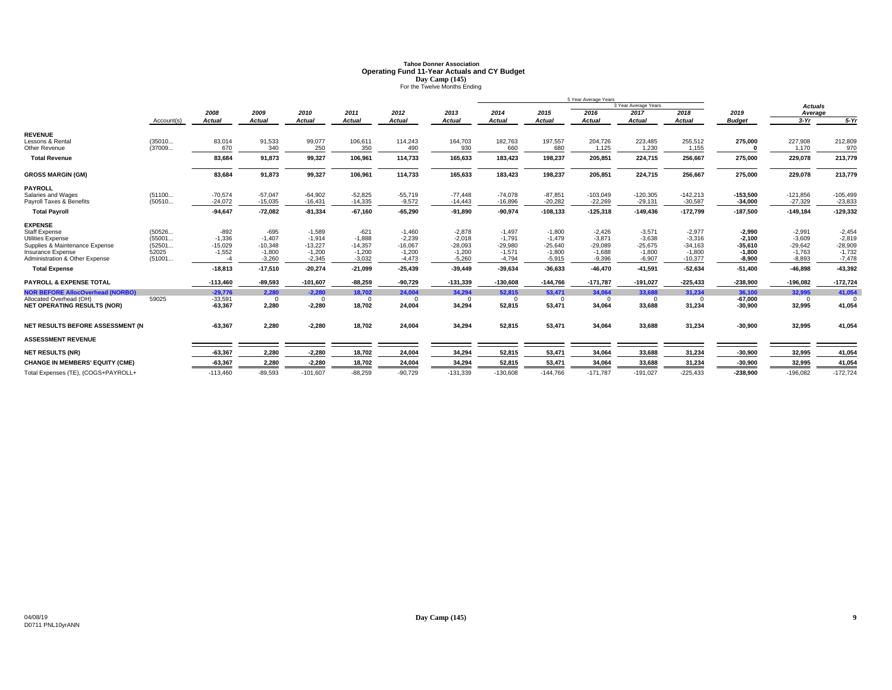# Tahoe Donner Association
## Operating Fund 11-Year Actuals and CY Budget
### Day Camp (145)
For the Twelve Months Ending

| | Account(s) | 2008 Actual | 2009 Actual | 2010 Actual | 2011 Actual | 2012 Actual | 2013 Actual | 2014 Actual | 2015 Actual | 2016 Actual | 2017 Actual | 2018 Actual | 2019 Budget | Actuals Average 3-Yr | Actuals Average 5-Yr |
|---|---|---|---|---|---|---|---|---|---|---|---|---|---|---|---|
| **REVENUE** | | | | | | | | | | | | | | | |
| Lessons & Rental | (35010... | 83,014 | 91,533 | 99,077 | 106,611 | 114,243 | 164,703 | 182,763 | 197,557 | 204,726 | 223,485 | 255,512 | 275,000 | 227,908 | 212,809 |
| Other Revenue | (37009... | 670 | 340 | 250 | 350 | 490 | 930 | 660 | 680 | 1,125 | 1,230 | 1,155 | 0 | 1,170 | 970 |
| **Total Revenue** | | 83,684 | 91,873 | 99,327 | 106,961 | 114,733 | 165,633 | 183,423 | 198,237 | 205,851 | 224,715 | 256,667 | 275,000 | 229,078 | 213,779 |
| **GROSS MARGIN (GM)** | | 83,684 | 91,873 | 99,327 | 106,961 | 114,733 | 165,633 | 183,423 | 198,237 | 205,851 | 224,715 | 256,667 | 275,000 | 229,078 | 213,779 |
| **PAYROLL** | | | | | | | | | | | | | | | |
| Salaries and Wages | (51100... | -70,574 | -57,047 | -64,902 | -52,825 | -55,719 | -77,448 | -74,078 | -87,851 | -103,049 | -120,305 | -142,213 | -153,500 | -121,856 | -105,499 |
| Payroll Taxes & Benefits | (50510... | -24,072 | -15,035 | -16,431 | -14,335 | -9,572 | -14,443 | -16,896 | -20,282 | -22,269 | -29,131 | -30,587 | -34,000 | -27,329 | -23,833 |
| **Total Payroll** | | -94,647 | -72,082 | -81,334 | -67,160 | -65,290 | -91,890 | -90,974 | -108,133 | -125,318 | -149,436 | -172,799 | -187,500 | -149,184 | -129,332 |
| **EXPENSE** | | | | | | | | | | | | | | | |
| Staff Expense | (50526... | -892 | -695 | -1,589 | -621 | -1,460 | -2,878 | -1,497 | -1,800 | -2,426 | -3,571 | -2,977 | -2,990 | -2,991 | -2,454 |
| Utilities Expense | (55001... | -1,336 | -1,407 | -1,914 | -1,888 | -2,239 | -2,018 | -1,791 | -1,479 | -3,871 | -3,638 | -3,316 | -2,100 | -3,609 | -2,819 |
| Supplies & Maintenance Expense | (52501... | -15,029 | -10,348 | -13,227 | -14,357 | -16,067 | -28,093 | -29,980 | -25,640 | -29,089 | -25,675 | -34,163 | -35,610 | -29,642 | -28,909 |
| Insurance Expense | 52025 | -1,552 | -1,800 | -1,200 | -1,200 | -1,200 | -1,200 | -1,571 | -1,800 | -1,688 | -1,800 | -1,800 | -1,800 | -1,763 | -1,732 |
| Administration & Other Expense | (51001... | -4 | -3,260 | -2,345 | -3,032 | -4,473 | -5,260 | -4,794 | -5,915 | -9,396 | -6,907 | -10,377 | -8,900 | -8,893 | -7,478 |
| **Total Expense** | | -18,813 | -17,510 | -20,274 | -21,099 | -25,439 | -39,449 | -39,634 | -36,633 | -46,470 | -41,591 | -52,634 | -51,400 | -46,898 | -43,392 |
| **PAYROLL & EXPENSE TOTAL** | | -113,460 | -89,593 | -101,607 | -88,259 | -90,729 | -131,339 | -130,608 | -144,766 | -171,787 | -191,027 | -225,433 | -238,900 | -196,082 | -172,724 |
| **NOR BEFORE AllocOverhead (NORBO)** | | -29,776 | 2,280 | -2,280 | 18,702 | 24,004 | 34,294 | 52,815 | 53,471 | 34,064 | 33,688 | 31,234 | 36,100 | 32,995 | 41,054 |
| Allocated Overhead (OH) | 59025 | -33,591 | 0 | 0 | 0 | 0 | 0 | 0 | 0 | 0 | 0 | 0 | -67,000 | 0 | 0 |
| **NET OPERATING RESULTS (NOR)** | | -63,367 | 2,280 | -2,280 | 18,702 | 24,004 | 34,294 | 52,815 | 53,471 | 34,064 | 33,688 | 31,234 | -30,900 | 32,995 | 41,054 |
| **NET RESULTS BEFORE ASSESSMENT (N** | | -63,367 | 2,280 | -2,280 | 18,702 | 24,004 | 34,294 | 52,815 | 53,471 | 34,064 | 33,688 | 31,234 | -30,900 | 32,995 | 41,054 |
| **ASSESSMENT REVENUE** | | | | | | | | | | | | | | | |
| **NET RESULTS (NR)** | | -63,367 | 2,280 | -2,280 | 18,702 | 24,004 | 34,294 | 52,815 | 53,471 | 34,064 | 33,688 | 31,234 | -30,900 | 32,995 | 41,054 |
| **CHANGE IN MEMBERS' EQUITY (CME)** | | -63,367 | 2,280 | -2,280 | 18,702 | 24,004 | 34,294 | 52,815 | 53,471 | 34,064 | 33,688 | 31,234 | -30,900 | 32,995 | 41,054 |
| Total Expenses (TE), (COGS+PAYROLL+ | | -113,460 | -89,593 | -101,607 | -88,259 | -90,729 | -131,339 | -130,608 | -144,766 | -171,787 | -191,027 | -225,433 | -238,900 | -196,082 | -172,724 |

04/08/19
D0711 PNL10yrANN

Day Camp (145)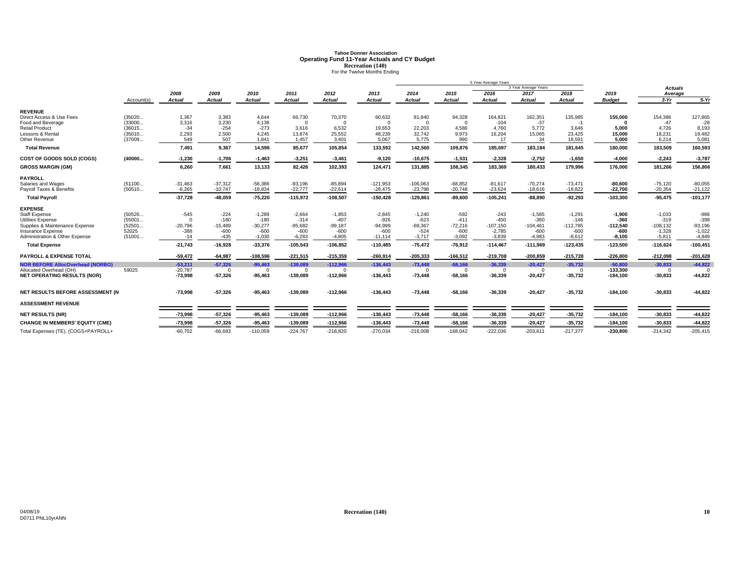# Tahoe Donner Association
## Operating Fund 11-Year Actuals and CY Budget
### Recreation (140)
For the Twelve Months Ending

| | Account(s) | 2008 Actual | 2009 Actual | 2010 Actual | 2011 Actual | 2012 Actual | 2013 Actual | 2014 Actual | 2015 Actual | 2016 Actual | 2017 Actual | 2018 Actual | 2019 Budget | Actuals Average 3-Yr | Actuals Average 5-Yr |
|---|---|---|---|---|---|---|---|---|---|---|---|---|---|---|---|
| | | | | | | | | 5 Year Average Years | | | 3 Year Average Years | | | | |
| **REVENUE** | | | | | | | | | | | | | | | |
| Direct Access & Use Fees | (35020... | 1,367 | 3,383 | 4,644 | 66,730 | 70,370 | 60,632 | 81,840 | 94,328 | 164,821 | 162,351 | 135,985 | **155,000** | 154,386 | 127,865 |
| Food and Beverage | (33000... | 3,316 | 3,230 | 4,138 | 0 | 0 | 0 | 0 | 0 | -104 | -37 | -1 | **0** | -47 | -28 |
| Retail Product | (36015... | -34 | -254 | -273 | 3,616 | 6,532 | 19,653 | 22,203 | 4,586 | 4,760 | 5,772 | 3,646 | **5,000** | 4,726 | 8,193 |
| Lessons & Rental | (35010... | 2,293 | 2,500 | 4,245 | 13,874 | 25,552 | 48,239 | 32,742 | 9,973 | 16,204 | 15,065 | 23,425 | **15,000** | 18,231 | 19,482 |
| Other Revenue | (37009... | 549 | 507 | 1,841 | 1,457 | 3,401 | 5,067 | 5,775 | 990 | 17 | 34 | 18,591 | **5,000** | 6,214 | 5,081 |
| **Total Revenue** | | **7,491** | **9,367** | **14,596** | **85,677** | **105,854** | **133,592** | **142,560** | **109,876** | **185,697** | **183,184** | **181,645** | **180,000** | **183,509** | **160,593** |
| **COST OF GOODS SOLD (COGS)** | **(40000...** | **-1,230** | **-1,706** | **-1,463** | **-3,251** | **-3,461** | **-9,120** | **-10,675** | **-1,531** | **-2,328** | **-2,752** | **-1,650** | **-4,000** | **-2,243** | **-3,787** |
| **GROSS MARGIN (GM)** | | **6,260** | **7,661** | **13,133** | **82,426** | **102,393** | **124,471** | **131,885** | **108,345** | **183,369** | **180,433** | **179,996** | **176,000** | **181,266** | **156,806** |
| **PAYROLL** | | | | | | | | | | | | | | | |
| Salaries and Wages | (51100... | -31,463 | -37,312 | -56,386 | -93,196 | -85,894 | -121,953 | -106,063 | -68,852 | -81,617 | -70,274 | -73,471 | **-80,600** | -75,120 | -80,055 |
| Payroll Taxes & Benefits | (50510... | -6,265 | -10,747 | -18,834 | -22,777 | -22,614 | -28,475 | -23,798 | -20,748 | -23,624 | -18,616 | -18,822 | **-22,700** | -20,354 | -21,122 |
| **Total Payroll** | | **-37,728** | **-48,059** | **-75,220** | **-115,972** | **-108,507** | **-150,428** | **-129,861** | **-89,600** | **-105,241** | **-88,890** | **-92,293** | **-103,300** | **-95,475** | **-101,177** |
| **EXPENSE** | | | | | | | | | | | | | | | |
| Staff Expense | (50526... | -545 | -224 | -1,289 | -2,664 | -1,853 | -2,845 | -1,240 | -592 | -243 | -1,565 | -1,291 | **-1,900** | -1,033 | -986 |
| Utilities Expense | (55001... | 0 | -180 | -180 | -314 | -407 | -926 | -623 | -411 | -450 | -360 | -146 | **-360** | -319 | -398 |
| Supplies & Maintenance Expense | (52501... | -20,796 | -15,489 | -30,277 | -95,682 | -99,187 | -94,999 | -69,367 | -72,216 | -107,150 | -104,461 | -112,785 | **-112,540** | -108,132 | -93,196 |
| Insurance Expense | 52025 | -388 | -600 | -600 | -600 | -600 | -600 | -524 | -600 | -2,785 | -600 | -600 | **-600** | -1,328 | -1,022 |
| Administration & Other Expense | (51001... | -14 | -435 | -1,030 | -6,283 | -4,805 | -11,114 | -3,717 | -3,092 | -3,839 | -4,983 | -8,612 | **-8,100** | -5,811 | -4,849 |
| **Total Expense** | | **-21,743** | **-16,928** | **-33,376** | **-105,543** | **-106,852** | **-110,485** | **-75,472** | **-76,912** | **-114,467** | **-111,969** | **-123,435** | **-123,500** | **-116,624** | **-100,451** |
| **PAYROLL & EXPENSE TOTAL** | | **-59,472** | **-64,987** | **-108,596** | **-221,515** | **-215,359** | **-260,914** | **-205,333** | **-166,512** | **-219,708** | **-200,859** | **-215,728** | **-226,800** | **-212,098** | **-201,628** |
| **NOR BEFORE AllocOverhead (NORBO)** | | **-53,211** | **-57,326** | **-95,463** | **-139,089** | **-112,966** | **-136,443** | **-73,448** | **-58,166** | **-36,339** | **-20,427** | **-35,732** | **-50,800** | **-30,833** | **-44,822** |
| Allocated Overhead (OH) | 59025 | -20,787 | 0 | 0 | 0 | 0 | 0 | 0 | 0 | 0 | 0 | 0 | **-133,300** | 0 | 0 |
| **NET OPERATING RESULTS (NOR)** | | **-73,998** | **-57,326** | **-95,463** | **-139,089** | **-112,966** | **-136,443** | **-73,448** | **-58,166** | **-36,339** | **-20,427** | **-35,732** | **-184,100** | **-30,833** | **-44,822** |
| **NET RESULTS BEFORE ASSESSMENT (N** | | **-73,998** | **-57,326** | **-95,463** | **-139,089** | **-112,966** | **-136,443** | **-73,448** | **-58,166** | **-36,339** | **-20,427** | **-35,732** | **-184,100** | **-30,833** | **-44,822** |
| **ASSESSMENT REVENUE** | | | | | | | | | | | | | | | |
| **NET RESULTS (NR)** | | **-73,998** | **-57,326** | **-95,463** | **-139,089** | **-112,966** | **-136,443** | **-73,448** | **-58,166** | **-36,339** | **-20,427** | **-35,732** | **-184,100** | **-30,833** | **-44,822** |
| **CHANGE IN MEMBERS' EQUITY (CME)** | | **-73,998** | **-57,326** | **-95,463** | **-139,089** | **-112,966** | **-136,443** | **-73,448** | **-58,166** | **-36,339** | **-20,427** | **-35,732** | **-184,100** | **-30,833** | **-44,822** |
| Total Expenses (TE), (COGS+PAYROLL+ | | -60,702 | -66,693 | -110,059 | -224,767 | -218,820 | -270,034 | -216,008 | -168,042 | -222,036 | -203,611 | -217,377 | **-230,800** | -214,342 | -205,415 |

04/08/19
D0711 PNL10yrANN

Recreation (140)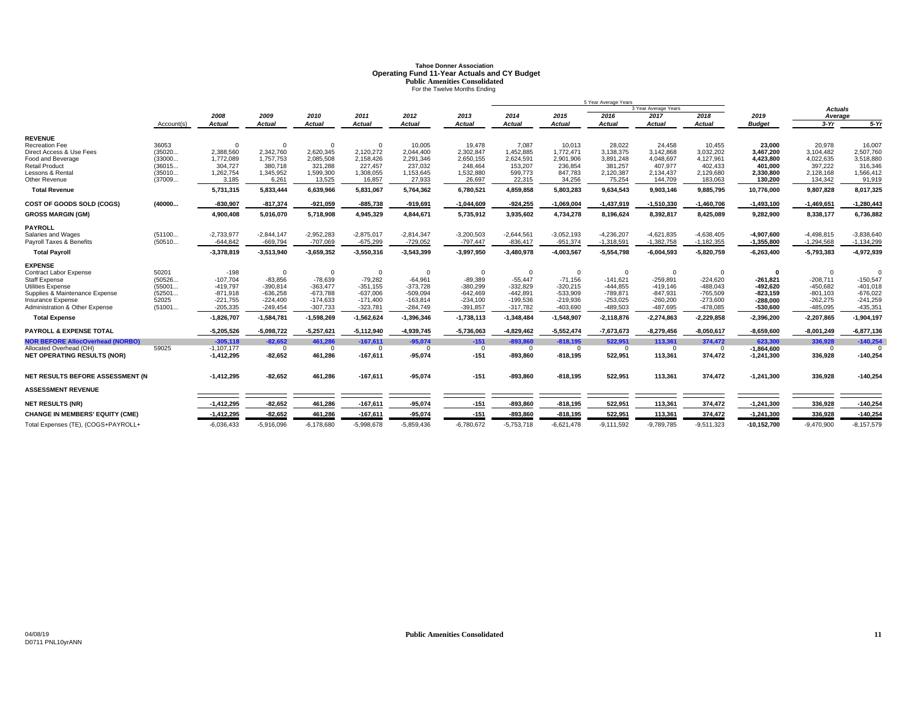# Tahoe Donner Association
## Operating Fund 11-Year Actuals and CY Budget
### Public Amenities Consolidated
For the Twelve Months Ending

| | Account(s) | 2008 Actual | 2009 Actual | 2010 Actual | 2011 Actual | 2012 Actual | 2013 Actual | 2014 Actual | 2015 Actual | 2016 Actual | 2017 Actual | 2018 Actual | 2019 Budget | Actuals Average 3-Yr | Actuals Average 5-Yr |
|---|---|---|---|---|---|---|---|---|---|---|---|---|---|---|---|
| | | | | | | | | 5 Year Average Years | | | 3 Year Average Years | | | | |
| **REVENUE** | | | | | | | | | | | | | | | |
| Recreation Fee | 36053 | 0 | 0 | 0 | 0 | 10,005 | 19,478 | 7,087 | 10,013 | 28,022 | 24,458 | 10,455 | **23,000** | 20,978 | 16,007 |
| Direct Access & Use Fees | (35020... | 2,388,560 | 2,342,760 | 2,620,345 | 2,120,272 | 2,044,400 | 2,302,847 | 1,452,885 | 1,772,471 | 3,138,375 | 3,142,868 | 3,032,202 | **3,467,200** | 3,104,482 | 2,507,760 |
| Food and Beverage | (33000... | 1,772,089 | 1,757,753 | 2,085,508 | 2,158,426 | 2,291,346 | 2,650,155 | 2,624,591 | 2,901,906 | 3,891,248 | 4,048,697 | 4,127,961 | **4,423,800** | 4,022,635 | 3,518,880 |
| Retail Product | (36015... | 304,727 | 380,718 | 321,288 | 227,457 | 237,032 | 248,464 | 153,207 | 236,854 | 381,257 | 407,977 | 402,433 | **401,000** | 397,222 | 316,346 |
| Lessons & Rental | (35010... | 1,262,754 | 1,345,952 | 1,599,300 | 1,308,055 | 1,153,645 | 1,532,880 | 599,773 | 847,783 | 2,120,387 | 2,134,437 | 2,129,680 | **2,330,800** | 2,128,168 | 1,566,412 |
| Other Revenue | (37009... | 3,185 | 6,261 | 13,525 | 16,857 | 27,933 | 26,697 | 22,315 | 34,256 | 75,254 | 144,709 | 183,063 | **130,200** | 134,342 | 91,919 |
| **Total Revenue** | | **5,731,315** | **5,833,444** | **6,639,966** | **5,831,067** | **5,764,362** | **6,780,521** | **4,859,858** | **5,803,283** | **9,634,543** | **9,903,146** | **9,885,795** | **10,776,000** | **9,807,828** | **8,017,325** |
| **COST OF GOODS SOLD (COGS)** | **(40000...** | **-830,907** | **-817,374** | **-921,059** | **-885,738** | **-919,691** | **-1,044,609** | **-924,255** | **-1,069,004** | **-1,437,919** | **-1,510,330** | **-1,460,706** | **-1,493,100** | **-1,469,651** | **-1,280,443** |
| **GROSS MARGIN (GM)** | | **4,900,408** | **5,016,070** | **5,718,908** | **4,945,329** | **4,844,671** | **5,735,912** | **3,935,602** | **4,734,278** | **8,196,624** | **8,392,817** | **8,425,089** | **9,282,900** | **8,338,177** | **6,736,882** |
| **PAYROLL** | | | | | | | | | | | | | | | |
| Salaries and Wages | (51100... | -2,733,977 | -2,844,147 | -2,952,283 | -2,875,017 | -2,814,347 | -3,200,503 | -2,644,561 | -3,052,193 | -4,236,207 | -4,621,835 | -4,638,405 | **-4,907,600** | -4,498,815 | -3,838,640 |
| Payroll Taxes & Benefits | (50510... | -644,842 | -669,794 | -707,069 | -675,299 | -729,052 | -797,447 | -836,417 | -951,374 | -1,318,591 | -1,382,758 | -1,182,355 | **-1,355,800** | -1,294,568 | -1,134,299 |
| **Total Payroll** | | **-3,378,819** | **-3,513,940** | **-3,659,352** | **-3,550,316** | **-3,543,399** | **-3,997,950** | **-3,480,978** | **-4,003,567** | **-5,554,798** | **-6,004,593** | **-5,820,759** | **-6,263,400** | **-5,793,383** | **-4,972,939** |
| **EXPENSE** | | | | | | | | | | | | | | | |
| Contract Labor Expense | 50201 | -198 | 0 | 0 | 0 | 0 | 0 | 0 | 0 | 0 | 0 | 0 | **0** | 0 | 0 |
| Staff Expense | (50526... | -107,704 | -83,856 | -78,639 | -79,282 | -64,961 | -89,389 | -55,447 | -71,156 | -141,621 | -259,891 | -224,620 | **-261,821** | -208,711 | -150,547 |
| Utilities Expense | (55001... | -419,797 | -390,814 | -363,477 | -351,155 | -373,728 | -380,299 | -332,829 | -320,215 | -444,855 | -419,146 | -488,043 | **-492,620** | -450,682 | -401,018 |
| Supplies & Maintenance Expense | (52501... | -871,918 | -636,258 | -673,788 | -637,006 | -509,094 | -642,469 | -442,891 | -533,909 | -789,871 | -847,931 | -765,509 | **-823,159** | -801,103 | -676,022 |
| Insurance Expense | 52025 | -221,755 | -224,400 | -174,633 | -171,400 | -163,814 | -234,100 | -199,536 | -219,936 | -253,025 | -260,200 | -273,600 | **-288,000** | -262,275 | -241,259 |
| Administration & Other Expense | (51001... | -205,335 | -249,454 | -307,733 | -323,781 | -284,749 | -391,857 | -317,782 | -403,690 | -489,503 | -487,695 | -478,085 | **-530,600** | -485,095 | -435,351 |
| **Total Expense** | | **-1,826,707** | **-1,584,781** | **-1,598,269** | **-1,562,624** | **-1,396,346** | **-1,738,113** | **-1,348,484** | **-1,548,907** | **-2,118,876** | **-2,274,863** | **-2,229,858** | **-2,396,200** | **-2,207,865** | **-1,904,197** |
| **PAYROLL & EXPENSE TOTAL** | | **-5,205,526** | **-5,098,722** | **-5,257,621** | **-5,112,940** | **-4,939,745** | **-5,736,063** | **-4,829,462** | **-5,552,474** | **-7,673,673** | **-8,279,456** | **-8,050,617** | **-8,659,600** | **-8,001,249** | **-6,877,136** |
| **NOR BEFORE AllocOverhead (NORBO)** | | **-305,118** | **-82,652** | **461,286** | **-167,611** | **-95,074** | **-151** | **-893,860** | **-818,195** | **522,951** | **113,361** | **374,472** | **623,300** | **336,928** | **-140,254** |
| Allocated Overhead (OH) | 59025 | -1,107,177 | 0 | 0 | 0 | 0 | 0 | 0 | 0 | 0 | 0 | 0 | **-1,864,600** | 0 | 0 |
| **NET OPERATING RESULTS (NOR)** | | **-1,412,295** | **-82,652** | **461,286** | **-167,611** | **-95,074** | **-151** | **-893,860** | **-818,195** | **522,951** | **113,361** | **374,472** | **-1,241,300** | **336,928** | **-140,254** |
| **NET RESULTS BEFORE ASSESSMENT (N** | | **-1,412,295** | **-82,652** | **461,286** | **-167,611** | **-95,074** | **-151** | **-893,860** | **-818,195** | **522,951** | **113,361** | **374,472** | **-1,241,300** | **336,928** | **-140,254** |
| **ASSESSMENT REVENUE** | | | | | | | | | | | | | | | |
| **NET RESULTS (NR)** | | **-1,412,295** | **-82,652** | **461,286** | **-167,611** | **-95,074** | **-151** | **-893,860** | **-818,195** | **522,951** | **113,361** | **374,472** | **-1,241,300** | **336,928** | **-140,254** |
| **CHANGE IN MEMBERS' EQUITY (CME)** | | **-1,412,295** | **-82,652** | **461,286** | **-167,611** | **-95,074** | **-151** | **-893,860** | **-818,195** | **522,951** | **113,361** | **374,472** | **-1,241,300** | **336,928** | **-140,254** |
| Total Expenses (TE), (COGS+PAYROLL+ | | -6,036,433 | -5,916,096 | -6,178,680 | -5,998,678 | -5,859,436 | -6,780,672 | -5,753,718 | -6,621,478 | -9,111,592 | -9,789,785 | -9,511,323 | **-10,152,700** | -9,470,900 | -8,157,579 |

04/08/19
D0711 PNL10yrANN

**Public Amenities Consolidated**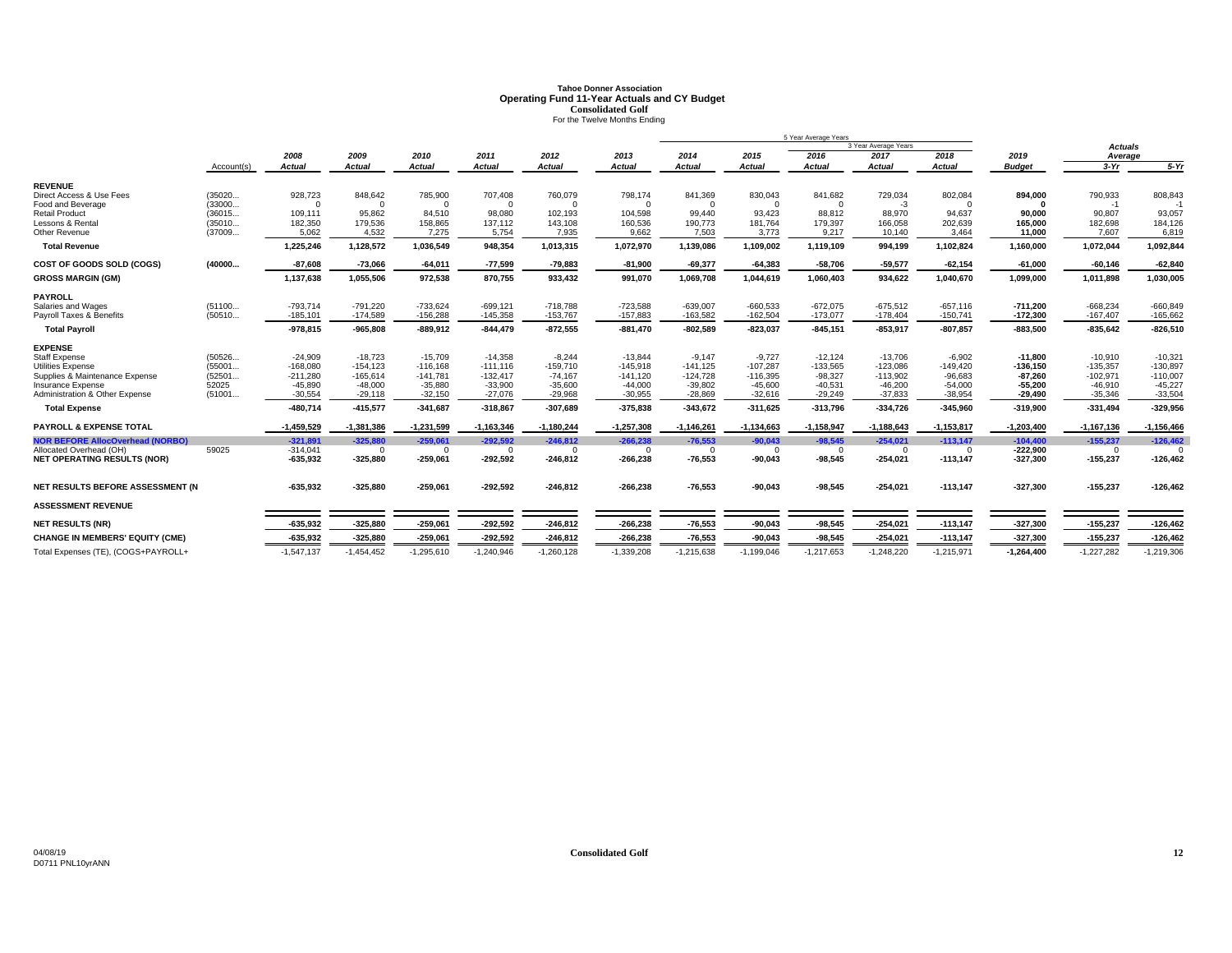# Tahoe Donner Association
## Operating Fund 11-Year Actuals and CY Budget
### Consolidated Golf
For the Twelve Months Ending

| | | | | | | | | 5 Year Average Years | | | | | | | |
|---|---|---|---|---|---|---|---|---|---|---|---|---|---|---|---|
| | | | | | | | | | | 3 Year Average Years | | | | Actuals Average | |
| | Account(s) | 2008 Actual | 2009 Actual | 2010 Actual | 2011 Actual | 2012 Actual | 2013 Actual | 2014 Actual | 2015 Actual | 2016 Actual | 2017 Actual | 2018 Actual | 2019 Budget | 3-Yr | 5-Yr |
| **REVENUE** | | | | | | | | | | | | | | | |
| Direct Access & Use Fees | (35020... | 928,723 | 848,642 | 785,900 | 707,408 | 760,079 | 798,174 | 841,369 | 830,043 | 841,682 | 729,034 | 802,084 | **894,000** | 790,933 | 808,843 |
| Food and Beverage | (33000... | 0 | 0 | 0 | 0 | 0 | 0 | 0 | 0 | 0 | -3 | 0 | **0** | -1 | -1 |
| Retail Product | (36015... | 109,111 | 95,862 | 84,510 | 98,080 | 102,193 | 104,598 | 99,440 | 93,423 | 88,812 | 88,970 | 94,637 | **90,000** | 90,807 | 93,057 |
| Lessons & Rental | (35010... | 182,350 | 179,536 | 158,865 | 137,112 | 143,108 | 160,536 | 190,773 | 181,764 | 179,397 | 166,058 | 202,639 | **165,000** | 182,698 | 184,126 |
| Other Revenue | (37009... | 5,062 | 4,532 | 7,275 | 5,754 | 7,935 | 9,662 | 7,503 | 3,773 | 9,217 | 10,140 | 3,464 | **11,000** | 7,607 | 6,819 |
| **Total Revenue** | | **1,225,246** | **1,128,572** | **1,036,549** | **948,354** | **1,013,315** | **1,072,970** | **1,139,086** | **1,109,002** | **1,119,109** | **994,199** | **1,102,824** | **1,160,000** | **1,072,044** | **1,092,844** |
| **COST OF GOODS SOLD (COGS)** | **(40000...** | **-87,608** | **-73,066** | **-64,011** | **-77,599** | **-79,883** | **-81,900** | **-69,377** | **-64,383** | **-58,706** | **-59,577** | **-62,154** | **-61,000** | **-60,146** | **-62,840** |
| **GROSS MARGIN (GM)** | | **1,137,638** | **1,055,506** | **972,538** | **870,755** | **933,432** | **991,070** | **1,069,708** | **1,044,619** | **1,060,403** | **934,622** | **1,040,670** | **1,099,000** | **1,011,898** | **1,030,005** |
| **PAYROLL** | | | | | | | | | | | | | | | |
| Salaries and Wages | (51100... | -793,714 | -791,220 | -733,624 | -699,121 | -718,788 | -723,588 | -639,007 | -660,533 | -672,075 | -675,512 | -657,116 | **-711,200** | -668,234 | -660,849 |
| Payroll Taxes & Benefits | (50510... | -185,101 | -174,589 | -156,288 | -145,358 | -153,767 | -157,883 | -163,582 | -162,504 | -173,077 | -178,404 | -150,741 | **-172,300** | -167,407 | -165,662 |
| **Total Payroll** | | **-978,815** | **-965,808** | **-889,912** | **-844,479** | **-872,555** | **-881,470** | **-802,589** | **-823,037** | **-845,151** | **-853,917** | **-807,857** | **-883,500** | **-835,642** | **-826,510** |
| **EXPENSE** | | | | | | | | | | | | | | | |
| Staff Expense | (50526... | -24,909 | -18,723 | -15,709 | -14,358 | -8,244 | -13,844 | -9,147 | -9,727 | -12,124 | -13,706 | -6,902 | **-11,800** | -10,910 | -10,321 |
| Utilities Expense | (55001... | -168,080 | -154,123 | -116,168 | -111,116 | -159,710 | -145,918 | -141,125 | -107,287 | -133,565 | -123,086 | -149,420 | **-136,150** | -135,357 | -130,897 |
| Supplies & Maintenance Expense | (52501... | -211,280 | -165,614 | -141,781 | -132,417 | -74,167 | -141,120 | -124,728 | -116,395 | -98,327 | -113,902 | -96,683 | **-87,260** | -102,971 | -110,007 |
| Insurance Expense | 52025 | -45,890 | -48,000 | -35,880 | -33,900 | -35,600 | -44,000 | -39,802 | -45,600 | -40,531 | -46,200 | -54,000 | **-55,200** | -46,910 | -45,227 |
| Administration & Other Expense | (51001... | -30,554 | -29,118 | -32,150 | -27,076 | -29,968 | -30,955 | -28,869 | -32,616 | -29,249 | -37,833 | -38,954 | **-29,490** | -35,346 | -33,504 |
| **Total Expense** | | **-480,714** | **-415,577** | **-341,687** | **-318,867** | **-307,689** | **-375,838** | **-343,672** | **-311,625** | **-313,796** | **-334,726** | **-345,960** | **-319,900** | **-331,494** | **-329,956** |
| **PAYROLL & EXPENSE TOTAL** | | **-1,459,529** | **-1,381,386** | **-1,231,599** | **-1,163,346** | **-1,180,244** | **-1,257,308** | **-1,146,261** | **-1,134,663** | **-1,158,947** | **-1,188,643** | **-1,153,817** | **-1,203,400** | **-1,167,136** | **-1,156,466** |
| **NOR BEFORE AllocOverhead (NORBO)** | | **-321,891** | **-325,880** | **-259,061** | **-292,592** | **-246,812** | **-266,238** | **-76,553** | **-90,043** | **-98,545** | **-254,021** | **-113,147** | **-104,400** | **-155,237** | **-126,462** |
| Allocated Overhead (OH) | 59025 | -314,041 | 0 | 0 | 0 | 0 | 0 | 0 | 0 | 0 | 0 | 0 | **-222,900** | 0 | 0 |
| **NET OPERATING RESULTS (NOR)** | | **-635,932** | **-325,880** | **-259,061** | **-292,592** | **-246,812** | **-266,238** | **-76,553** | **-90,043** | **-98,545** | **-254,021** | **-113,147** | **-327,300** | **-155,237** | **-126,462** |
| **NET RESULTS BEFORE ASSESSMENT (N** | | **-635,932** | **-325,880** | **-259,061** | **-292,592** | **-246,812** | **-266,238** | **-76,553** | **-90,043** | **-98,545** | **-254,021** | **-113,147** | **-327,300** | **-155,237** | **-126,462** |
| **ASSESSMENT REVENUE** | | | | | | | | | | | | | | | |
| **NET RESULTS (NR)** | | **-635,932** | **-325,880** | **-259,061** | **-292,592** | **-246,812** | **-266,238** | **-76,553** | **-90,043** | **-98,545** | **-254,021** | **-113,147** | **-327,300** | **-155,237** | **-126,462** |
| **CHANGE IN MEMBERS' EQUITY (CME)** | | **-635,932** | **-325,880** | **-259,061** | **-292,592** | **-246,812** | **-266,238** | **-76,553** | **-90,043** | **-98,545** | **-254,021** | **-113,147** | **-327,300** | **-155,237** | **-126,462** |
| Total Expenses (TE), (COGS+PAYROLL+ | | -1,547,137 | -1,454,452 | -1,295,610 | -1,240,946 | -1,260,128 | -1,339,208 | -1,215,638 | -1,199,046 | -1,217,653 | -1,248,220 | -1,215,971 | **-1,264,400** | -1,227,282 | -1,219,306 |

04/08/19
D0711 PNL10yrANN

**Consolidated Golf**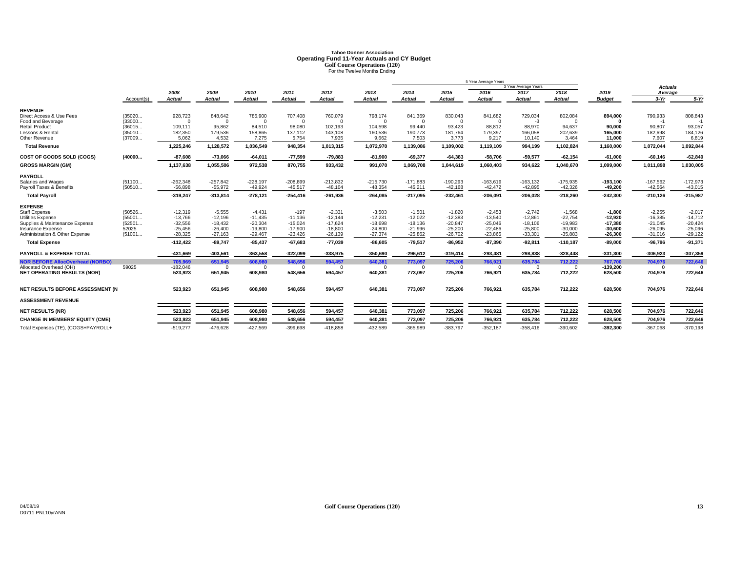# Tahoe Donner Association
## Operating Fund 11-Year Actuals and CY Budget
### Golf Course Operations (120)
For the Twelve Months Ending

| | | | | | | | | | 5 Year Average Years | | | | | | |
|---|---|---|---|---|---|---|---|---|---|---|---|---|---|---|---|
| | | | | | | | | | | 3 Year Average Years | | | | Actuals Average | |
| | Account(s) | 2008 Actual | 2009 Actual | 2010 Actual | 2011 Actual | 2012 Actual | 2013 Actual | 2014 Actual | 2015 Actual | 2016 Actual | 2017 Actual | 2018 Actual | 2019 Budget | 3-Yr | 5-Yr |
| **REVENUE** | | | | | | | | | | | | | | | |
| Direct Access & Use Fees | (35020... | 928,723 | 848,642 | 785,900 | 707,408 | 760,079 | 798,174 | 841,369 | 830,043 | 841,682 | 729,034 | 802,084 | **894,000** | 790,933 | 808,843 |
| Food and Beverage | (33000... | 0 | 0 | 0 | 0 | 0 | 0 | 0 | 0 | 0 | -3 | 0 | **0** | -1 | -1 |
| Retail Product | (36015... | 109,111 | 95,862 | 84,510 | 98,080 | 102,193 | 104,598 | 99,440 | 93,423 | 88,812 | 88,970 | 94,637 | **90,000** | 90,807 | 93,057 |
| Lessons & Rental | (35010... | 182,350 | 179,536 | 158,865 | 137,112 | 143,108 | 160,536 | 190,773 | 181,764 | 179,397 | 166,058 | 202,639 | **165,000** | 182,698 | 184,126 |
| Other Revenue | (37009... | 5,062 | 4,532 | 7,275 | 5,754 | 7,935 | 9,662 | 7,503 | 3,773 | 9,217 | 10,140 | 3,464 | **11,000** | 7,607 | 6,819 |
| **Total Revenue** | | **1,225,246** | **1,128,572** | **1,036,549** | **948,354** | **1,013,315** | **1,072,970** | **1,139,086** | **1,109,002** | **1,119,109** | **994,199** | **1,102,824** | **1,160,000** | **1,072,044** | **1,092,844** |
| **COST OF GOODS SOLD (COGS)** | **(40000...** | **-87,608** | **-73,066** | **-64,011** | **-77,599** | **-79,883** | **-81,900** | **-69,377** | **-64,383** | **-58,706** | **-59,577** | **-62,154** | **-61,000** | **-60,146** | **-62,840** |
| **GROSS MARGIN (GM)** | | **1,137,638** | **1,055,506** | **972,538** | **870,755** | **933,432** | **991,070** | **1,069,708** | **1,044,619** | **1,060,403** | **934,622** | **1,040,670** | **1,099,000** | **1,011,898** | **1,030,005** |
| **PAYROLL** | | | | | | | | | | | | | | | |
| Salaries and Wages | (51100... | -262,348 | -257,842 | -228,197 | -208,899 | -213,832 | -215,730 | -171,883 | -190,293 | -163,619 | -163,132 | -175,935 | **-193,100** | -167,562 | -172,973 |
| Payroll Taxes & Benefits | (50510... | -56,898 | -55,972 | -49,924 | -45,517 | -48,104 | -48,354 | -45,211 | -42,168 | -42,472 | -42,895 | -42,326 | **-49,200** | -42,564 | -43,015 |
| **Total Payroll** | | **-319,247** | **-313,814** | **-278,121** | **-254,416** | **-261,936** | **-264,085** | **-217,095** | **-232,461** | **-206,091** | **-206,028** | **-218,260** | **-242,300** | **-210,126** | **-215,987** |
| **EXPENSE** | | | | | | | | | | | | | | | |
| Staff Expense | (50526... | -12,319 | -5,555 | -4,431 | -197 | -2,331 | -3,503 | -1,501 | -1,820 | -2,453 | -2,742 | -1,568 | **-1,800** | -2,255 | -2,017 |
| Utilities Expense | (55001... | -13,766 | -12,196 | -11,435 | -11,136 | -12,144 | -12,231 | -12,022 | -12,383 | -13,540 | -12,861 | -22,754 | **-12,920** | -16,385 | -14,712 |
| Supplies & Maintenance Expense | (52501... | -32,556 | -18,432 | -20,304 | -15,024 | -17,624 | -18,698 | -18,136 | -20,847 | -25,046 | -18,106 | -19,983 | **-17,380** | -21,045 | -20,424 |
| Insurance Expense | 52025 | -25,456 | -26,400 | -19,800 | -17,900 | -18,800 | -24,800 | -21,996 | -25,200 | -22,486 | -25,800 | -30,000 | **-30,600** | -26,095 | -25,096 |
| Administration & Other Expense | (51001... | -28,325 | -27,163 | -29,467 | -23,426 | -26,139 | -27,374 | -25,862 | -26,702 | -23,865 | -33,301 | -35,883 | **-26,300** | -31,016 | -29,122 |
| **Total Expense** | | **-112,422** | **-89,747** | **-85,437** | **-67,683** | **-77,039** | **-86,605** | **-79,517** | **-86,952** | **-87,390** | **-92,811** | **-110,187** | **-89,000** | **-96,796** | **-91,371** |
| **PAYROLL & EXPENSE TOTAL** | | **-431,669** | **-403,561** | **-363,558** | **-322,099** | **-338,975** | **-350,690** | **-296,612** | **-319,414** | **-293,481** | **-298,838** | **-328,448** | **-331,300** | **-306,923** | **-307,359** |
| **NOR BEFORE AllocOverhead (NORBO)** | | **705,969** | **651,945** | **608,980** | **548,656** | **594,457** | **640,381** | **773,097** | **725,206** | **766,921** | **635,784** | **712,222** | **767,700** | **704,976** | **722,646** |
| Allocated Overhead (OH) | 59025 | -182,046 | 0 | 0 | 0 | 0 | 0 | 0 | 0 | 0 | 0 | 0 | **-139,200** | 0 | 0 |
| **NET OPERATING RESULTS (NOR)** | | **523,923** | **651,945** | **608,980** | **548,656** | **594,457** | **640,381** | **773,097** | **725,206** | **766,921** | **635,784** | **712,222** | **628,500** | **704,976** | **722,646** |
| **NET RESULTS BEFORE ASSESSMENT (N** | | **523,923** | **651,945** | **608,980** | **548,656** | **594,457** | **640,381** | **773,097** | **725,206** | **766,921** | **635,784** | **712,222** | **628,500** | **704,976** | **722,646** |
| **ASSESSMENT REVENUE** | | | | | | | | | | | | | | | |
| **NET RESULTS (NR)** | | **523,923** | **651,945** | **608,980** | **548,656** | **594,457** | **640,381** | **773,097** | **725,206** | **766,921** | **635,784** | **712,222** | **628,500** | **704,976** | **722,646** |
| **CHANGE IN MEMBERS' EQUITY (CME)** | | **523,923** | **651,945** | **608,980** | **548,656** | **594,457** | **640,381** | **773,097** | **725,206** | **766,921** | **635,784** | **712,222** | **628,500** | **704,976** | **722,646** |
| Total Expenses (TE), (COGS+PAYROLL+ | | -519,277 | -476,628 | -427,569 | -399,698 | -418,858 | -432,589 | -365,989 | -383,797 | -352,187 | -358,416 | -390,602 | **-392,300** | -367,068 | -370,198 |

04/08/19
D0711 PNL10yrANN

**Golf Course Operations (120)**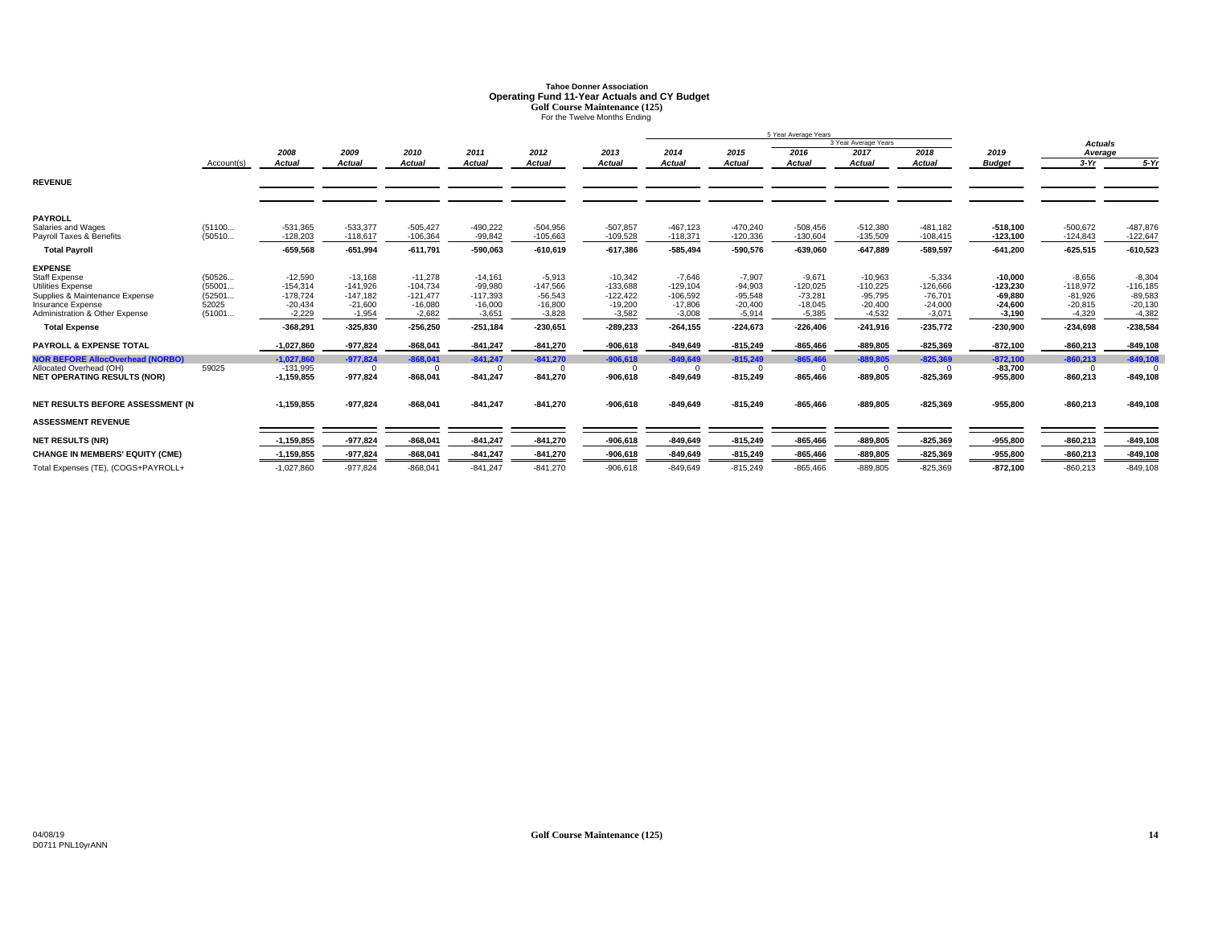# Tahoe Donner Association
## Operating Fund 11-Year Actuals and CY Budget
### Golf Course Maintenance (125)
For the Twelve Months Ending

| | Account(s) | 2008 Actual | 2009 Actual | 2010 Actual | 2011 Actual | 2012 Actual | 2013 Actual | 2014 Actual | 2015 Actual | 2016 Actual | 2017 Actual | 2018 Actual | 2019 Budget | Actuals Average 3-Yr | Actuals Average 5-Yr |
|---|---|---|---|---|---|---|---|---|---|---|---|---|---|---|---|
| **REVENUE** | | | | | | | | | | | | | | | |
| **PAYROLL** | | | | | | | | | | | | | | | |
| Salaries and Wages | (51100... | -531,365 | -533,377 | -505,427 | -490,222 | -504,956 | -507,857 | -467,123 | -470,240 | -508,456 | -512,380 | -481,182 | **-518,100** | -500,672 | -487,876 |
| Payroll Taxes & Benefits | (50510... | -128,203 | -118,617 | -106,364 | -99,842 | -105,663 | -109,528 | -118,371 | -120,336 | -130,604 | -135,509 | -108,415 | **-123,100** | -124,843 | -122,647 |
| **Total Payroll** | | **-659,568** | **-651,994** | **-611,791** | **-590,063** | **-610,619** | **-617,386** | **-585,494** | **-590,576** | **-639,060** | **-647,889** | **-589,597** | **-641,200** | **-625,515** | **-610,523** |
| **EXPENSE** | | | | | | | | | | | | | | | |
| Staff Expense | (50526... | -12,590 | -13,168 | -11,278 | -14,161 | -5,913 | -10,342 | -7,646 | -7,907 | -9,671 | -10,963 | -5,334 | **-10,000** | -8,656 | -8,304 |
| Utilities Expense | (55001... | -154,314 | -141,926 | -104,734 | -99,980 | -147,566 | -133,688 | -129,104 | -94,903 | -120,025 | -110,225 | -126,666 | **-123,230** | -118,972 | -116,185 |
| Supplies & Maintenance Expense | (52501... | -178,724 | -147,182 | -121,477 | -117,393 | -56,543 | -122,422 | -106,592 | -95,548 | -73,281 | -95,795 | -76,701 | **-69,880** | -81,926 | -89,583 |
| Insurance Expense | 52025 | -20,434 | -21,600 | -16,080 | -16,000 | -16,800 | -19,200 | -17,806 | -20,400 | -18,045 | -20,400 | -24,000 | **-24,600** | -20,815 | -20,130 |
| Administration & Other Expense | (51001... | -2,229 | -1,954 | -2,682 | -3,651 | -3,828 | -3,582 | -3,008 | -5,914 | -5,385 | -4,532 | -3,071 | **-3,190** | -4,329 | -4,382 |
| **Total Expense** | | **-368,291** | **-325,830** | **-256,250** | **-251,184** | **-230,651** | **-289,233** | **-264,155** | **-224,673** | **-226,406** | **-241,916** | **-235,772** | **-230,900** | **-234,698** | **-238,584** |
| **PAYROLL & EXPENSE TOTAL** | | **-1,027,860** | **-977,824** | **-868,041** | **-841,247** | **-841,270** | **-906,618** | **-849,649** | **-815,249** | **-865,466** | **-889,805** | **-825,369** | **-872,100** | **-860,213** | **-849,108** |
| **NOR BEFORE AllocOverhead (NORBO)** | | **-1,027,860** | **-977,824** | **-868,041** | **-841,247** | **-841,270** | **-906,618** | **-849,649** | **-815,249** | **-865,466** | **-889,805** | **-825,369** | **-872,100** | **-860,213** | **-849,108** |
| Allocated Overhead (OH) | 59025 | -131,995 | 0 | 0 | 0 | 0 | 0 | 0 | 0 | 0 | 0 | 0 | **-83,700** | 0 | 0 |
| **NET OPERATING RESULTS (NOR)** | | **-1,159,855** | **-977,824** | **-868,041** | **-841,247** | **-841,270** | **-906,618** | **-849,649** | **-815,249** | **-865,466** | **-889,805** | **-825,369** | **-955,800** | **-860,213** | **-849,108** |
| **NET RESULTS BEFORE ASSESSMENT (N** | | **-1,159,855** | **-977,824** | **-868,041** | **-841,247** | **-841,270** | **-906,618** | **-849,649** | **-815,249** | **-865,466** | **-889,805** | **-825,369** | **-955,800** | **-860,213** | **-849,108** |
| **ASSESSMENT REVENUE** | | | | | | | | | | | | | | | |
| **NET RESULTS (NR)** | | **-1,159,855** | **-977,824** | **-868,041** | **-841,247** | **-841,270** | **-906,618** | **-849,649** | **-815,249** | **-865,466** | **-889,805** | **-825,369** | **-955,800** | **-860,213** | **-849,108** |
| **CHANGE IN MEMBERS' EQUITY (CME)** | | **-1,159,855** | **-977,824** | **-868,041** | **-841,247** | **-841,270** | **-906,618** | **-849,649** | **-815,249** | **-865,466** | **-889,805** | **-825,369** | **-955,800** | **-860,213** | **-849,108** |
| Total Expenses (TE), (COGS+PAYROLL+ | | -1,027,860 | -977,824 | -868,041 | -841,247 | -841,270 | -906,618 | -849,649 | -815,249 | -865,466 | -889,805 | -825,369 | **-872,100** | -860,213 | -849,108 |

04/08/19
D0711 PNL10yrANN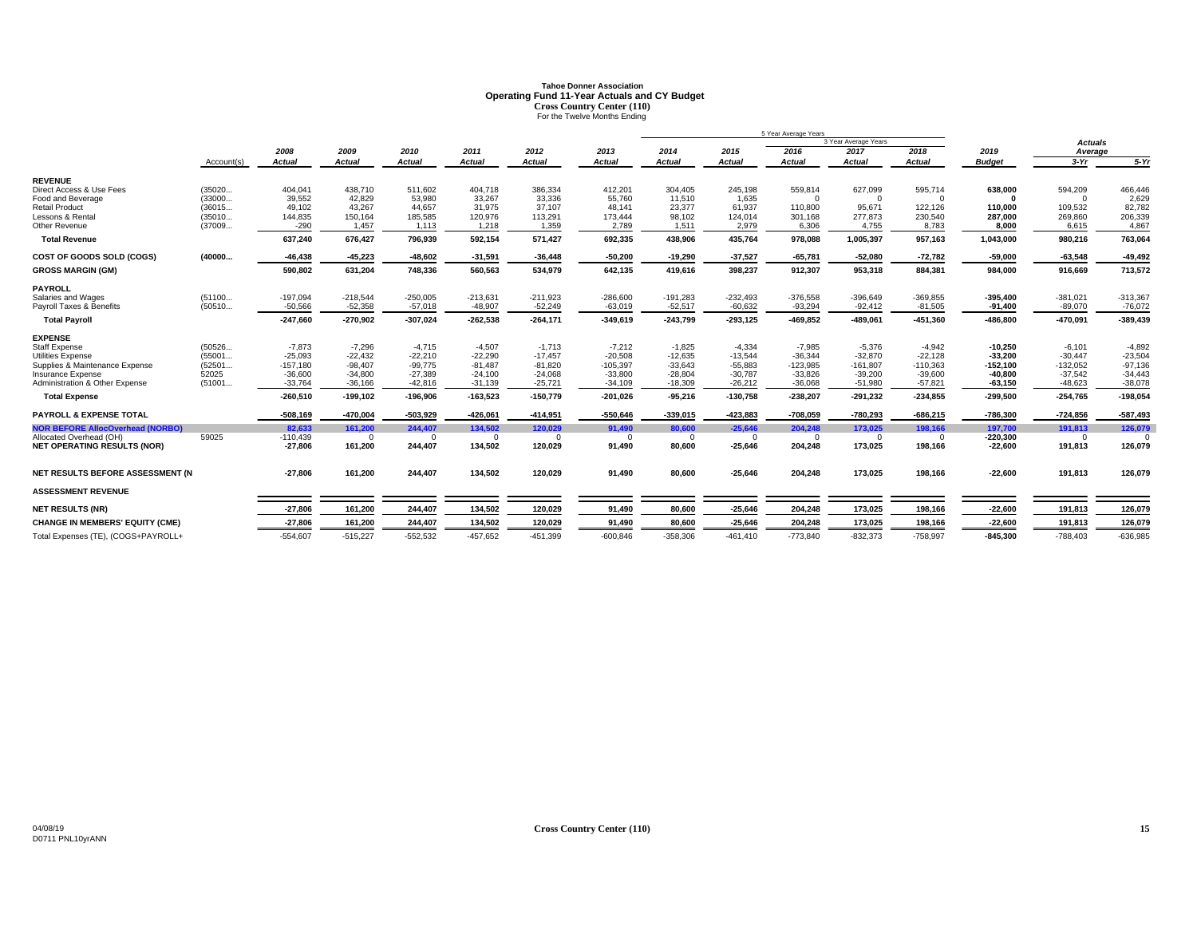# Tahoe Donner Association
## Operating Fund 11-Year Actuals and CY Budget
### Cross Country Center (110)
For the Twelve Months Ending

| | Account(s) | 2008 Actual | 2009 Actual | 2010 Actual | 2011 Actual | 2012 Actual | 2013 Actual | 2014 Actual | 2015 Actual | 2016 Actual | 2017 Actual | 2018 Actual | 2019 Budget | Actuals Average 3-Yr | Actuals Average 5-Yr |
|---|---|---|---|---|---|---|---|---|---|---|---|---|---|---|---|
| **REVENUE** | | | | | | | | | | | | | | | |
| Direct Access & Use Fees | (35020... | 404,041 | 438,710 | 511,602 | 404,718 | 386,334 | 412,201 | 304,405 | 245,198 | 559,814 | 627,099 | 595,714 | **638,000** | 594,209 | 466,446 |
| Food and Beverage | (33000... | 39,552 | 42,829 | 53,980 | 33,267 | 33,336 | 55,760 | 11,510 | 1,635 | 0 | 0 | 0 | **0** | 0 | 2,629 |
| Retail Product | (36015... | 49,102 | 43,267 | 44,657 | 31,975 | 37,107 | 48,141 | 23,377 | 61,937 | 110,800 | 95,671 | 122,126 | **110,000** | 109,532 | 82,782 |
| Lessons & Rental | (35010... | 144,835 | 150,164 | 185,585 | 120,976 | 113,291 | 173,444 | 98,102 | 124,014 | 301,168 | 277,873 | 230,540 | **287,000** | 269,860 | 206,339 |
| Other Revenue | (37009... | -290 | 1,457 | 1,113 | 1,218 | 1,359 | 2,789 | 1,511 | 2,979 | 6,306 | 4,755 | 8,783 | **8,000** | 6,615 | 4,867 |
| **Total Revenue** | | **637,240** | **676,427** | **796,939** | **592,154** | **571,427** | **692,335** | **438,906** | **435,764** | **978,088** | **1,005,397** | **957,163** | **1,043,000** | **980,216** | **763,064** |
| **COST OF GOODS SOLD (COGS)** | **(40000...** | **-46,438** | **-45,223** | **-48,602** | **-31,591** | **-36,448** | **-50,200** | **-19,290** | **-37,527** | **-65,781** | **-52,080** | **-72,782** | **-59,000** | **-63,548** | **-49,492** |
| **GROSS MARGIN (GM)** | | **590,802** | **631,204** | **748,336** | **560,563** | **534,979** | **642,135** | **419,616** | **398,237** | **912,307** | **953,318** | **884,381** | **984,000** | **916,669** | **713,572** |
| **PAYROLL** | | | | | | | | | | | | | | | |
| Salaries and Wages | (51100... | -197,094 | -218,544 | -250,005 | -213,631 | -211,923 | -286,600 | -191,283 | -232,493 | -376,558 | -396,649 | -369,855 | **-395,400** | -381,021 | -313,367 |
| Payroll Taxes & Benefits | (50510... | -50,566 | -52,358 | -57,018 | -48,907 | -52,249 | -63,019 | -52,517 | -60,632 | -93,294 | -92,412 | -81,505 | **-91,400** | -89,070 | -76,072 |
| **Total Payroll** | | **-247,660** | **-270,902** | **-307,024** | **-262,538** | **-264,171** | **-349,619** | **-243,799** | **-293,125** | **-469,852** | **-489,061** | **-451,360** | **-486,800** | **-470,091** | **-389,439** |
| **EXPENSE** | | | | | | | | | | | | | | | |
| Staff Expense | (50526... | -7,873 | -7,296 | -4,715 | -4,507 | -1,713 | -7,212 | -1,825 | -4,334 | -7,985 | -5,376 | -4,942 | **-10,250** | -6,101 | -4,892 |
| Utilities Expense | (55001... | -25,093 | -22,432 | -22,210 | -22,290 | -17,457 | -20,508 | -12,635 | -13,544 | -36,344 | -32,870 | -22,128 | **-33,200** | -30,447 | -23,504 |
| Supplies & Maintenance Expense | (52501... | -157,180 | -98,407 | -99,775 | -81,487 | -81,820 | -105,397 | -33,643 | -55,883 | -123,985 | -161,807 | -110,363 | **-152,100** | -132,052 | -97,136 |
| Insurance Expense | 52025 | -36,600 | -34,800 | -27,389 | -24,100 | -24,068 | -33,800 | -28,804 | -30,787 | -33,826 | -39,200 | -39,600 | **-40,800** | -37,542 | -34,443 |
| Administration & Other Expense | (51001... | -33,764 | -36,166 | -42,816 | -31,139 | -25,721 | -34,109 | -18,309 | -26,212 | -36,068 | -51,980 | -57,821 | **-63,150** | -48,623 | -38,078 |
| **Total Expense** | | **-260,510** | **-199,102** | **-196,906** | **-163,523** | **-150,779** | **-201,026** | **-95,216** | **-130,758** | **-238,207** | **-291,232** | **-234,855** | **-299,500** | **-254,765** | **-198,054** |
| **PAYROLL & EXPENSE TOTAL** | | **-508,169** | **-470,004** | **-503,929** | **-426,061** | **-414,951** | **-550,646** | **-339,015** | **-423,883** | **-708,059** | **-780,293** | **-686,215** | **-786,300** | **-724,856** | **-587,493** |
| **NOR BEFORE AllocOverhead (NORBO)** | | **82,633** | **161,200** | **244,407** | **134,502** | **120,029** | **91,490** | **80,600** | **-25,646** | **204,248** | **173,025** | **198,166** | **197,700** | **191,813** | **126,079** |
| Allocated Overhead (OH) | 59025 | -110,439 | 0 | 0 | 0 | 0 | 0 | 0 | 0 | 0 | 0 | 0 | **-220,300** | 0 | 0 |
| **NET OPERATING RESULTS (NOR)** | | **-27,806** | **161,200** | **244,407** | **134,502** | **120,029** | **91,490** | **80,600** | **-25,646** | **204,248** | **173,025** | **198,166** | **-22,600** | **191,813** | **126,079** |
| **NET RESULTS BEFORE ASSESSMENT (N** | | **-27,806** | **161,200** | **244,407** | **134,502** | **120,029** | **91,490** | **80,600** | **-25,646** | **204,248** | **173,025** | **198,166** | **-22,600** | **191,813** | **126,079** |
| **ASSESSMENT REVENUE** | | | | | | | | | | | | | | | |
| **NET RESULTS (NR)** | | **-27,806** | **161,200** | **244,407** | **134,502** | **120,029** | **91,490** | **80,600** | **-25,646** | **204,248** | **173,025** | **198,166** | **-22,600** | **191,813** | **126,079** |
| **CHANGE IN MEMBERS' EQUITY (CME)** | | **-27,806** | **161,200** | **244,407** | **134,502** | **120,029** | **91,490** | **80,600** | **-25,646** | **204,248** | **173,025** | **198,166** | **-22,600** | **191,813** | **126,079** |
| Total Expenses (TE), (COGS+PAYROLL+ | | -554,607 | -515,227 | -552,532 | -457,652 | -451,399 | -600,846 | -358,306 | -461,410 | -773,840 | -832,373 | -758,997 | **-845,300** | -788,403 | -636,985 |

Note: 5 Year Average Years: 2014–2018; 3 Year Average Years: 2016–2018.

04/08/19
D0711 PNL10yrANN

**Cross Country Center (110)**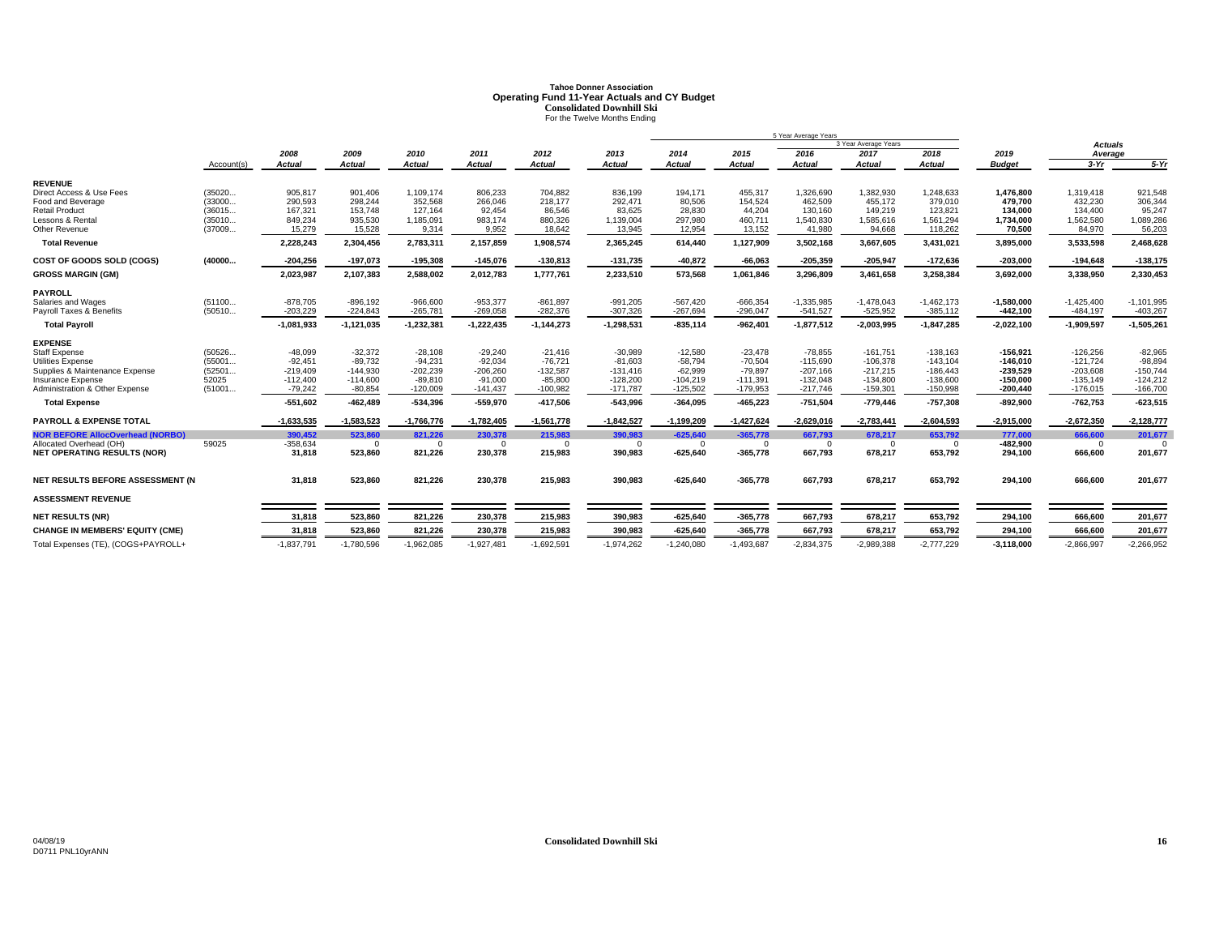# Tahoe Donner Association
## Operating Fund 11-Year Actuals and CY Budget
### Consolidated Downhill Ski
For the Twelve Months Ending

| | Account(s) | 2008 Actual | 2009 Actual | 2010 Actual | 2011 Actual | 2012 Actual | 2013 Actual | 2014 Actual | 2015 Actual | 2016 Actual | 2017 Actual | 2018 Actual | 2019 Budget | Actuals Average 3-Yr | Actuals Average 5-Yr |
|---|---|---|---|---|---|---|---|---|---|---|---|---|---|---|---|
| | | | | | | | | 5 Year Average Years | | | 3 Year Average Years | | | | |
| **REVENUE** | | | | | | | | | | | | | | | |
| Direct Access & Use Fees | (35020... | 905,817 | 901,406 | 1,109,174 | 806,233 | 704,882 | 836,199 | 194,171 | 455,317 | 1,326,690 | 1,382,930 | 1,248,633 | **1,476,800** | 1,319,418 | 921,548 |
| Food and Beverage | (33000... | 290,593 | 298,244 | 352,568 | 266,046 | 218,177 | 292,471 | 80,506 | 154,524 | 462,509 | 455,172 | 379,010 | **479,700** | 432,230 | 306,344 |
| Retail Product | (36015... | 167,321 | 153,748 | 127,164 | 92,454 | 86,546 | 83,625 | 28,830 | 44,204 | 130,160 | 149,219 | 123,821 | **134,000** | 134,400 | 95,247 |
| Lessons & Rental | (35010... | 849,234 | 935,530 | 1,185,091 | 983,174 | 880,326 | 1,139,004 | 297,980 | 460,711 | 1,540,830 | 1,585,616 | 1,561,294 | **1,734,000** | 1,562,580 | 1,089,286 |
| Other Revenue | (37009... | 15,279 | 15,528 | 9,314 | 9,952 | 18,642 | 13,945 | 12,954 | 13,152 | 41,980 | 94,668 | 118,262 | **70,500** | 84,970 | 56,203 |
| **Total Revenue** | | **2,228,243** | **2,304,456** | **2,783,311** | **2,157,859** | **1,908,574** | **2,365,245** | **614,440** | **1,127,909** | **3,502,168** | **3,667,605** | **3,431,021** | **3,895,000** | **3,533,598** | **2,468,628** |
| **COST OF GOODS SOLD (COGS)** | **(40000...** | **-204,256** | **-197,073** | **-195,308** | **-145,076** | **-130,813** | **-131,735** | **-40,872** | **-66,063** | **-205,359** | **-205,947** | **-172,636** | **-203,000** | **-194,648** | **-138,175** |
| **GROSS MARGIN (GM)** | | **2,023,987** | **2,107,383** | **2,588,002** | **2,012,783** | **1,777,761** | **2,233,510** | **573,568** | **1,061,846** | **3,296,809** | **3,461,658** | **3,258,384** | **3,692,000** | **3,338,950** | **2,330,453** |
| **PAYROLL** | | | | | | | | | | | | | | | |
| Salaries and Wages | (51100... | -878,705 | -896,192 | -966,600 | -953,377 | -861,897 | -991,205 | -567,420 | -666,354 | -1,335,985 | -1,478,043 | -1,462,173 | **-1,580,000** | -1,425,400 | -1,101,995 |
| Payroll Taxes & Benefits | (50510... | -203,229 | -224,843 | -265,781 | -269,058 | -282,376 | -307,326 | -267,694 | -296,047 | -541,527 | -525,952 | -385,112 | **-442,100** | -484,197 | -403,267 |
| **Total Payroll** | | **-1,081,933** | **-1,121,035** | **-1,232,381** | **-1,222,435** | **-1,144,273** | **-1,298,531** | **-835,114** | **-962,401** | **-1,877,512** | **-2,003,995** | **-1,847,285** | **-2,022,100** | **-1,909,597** | **-1,505,261** |
| **EXPENSE** | | | | | | | | | | | | | | | |
| Staff Expense | (50526... | -48,099 | -32,372 | -28,108 | -29,240 | -21,416 | -30,989 | -12,580 | -23,478 | -78,855 | -161,751 | -138,163 | **-156,921** | -126,256 | -82,965 |
| Utilities Expense | (55001... | -92,451 | -89,732 | -94,231 | -92,034 | -76,721 | -81,603 | -58,794 | -70,504 | -115,690 | -106,378 | -143,104 | **-146,010** | -121,724 | -98,894 |
| Supplies & Maintenance Expense | (52501... | -219,409 | -144,930 | -202,239 | -206,260 | -132,587 | -131,416 | -62,999 | -79,897 | -207,166 | -217,215 | -186,443 | **-239,529** | -203,608 | -150,744 |
| Insurance Expense | 52025 | -112,400 | -114,600 | -89,810 | -91,000 | -85,800 | -128,200 | -104,219 | -111,391 | -132,048 | -134,800 | -138,600 | **-150,000** | -135,149 | -124,212 |
| Administration & Other Expense | (51001... | -79,242 | -80,854 | -120,009 | -141,437 | -100,982 | -171,787 | -125,502 | -179,953 | -217,746 | -159,301 | -150,998 | **-200,440** | -176,015 | -166,700 |
| **Total Expense** | | **-551,602** | **-462,489** | **-534,396** | **-559,970** | **-417,506** | **-543,996** | **-364,095** | **-465,223** | **-751,504** | **-779,446** | **-757,308** | **-892,900** | **-762,753** | **-623,515** |
| **PAYROLL & EXPENSE TOTAL** | | **-1,633,535** | **-1,583,523** | **-1,766,776** | **-1,782,405** | **-1,561,778** | **-1,842,527** | **-1,199,209** | **-1,427,624** | **-2,629,016** | **-2,783,441** | **-2,604,593** | **-2,915,000** | **-2,672,350** | **-2,128,777** |
| **NOR BEFORE AllocOverhead (NORBO)** | | **390,452** | **523,860** | **821,226** | **230,378** | **215,983** | **390,983** | **-625,640** | **-365,778** | **667,793** | **678,217** | **653,792** | **777,000** | **666,600** | **201,677** |
| Allocated Overhead (OH) | 59025 | -358,634 | 0 | 0 | 0 | 0 | 0 | 0 | 0 | 0 | 0 | 0 | **-482,900** | 0 | 0 |
| **NET OPERATING RESULTS (NOR)** | | **31,818** | **523,860** | **821,226** | **230,378** | **215,983** | **390,983** | **-625,640** | **-365,778** | **667,793** | **678,217** | **653,792** | **294,100** | **666,600** | **201,677** |
| **NET RESULTS BEFORE ASSESSMENT (N** | | **31,818** | **523,860** | **821,226** | **230,378** | **215,983** | **390,983** | **-625,640** | **-365,778** | **667,793** | **678,217** | **653,792** | **294,100** | **666,600** | **201,677** |
| **ASSESSMENT REVENUE** | | | | | | | | | | | | | | | |
| **NET RESULTS (NR)** | | **31,818** | **523,860** | **821,226** | **230,378** | **215,983** | **390,983** | **-625,640** | **-365,778** | **667,793** | **678,217** | **653,792** | **294,100** | **666,600** | **201,677** |
| **CHANGE IN MEMBERS' EQUITY (CME)** | | **31,818** | **523,860** | **821,226** | **230,378** | **215,983** | **390,983** | **-625,640** | **-365,778** | **667,793** | **678,217** | **653,792** | **294,100** | **666,600** | **201,677** |
| Total Expenses (TE), (COGS+PAYROLL+ | | -1,837,791 | -1,780,596 | -1,962,085 | -1,927,481 | -1,692,591 | -1,974,262 | -1,240,080 | -1,493,687 | -2,834,375 | -2,989,388 | -2,777,229 | **-3,118,000** | -2,866,997 | -2,266,952 |

04/08/19
D0711 PNL10yrANN

**Consolidated Downhill Ski**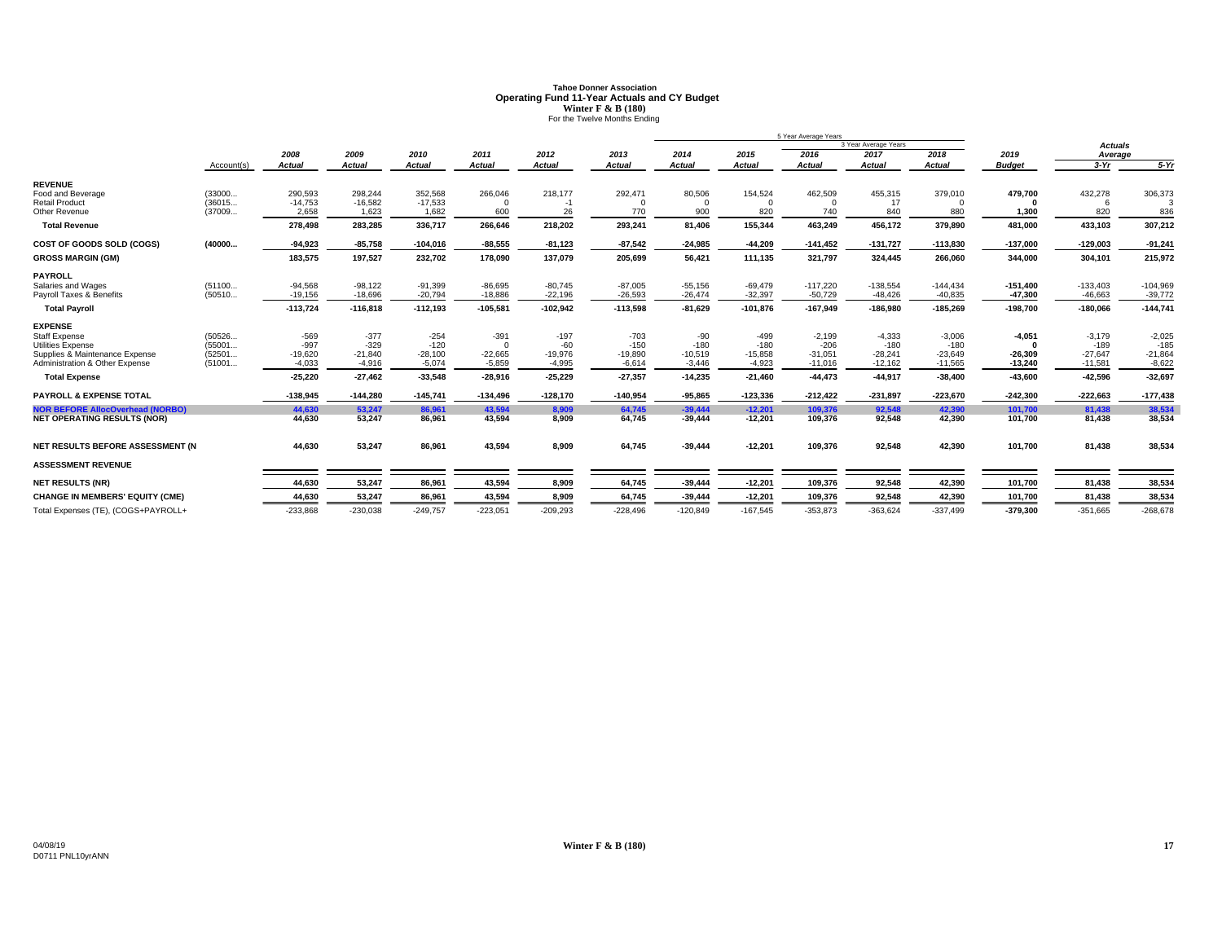# Tahoe Donner Association
## Operating Fund 11-Year Actuals and CY Budget
### Winter F & B (180)
For the Twelve Months Ending

| | Account(s) | 2008 Actual | 2009 Actual | 2010 Actual | 2011 Actual | 2012 Actual | 2013 Actual | 2014 Actual | 2015 Actual | 2016 Actual | 2017 Actual | 2018 Actual | 2019 Budget | Actuals Average 3-Yr | Actuals Average 5-Yr |
|---|---|---|---|---|---|---|---|---|---|---|---|---|---|---|---|
| | | | | | | | | 5 Year Average Years | | | 3 Year Average Years | | | | |
| **REVENUE** | | | | | | | | | | | | | | | |
| Food and Beverage | (33000... | 290,593 | 298,244 | 352,568 | 266,046 | 218,177 | 292,471 | 80,506 | 154,524 | 462,509 | 455,315 | 379,010 | **479,700** | 432,278 | 306,373 |
| Retail Product | (36015... | -14,753 | -16,582 | -17,533 | 0 | -1 | 0 | 0 | 0 | 0 | 17 | 0 | **0** | 6 | 3 |
| Other Revenue | (37009... | 2,658 | 1,623 | 1,682 | 600 | 26 | 770 | 900 | 820 | 740 | 840 | 880 | **1,300** | 820 | 836 |
| **Total Revenue** | | **278,498** | **283,285** | **336,717** | **266,646** | **218,202** | **293,241** | **81,406** | **155,344** | **463,249** | **456,172** | **379,890** | **481,000** | **433,103** | **307,212** |
| **COST OF GOODS SOLD (COGS)** | **(40000...** | **-94,923** | **-85,758** | **-104,016** | **-88,555** | **-81,123** | **-87,542** | **-24,985** | **-44,209** | **-141,452** | **-131,727** | **-113,830** | **-137,000** | **-129,003** | **-91,241** |
| **GROSS MARGIN (GM)** | | **183,575** | **197,527** | **232,702** | **178,090** | **137,079** | **205,699** | **56,421** | **111,135** | **321,797** | **324,445** | **266,060** | **344,000** | **304,101** | **215,972** |
| **PAYROLL** | | | | | | | | | | | | | | | |
| Salaries and Wages | (51100... | -94,568 | -98,122 | -91,399 | -86,695 | -80,745 | -87,005 | -55,156 | -69,479 | -117,220 | -138,554 | -144,434 | **-151,400** | -133,403 | -104,969 |
| Payroll Taxes & Benefits | (50510... | -19,156 | -18,696 | -20,794 | -18,886 | -22,196 | -26,593 | -26,474 | -32,397 | -50,729 | -48,426 | -40,835 | **-47,300** | -46,663 | -39,772 |
| **Total Payroll** | | **-113,724** | **-116,818** | **-112,193** | **-105,581** | **-102,942** | **-113,598** | **-81,629** | **-101,876** | **-167,949** | **-186,980** | **-185,269** | **-198,700** | **-180,066** | **-144,741** |
| **EXPENSE** | | | | | | | | | | | | | | | |
| Staff Expense | (50526... | -569 | -377 | -254 | -391 | -197 | -703 | -90 | -499 | -2,199 | -4,333 | -3,006 | **-4,051** | -3,179 | -2,025 |
| Utilities Expense | (55001... | -997 | -329 | -120 | 0 | -60 | -150 | -180 | -180 | -206 | -180 | -180 | **0** | -189 | -185 |
| Supplies & Maintenance Expense | (52501... | -19,620 | -21,840 | -28,100 | -22,665 | -19,976 | -19,890 | -10,519 | -15,858 | -31,051 | -28,241 | -23,649 | **-26,309** | -27,647 | -21,864 |
| Administration & Other Expense | (51001... | -4,033 | -4,916 | -5,074 | -5,859 | -4,995 | -6,614 | -3,446 | -4,923 | -11,016 | -12,162 | -11,565 | **-13,240** | -11,581 | -8,622 |
| **Total Expense** | | **-25,220** | **-27,462** | **-33,548** | **-28,916** | **-25,229** | **-27,357** | **-14,235** | **-21,460** | **-44,473** | **-44,917** | **-38,400** | **-43,600** | **-42,596** | **-32,697** |
| **PAYROLL & EXPENSE TOTAL** | | **-138,945** | **-144,280** | **-145,741** | **-134,496** | **-128,170** | **-140,954** | **-95,865** | **-123,336** | **-212,422** | **-231,897** | **-223,670** | **-242,300** | **-222,663** | **-177,438** |
| **NOR BEFORE AllocOverhead (NORBO)** | | **44,630** | **53,247** | **86,961** | **43,594** | **8,909** | **64,745** | **-39,444** | **-12,201** | **109,376** | **92,548** | **42,390** | **101,700** | **81,438** | **38,534** |
| **NET OPERATING RESULTS (NOR)** | | **44,630** | **53,247** | **86,961** | **43,594** | **8,909** | **64,745** | **-39,444** | **-12,201** | **109,376** | **92,548** | **42,390** | **101,700** | **81,438** | **38,534** |
| **NET RESULTS BEFORE ASSESSMENT (N** | | **44,630** | **53,247** | **86,961** | **43,594** | **8,909** | **64,745** | **-39,444** | **-12,201** | **109,376** | **92,548** | **42,390** | **101,700** | **81,438** | **38,534** |
| **ASSESSMENT REVENUE** | | | | | | | | | | | | | | | |
| **NET RESULTS (NR)** | | **44,630** | **53,247** | **86,961** | **43,594** | **8,909** | **64,745** | **-39,444** | **-12,201** | **109,376** | **92,548** | **42,390** | **101,700** | **81,438** | **38,534** |
| **CHANGE IN MEMBERS' EQUITY (CME)** | | **44,630** | **53,247** | **86,961** | **43,594** | **8,909** | **64,745** | **-39,444** | **-12,201** | **109,376** | **92,548** | **42,390** | **101,700** | **81,438** | **38,534** |
| Total Expenses (TE), (COGS+PAYROLL+ | | -233,868 | -230,038 | -249,757 | -223,051 | -209,293 | -228,496 | -120,849 | -167,545 | -353,873 | -363,624 | -337,499 | **-379,300** | -351,665 | -268,678 |

04/08/19
D0711 PNL10yrANN

Winter F & B (180)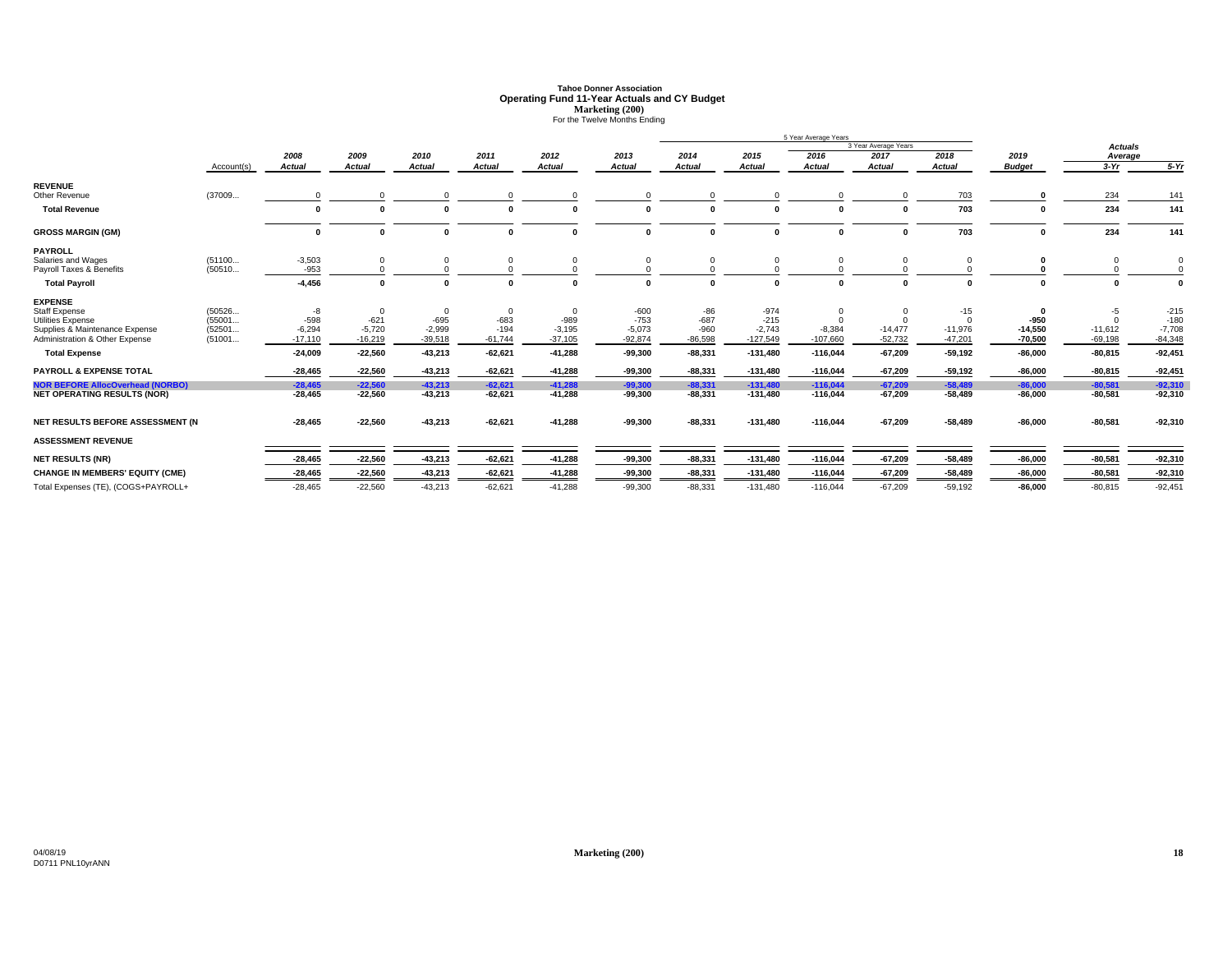# Tahoe Donner Association
## Operating Fund 11-Year Actuals and CY Budget
### Marketing (200)
For the Twelve Months Ending

| | Account(s) | 2008 Actual | 2009 Actual | 2010 Actual | 2011 Actual | 2012 Actual | 2013 Actual | 2014 Actual | 2015 Actual | 2016 Actual | 2017 Actual | 2018 Actual | 2019 Budget | Actuals Average 3-Yr | Actuals Average 5-Yr |
|---|---|---|---|---|---|---|---|---|---|---|---|---|---|---|---|
| | | | | | | | | | | 5 Year Average Years | 3 Year Average Years | | | | |
| **REVENUE** | | | | | | | | | | | | | | | |
| Other Revenue | (37009... | 0 | 0 | 0 | 0 | 0 | 0 | 0 | 0 | 0 | 0 | 703 | **0** | 234 | 141 |
| **Total Revenue** | | **0** | **0** | **0** | **0** | **0** | **0** | **0** | **0** | **0** | **0** | **703** | **0** | **234** | **141** |
| **GROSS MARGIN (GM)** | | **0** | **0** | **0** | **0** | **0** | **0** | **0** | **0** | **0** | **0** | **703** | **0** | **234** | **141** |
| **PAYROLL** | | | | | | | | | | | | | | | |
| Salaries and Wages | (51100... | -3,503 | 0 | 0 | 0 | 0 | 0 | 0 | 0 | 0 | 0 | 0 | **0** | 0 | 0 |
| Payroll Taxes & Benefits | (50510... | -953 | 0 | 0 | 0 | 0 | 0 | 0 | 0 | 0 | 0 | 0 | **0** | 0 | 0 |
| **Total Payroll** | | **-4,456** | **0** | **0** | **0** | **0** | **0** | **0** | **0** | **0** | **0** | **0** | **0** | **0** | **0** |
| **EXPENSE** | | | | | | | | | | | | | | | |
| Staff Expense | (50526... | -8 | 0 | 0 | 0 | 0 | -600 | -86 | -974 | 0 | 0 | -15 | **0** | -5 | -215 |
| Utilities Expense | (55001... | -598 | -621 | -695 | -683 | -989 | -753 | -687 | -215 | 0 | 0 | 0 | **-950** | 0 | -180 |
| Supplies & Maintenance Expense | (52501... | -6,294 | -5,720 | -2,999 | -194 | -3,195 | -5,073 | -960 | -2,743 | -8,384 | -14,477 | -11,976 | **-14,550** | -11,612 | -7,708 |
| Administration & Other Expense | (51001... | -17,110 | -16,219 | -39,518 | -61,744 | -37,105 | -92,874 | -86,598 | -127,549 | -107,660 | -52,732 | -47,201 | **-70,500** | -69,198 | -84,348 |
| **Total Expense** | | **-24,009** | **-22,560** | **-43,213** | **-62,621** | **-41,288** | **-99,300** | **-88,331** | **-131,480** | **-116,044** | **-67,209** | **-59,192** | **-86,000** | **-80,815** | **-92,451** |
| **PAYROLL & EXPENSE TOTAL** | | **-28,465** | **-22,560** | **-43,213** | **-62,621** | **-41,288** | **-99,300** | **-88,331** | **-131,480** | **-116,044** | **-67,209** | **-59,192** | **-86,000** | **-80,815** | **-92,451** |
| **NOR BEFORE AllocOverhead (NORBO)** | | **-28,465** | **-22,560** | **-43,213** | **-62,621** | **-41,288** | **-99,300** | **-88,331** | **-131,480** | **-116,044** | **-67,209** | **-58,489** | **-86,000** | **-80,581** | **-92,310** |
| **NET OPERATING RESULTS (NOR)** | | **-28,465** | **-22,560** | **-43,213** | **-62,621** | **-41,288** | **-99,300** | **-88,331** | **-131,480** | **-116,044** | **-67,209** | **-58,489** | **-86,000** | **-80,581** | **-92,310** |
| **NET RESULTS BEFORE ASSESSMENT (N** | | **-28,465** | **-22,560** | **-43,213** | **-62,621** | **-41,288** | **-99,300** | **-88,331** | **-131,480** | **-116,044** | **-67,209** | **-58,489** | **-86,000** | **-80,581** | **-92,310** |
| **ASSESSMENT REVENUE** | | | | | | | | | | | | | | | |
| **NET RESULTS (NR)** | | **-28,465** | **-22,560** | **-43,213** | **-62,621** | **-41,288** | **-99,300** | **-88,331** | **-131,480** | **-116,044** | **-67,209** | **-58,489** | **-86,000** | **-80,581** | **-92,310** |
| **CHANGE IN MEMBERS' EQUITY (CME)** | | **-28,465** | **-22,560** | **-43,213** | **-62,621** | **-41,288** | **-99,300** | **-88,331** | **-131,480** | **-116,044** | **-67,209** | **-58,489** | **-86,000** | **-80,581** | **-92,310** |
| Total Expenses (TE), (COGS+PAYROLL+ | | -28,465 | -22,560 | -43,213 | -62,621 | -41,288 | -99,300 | -88,331 | -131,480 | -116,044 | -67,209 | -59,192 | **-86,000** | -80,815 | -92,451 |

04/08/19
D0711 PNL10yrANN

**Marketing (200)**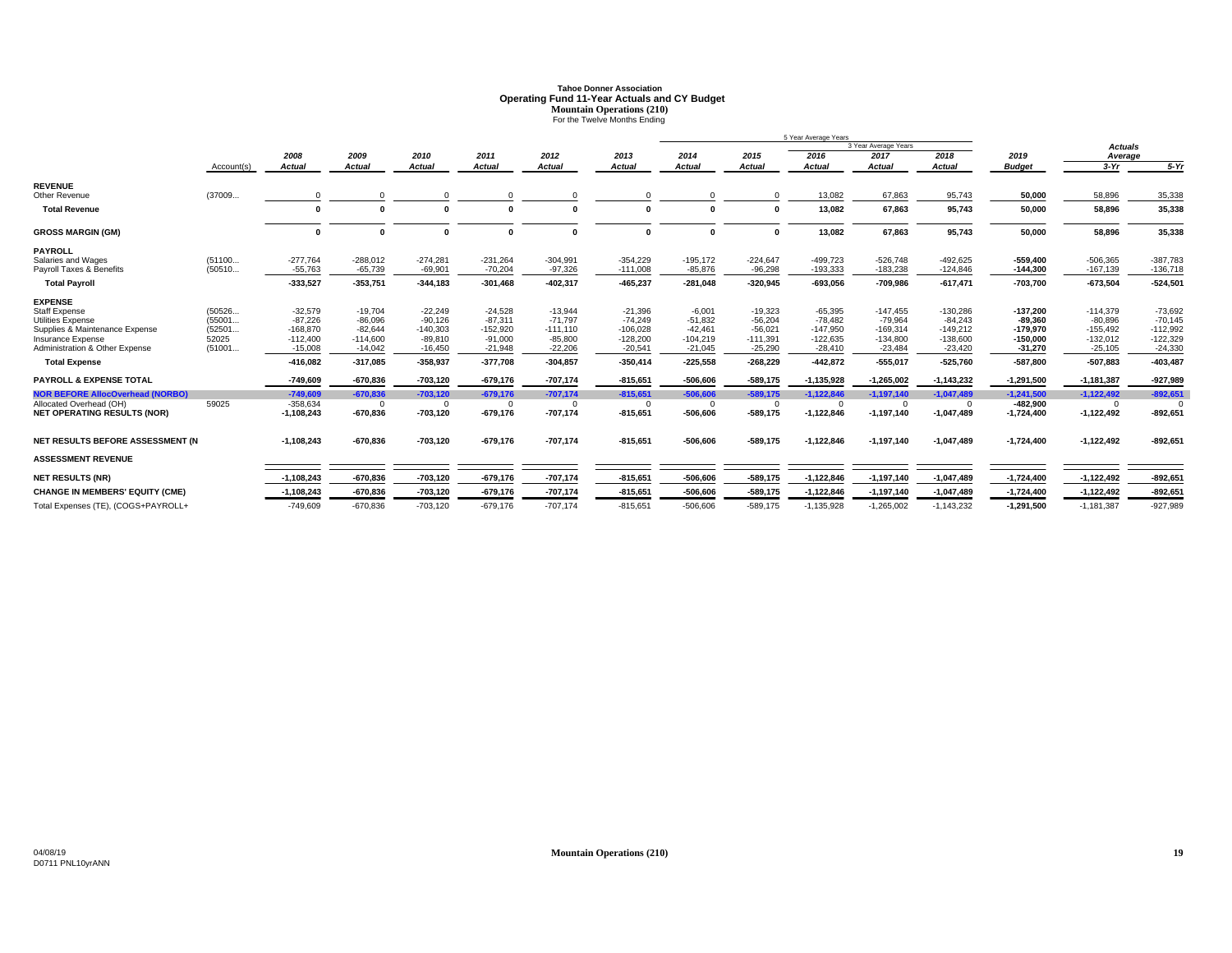# Tahoe Donner Association
## Operating Fund 11-Year Actuals and CY Budget
### Mountain Operations (210)
For the Twelve Months Ending

| | Account(s) | 2008 Actual | 2009 Actual | 2010 Actual | 2011 Actual | 2012 Actual | 2013 Actual | 2014 Actual | 2015 Actual | 2016 Actual | 2017 Actual | 2018 Actual | 2019 Budget | Actuals Average 3-Yr | Actuals Average 5-Yr |
|---|---|---|---|---|---|---|---|---|---|---|---|---|---|---|---|
| **REVENUE** | | | | | | | | | | | | | | | |
| Other Revenue | (37009... | 0 | 0 | 0 | 0 | 0 | 0 | 0 | 0 | 13,082 | 67,863 | 95,743 | 50,000 | 58,896 | 35,338 |
| **Total Revenue** | | 0 | 0 | 0 | 0 | 0 | 0 | 0 | 0 | 13,082 | 67,863 | 95,743 | 50,000 | 58,896 | 35,338 |
| **GROSS MARGIN (GM)** | | 0 | 0 | 0 | 0 | 0 | 0 | 0 | 0 | 13,082 | 67,863 | 95,743 | 50,000 | 58,896 | 35,338 |
| **PAYROLL** | | | | | | | | | | | | | | | |
| Salaries and Wages | (51100... | -277,764 | -288,012 | -274,281 | -231,264 | -304,991 | -354,229 | -195,172 | -224,647 | -499,723 | -526,748 | -492,625 | -559,400 | -506,365 | -387,783 |
| Payroll Taxes & Benefits | (50510... | -55,763 | -65,739 | -69,901 | -70,204 | -97,326 | -111,008 | -85,876 | -96,298 | -193,333 | -183,238 | -124,846 | -144,300 | -167,139 | -136,718 |
| **Total Payroll** | | -333,527 | -353,751 | -344,183 | -301,468 | -402,317 | -465,237 | -281,048 | -320,945 | -693,056 | -709,986 | -617,471 | -703,700 | -673,504 | -524,501 |
| **EXPENSE** | | | | | | | | | | | | | | | |
| Staff Expense | (50526... | -32,579 | -19,704 | -22,249 | -24,528 | -13,944 | -21,396 | -6,001 | -19,323 | -65,395 | -147,455 | -130,286 | -137,200 | -114,379 | -73,692 |
| Utilities Expense | (55001... | -87,226 | -86,096 | -90,126 | -87,311 | -71,797 | -74,249 | -51,832 | -56,204 | -78,482 | -79,964 | -84,243 | -89,360 | -80,896 | -70,145 |
| Supplies & Maintenance Expense | (52501... | -168,870 | -82,644 | -140,303 | -152,920 | -111,110 | -106,028 | -42,461 | -56,021 | -147,950 | -169,314 | -149,212 | -179,970 | -155,492 | -112,992 |
| Insurance Expense | 52025 | -112,400 | -114,600 | -89,810 | -91,000 | -85,800 | -128,200 | -104,219 | -111,391 | -122,635 | -134,800 | -138,600 | -150,000 | -132,012 | -122,329 |
| Administration & Other Expense | (51001... | -15,008 | -14,042 | -16,450 | -21,948 | -22,206 | -20,541 | -21,045 | -25,290 | -28,410 | -23,484 | -23,420 | -31,270 | -25,105 | -24,330 |
| **Total Expense** | | -416,082 | -317,085 | -358,937 | -377,708 | -304,857 | -350,414 | -225,558 | -268,229 | -442,872 | -555,017 | -525,760 | -587,800 | -507,883 | -403,487 |
| **PAYROLL & EXPENSE TOTAL** | | -749,609 | -670,836 | -703,120 | -679,176 | -707,174 | -815,651 | -506,606 | -589,175 | -1,135,928 | -1,265,002 | -1,143,232 | -1,291,500 | -1,181,387 | -927,989 |
| **NOR BEFORE AllocOverhead (NORBO)** | | -749,609 | -670,836 | -703,120 | -679,176 | -707,174 | -815,651 | -506,606 | -589,175 | -1,122,846 | -1,197,140 | -1,047,489 | -1,241,500 | -1,122,492 | -892,651 |
| Allocated Overhead (OH) | 59025 | -358,634 | 0 | 0 | 0 | 0 | 0 | 0 | 0 | 0 | 0 | 0 | -482,900 | 0 | 0 |
| **NET OPERATING RESULTS (NOR)** | | -1,108,243 | -670,836 | -703,120 | -679,176 | -707,174 | -815,651 | -506,606 | -589,175 | -1,122,846 | -1,197,140 | -1,047,489 | -1,724,400 | -1,122,492 | -892,651 |
| **NET RESULTS BEFORE ASSESSMENT (N** | | -1,108,243 | -670,836 | -703,120 | -679,176 | -707,174 | -815,651 | -506,606 | -589,175 | -1,122,846 | -1,197,140 | -1,047,489 | -1,724,400 | -1,122,492 | -892,651 |
| **ASSESSMENT REVENUE** | | | | | | | | | | | | | | | |
| **NET RESULTS (NR)** | | -1,108,243 | -670,836 | -703,120 | -679,176 | -707,174 | -815,651 | -506,606 | -589,175 | -1,122,846 | -1,197,140 | -1,047,489 | -1,724,400 | -1,122,492 | -892,651 |
| **CHANGE IN MEMBERS' EQUITY (CME)** | | -1,108,243 | -670,836 | -703,120 | -679,176 | -707,174 | -815,651 | -506,606 | -589,175 | -1,122,846 | -1,197,140 | -1,047,489 | -1,724,400 | -1,122,492 | -892,651 |
| Total Expenses (TE), (COGS+PAYROLL+ | | -749,609 | -670,836 | -703,120 | -679,176 | -707,174 | -815,651 | -506,606 | -589,175 | -1,135,928 | -1,265,002 | -1,143,232 | -1,291,500 | -1,181,387 | -927,989 |

Note: 5 Year Average Years: 2014–2018; 3 Year Average Years: 2016–2018.

04/08/19
D0711 PNL10yrANN

Mountain Operations (210)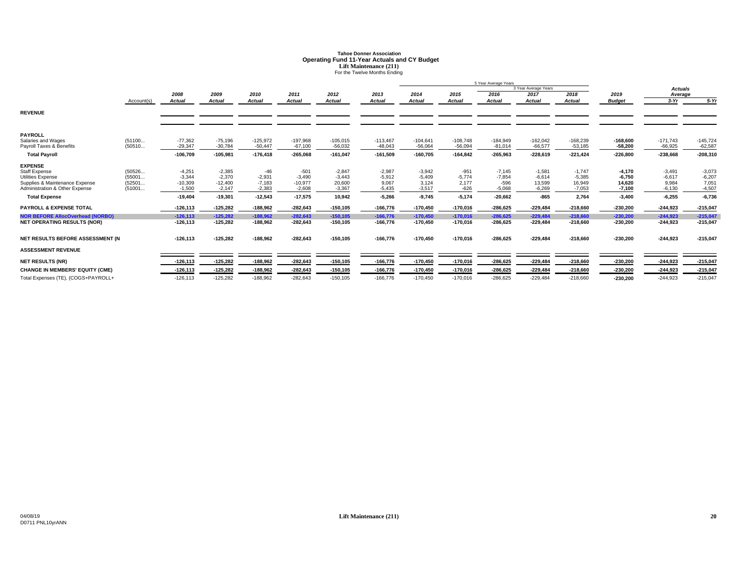**Tahoe Donner Association**
**Operating Fund 11-Year Actuals and CY Budget**
**Lift Maintenance (211)**
For the Twelve Months Ending

| | Account(s) | 2008 Actual | 2009 Actual | 2010 Actual | 2011 Actual | 2012 Actual | 2013 Actual | 2014 Actual | 2015 Actual | 2016 Actual | 2017 Actual | 2018 Actual | 2019 Budget | Actuals Average 3-Yr | Actuals Average 5-Yr |
|---|---|---|---|---|---|---|---|---|---|---|---|---|---|---|---|
| | | | | | | | | 5 Year Average Years | | | | | | | |
| | | | | | | | | | | | 3 Year Average Years | | | | |
| **REVENUE** | | | | | | | | | | | | | | | |
| **PAYROLL** | | | | | | | | | | | | | | | |
| Salaries and Wages | (51100... | -77,362 | -75,196 | -125,972 | -197,968 | -105,015 | -113,467 | -104,641 | -108,748 | -184,949 | -162,042 | -168,239 | **-168,600** | -171,743 | -145,724 |
| Payroll Taxes & Benefits | (50510... | -29,347 | -30,784 | -50,447 | -67,100 | -56,032 | -48,043 | -56,064 | -56,094 | -81,014 | -66,577 | -53,185 | **-58,200** | -66,925 | -62,587 |
| **Total Payroll** | | **-106,709** | **-105,981** | **-176,418** | **-265,068** | **-161,047** | **-161,509** | **-160,705** | **-164,842** | **-265,963** | **-228,619** | **-221,424** | **-226,800** | **-238,668** | **-208,310** |
| **EXPENSE** | | | | | | | | | | | | | | | |
| Staff Expense | (50526... | -4,251 | -2,385 | -46 | -501 | -2,847 | -2,987 | -3,942 | -951 | -7,145 | -1,581 | -1,747 | **-4,170** | -3,491 | -3,073 |
| Utilities Expense | (55001... | -3,344 | -2,370 | -2,931 | -3,490 | -3,443 | -5,912 | -5,409 | -5,774 | -7,854 | -6,614 | -5,385 | **-6,750** | -6,617 | -6,207 |
| Supplies & Maintenance Expense | (52501... | -10,309 | -12,400 | -7,183 | -10,977 | 20,600 | 9,067 | 3,124 | 2,177 | -596 | 13,599 | 16,949 | **14,620** | 9,984 | 7,051 |
| Administration & Other Expense | (51001... | -1,500 | -2,147 | -2,383 | -2,608 | -3,367 | -5,435 | -3,517 | -626 | -5,068 | -6,269 | -7,053 | **-7,100** | -6,130 | -4,507 |
| **Total Expense** | | **-19,404** | **-19,301** | **-12,543** | **-17,575** | **10,942** | **-5,266** | **-9,745** | **-5,174** | **-20,662** | **-865** | **2,764** | **-3,400** | **-6,255** | **-6,736** |
| **PAYROLL & EXPENSE TOTAL** | | **-126,113** | **-125,282** | **-188,962** | **-282,643** | **-150,105** | **-166,776** | **-170,450** | **-170,016** | **-286,625** | **-229,484** | **-218,660** | **-230,200** | **-244,923** | **-215,047** |
| **NOR BEFORE AllocOverhead (NORBO)** | | **-126,113** | **-125,282** | **-188,962** | **-282,643** | **-150,105** | **-166,776** | **-170,450** | **-170,016** | **-286,625** | **-229,484** | **-218,660** | **-230,200** | **-244,923** | **-215,047** |
| **NET OPERATING RESULTS (NOR)** | | **-126,113** | **-125,282** | **-188,962** | **-282,643** | **-150,105** | **-166,776** | **-170,450** | **-170,016** | **-286,625** | **-229,484** | **-218,660** | **-230,200** | **-244,923** | **-215,047** |
| **NET RESULTS BEFORE ASSESSMENT (N** | | **-126,113** | **-125,282** | **-188,962** | **-282,643** | **-150,105** | **-166,776** | **-170,450** | **-170,016** | **-286,625** | **-229,484** | **-218,660** | **-230,200** | **-244,923** | **-215,047** |
| **ASSESSMENT REVENUE** | | | | | | | | | | | | | | | |
| **NET RESULTS (NR)** | | **-126,113** | **-125,282** | **-188,962** | **-282,643** | **-150,105** | **-166,776** | **-170,450** | **-170,016** | **-286,625** | **-229,484** | **-218,660** | **-230,200** | **-244,923** | **-215,047** |
| **CHANGE IN MEMBERS' EQUITY (CME)** | | **-126,113** | **-125,282** | **-188,962** | **-282,643** | **-150,105** | **-166,776** | **-170,450** | **-170,016** | **-286,625** | **-229,484** | **-218,660** | **-230,200** | **-244,923** | **-215,047** |
| Total Expenses (TE), (COGS+PAYROLL+ | | -126,113 | -125,282 | -188,962 | -282,643 | -150,105 | -166,776 | -170,450 | -170,016 | -286,625 | -229,484 | -218,660 | **-230,200** | -244,923 | -215,047 |

04/08/19
D0711 PNL10yrANN

**Lift Maintenance (211)**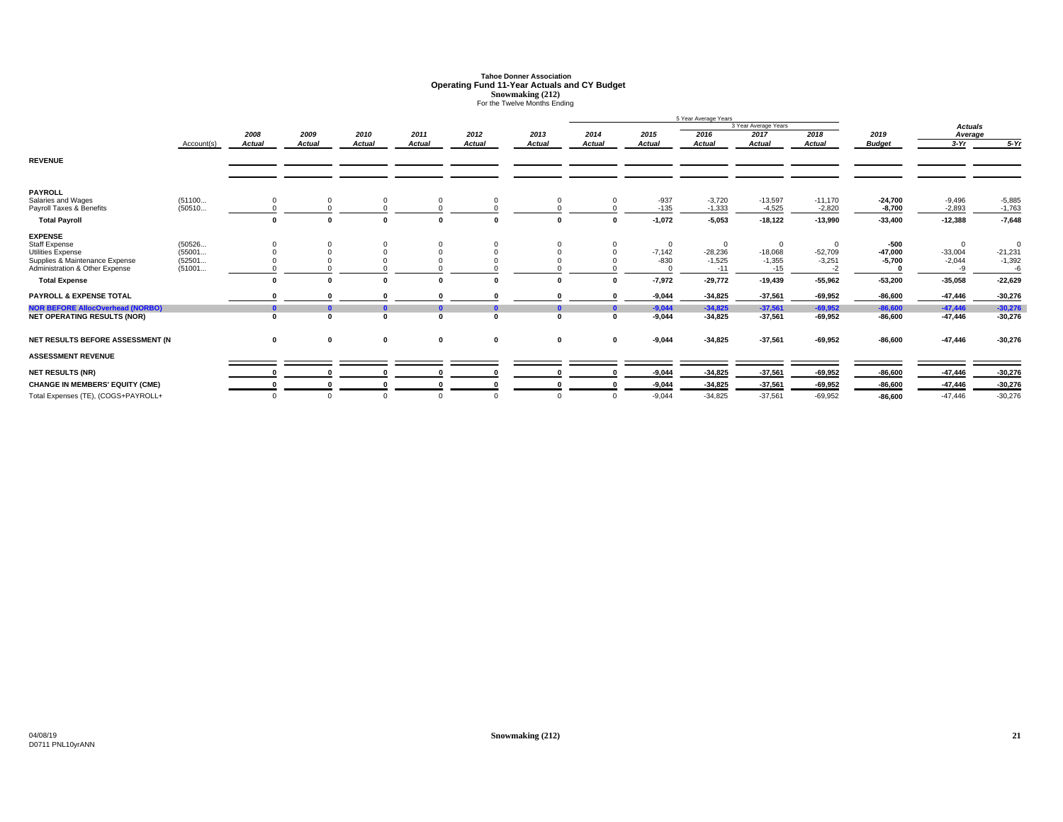# Tahoe Donner Association
## Operating Fund 11-Year Actuals and CY Budget
### Snowmaking (212)
For the Twelve Months Ending

| | Account(s) | 2008 Actual | 2009 Actual | 2010 Actual | 2011 Actual | 2012 Actual | 2013 Actual | 2014 Actual | 2015 Actual | 2016 Actual | 2017 Actual | 2018 Actual | 2019 Budget | Actuals Average 3-Yr | Actuals Average 5-Yr |
|---|---|---|---|---|---|---|---|---|---|---|---|---|---|---|---|
| | | | | | | | | | 5 Year Average Years | | 3 Year Average Years | | | | |
| **REVENUE** | | | | | | | | | | | | | | | |
| **PAYROLL** | | | | | | | | | | | | | | | |
| Salaries and Wages | (51100... | 0 | 0 | 0 | 0 | 0 | 0 | 0 | -937 | -3,720 | -13,597 | -11,170 | **-24,700** | -9,496 | -5,885 |
| Payroll Taxes & Benefits | (50510... | 0 | 0 | 0 | 0 | 0 | 0 | 0 | -135 | -1,333 | -4,525 | -2,820 | **-8,700** | -2,893 | -1,763 |
| **Total Payroll** | | **0** | **0** | **0** | **0** | **0** | **0** | **0** | **-1,072** | **-5,053** | **-18,122** | **-13,990** | **-33,400** | **-12,388** | **-7,648** |
| **EXPENSE** | | | | | | | | | | | | | | | |
| Staff Expense | (50526... | 0 | 0 | 0 | 0 | 0 | 0 | 0 | 0 | 0 | 0 | 0 | **-500** | 0 | 0 |
| Utilities Expense | (55001... | 0 | 0 | 0 | 0 | 0 | 0 | 0 | -7,142 | -28,236 | -18,068 | -52,709 | **-47,000** | -33,004 | -21,231 |
| Supplies & Maintenance Expense | (52501... | 0 | 0 | 0 | 0 | 0 | 0 | 0 | -830 | -1,525 | -1,355 | -3,251 | **-5,700** | -2,044 | -1,392 |
| Administration & Other Expense | (51001... | 0 | 0 | 0 | 0 | 0 | 0 | 0 | 0 | -11 | -15 | -2 | **0** | -9 | -6 |
| **Total Expense** | | **0** | **0** | **0** | **0** | **0** | **0** | **0** | **-7,972** | **-29,772** | **-19,439** | **-55,962** | **-53,200** | **-35,058** | **-22,629** |
| **PAYROLL & EXPENSE TOTAL** | | **0** | **0** | **0** | **0** | **0** | **0** | **0** | **-9,044** | **-34,825** | **-37,561** | **-69,952** | **-86,600** | **-47,446** | **-30,276** |
| **NOR BEFORE AllocOverhead (NORBO)** | | **0** | **0** | **0** | **0** | **0** | **0** | **0** | **-9,044** | **-34,825** | **-37,561** | **-69,952** | **-86,600** | **-47,446** | **-30,276** |
| **NET OPERATING RESULTS (NOR)** | | **0** | **0** | **0** | **0** | **0** | **0** | **0** | **-9,044** | **-34,825** | **-37,561** | **-69,952** | **-86,600** | **-47,446** | **-30,276** |
| **NET RESULTS BEFORE ASSESSMENT (N** | | **0** | **0** | **0** | **0** | **0** | **0** | **0** | **-9,044** | **-34,825** | **-37,561** | **-69,952** | **-86,600** | **-47,446** | **-30,276** |
| **ASSESSMENT REVENUE** | | | | | | | | | | | | | | | |
| **NET RESULTS (NR)** | | **0** | **0** | **0** | **0** | **0** | **0** | **0** | **-9,044** | **-34,825** | **-37,561** | **-69,952** | **-86,600** | **-47,446** | **-30,276** |
| **CHANGE IN MEMBERS' EQUITY (CME)** | | **0** | **0** | **0** | **0** | **0** | **0** | **0** | **-9,044** | **-34,825** | **-37,561** | **-69,952** | **-86,600** | **-47,446** | **-30,276** |
| Total Expenses (TE), (COGS+PAYROLL+ | | 0 | 0 | 0 | 0 | 0 | 0 | 0 | -9,044 | -34,825 | -37,561 | -69,952 | **-86,600** | -47,446 | -30,276 |

04/08/19
D0711 PNL10yrANN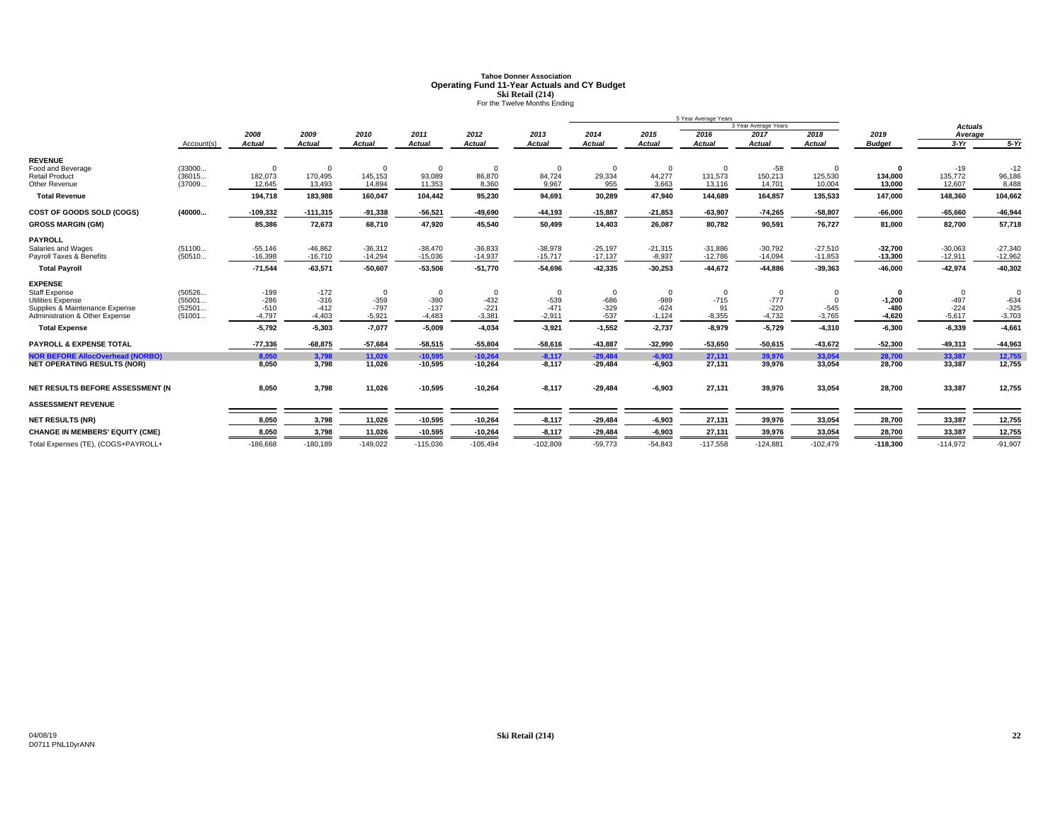# Tahoe Donner Association
## Operating Fund 11-Year Actuals and CY Budget
### Ski Retail (214)
For the Twelve Months Ending

| | Account(s) | 2008 Actual | 2009 Actual | 2010 Actual | 2011 Actual | 2012 Actual | 2013 Actual | 2014 Actual | 2015 Actual | 2016 Actual | 2017 Actual | 2018 Actual | 2019 Budget | Actuals Average 3-Yr | Actuals Average 5-Yr |
|---|---|---|---|---|---|---|---|---|---|---|---|---|---|---|---|
| | | | | | | | | 5 Year Average Years | | | 3 Year Average Years | | | | |
| **REVENUE** | | | | | | | | | | | | | | | |
| Food and Beverage | (33000... | 0 | 0 | 0 | 0 | 0 | 0 | 0 | 0 | 0 | -58 | 0 | **0** | -19 | -12 |
| Retail Product | (36015... | 182,073 | 170,495 | 145,153 | 93,089 | 86,870 | 84,724 | 29,334 | 44,277 | 131,573 | 150,213 | 125,530 | **134,000** | 135,772 | 96,186 |
| Other Revenue | (37009... | 12,645 | 13,493 | 14,894 | 11,353 | 8,360 | 9,967 | 955 | 3,663 | 13,116 | 14,701 | 10,004 | **13,000** | 12,607 | 8,488 |
| **Total Revenue** | | **194,718** | **183,988** | **160,047** | **104,442** | **95,230** | **94,691** | **30,289** | **47,940** | **144,689** | **164,857** | **135,533** | **147,000** | **148,360** | **104,662** |
| **COST OF GOODS SOLD (COGS)** | **(40000...** | **-109,332** | **-111,315** | **-91,338** | **-56,521** | **-49,690** | **-44,193** | **-15,887** | **-21,853** | **-63,907** | **-74,265** | **-58,807** | **-66,000** | **-65,660** | **-46,944** |
| **GROSS MARGIN (GM)** | | **85,386** | **72,673** | **68,710** | **47,920** | **45,540** | **50,499** | **14,403** | **26,087** | **80,782** | **90,591** | **76,727** | **81,000** | **82,700** | **57,718** |
| **PAYROLL** | | | | | | | | | | | | | | | |
| Salaries and Wages | (51100... | -55,146 | -46,862 | -36,312 | -38,470 | -36,833 | -38,978 | -25,197 | -21,315 | -31,886 | -30,792 | -27,510 | **-32,700** | -30,063 | -27,340 |
| Payroll Taxes & Benefits | (50510... | -16,398 | -16,710 | -14,294 | -15,036 | -14,937 | -15,717 | -17,137 | -8,937 | -12,786 | -14,094 | -11,853 | **-13,300** | -12,911 | -12,962 |
| **Total Payroll** | | **-71,544** | **-63,571** | **-50,607** | **-53,506** | **-51,770** | **-54,696** | **-42,335** | **-30,253** | **-44,672** | **-44,886** | **-39,363** | **-46,000** | **-42,974** | **-40,302** |
| **EXPENSE** | | | | | | | | | | | | | | | |
| Staff Expense | (50526... | -199 | -172 | 0 | 0 | 0 | 0 | 0 | 0 | 0 | 0 | 0 | **0** | 0 | 0 |
| Utilities Expense | (55001... | -286 | -316 | -359 | -390 | -432 | -539 | -686 | -989 | -715 | -777 | 0 | **-1,200** | -497 | -634 |
| Supplies & Maintenance Expense | (52501... | -510 | -412 | -797 | -137 | -221 | -471 | -329 | -624 | 91 | -220 | -545 | **-480** | -224 | -325 |
| Administration & Other Expense | (51001... | -4,797 | -4,403 | -5,921 | -4,483 | -3,381 | -2,911 | -537 | -1,124 | -8,355 | -4,732 | -3,765 | **-4,620** | -5,617 | -3,703 |
| **Total Expense** | | **-5,792** | **-5,303** | **-7,077** | **-5,009** | **-4,034** | **-3,921** | **-1,552** | **-2,737** | **-8,979** | **-5,729** | **-4,310** | **-6,300** | **-6,339** | **-4,661** |
| **PAYROLL & EXPENSE TOTAL** | | **-77,336** | **-68,875** | **-57,684** | **-58,515** | **-55,804** | **-58,616** | **-43,887** | **-32,990** | **-53,650** | **-50,615** | **-43,672** | **-52,300** | **-49,313** | **-44,963** |
| **NOR BEFORE AllocOverhead (NORBO)** | | **8,050** | **3,798** | **11,026** | **-10,595** | **-10,264** | **-8,117** | **-29,484** | **-6,903** | **27,131** | **39,976** | **33,054** | **28,700** | **33,387** | **12,755** |
| **NET OPERATING RESULTS (NOR)** | | **8,050** | **3,798** | **11,026** | **-10,595** | **-10,264** | **-8,117** | **-29,484** | **-6,903** | **27,131** | **39,976** | **33,054** | **28,700** | **33,387** | **12,755** |
| **NET RESULTS BEFORE ASSESSMENT (N** | | **8,050** | **3,798** | **11,026** | **-10,595** | **-10,264** | **-8,117** | **-29,484** | **-6,903** | **27,131** | **39,976** | **33,054** | **28,700** | **33,387** | **12,755** |
| **ASSESSMENT REVENUE** | | | | | | | | | | | | | | | |
| **NET RESULTS (NR)** | | **8,050** | **3,798** | **11,026** | **-10,595** | **-10,264** | **-8,117** | **-29,484** | **-6,903** | **27,131** | **39,976** | **33,054** | **28,700** | **33,387** | **12,755** |
| **CHANGE IN MEMBERS' EQUITY (CME)** | | **8,050** | **3,798** | **11,026** | **-10,595** | **-10,264** | **-8,117** | **-29,484** | **-6,903** | **27,131** | **39,976** | **33,054** | **28,700** | **33,387** | **12,755** |
| Total Expenses (TE), (COGS+PAYROLL+ | | -186,668 | -180,189 | -149,022 | -115,036 | -105,494 | -102,809 | -59,773 | -54,843 | -117,558 | -124,881 | -102,479 | **-118,300** | -114,972 | -91,907 |

04/08/19
D0711 PNL10yrANN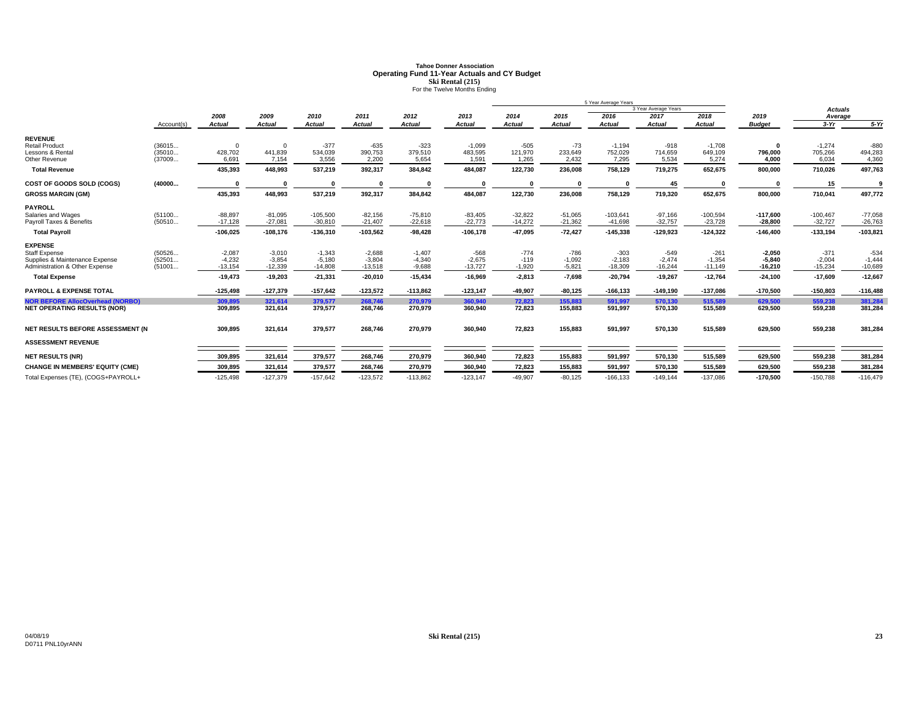# Tahoe Donner Association
## Operating Fund 11-Year Actuals and CY Budget
### Ski Rental (215)
For the Twelve Months Ending

| | Account(s) | 2008 Actual | 2009 Actual | 2010 Actual | 2011 Actual | 2012 Actual | 2013 Actual | 2014 Actual | 2015 Actual | 2016 Actual | 2017 Actual | 2018 Actual | 2019 Budget | Actuals Average 3-Yr | Actuals Average 5-Yr |
|---|---|---|---|---|---|---|---|---|---|---|---|---|---|---|---|
| | | | | | | | | 5 Year Average Years | | | 3 Year Average Years | | | | |
| **REVENUE** | | | | | | | | | | | | | | | |
| Retail Product | (36015... | 0 | 0 | -377 | -635 | -323 | -1,099 | -505 | -73 | -1,194 | -918 | -1,708 | **0** | -1,274 | -880 |
| Lessons & Rental | (35010... | 428,702 | 441,839 | 534,039 | 390,753 | 379,510 | 483,595 | 121,970 | 233,649 | 752,029 | 714,659 | 649,109 | **796,000** | 705,266 | 494,283 |
| Other Revenue | (37009... | 6,691 | 7,154 | 3,556 | 2,200 | 5,654 | 1,591 | 1,265 | 2,432 | 7,295 | 5,534 | 5,274 | **4,000** | 6,034 | 4,360 |
| **Total Revenue** | | **435,393** | **448,993** | **537,219** | **392,317** | **384,842** | **484,087** | **122,730** | **236,008** | **758,129** | **719,275** | **652,675** | **800,000** | **710,026** | **497,763** |
| **COST OF GOODS SOLD (COGS)** | **(40000...** | **0** | **0** | **0** | **0** | **0** | **0** | **0** | **0** | **0** | **45** | **0** | **0** | **15** | **9** |
| **GROSS MARGIN (GM)** | | **435,393** | **448,993** | **537,219** | **392,317** | **384,842** | **484,087** | **122,730** | **236,008** | **758,129** | **719,320** | **652,675** | **800,000** | **710,041** | **497,772** |
| **PAYROLL** | | | | | | | | | | | | | | | |
| Salaries and Wages | (51100... | -88,897 | -81,095 | -105,500 | -82,156 | -75,810 | -83,405 | -32,822 | -51,065 | -103,641 | -97,166 | -100,594 | **-117,600** | -100,467 | -77,058 |
| Payroll Taxes & Benefits | (50510... | -17,128 | -27,081 | -30,810 | -21,407 | -22,618 | -22,773 | -14,272 | -21,362 | -41,698 | -32,757 | -23,728 | **-28,800** | -32,727 | -26,763 |
| **Total Payroll** | | **-106,025** | **-108,176** | **-136,310** | **-103,562** | **-98,428** | **-106,178** | **-47,095** | **-72,427** | **-145,338** | **-129,923** | **-124,322** | **-146,400** | **-133,194** | **-103,821** |
| **EXPENSE** | | | | | | | | | | | | | | | |
| Staff Expense | (50526... | -2,087 | -3,010 | -1,343 | -2,688 | -1,407 | -568 | -774 | -786 | -303 | -549 | -261 | **-2,050** | -371 | -534 |
| Supplies & Maintenance Expense | (52501... | -4,232 | -3,854 | -5,180 | -3,804 | -4,340 | -2,675 | -119 | -1,092 | -2,183 | -2,474 | -1,354 | **-5,840** | -2,004 | -1,444 |
| Administration & Other Expense | (51001... | -13,154 | -12,339 | -14,808 | -13,518 | -9,688 | -13,727 | -1,920 | -5,821 | -18,309 | -16,244 | -11,149 | **-16,210** | -15,234 | -10,689 |
| **Total Expense** | | **-19,473** | **-19,203** | **-21,331** | **-20,010** | **-15,434** | **-16,969** | **-2,813** | **-7,698** | **-20,794** | **-19,267** | **-12,764** | **-24,100** | **-17,609** | **-12,667** |
| **PAYROLL & EXPENSE TOTAL** | | **-125,498** | **-127,379** | **-157,642** | **-123,572** | **-113,862** | **-123,147** | **-49,907** | **-80,125** | **-166,133** | **-149,190** | **-137,086** | **-170,500** | **-150,803** | **-116,488** |
| **NOR BEFORE AllocOverhead (NORBO)** | | **309,895** | **321,614** | **379,577** | **268,746** | **270,979** | **360,940** | **72,823** | **155,883** | **591,997** | **570,130** | **515,589** | **629,500** | **559,238** | **381,284** |
| **NET OPERATING RESULTS (NOR)** | | **309,895** | **321,614** | **379,577** | **268,746** | **270,979** | **360,940** | **72,823** | **155,883** | **591,997** | **570,130** | **515,589** | **629,500** | **559,238** | **381,284** |
| **NET RESULTS BEFORE ASSESSMENT (N** | | **309,895** | **321,614** | **379,577** | **268,746** | **270,979** | **360,940** | **72,823** | **155,883** | **591,997** | **570,130** | **515,589** | **629,500** | **559,238** | **381,284** |
| **ASSESSMENT REVENUE** | | | | | | | | | | | | | | | |
| **NET RESULTS (NR)** | | **309,895** | **321,614** | **379,577** | **268,746** | **270,979** | **360,940** | **72,823** | **155,883** | **591,997** | **570,130** | **515,589** | **629,500** | **559,238** | **381,284** |
| **CHANGE IN MEMBERS' EQUITY (CME)** | | **309,895** | **321,614** | **379,577** | **268,746** | **270,979** | **360,940** | **72,823** | **155,883** | **591,997** | **570,130** | **515,589** | **629,500** | **559,238** | **381,284** |
| Total Expenses (TE), (COGS+PAYROLL+ | | -125,498 | -127,379 | -157,642 | -123,572 | -113,862 | -123,147 | -49,907 | -80,125 | -166,133 | -149,144 | -137,086 | **-170,500** | -150,788 | -116,479 |

04/08/19
D0711 PNL10yrANN

Ski Rental (215)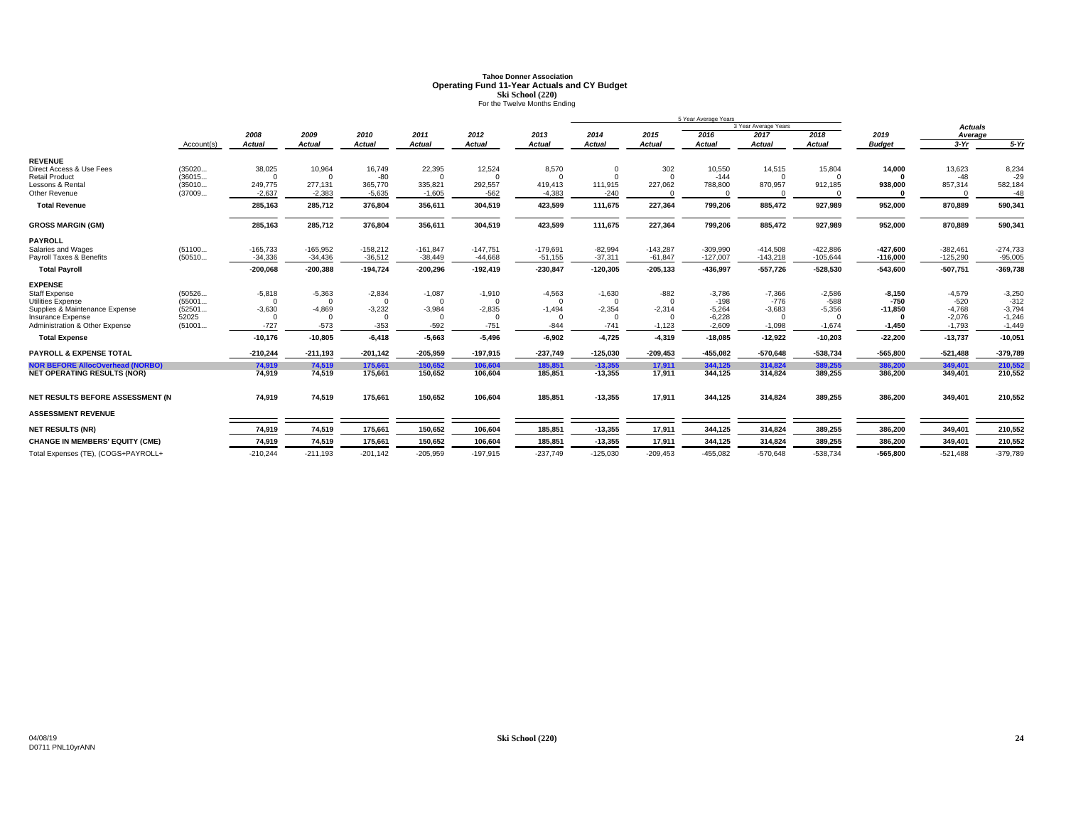# Tahoe Donner Association
## Operating Fund 11-Year Actuals and CY Budget
### Ski School (220)
For the Twelve Months Ending

| | Account(s) | 2008 Actual | 2009 Actual | 2010 Actual | 2011 Actual | 2012 Actual | 2013 Actual | 2014 Actual | 2015 Actual | 2016 Actual | 2017 Actual | 2018 Actual | 2019 Budget | Actuals Average 3-Yr | Actuals Average 5-Yr |
|---|---|---|---|---|---|---|---|---|---|---|---|---|---|---|---|
| | | | | | | | | | | 5 Year Average Years | 3 Year Average Years | | | | |
| **REVENUE** | | | | | | | | | | | | | | | |
| Direct Access & Use Fees | (35020... | 38,025 | 10,964 | 16,749 | 22,395 | 12,524 | 8,570 | 0 | 302 | 10,550 | 14,515 | 15,804 | **14,000** | 13,623 | 8,234 |
| Retail Product | (36015... | 0 | 0 | -80 | 0 | 0 | 0 | 0 | 0 | -144 | 0 | 0 | **0** | -48 | -29 |
| Lessons & Rental | (35010... | 249,775 | 277,131 | 365,770 | 335,821 | 292,557 | 419,413 | 111,915 | 227,062 | 788,800 | 870,957 | 912,185 | **938,000** | 857,314 | 582,184 |
| Other Revenue | (37009... | -2,637 | -2,383 | -5,635 | -1,605 | -562 | -4,383 | -240 | 0 | 0 | 0 | 0 | **0** | 0 | -48 |
| **Total Revenue** | | **285,163** | **285,712** | **376,804** | **356,611** | **304,519** | **423,599** | **111,675** | **227,364** | **799,206** | **885,472** | **927,989** | **952,000** | **870,889** | **590,341** |
| **GROSS MARGIN (GM)** | | **285,163** | **285,712** | **376,804** | **356,611** | **304,519** | **423,599** | **111,675** | **227,364** | **799,206** | **885,472** | **927,989** | **952,000** | **870,889** | **590,341** |
| **PAYROLL** | | | | | | | | | | | | | | | |
| Salaries and Wages | (51100... | -165,733 | -165,952 | -158,212 | -161,847 | -147,751 | -179,691 | -82,994 | -143,287 | -309,990 | -414,508 | -422,886 | **-427,600** | -382,461 | -274,733 |
| Payroll Taxes & Benefits | (50510... | -34,336 | -34,436 | -36,512 | -38,449 | -44,668 | -51,155 | -37,311 | -61,847 | -127,007 | -143,218 | -105,644 | **-116,000** | -125,290 | -95,005 |
| **Total Payroll** | | **-200,068** | **-200,388** | **-194,724** | **-200,296** | **-192,419** | **-230,847** | **-120,305** | **-205,133** | **-436,997** | **-557,726** | **-528,530** | **-543,600** | **-507,751** | **-369,738** |
| **EXPENSE** | | | | | | | | | | | | | | | |
| Staff Expense | (50526... | -5,818 | -5,363 | -2,834 | -1,087 | -1,910 | -4,563 | -1,630 | -882 | -3,786 | -7,366 | -2,586 | **-8,150** | -4,579 | -3,250 |
| Utilities Expense | (55001... | 0 | 0 | 0 | 0 | 0 | 0 | 0 | 0 | -198 | -776 | -588 | **-750** | -520 | -312 |
| Supplies & Maintenance Expense | (52501... | -3,630 | -4,869 | -3,232 | -3,984 | -2,835 | -1,494 | -2,354 | -2,314 | -5,264 | -3,683 | -5,356 | **-11,850** | -4,768 | -3,794 |
| Insurance Expense | 52025 | 0 | 0 | 0 | 0 | 0 | 0 | 0 | 0 | -6,228 | 0 | 0 | **0** | -2,076 | -1,246 |
| Administration & Other Expense | (51001... | -727 | -573 | -353 | -592 | -751 | -844 | -741 | -1,123 | -2,609 | -1,098 | -1,674 | **-1,450** | -1,793 | -1,449 |
| **Total Expense** | | **-10,176** | **-10,805** | **-6,418** | **-5,663** | **-5,496** | **-6,902** | **-4,725** | **-4,319** | **-18,085** | **-12,922** | **-10,203** | **-22,200** | **-13,737** | **-10,051** |
| **PAYROLL & EXPENSE TOTAL** | | **-210,244** | **-211,193** | **-201,142** | **-205,959** | **-197,915** | **-237,749** | **-125,030** | **-209,453** | **-455,082** | **-570,648** | **-538,734** | **-565,800** | **-521,488** | **-379,789** |
| **NOR BEFORE AllocOverhead (NORBO)** | | **74,919** | **74,519** | **175,661** | **150,652** | **106,604** | **185,851** | **-13,355** | **17,911** | **344,125** | **314,824** | **389,255** | **386,200** | **349,401** | **210,552** |
| **NET OPERATING RESULTS (NOR)** | | **74,919** | **74,519** | **175,661** | **150,652** | **106,604** | **185,851** | **-13,355** | **17,911** | **344,125** | **314,824** | **389,255** | **386,200** | **349,401** | **210,552** |
| **NET RESULTS BEFORE ASSESSMENT (N** | | **74,919** | **74,519** | **175,661** | **150,652** | **106,604** | **185,851** | **-13,355** | **17,911** | **344,125** | **314,824** | **389,255** | **386,200** | **349,401** | **210,552** |
| **ASSESSMENT REVENUE** | | | | | | | | | | | | | | | |
| **NET RESULTS (NR)** | | **74,919** | **74,519** | **175,661** | **150,652** | **106,604** | **185,851** | **-13,355** | **17,911** | **344,125** | **314,824** | **389,255** | **386,200** | **349,401** | **210,552** |
| **CHANGE IN MEMBERS' EQUITY (CME)** | | **74,919** | **74,519** | **175,661** | **150,652** | **106,604** | **185,851** | **-13,355** | **17,911** | **344,125** | **314,824** | **389,255** | **386,200** | **349,401** | **210,552** |
| Total Expenses (TE), (COGS+PAYROLL+ | | -210,244 | -211,193 | -201,142 | -205,959 | -197,915 | -237,749 | -125,030 | -209,453 | -455,082 | -570,648 | -538,734 | **-565,800** | -521,488 | -379,789 |

04/08/19
D0711 PNL10yrANN

Ski School (220)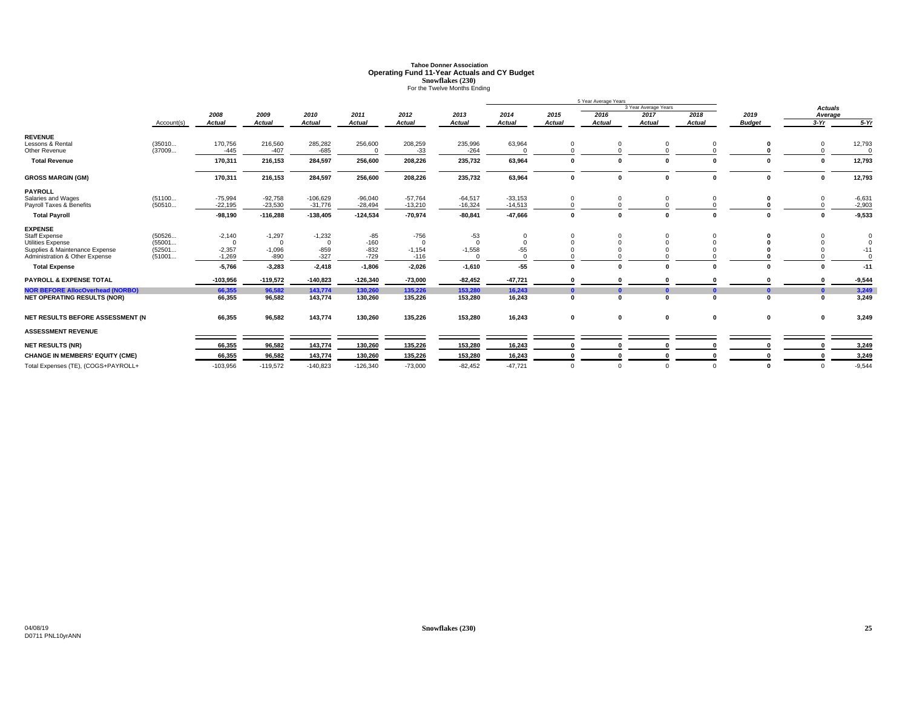# Tahoe Donner Association
## Operating Fund 11-Year Actuals and CY Budget
### Snowflakes (230)
For the Twelve Months Ending

| | Account(s) | 2008 Actual | 2009 Actual | 2010 Actual | 2011 Actual | 2012 Actual | 2013 Actual | 2014 Actual | 2015 Actual | 2016 Actual | 2017 Actual | 2018 Actual | 2019 Budget | Actuals Average 3-Yr | Actuals Average 5-Yr |
|---|---|---|---|---|---|---|---|---|---|---|---|---|---|---|---|
| | | | | | | | | 5 Year Average Years | | | 3 Year Average Years | | | | |
| **REVENUE** | | | | | | | | | | | | | | | |
| Lessons & Rental | (35010... | 170,756 | 216,560 | 285,282 | 256,600 | 208,259 | 235,996 | 63,964 | 0 | 0 | 0 | 0 | **0** | 0 | 12,793 |
| Other Revenue | (37009... | -445 | -407 | -685 | 0 | -33 | -264 | 0 | 0 | 0 | 0 | 0 | **0** | 0 | 0 |
| **Total Revenue** | | **170,311** | **216,153** | **284,597** | **256,600** | **208,226** | **235,732** | **63,964** | **0** | **0** | **0** | **0** | **0** | **0** | **12,793** |
| **GROSS MARGIN (GM)** | | **170,311** | **216,153** | **284,597** | **256,600** | **208,226** | **235,732** | **63,964** | **0** | **0** | **0** | **0** | **0** | **0** | **12,793** |
| **PAYROLL** | | | | | | | | | | | | | | | |
| Salaries and Wages | (51100... | -75,994 | -92,758 | -106,629 | -96,040 | -57,764 | -64,517 | -33,153 | 0 | 0 | 0 | 0 | **0** | 0 | -6,631 |
| Payroll Taxes & Benefits | (50510... | -22,195 | -23,530 | -31,776 | -28,494 | -13,210 | -16,324 | -14,513 | 0 | 0 | 0 | 0 | **0** | 0 | -2,903 |
| **Total Payroll** | | **-98,190** | **-116,288** | **-138,405** | **-124,534** | **-70,974** | **-80,841** | **-47,666** | **0** | **0** | **0** | **0** | **0** | **0** | **-9,533** |
| **EXPENSE** | | | | | | | | | | | | | | | |
| Staff Expense | (50526... | -2,140 | -1,297 | -1,232 | -85 | -756 | -53 | 0 | 0 | 0 | 0 | 0 | **0** | 0 | 0 |
| Utilities Expense | (55001... | 0 | 0 | 0 | -160 | 0 | 0 | 0 | 0 | 0 | 0 | 0 | **0** | 0 | 0 |
| Supplies & Maintenance Expense | (52501... | -2,357 | -1,096 | -859 | -832 | -1,154 | -1,558 | -55 | 0 | 0 | 0 | 0 | **0** | 0 | -11 |
| Administration & Other Expense | (51001... | -1,269 | -890 | -327 | -729 | -116 | 0 | 0 | 0 | 0 | 0 | 0 | **0** | 0 | 0 |
| **Total Expense** | | **-5,766** | **-3,283** | **-2,418** | **-1,806** | **-2,026** | **-1,610** | **-55** | **0** | **0** | **0** | **0** | **0** | **0** | **-11** |
| **PAYROLL & EXPENSE TOTAL** | | **-103,956** | **-119,572** | **-140,823** | **-126,340** | **-73,000** | **-82,452** | **-47,721** | **0** | **0** | **0** | **0** | **0** | **0** | **-9,544** |
| **NOR BEFORE AllocOverhead (NORBO)** | | **66,355** | **96,582** | **143,774** | **130,260** | **135,226** | **153,280** | **16,243** | **0** | **0** | **0** | **0** | **0** | **0** | **3,249** |
| **NET OPERATING RESULTS (NOR)** | | **66,355** | **96,582** | **143,774** | **130,260** | **135,226** | **153,280** | **16,243** | **0** | **0** | **0** | **0** | **0** | **0** | **3,249** |
| **NET RESULTS BEFORE ASSESSMENT (N** | | **66,355** | **96,582** | **143,774** | **130,260** | **135,226** | **153,280** | **16,243** | **0** | **0** | **0** | **0** | **0** | **0** | **3,249** |
| **ASSESSMENT REVENUE** | | | | | | | | | | | | | | | |
| **NET RESULTS (NR)** | | **66,355** | **96,582** | **143,774** | **130,260** | **135,226** | **153,280** | **16,243** | **0** | **0** | **0** | **0** | **0** | **0** | **3,249** |
| **CHANGE IN MEMBERS' EQUITY (CME)** | | **66,355** | **96,582** | **143,774** | **130,260** | **135,226** | **153,280** | **16,243** | **0** | **0** | **0** | **0** | **0** | **0** | **3,249** |
| Total Expenses (TE), (COGS+PAYROLL+ | | -103,956 | -119,572 | -140,823 | -126,340 | -73,000 | -82,452 | -47,721 | 0 | 0 | 0 | 0 | **0** | 0 | -9,544 |

04/08/19
D0711 PNL10yrANN

Snowflakes (230)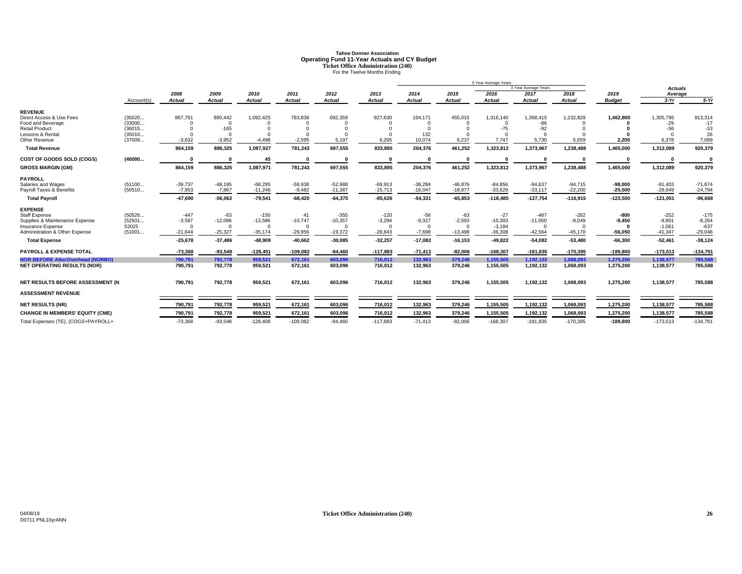# Tahoe Donner Association
## Operating Fund 11-Year Actuals and CY Budget
### Ticket Office Administration (240)
For the Twelve Months Ending

| | Account(s) | 2008 Actual | 2009 Actual | 2010 Actual | 2011 Actual | 2012 Actual | 2013 Actual | 2014 Actual | 2015 Actual | 2016 Actual | 2017 Actual | 2018 Actual | 2019 Budget | Actuals Average 3-Yr | Actuals Average 5-Yr |
|---|---|---|---|---|---|---|---|---|---|---|---|---|---|---|---|
| | | | | | | | | 5 Year Average Years | | | | | | | |
| | | | | | | | | | | 3 Year Average Years | | | | | |
| **REVENUE** | | | | | | | | | | | | | | | |
| Direct Access & Use Fees | (35020... | 867,791 | 890,442 | 1,092,425 | 783,838 | 692,359 | 827,630 | 194,171 | 455,015 | 1,316,140 | 1,368,415 | 1,232,829 | **1,462,800** | 1,305,795 | 913,314 |
| Food and Beverage | (33000... | 0 | 0 | 0 | 0 | 0 | 0 | 0 | 0 | 0 | -86 | 0 | **0** | -29 | -17 |
| Retail Product | (36015... | 0 | -165 | 0 | 0 | 0 | 0 | 0 | 0 | -75 | -92 | 0 | **0** | -56 | -33 |
| Lessons & Rental | (35010... | 0 | 0 | 0 | 0 | 0 | 0 | 132 | 0 | 0 | 0 | 0 | **0** | 0 | 26 |
| Other Revenue | (37009... | -3,632 | -3,952 | -4,498 | -2,595 | 5,197 | 6,265 | 10,074 | 6,237 | 7,747 | 5,730 | 5,659 | **2,200** | 6,378 | 7,089 |
| **Total Revenue** | | **864,159** | **886,325** | **1,087,927** | **781,243** | **697,555** | **833,895** | **204,376** | **461,252** | **1,323,812** | **1,373,967** | **1,238,488** | **1,465,000** | **1,312,089** | **920,379** |
| **COST OF GOODS SOLD (COGS)** | **(40000...** | **0** | **0** | **45** | **0** | **0** | **0** | **0** | **0** | **0** | **0** | **0** | **0** | **0** | **0** |
| **GROSS MARGIN (GM)** | | **864,159** | **886,325** | **1,087,971** | **781,243** | **697,555** | **833,895** | **204,376** | **461,252** | **1,323,812** | **1,373,967** | **1,238,488** | **1,465,000** | **1,312,089** | **920,379** |
| **PAYROLL** | | | | | | | | | | | | | | | |
| Salaries and Wages | (51100... | -39,737 | -48,195 | -68,295 | -58,938 | -52,988 | -69,913 | -38,284 | -46,876 | -84,856 | -94,637 | -94,715 | **-98,000** | -91,403 | -71,874 |
| Payroll Taxes & Benefits | (50510... | -7,953 | -7,867 | -11,246 | -9,482 | -11,387 | -15,713 | -16,047 | -18,977 | -33,629 | -33,117 | -22,200 | **-25,500** | -29,649 | -24,794 |
| **Total Payroll** | | **-47,690** | **-56,062** | **-79,541** | **-68,420** | **-64,375** | **-85,626** | **-54,331** | **-65,853** | **-118,485** | **-127,754** | **-116,915** | **-123,500** | **-121,051** | **-96,668** |
| **EXPENSE** | | | | | | | | | | | | | | | |
| Staff Expense | (50526... | -447 | -63 | -150 | 41 | -355 | -120 | -56 | -63 | -27 | -467 | -262 | **-800** | -252 | -175 |
| Supplies & Maintenance Expense | (52501... | -3,587 | -12,096 | -13,586 | -10,747 | -10,357 | -3,294 | -9,327 | -2,593 | -10,303 | -11,050 | -8,049 | **-9,450** | -9,801 | -8,264 |
| Insurance Expense | 52025 | 0 | 0 | 0 | 0 | 0 | 0 | 0 | 0 | -3,184 | 0 | 0 | **0** | -1,061 | -637 |
| Administration & Other Expense | (51001... | -21,644 | -25,327 | -35,174 | -29,956 | -19,372 | -28,843 | -7,698 | -13,498 | -36,308 | -42,564 | -45,170 | **-56,050** | -41,347 | -29,048 |
| **Total Expense** | | **-25,678** | **-37,486** | **-48,909** | **-40,662** | **-30,085** | **-32,257** | **-17,082** | **-16,153** | **-49,822** | **-54,082** | **-53,480** | **-66,300** | **-52,461** | **-38,124** |
| **PAYROLL & EXPENSE TOTAL** | | **-73,368** | **-93,548** | **-128,451** | **-109,082** | **-94,460** | **-117,883** | **-71,413** | **-82,006** | **-168,307** | **-181,835** | **-170,395** | **-189,800** | **-173,513** | **-134,791** |
| **NOR BEFORE AllocOverhead (NORBO)** | | **790,791** | **792,778** | **959,521** | **672,161** | **603,096** | **716,012** | **132,963** | **379,246** | **1,155,505** | **1,192,132** | **1,068,093** | **1,275,200** | **1,138,577** | **785,588** |
| **NET OPERATING RESULTS (NOR)** | | **790,791** | **792,778** | **959,521** | **672,161** | **603,096** | **716,012** | **132,963** | **379,246** | **1,155,505** | **1,192,132** | **1,068,093** | **1,275,200** | **1,138,577** | **785,588** |
| **NET RESULTS BEFORE ASSESSMENT (N** | | **790,791** | **792,778** | **959,521** | **672,161** | **603,096** | **716,012** | **132,963** | **379,246** | **1,155,505** | **1,192,132** | **1,068,093** | **1,275,200** | **1,138,577** | **785,588** |
| **ASSESSMENT REVENUE** | | | | | | | | | | | | | | | |
| **NET RESULTS (NR)** | | **790,791** | **792,778** | **959,521** | **672,161** | **603,096** | **716,012** | **132,963** | **379,246** | **1,155,505** | **1,192,132** | **1,068,093** | **1,275,200** | **1,138,577** | **785,588** |
| **CHANGE IN MEMBERS' EQUITY (CME)** | | **790,791** | **792,778** | **959,521** | **672,161** | **603,096** | **716,012** | **132,963** | **379,246** | **1,155,505** | **1,192,132** | **1,068,093** | **1,275,200** | **1,138,577** | **785,588** |
| Total Expenses (TE), (COGS+PAYROLL+ | | -73,368 | -93,548 | -128,406 | -109,082 | -94,460 | -117,883 | -71,413 | -82,006 | -168,307 | -181,835 | -170,395 | **-189,800** | -173,513 | -134,791 |

04/08/19
D0711 PNL10yrANN

Ticket Office Administration (240)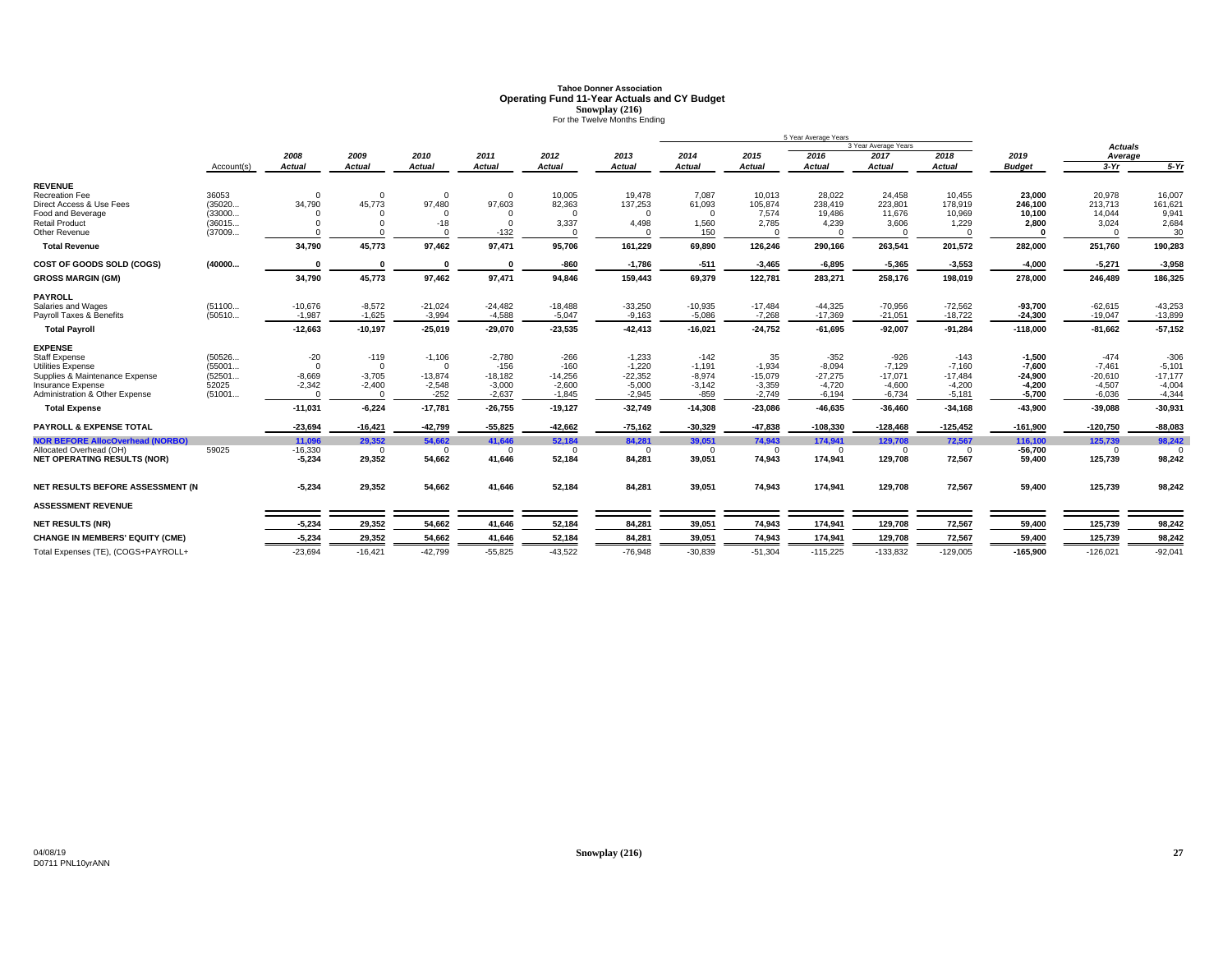# Tahoe Donner Association
## Operating Fund 11-Year Actuals and CY Budget
### Snowplay (216)
For the Twelve Months Ending

| | Account(s) | 2008 Actual | 2009 Actual | 2010 Actual | 2011 Actual | 2012 Actual | 2013 Actual | 2014 Actual | 2015 Actual | 2016 Actual | 2017 Actual | 2018 Actual | 2019 Budget | Actuals Average 3-Yr | Actuals Average 5-Yr |
|---|---|---|---|---|---|---|---|---|---|---|---|---|---|---|---|
| | | | | | | | | 5 Year Average Years | | | 3 Year Average Years | | | | |
| **REVENUE** | | | | | | | | | | | | | | | |
| Recreation Fee | 36053 | 0 | 0 | 0 | 0 | 10,005 | 19,478 | 7,087 | 10,013 | 28,022 | 24,458 | 10,455 | **23,000** | 20,978 | 16,007 |
| Direct Access & Use Fees | (35020... | 34,790 | 45,773 | 97,480 | 97,603 | 82,363 | 137,253 | 61,093 | 105,874 | 238,419 | 223,801 | 178,919 | **246,100** | 213,713 | 161,621 |
| Food and Beverage | (33000... | 0 | 0 | 0 | 0 | 0 | 0 | 0 | 7,574 | 19,486 | 11,676 | 10,969 | **10,100** | 14,044 | 9,941 |
| Retail Product | (36015... | 0 | 0 | -18 | 0 | 3,337 | 4,498 | 1,560 | 2,785 | 4,239 | 3,606 | 1,229 | **2,800** | 3,024 | 2,684 |
| Other Revenue | (37009... | 0 | 0 | 0 | -132 | 0 | 0 | 150 | 0 | 0 | 0 | 0 | **0** | 0 | 30 |
| **Total Revenue** | | **34,790** | **45,773** | **97,462** | **97,471** | **95,706** | **161,229** | **69,890** | **126,246** | **290,166** | **263,541** | **201,572** | **282,000** | **251,760** | **190,283** |
| **COST OF GOODS SOLD (COGS)** | **(40000...** | **0** | **0** | **0** | **0** | **-860** | **-1,786** | **-511** | **-3,465** | **-6,895** | **-5,365** | **-3,553** | **-4,000** | **-5,271** | **-3,958** |
| **GROSS MARGIN (GM)** | | **34,790** | **45,773** | **97,462** | **97,471** | **94,846** | **159,443** | **69,379** | **122,781** | **283,271** | **258,176** | **198,019** | **278,000** | **246,489** | **186,325** |
| **PAYROLL** | | | | | | | | | | | | | | | |
| Salaries and Wages | (51100... | -10,676 | -8,572 | -21,024 | -24,482 | -18,488 | -33,250 | -10,935 | -17,484 | -44,325 | -70,956 | -72,562 | **-93,700** | -62,615 | -43,253 |
| Payroll Taxes & Benefits | (50510... | -1,987 | -1,625 | -3,994 | -4,588 | -5,047 | -9,163 | -5,086 | -7,268 | -17,369 | -21,051 | -18,722 | **-24,300** | -19,047 | -13,899 |
| **Total Payroll** | | **-12,663** | **-10,197** | **-25,019** | **-29,070** | **-23,535** | **-42,413** | **-16,021** | **-24,752** | **-61,695** | **-92,007** | **-91,284** | **-118,000** | **-81,662** | **-57,152** |
| **EXPENSE** | | | | | | | | | | | | | | | |
| Staff Expense | (50526... | -20 | -119 | -1,106 | -2,780 | -266 | -1,233 | -142 | 35 | -352 | -926 | -143 | **-1,500** | -474 | -306 |
| Utilities Expense | (55001... | 0 | 0 | 0 | -156 | -160 | -1,220 | -1,191 | -1,934 | -8,094 | -7,129 | -7,160 | **-7,600** | -7,461 | -5,101 |
| Supplies & Maintenance Expense | (52501... | -8,669 | -3,705 | -13,874 | -18,182 | -14,256 | -22,352 | -8,974 | -15,079 | -27,275 | -17,071 | -17,484 | **-24,900** | -20,610 | -17,177 |
| Insurance Expense | 52025 | -2,342 | -2,400 | -2,548 | -3,000 | -2,600 | -5,000 | -3,142 | -3,359 | -4,720 | -4,600 | -4,200 | **-4,200** | -4,507 | -4,004 |
| Administration & Other Expense | (51001... | 0 | 0 | -252 | -2,637 | -1,845 | -2,945 | -859 | -2,749 | -6,194 | -6,734 | -5,181 | **-5,700** | -6,036 | -4,344 |
| **Total Expense** | | **-11,031** | **-6,224** | **-17,781** | **-26,755** | **-19,127** | **-32,749** | **-14,308** | **-23,086** | **-46,635** | **-36,460** | **-34,168** | **-43,900** | **-39,088** | **-30,931** |
| **PAYROLL & EXPENSE TOTAL** | | **-23,694** | **-16,421** | **-42,799** | **-55,825** | **-42,662** | **-75,162** | **-30,329** | **-47,838** | **-108,330** | **-128,468** | **-125,452** | **-161,900** | **-120,750** | **-88,083** |
| **NOR BEFORE AllocOverhead (NORBO)** | | **11,096** | **29,352** | **54,662** | **41,646** | **52,184** | **84,281** | **39,051** | **74,943** | **174,941** | **129,708** | **72,567** | **116,100** | **125,739** | **98,242** |
| Allocated Overhead (OH) | 59025 | -16,330 | 0 | 0 | 0 | 0 | 0 | 0 | 0 | 0 | 0 | 0 | **-56,700** | 0 | 0 |
| **NET OPERATING RESULTS (NOR)** | | **-5,234** | **29,352** | **54,662** | **41,646** | **52,184** | **84,281** | **39,051** | **74,943** | **174,941** | **129,708** | **72,567** | **59,400** | **125,739** | **98,242** |
| **NET RESULTS BEFORE ASSESSMENT (N** | | **-5,234** | **29,352** | **54,662** | **41,646** | **52,184** | **84,281** | **39,051** | **74,943** | **174,941** | **129,708** | **72,567** | **59,400** | **125,739** | **98,242** |
| **ASSESSMENT REVENUE** | | | | | | | | | | | | | | | |
| **NET RESULTS (NR)** | | **-5,234** | **29,352** | **54,662** | **41,646** | **52,184** | **84,281** | **39,051** | **74,943** | **174,941** | **129,708** | **72,567** | **59,400** | **125,739** | **98,242** |
| **CHANGE IN MEMBERS' EQUITY (CME)** | | **-5,234** | **29,352** | **54,662** | **41,646** | **52,184** | **84,281** | **39,051** | **74,943** | **174,941** | **129,708** | **72,567** | **59,400** | **125,739** | **98,242** |
| Total Expenses (TE), (COGS+PAYROLL+ | | -23,694 | -16,421 | -42,799 | -55,825 | -43,522 | -76,948 | -30,839 | -51,304 | -115,225 | -133,832 | -129,005 | **-165,900** | -126,021 | -92,041 |

04/08/19
D0711 PNL10yrANN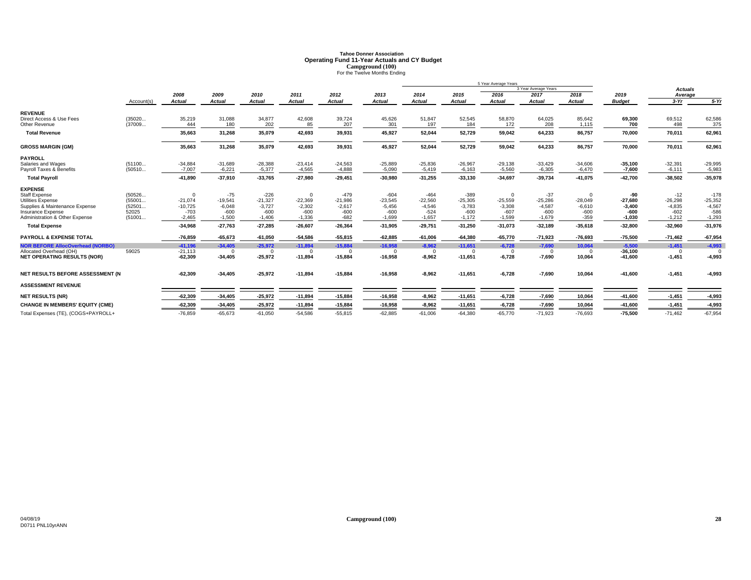# Tahoe Donner Association
## Operating Fund 11-Year Actuals and CY Budget
### Campground (100)
For the Twelve Months Ending

| | Account(s) | 2008 Actual | 2009 Actual | 2010 Actual | 2011 Actual | 2012 Actual | 2013 Actual | 2014 Actual | 2015 Actual | 2016 Actual | 2017 Actual | 2018 Actual | 2019 Budget | Actuals Average 3-Yr | Actuals Average 5-Yr |
|---|---|---|---|---|---|---|---|---|---|---|---|---|---|---|---|
| | | | | | | | | 5 Year Average Years | | | | | | | |
| | | | | | | | | | | 3 Year Average Years | | | | | |
| **REVENUE** | | | | | | | | | | | | | | | |
| Direct Access & Use Fees | (35020... | 35,219 | 31,088 | 34,877 | 42,608 | 39,724 | 45,626 | 51,847 | 52,545 | 58,870 | 64,025 | 85,642 | 69,300 | 69,512 | 62,586 |
| Other Revenue | (37009... | 444 | 180 | 202 | 85 | 207 | 301 | 197 | 184 | 172 | 208 | 1,115 | 700 | 498 | 375 |
| **Total Revenue** | | 35,663 | 31,268 | 35,079 | 42,693 | 39,931 | 45,927 | 52,044 | 52,729 | 59,042 | 64,233 | 86,757 | 70,000 | 70,011 | 62,961 |
| **GROSS MARGIN (GM)** | | 35,663 | 31,268 | 35,079 | 42,693 | 39,931 | 45,927 | 52,044 | 52,729 | 59,042 | 64,233 | 86,757 | 70,000 | 70,011 | 62,961 |
| **PAYROLL** | | | | | | | | | | | | | | | |
| Salaries and Wages | (51100... | -34,884 | -31,689 | -28,388 | -23,414 | -24,563 | -25,889 | -25,836 | -26,967 | -29,138 | -33,429 | -34,606 | -35,100 | -32,391 | -29,995 |
| Payroll Taxes & Benefits | (50510... | -7,007 | -6,221 | -5,377 | -4,565 | -4,888 | -5,090 | -5,419 | -6,163 | -5,560 | -6,305 | -6,470 | -7,600 | -6,111 | -5,983 |
| **Total Payroll** | | -41,890 | -37,910 | -33,765 | -27,980 | -29,451 | -30,980 | -31,255 | -33,130 | -34,697 | -39,734 | -41,075 | -42,700 | -38,502 | -35,978 |
| **EXPENSE** | | | | | | | | | | | | | | | |
| Staff Expense | (50526... | 0 | -75 | -226 | 0 | -479 | -604 | -464 | -389 | 0 | -37 | 0 | -90 | -12 | -178 |
| Utilities Expense | (55001... | -21,074 | -19,541 | -21,327 | -22,369 | -21,986 | -23,545 | -22,560 | -25,305 | -25,559 | -25,286 | -28,049 | -27,680 | -26,298 | -25,352 |
| Supplies & Maintenance Expense | (52501... | -10,725 | -6,048 | -3,727 | -2,302 | -2,617 | -5,456 | -4,546 | -3,783 | -3,308 | -4,587 | -6,610 | -3,400 | -4,835 | -4,567 |
| Insurance Expense | 52025 | -703 | -600 | -600 | -600 | -600 | -600 | -524 | -600 | -607 | -600 | -600 | -600 | -602 | -586 |
| Administration & Other Expense | (51001... | -2,465 | -1,500 | -1,406 | -1,336 | -682 | -1,699 | -1,657 | -1,172 | -1,599 | -1,679 | -359 | -1,030 | -1,212 | -1,293 |
| **Total Expense** | | -34,968 | -27,763 | -27,285 | -26,607 | -26,364 | -31,905 | -29,751 | -31,250 | -31,073 | -32,189 | -35,618 | -32,800 | -32,960 | -31,976 |
| **PAYROLL & EXPENSE TOTAL** | | -76,859 | -65,673 | -61,050 | -54,586 | -55,815 | -62,885 | -61,006 | -64,380 | -65,770 | -71,923 | -76,693 | -75,500 | -71,462 | -67,954 |
| **NOR BEFORE AllocOverhead (NORBO)** | | -41,196 | -34,405 | -25,972 | -11,894 | -15,884 | -16,958 | -8,962 | -11,651 | -6,728 | -7,690 | 10,064 | -5,500 | -1,451 | -4,993 |
| Allocated Overhead (OH) | 59025 | -21,113 | 0 | 0 | 0 | 0 | 0 | 0 | 0 | 0 | 0 | 0 | -36,100 | 0 | 0 |
| **NET OPERATING RESULTS (NOR)** | | -62,309 | -34,405 | -25,972 | -11,894 | -15,884 | -16,958 | -8,962 | -11,651 | -6,728 | -7,690 | 10,064 | -41,600 | -1,451 | -4,993 |
| **NET RESULTS BEFORE ASSESSMENT (N** | | -62,309 | -34,405 | -25,972 | -11,894 | -15,884 | -16,958 | -8,962 | -11,651 | -6,728 | -7,690 | 10,064 | -41,600 | -1,451 | -4,993 |
| **ASSESSMENT REVENUE** | | | | | | | | | | | | | | | |
| **NET RESULTS (NR)** | | -62,309 | -34,405 | -25,972 | -11,894 | -15,884 | -16,958 | -8,962 | -11,651 | -6,728 | -7,690 | 10,064 | -41,600 | -1,451 | -4,993 |
| **CHANGE IN MEMBERS' EQUITY (CME)** | | -62,309 | -34,405 | -25,972 | -11,894 | -15,884 | -16,958 | -8,962 | -11,651 | -6,728 | -7,690 | 10,064 | -41,600 | -1,451 | -4,993 |
| Total Expenses (TE), (COGS+PAYROLL+ | | -76,859 | -65,673 | -61,050 | -54,586 | -55,815 | -62,885 | -61,006 | -64,380 | -65,770 | -71,923 | -76,693 | -75,500 | -71,462 | -67,954 |

04/08/19
D0711 PNL10yrANN

Campground (100)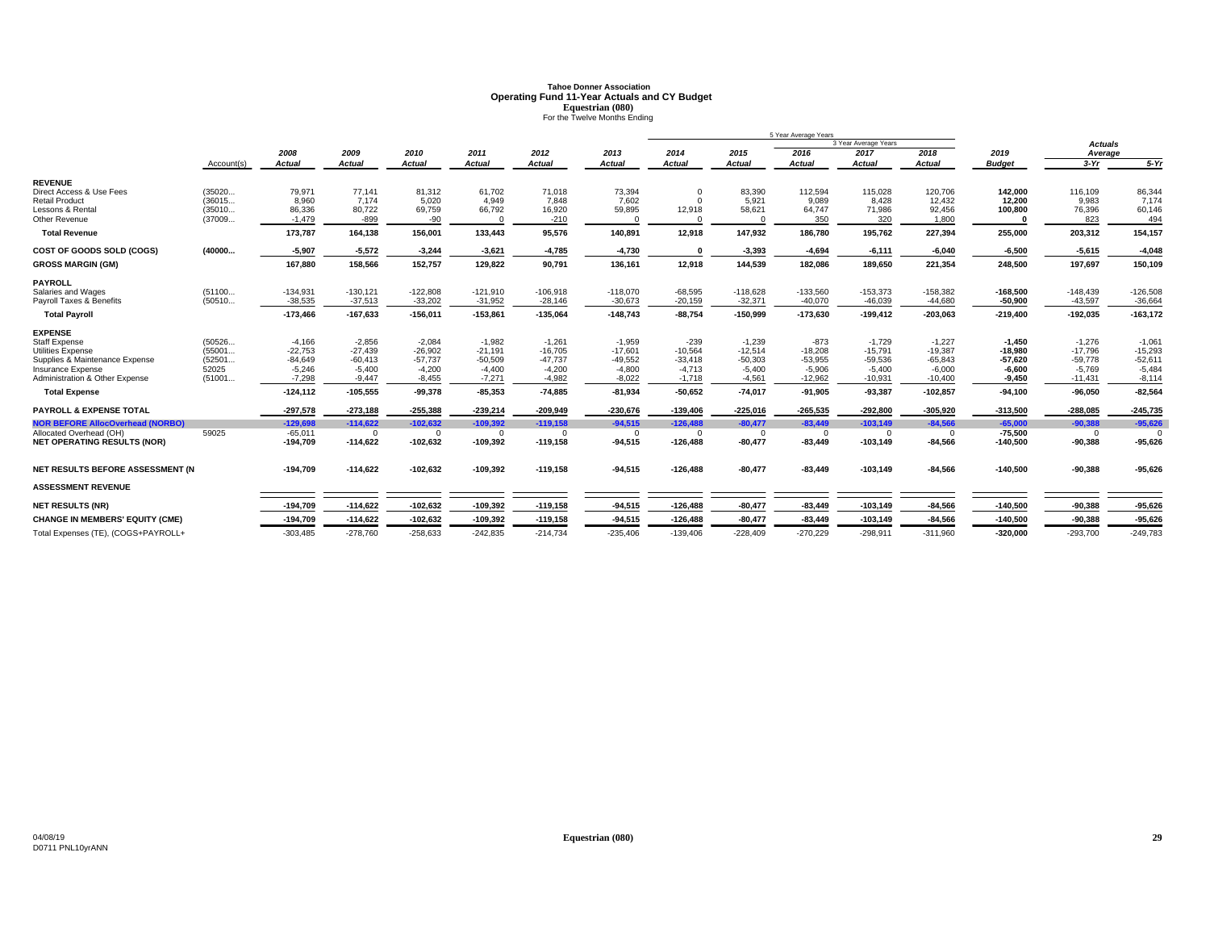# Tahoe Donner Association
## Operating Fund 11-Year Actuals and CY Budget
### Equestrian (080)
For the Twelve Months Ending

| | Account(s) | 2008 Actual | 2009 Actual | 2010 Actual | 2011 Actual | 2012 Actual | 2013 Actual | 2014 Actual | 2015 Actual | 2016 Actual | 2017 Actual | 2018 Actual | 2019 Budget | Actuals Average 3-Yr | Actuals Average 5-Yr |
|---|---|---|---|---|---|---|---|---|---|---|---|---|---|---|---|
| | | | | | | | | 5 Year Average Years | | | | | | | |
| | | | | | | | | | | 3 Year Average Years | | | | | |
| **REVENUE** | | | | | | | | | | | | | | | |
| Direct Access & Use Fees | (35020... | 79,971 | 77,141 | 81,312 | 61,702 | 71,018 | 73,394 | 0 | 83,390 | 112,594 | 115,028 | 120,706 | 142,000 | 116,109 | 86,344 |
| Retail Product | (36015... | 8,960 | 7,174 | 5,020 | 4,949 | 7,848 | 7,602 | 0 | 5,921 | 9,089 | 8,428 | 12,432 | 12,200 | 9,983 | 7,174 |
| Lessons & Rental | (35010... | 86,336 | 80,722 | 69,759 | 66,792 | 16,920 | 59,895 | 12,918 | 58,621 | 64,747 | 71,986 | 92,456 | 100,800 | 76,396 | 60,146 |
| Other Revenue | (37009... | -1,479 | -899 | -90 | 0 | -210 | 0 | 0 | 0 | 350 | 320 | 1,800 | 0 | 823 | 494 |
| **Total Revenue** | | 173,787 | 164,138 | 156,001 | 133,443 | 95,576 | 140,891 | 12,918 | 147,932 | 186,780 | 195,762 | 227,394 | 255,000 | 203,312 | 154,157 |
| **COST OF GOODS SOLD (COGS)** | (40000... | -5,907 | -5,572 | -3,244 | -3,621 | -4,785 | -4,730 | 0 | -3,393 | -4,694 | -6,111 | -6,040 | -6,500 | -5,615 | -4,048 |
| **GROSS MARGIN (GM)** | | 167,880 | 158,566 | 152,757 | 129,822 | 90,791 | 136,161 | 12,918 | 144,539 | 182,086 | 189,650 | 221,354 | 248,500 | 197,697 | 150,109 |
| **PAYROLL** | | | | | | | | | | | | | | | |
| Salaries and Wages | (51100... | -134,931 | -130,121 | -122,808 | -121,910 | -106,918 | -118,070 | -68,595 | -118,628 | -133,560 | -153,373 | -158,382 | -168,500 | -148,439 | -126,508 |
| Payroll Taxes & Benefits | (50510... | -38,535 | -37,513 | -33,202 | -31,952 | -28,146 | -30,673 | -20,159 | -32,371 | -40,070 | -46,039 | -44,680 | -50,900 | -43,597 | -36,664 |
| **Total Payroll** | | -173,466 | -167,633 | -156,011 | -153,861 | -135,064 | -148,743 | -88,754 | -150,999 | -173,630 | -199,412 | -203,063 | -219,400 | -192,035 | -163,172 |
| **EXPENSE** | | | | | | | | | | | | | | | |
| Staff Expense | (50526... | -4,166 | -2,856 | -2,084 | -1,982 | -1,261 | -1,959 | -239 | -1,239 | -873 | -1,729 | -1,227 | -1,450 | -1,276 | -1,061 |
| Utilities Expense | (55001... | -22,753 | -27,439 | -26,902 | -21,191 | -16,705 | -17,601 | -10,564 | -12,514 | -18,208 | -15,791 | -19,387 | -18,980 | -17,796 | -15,293 |
| Supplies & Maintenance Expense | (52501... | -84,649 | -60,413 | -57,737 | -50,509 | -47,737 | -49,552 | -33,418 | -50,303 | -53,955 | -59,536 | -65,843 | -57,620 | -59,778 | -52,611 |
| Insurance Expense | 52025 | -5,246 | -5,400 | -4,200 | -4,400 | -4,200 | -4,800 | -4,713 | -5,400 | -5,906 | -5,400 | -6,000 | -6,600 | -5,769 | -5,484 |
| Administration & Other Expense | (51001... | -7,298 | -9,447 | -8,455 | -7,271 | -4,982 | -8,022 | -1,718 | -4,561 | -12,962 | -10,931 | -10,400 | -9,450 | -11,431 | -8,114 |
| **Total Expense** | | -124,112 | -105,555 | -99,378 | -85,353 | -74,885 | -81,934 | -50,652 | -74,017 | -91,905 | -93,387 | -102,857 | -94,100 | -96,050 | -82,564 |
| **PAYROLL & EXPENSE TOTAL** | | -297,578 | -273,188 | -255,388 | -239,214 | -209,949 | -230,676 | -139,406 | -225,016 | -265,535 | -292,800 | -305,920 | -313,500 | -288,085 | -245,735 |
| **NOR BEFORE AllocOverhead (NORBO)** | | -129,698 | -114,622 | -102,632 | -109,392 | -119,158 | -94,515 | -126,488 | -80,477 | -83,449 | -103,149 | -84,566 | -65,000 | -90,388 | -95,626 |
| Allocated Overhead (OH) | 59025 | -65,011 | 0 | 0 | 0 | 0 | 0 | 0 | 0 | 0 | 0 | 0 | -75,500 | 0 | 0 |
| **NET OPERATING RESULTS (NOR)** | | -194,709 | -114,622 | -102,632 | -109,392 | -119,158 | -94,515 | -126,488 | -80,477 | -83,449 | -103,149 | -84,566 | -140,500 | -90,388 | -95,626 |
| **NET RESULTS BEFORE ASSESSMENT (N** | | -194,709 | -114,622 | -102,632 | -109,392 | -119,158 | -94,515 | -126,488 | -80,477 | -83,449 | -103,149 | -84,566 | -140,500 | -90,388 | -95,626 |
| **ASSESSMENT REVENUE** | | | | | | | | | | | | | | | |
| **NET RESULTS (NR)** | | -194,709 | -114,622 | -102,632 | -109,392 | -119,158 | -94,515 | -126,488 | -80,477 | -83,449 | -103,149 | -84,566 | -140,500 | -90,388 | -95,626 |
| **CHANGE IN MEMBERS' EQUITY (CME)** | | -194,709 | -114,622 | -102,632 | -109,392 | -119,158 | -94,515 | -126,488 | -80,477 | -83,449 | -103,149 | -84,566 | -140,500 | -90,388 | -95,626 |
| Total Expenses (TE), (COGS+PAYROLL+ | | -303,485 | -278,760 | -258,633 | -242,835 | -214,734 | -235,406 | -139,406 | -228,409 | -270,229 | -298,911 | -311,960 | -320,000 | -293,700 | -249,783 |

04/08/19
D0711 PNL10yrANN

Equestrian (080)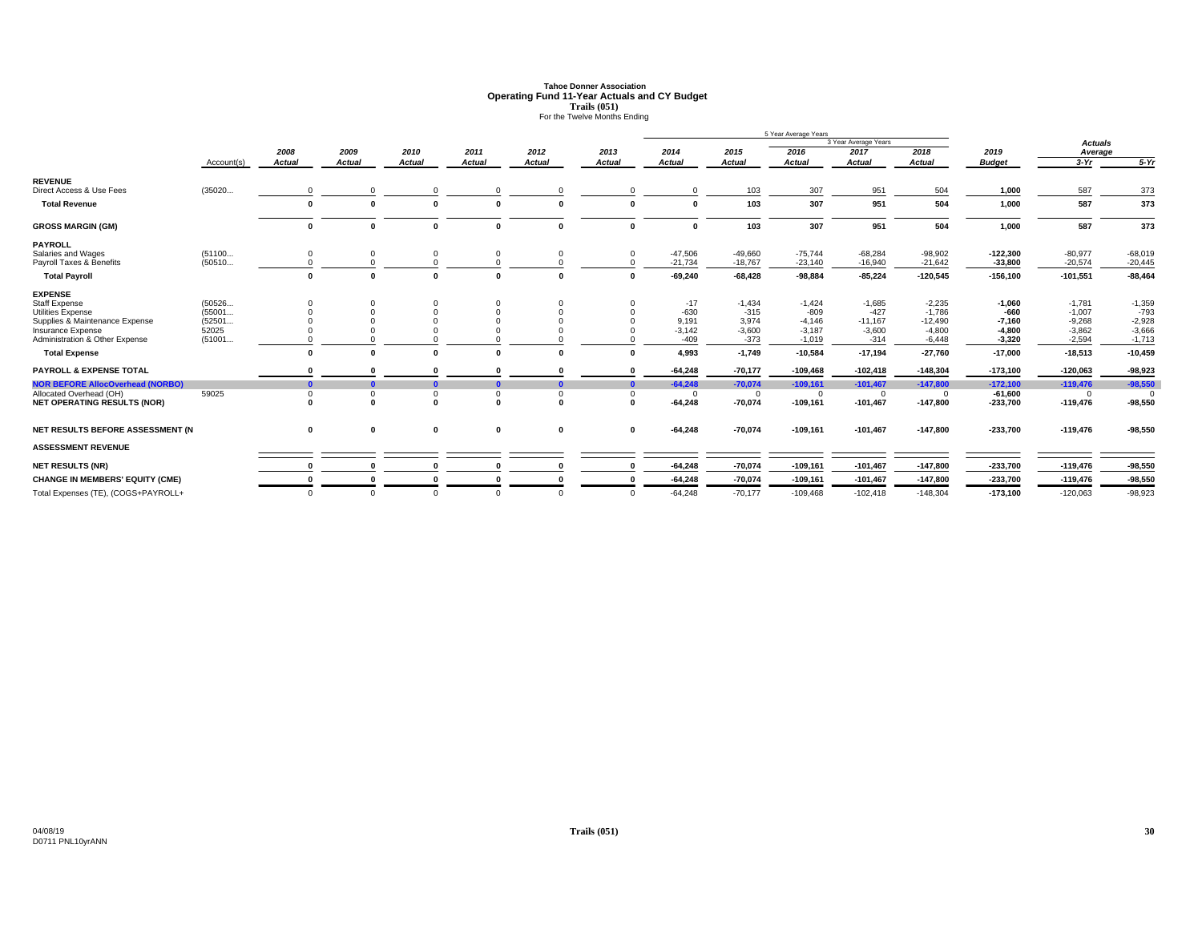# Tahoe Donner Association
## Operating Fund 11-Year Actuals and CY Budget
### Trails (051)
For the Twelve Months Ending

| | Account(s) | 2008 Actual | 2009 Actual | 2010 Actual | 2011 Actual | 2012 Actual | 2013 Actual | 2014 Actual | 2015 Actual | 2016 Actual | 2017 Actual | 2018 Actual | 2019 Budget | Actuals Average 3-Yr | Actuals Average 5-Yr |
|---|---|---|---|---|---|---|---|---|---|---|---|---|---|---|---|
| **REVENUE** | | | | | | | | | | | | | | | |
| Direct Access & Use Fees | (35020... | 0 | 0 | 0 | 0 | 0 | 0 | 0 | 103 | 307 | 951 | 504 | 1,000 | 587 | 373 |
| **Total Revenue** | | 0 | 0 | 0 | 0 | 0 | 0 | 0 | 103 | 307 | 951 | 504 | 1,000 | 587 | 373 |
| **GROSS MARGIN (GM)** | | 0 | 0 | 0 | 0 | 0 | 0 | 0 | 103 | 307 | 951 | 504 | 1,000 | 587 | 373 |
| **PAYROLL** | | | | | | | | | | | | | | | |
| Salaries and Wages | (51100... | 0 | 0 | 0 | 0 | 0 | 0 | -47,506 | -49,660 | -75,744 | -68,284 | -98,902 | -122,300 | -80,977 | -68,019 |
| Payroll Taxes & Benefits | (50510... | 0 | 0 | 0 | 0 | 0 | 0 | -21,734 | -18,767 | -23,140 | -16,940 | -21,642 | -33,800 | -20,574 | -20,445 |
| **Total Payroll** | | 0 | 0 | 0 | 0 | 0 | 0 | -69,240 | -68,428 | -98,884 | -85,224 | -120,545 | -156,100 | -101,551 | -88,464 |
| **EXPENSE** | | | | | | | | | | | | | | | |
| Staff Expense | (50526... | 0 | 0 | 0 | 0 | 0 | 0 | -17 | -1,434 | -1,424 | -1,685 | -2,235 | -1,060 | -1,781 | -1,359 |
| Utilities Expense | (55001... | 0 | 0 | 0 | 0 | 0 | 0 | -630 | -315 | -809 | -427 | -1,786 | -660 | -1,007 | -793 |
| Supplies & Maintenance Expense | (52501... | 0 | 0 | 0 | 0 | 0 | 0 | 9,191 | 3,974 | -4,146 | -11,167 | -12,490 | -7,160 | -9,268 | -2,928 |
| Insurance Expense | 52025 | 0 | 0 | 0 | 0 | 0 | 0 | -3,142 | -3,600 | -3,187 | -3,600 | -4,800 | -4,800 | -3,862 | -3,666 |
| Administration & Other Expense | (51001... | 0 | 0 | 0 | 0 | 0 | 0 | -409 | -373 | -1,019 | -314 | -6,448 | -3,320 | -2,594 | -1,713 |
| **Total Expense** | | 0 | 0 | 0 | 0 | 0 | 0 | 4,993 | -1,749 | -10,584 | -17,194 | -27,760 | -17,000 | -18,513 | -10,459 |
| **PAYROLL & EXPENSE TOTAL** | | 0 | 0 | 0 | 0 | 0 | 0 | -64,248 | -70,177 | -109,468 | -102,418 | -148,304 | -173,100 | -120,063 | -98,923 |
| **NOR BEFORE AllocOverhead (NORBO)** | | 0 | 0 | 0 | 0 | 0 | 0 | -64,248 | -70,074 | -109,161 | -101,467 | -147,800 | -172,100 | -119,476 | -98,550 |
| Allocated Overhead (OH) | 59025 | 0 | 0 | 0 | 0 | 0 | 0 | 0 | 0 | 0 | 0 | 0 | -61,600 | 0 | 0 |
| **NET OPERATING RESULTS (NOR)** | | 0 | 0 | 0 | 0 | 0 | 0 | -64,248 | -70,074 | -109,161 | -101,467 | -147,800 | -233,700 | -119,476 | -98,550 |
| **NET RESULTS BEFORE ASSESSMENT (N** | | 0 | 0 | 0 | 0 | 0 | 0 | -64,248 | -70,074 | -109,161 | -101,467 | -147,800 | -233,700 | -119,476 | -98,550 |
| **ASSESSMENT REVENUE** | | | | | | | | | | | | | | | |
| **NET RESULTS (NR)** | | 0 | 0 | 0 | 0 | 0 | 0 | -64,248 | -70,074 | -109,161 | -101,467 | -147,800 | -233,700 | -119,476 | -98,550 |
| **CHANGE IN MEMBERS' EQUITY (CME)** | | 0 | 0 | 0 | 0 | 0 | 0 | -64,248 | -70,074 | -109,161 | -101,467 | -147,800 | -233,700 | -119,476 | -98,550 |
| Total Expenses (TE), (COGS+PAYROLL+ | | 0 | 0 | 0 | 0 | 0 | 0 | -64,248 | -70,177 | -109,468 | -102,418 | -148,304 | -173,100 | -120,063 | -98,923 |

04/08/19
D0711 PNL10yrANN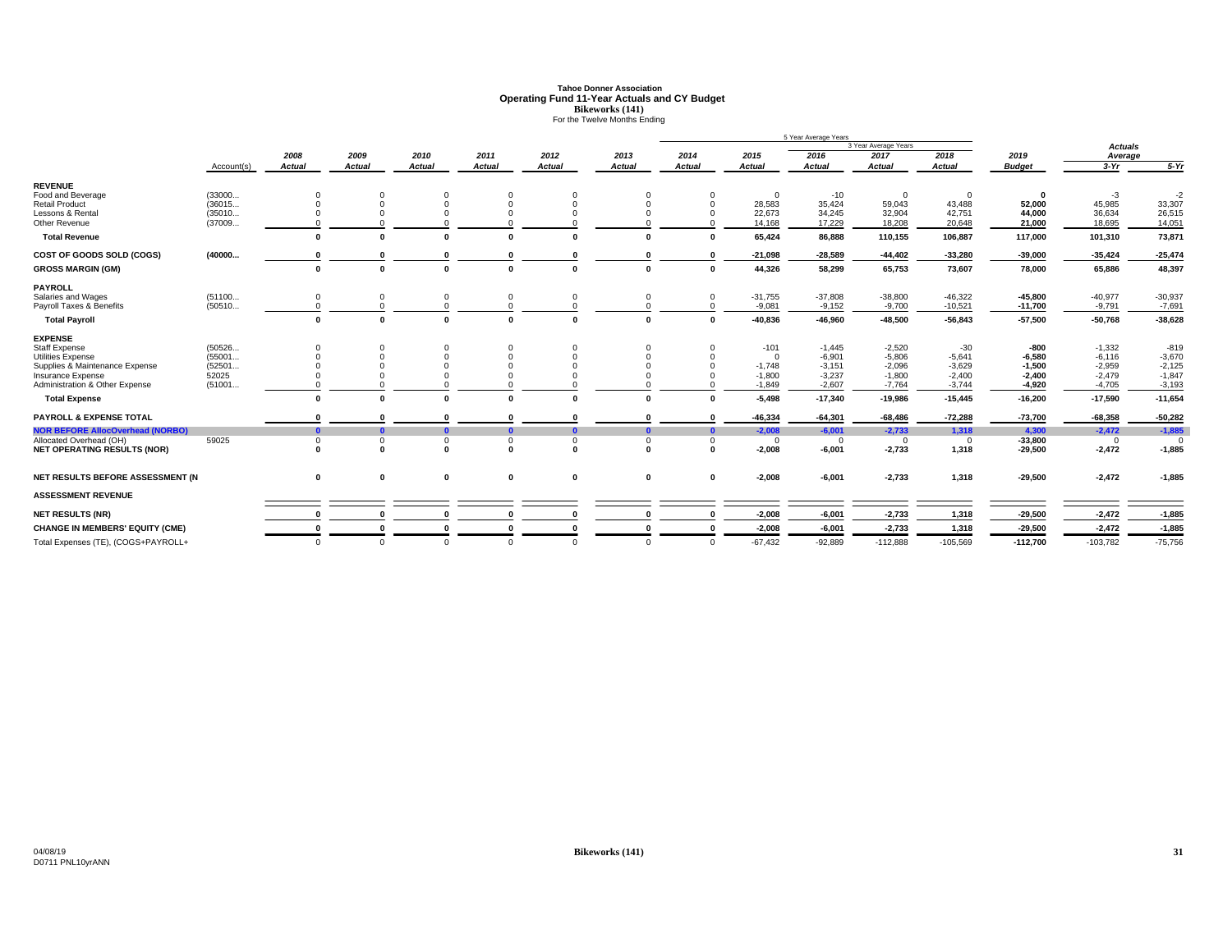# Tahoe Donner Association
## Operating Fund 11-Year Actuals and CY Budget
### Bikeworks (141)
For the Twelve Months Ending

| | Account(s) | 2008 Actual | 2009 Actual | 2010 Actual | 2011 Actual | 2012 Actual | 2013 Actual | 2014 Actual | 2015 Actual | 2016 Actual | 2017 Actual | 2018 Actual | 2019 Budget | Actuals Average 3-Yr | Actuals Average 5-Yr |
|---|---|---|---|---|---|---|---|---|---|---|---|---|---|---|---|
| **REVENUE** | | | | | | | | | | | | | | | |
| Food and Beverage | (33000... | 0 | 0 | 0 | 0 | 0 | 0 | 0 | 0 | -10 | 0 | 0 | **0** | -3 | -2 |
| Retail Product | (36015... | 0 | 0 | 0 | 0 | 0 | 0 | 0 | 28,583 | 35,424 | 59,043 | 43,488 | **52,000** | 45,985 | 33,307 |
| Lessons & Rental | (35010... | 0 | 0 | 0 | 0 | 0 | 0 | 0 | 22,673 | 34,245 | 32,904 | 42,751 | **44,000** | 36,634 | 26,515 |
| Other Revenue | (37009... | 0 | 0 | 0 | 0 | 0 | 0 | 0 | 14,168 | 17,229 | 18,208 | 20,648 | **21,000** | 18,695 | 14,051 |
| **Total Revenue** | | **0** | **0** | **0** | **0** | **0** | **0** | **0** | **65,424** | **86,888** | **110,155** | **106,887** | **117,000** | **101,310** | **73,871** |
| **COST OF GOODS SOLD (COGS)** | **(40000...** | **0** | **0** | **0** | **0** | **0** | **0** | **0** | **-21,098** | **-28,589** | **-44,402** | **-33,280** | **-39,000** | **-35,424** | **-25,474** |
| **GROSS MARGIN (GM)** | | **0** | **0** | **0** | **0** | **0** | **0** | **0** | **44,326** | **58,299** | **65,753** | **73,607** | **78,000** | **65,886** | **48,397** |
| **PAYROLL** | | | | | | | | | | | | | | | |
| Salaries and Wages | (51100... | 0 | 0 | 0 | 0 | 0 | 0 | 0 | -31,755 | -37,808 | -38,800 | -46,322 | **-45,800** | -40,977 | -30,937 |
| Payroll Taxes & Benefits | (50510... | 0 | 0 | 0 | 0 | 0 | 0 | 0 | -9,081 | -9,152 | -9,700 | -10,521 | **-11,700** | -9,791 | -7,691 |
| **Total Payroll** | | **0** | **0** | **0** | **0** | **0** | **0** | **0** | **-40,836** | **-46,960** | **-48,500** | **-56,843** | **-57,500** | **-50,768** | **-38,628** |
| **EXPENSE** | | | | | | | | | | | | | | | |
| Staff Expense | (50526... | 0 | 0 | 0 | 0 | 0 | 0 | 0 | -101 | -1,445 | -2,520 | -30 | **-800** | -1,332 | -819 |
| Utilities Expense | (55001... | 0 | 0 | 0 | 0 | 0 | 0 | 0 | 0 | -6,901 | -5,806 | -5,641 | **-6,580** | -6,116 | -3,670 |
| Supplies & Maintenance Expense | (52501... | 0 | 0 | 0 | 0 | 0 | 0 | 0 | -1,748 | -3,151 | -2,096 | -3,629 | **-1,500** | -2,959 | -2,125 |
| Insurance Expense | 52025 | 0 | 0 | 0 | 0 | 0 | 0 | 0 | -1,800 | -3,237 | -1,800 | -2,400 | **-2,400** | -2,479 | -1,847 |
| Administration & Other Expense | (51001... | 0 | 0 | 0 | 0 | 0 | 0 | 0 | -1,849 | -2,607 | -7,764 | -3,744 | **-4,920** | -4,705 | -3,193 |
| **Total Expense** | | **0** | **0** | **0** | **0** | **0** | **0** | **0** | **-5,498** | **-17,340** | **-19,986** | **-15,445** | **-16,200** | **-17,590** | **-11,654** |
| **PAYROLL & EXPENSE TOTAL** | | **0** | **0** | **0** | **0** | **0** | **0** | **0** | **-46,334** | **-64,301** | **-68,486** | **-72,288** | **-73,700** | **-68,358** | **-50,282** |
| **NOR BEFORE AllocOverhead (NORBO)** | | **0** | **0** | **0** | **0** | **0** | **0** | **0** | **-2,008** | **-6,001** | **-2,733** | **1,318** | **4,300** | **-2,472** | **-1,885** |
| Allocated Overhead (OH) | 59025 | 0 | 0 | 0 | 0 | 0 | 0 | 0 | 0 | 0 | 0 | 0 | **-33,800** | 0 | 0 |
| **NET OPERATING RESULTS (NOR)** | | **0** | **0** | **0** | **0** | **0** | **0** | **0** | **-2,008** | **-6,001** | **-2,733** | **1,318** | **-29,500** | **-2,472** | **-1,885** |
| **NET RESULTS BEFORE ASSESSMENT (N** | | **0** | **0** | **0** | **0** | **0** | **0** | **0** | **-2,008** | **-6,001** | **-2,733** | **1,318** | **-29,500** | **-2,472** | **-1,885** |
| **ASSESSMENT REVENUE** | | | | | | | | | | | | | | | |
| **NET RESULTS (NR)** | | **0** | **0** | **0** | **0** | **0** | **0** | **0** | **-2,008** | **-6,001** | **-2,733** | **1,318** | **-29,500** | **-2,472** | **-1,885** |
| **CHANGE IN MEMBERS' EQUITY (CME)** | | **0** | **0** | **0** | **0** | **0** | **0** | **0** | **-2,008** | **-6,001** | **-2,733** | **1,318** | **-29,500** | **-2,472** | **-1,885** |
| Total Expenses (TE), (COGS+PAYROLL+ | | 0 | 0 | 0 | 0 | 0 | 0 | 0 | -67,432 | -92,889 | -112,888 | -105,569 | **-112,700** | -103,782 | -75,756 |

Note: 5 Year Average Years: 2014–2018; 3 Year Average Years: 2016–2018.

04/08/19
D0711 PNL10yrANN

Bikeworks (141)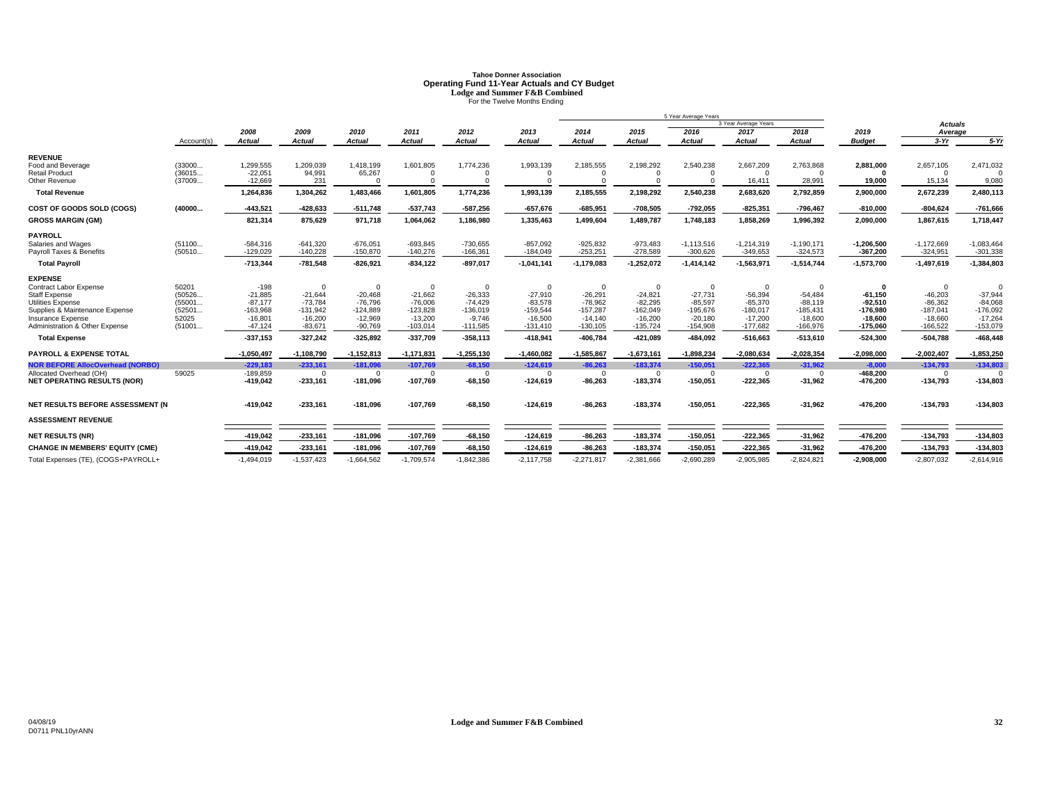# Tahoe Donner Association

## Operating Fund 11-Year Actuals and CY Budget

### Lodge and Summer F&B Combined

For the Twelve Months Ending

| | Account(s) | 2008 Actual | 2009 Actual | 2010 Actual | 2011 Actual | 2012 Actual | 2013 Actual | 2014 Actual | 2015 Actual | 2016 Actual | 2017 Actual | 2018 Actual | 2019 Budget | Actuals Average 3-Yr | Actuals Average 5-Yr |
|---|---|---|---|---|---|---|---|---|---|---|---|---|---|---|---|
| | | | | | | | | 5 Year Average Years | | | | | | | |
| | | | | | | | | | | 3 Year Average Years | | | | | |
| **REVENUE** | | | | | | | | | | | | | | | |
| Food and Beverage | (33000... | 1,299,555 | 1,209,039 | 1,418,199 | 1,601,805 | 1,774,236 | 1,993,139 | 2,185,555 | 2,198,292 | 2,540,238 | 2,667,209 | 2,763,868 | **2,881,000** | 2,657,105 | 2,471,032 |
| Retail Product | (36015... | -22,051 | 94,991 | 65,267 | 0 | 0 | 0 | 0 | 0 | 0 | 0 | 0 | **0** | 0 | 0 |
| Other Revenue | (37009... | -12,669 | 231 | 0 | 0 | 0 | 0 | 0 | 0 | 0 | 16,411 | 28,991 | **19,000** | 15,134 | 9,080 |
| **Total Revenue** | | **1,264,836** | **1,304,262** | **1,483,466** | **1,601,805** | **1,774,236** | **1,993,139** | **2,185,555** | **2,198,292** | **2,540,238** | **2,683,620** | **2,792,859** | **2,900,000** | **2,672,239** | **2,480,113** |
| **COST OF GOODS SOLD (COGS)** | **(40000...** | **-443,521** | **-428,633** | **-511,748** | **-537,743** | **-587,256** | **-657,676** | **-685,951** | **-708,505** | **-792,055** | **-825,351** | **-796,467** | **-810,000** | **-804,624** | **-761,666** |
| **GROSS MARGIN (GM)** | | **821,314** | **875,629** | **971,718** | **1,064,062** | **1,186,980** | **1,335,463** | **1,499,604** | **1,489,787** | **1,748,183** | **1,858,269** | **1,996,392** | **2,090,000** | **1,867,615** | **1,718,447** |
| **PAYROLL** | | | | | | | | | | | | | | | |
| Salaries and Wages | (51100... | -584,316 | -641,320 | -676,051 | -693,845 | -730,655 | -857,092 | -925,832 | -973,483 | -1,113,516 | -1,214,319 | -1,190,171 | **-1,206,500** | -1,172,669 | -1,083,464 |
| Payroll Taxes & Benefits | (50510... | -129,029 | -140,228 | -150,870 | -140,276 | -166,361 | -184,049 | -253,251 | -278,589 | -300,626 | -349,653 | -324,573 | **-367,200** | -324,951 | -301,338 |
| **Total Payroll** | | **-713,344** | **-781,548** | **-826,921** | **-834,122** | **-897,017** | **-1,041,141** | **-1,179,083** | **-1,252,072** | **-1,414,142** | **-1,563,971** | **-1,514,744** | **-1,573,700** | **-1,497,619** | **-1,384,803** |
| **EXPENSE** | | | | | | | | | | | | | | | |
| Contract Labor Expense | 50201 | -198 | 0 | 0 | 0 | 0 | 0 | 0 | 0 | 0 | 0 | 0 | **0** | 0 | 0 |
| Staff Expense | (50526... | -21,885 | -21,644 | -20,468 | -21,662 | -26,333 | -27,910 | -26,291 | -24,821 | -27,731 | -56,394 | -54,484 | **-61,150** | -46,203 | -37,944 |
| Utilities Expense | (55001... | -87,177 | -73,784 | -76,796 | -76,006 | -74,429 | -83,578 | -78,962 | -82,295 | -85,597 | -85,370 | -88,119 | **-92,510** | -86,362 | -84,068 |
| Supplies & Maintenance Expense | (52501... | -163,968 | -131,942 | -124,889 | -123,828 | -136,019 | -159,544 | -157,287 | -162,049 | -195,676 | -180,017 | -185,431 | **-176,980** | -187,041 | -176,092 |
| Insurance Expense | 52025 | -16,801 | -16,200 | -12,969 | -13,200 | -9,746 | -16,500 | -14,140 | -16,200 | -20,180 | -17,200 | -18,600 | **-18,600** | -18,660 | -17,264 |
| Administration & Other Expense | (51001... | -47,124 | -83,671 | -90,769 | -103,014 | -111,585 | -131,410 | -130,105 | -135,724 | -154,908 | -177,682 | -166,976 | **-175,060** | -166,522 | -153,079 |
| **Total Expense** | | **-337,153** | **-327,242** | **-325,892** | **-337,709** | **-358,113** | **-418,941** | **-406,784** | **-421,089** | **-484,092** | **-516,663** | **-513,610** | **-524,300** | **-504,788** | **-468,448** |
| **PAYROLL & EXPENSE TOTAL** | | **-1,050,497** | **-1,108,790** | **-1,152,813** | **-1,171,831** | **-1,255,130** | **-1,460,082** | **-1,585,867** | **-1,673,161** | **-1,898,234** | **-2,080,634** | **-2,028,354** | **-2,098,000** | **-2,002,407** | **-1,853,250** |
| **NOR BEFORE AllocOverhead (NORBO)** | | **-229,183** | **-233,161** | **-181,096** | **-107,769** | **-68,150** | **-124,619** | **-86,263** | **-183,374** | **-150,051** | **-222,365** | **-31,962** | **-8,000** | **-134,793** | **-134,803** |
| Allocated Overhead (OH) | 59025 | -189,859 | 0 | 0 | 0 | 0 | 0 | 0 | 0 | 0 | 0 | 0 | **-468,200** | 0 | 0 |
| **NET OPERATING RESULTS (NOR)** | | **-419,042** | **-233,161** | **-181,096** | **-107,769** | **-68,150** | **-124,619** | **-86,263** | **-183,374** | **-150,051** | **-222,365** | **-31,962** | **-476,200** | **-134,793** | **-134,803** |
| **NET RESULTS BEFORE ASSESSMENT (N** | | **-419,042** | **-233,161** | **-181,096** | **-107,769** | **-68,150** | **-124,619** | **-86,263** | **-183,374** | **-150,051** | **-222,365** | **-31,962** | **-476,200** | **-134,793** | **-134,803** |
| **ASSESSMENT REVENUE** | | | | | | | | | | | | | | | |
| **NET RESULTS (NR)** | | **-419,042** | **-233,161** | **-181,096** | **-107,769** | **-68,150** | **-124,619** | **-86,263** | **-183,374** | **-150,051** | **-222,365** | **-31,962** | **-476,200** | **-134,793** | **-134,803** |
| **CHANGE IN MEMBERS' EQUITY (CME)** | | **-419,042** | **-233,161** | **-181,096** | **-107,769** | **-68,150** | **-124,619** | **-86,263** | **-183,374** | **-150,051** | **-222,365** | **-31,962** | **-476,200** | **-134,793** | **-134,803** |
| Total Expenses (TE), (COGS+PAYROLL+ | | -1,494,019 | -1,537,423 | -1,664,562 | -1,709,574 | -1,842,386 | -2,117,758 | -2,271,817 | -2,381,666 | -2,690,289 | -2,905,985 | -2,824,821 | **-2,908,000** | -2,807,032 | -2,614,916 |

04/08/19
D0711 PNL10yrANN

**Lodge and Summer F&B Combined**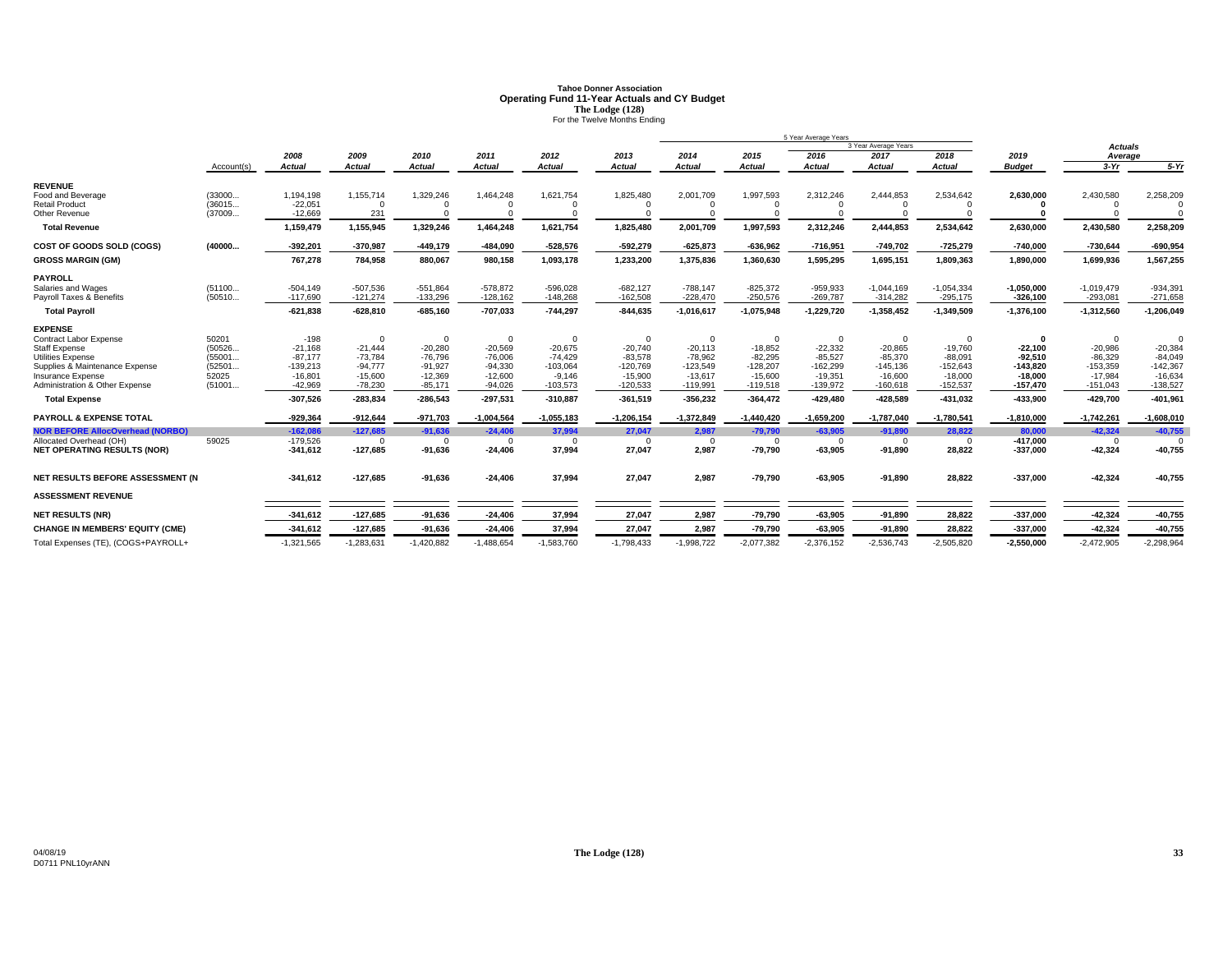# Tahoe Donner Association
## Operating Fund 11-Year Actuals and CY Budget
### The Lodge (128)
For the Twelve Months Ending

| | Account(s) | 2008 Actual | 2009 Actual | 2010 Actual | 2011 Actual | 2012 Actual | 2013 Actual | 2014 Actual | 2015 Actual | 2016 Actual | 2017 Actual | 2018 Actual | 2019 Budget | Actuals Average 3-Yr | Actuals Average 5-Yr |
|---|---|---|---|---|---|---|---|---|---|---|---|---|---|---|---|
| | | | | | | | | 5 Year Average Years | | | 3 Year Average Years | | | | |
| **REVENUE** | | | | | | | | | | | | | | | |
| Food and Beverage | (33000... | 1,194,198 | 1,155,714 | 1,329,246 | 1,464,248 | 1,621,754 | 1,825,480 | 2,001,709 | 1,997,593 | 2,312,246 | 2,444,853 | 2,534,642 | **2,630,000** | 2,430,580 | 2,258,209 |
| Retail Product | (36015... | -22,051 | 0 | 0 | 0 | 0 | 0 | 0 | 0 | 0 | 0 | 0 | **0** | 0 | 0 |
| Other Revenue | (37009... | -12,669 | 231 | 0 | 0 | 0 | 0 | 0 | 0 | 0 | 0 | 0 | **0** | 0 | 0 |
| **Total Revenue** | | **1,159,479** | **1,155,945** | **1,329,246** | **1,464,248** | **1,621,754** | **1,825,480** | **2,001,709** | **1,997,593** | **2,312,246** | **2,444,853** | **2,534,642** | **2,630,000** | **2,430,580** | **2,258,209** |
| **COST OF GOODS SOLD (COGS)** | **(40000...** | **-392,201** | **-370,987** | **-449,179** | **-484,090** | **-528,576** | **-592,279** | **-625,873** | **-636,962** | **-716,951** | **-749,702** | **-725,279** | **-740,000** | **-730,644** | **-690,954** |
| **GROSS MARGIN (GM)** | | **767,278** | **784,958** | **880,067** | **980,158** | **1,093,178** | **1,233,200** | **1,375,836** | **1,360,630** | **1,595,295** | **1,695,151** | **1,809,363** | **1,890,000** | **1,699,936** | **1,567,255** |
| **PAYROLL** | | | | | | | | | | | | | | | |
| Salaries and Wages | (51100... | -504,149 | -507,536 | -551,864 | -578,872 | -596,028 | -682,127 | -788,147 | -825,372 | -959,933 | -1,044,169 | -1,054,334 | **-1,050,000** | -1,019,479 | -934,391 |
| Payroll Taxes & Benefits | (50510... | -117,690 | -121,274 | -133,296 | -128,162 | -148,268 | -162,508 | -228,470 | -250,576 | -269,787 | -314,282 | -295,175 | **-326,100** | -293,081 | -271,658 |
| **Total Payroll** | | **-621,838** | **-628,810** | **-685,160** | **-707,033** | **-744,297** | **-844,635** | **-1,016,617** | **-1,075,948** | **-1,229,720** | **-1,358,452** | **-1,349,509** | **-1,376,100** | **-1,312,560** | **-1,206,049** |
| **EXPENSE** | | | | | | | | | | | | | | | |
| Contract Labor Expense | 50201 | -198 | 0 | 0 | 0 | 0 | 0 | 0 | 0 | 0 | 0 | 0 | **0** | 0 | 0 |
| Staff Expense | (50526... | -21,168 | -21,444 | -20,280 | -20,569 | -20,675 | -20,740 | -20,113 | -18,852 | -22,332 | -20,865 | -19,760 | **-22,100** | -20,986 | -20,384 |
| Utilities Expense | (55001... | -87,177 | -73,784 | -76,796 | -76,006 | -74,429 | -83,578 | -78,962 | -82,295 | -85,527 | -85,370 | -88,091 | **-92,510** | -86,329 | -84,049 |
| Supplies & Maintenance Expense | (52501... | -139,213 | -94,777 | -91,927 | -94,330 | -103,064 | -120,769 | -123,549 | -128,207 | -162,299 | -145,136 | -152,643 | **-143,820** | -153,359 | -142,367 |
| Insurance Expense | 52025 | -16,801 | -15,600 | -12,369 | -12,600 | -9,146 | -15,900 | -13,617 | -15,600 | -19,351 | -16,600 | -18,000 | **-18,000** | -17,984 | -16,634 |
| Administration & Other Expense | (51001... | -42,969 | -78,230 | -85,171 | -94,026 | -103,573 | -120,533 | -119,991 | -119,518 | -139,972 | -160,618 | -152,537 | **-157,470** | -151,043 | -138,527 |
| **Total Expense** | | **-307,526** | **-283,834** | **-286,543** | **-297,531** | **-310,887** | **-361,519** | **-356,232** | **-364,472** | **-429,480** | **-428,589** | **-431,032** | **-433,900** | **-429,700** | **-401,961** |
| **PAYROLL & EXPENSE TOTAL** | | **-929,364** | **-912,644** | **-971,703** | **-1,004,564** | **-1,055,183** | **-1,206,154** | **-1,372,849** | **-1,440,420** | **-1,659,200** | **-1,787,040** | **-1,780,541** | **-1,810,000** | **-1,742,261** | **-1,608,010** |
| **NOR BEFORE AllocOverhead (NORBO)** | | **-162,086** | **-127,685** | **-91,636** | **-24,406** | **37,994** | **27,047** | **2,987** | **-79,790** | **-63,905** | **-91,890** | **28,822** | **80,000** | **-42,324** | **-40,755** |
| Allocated Overhead (OH) | 59025 | -179,526 | 0 | 0 | 0 | 0 | 0 | 0 | 0 | 0 | 0 | 0 | **-417,000** | 0 | 0 |
| **NET OPERATING RESULTS (NOR)** | | **-341,612** | **-127,685** | **-91,636** | **-24,406** | **37,994** | **27,047** | **2,987** | **-79,790** | **-63,905** | **-91,890** | **28,822** | **-337,000** | **-42,324** | **-40,755** |
| **NET RESULTS BEFORE ASSESSMENT (N** | | **-341,612** | **-127,685** | **-91,636** | **-24,406** | **37,994** | **27,047** | **2,987** | **-79,790** | **-63,905** | **-91,890** | **28,822** | **-337,000** | **-42,324** | **-40,755** |
| **ASSESSMENT REVENUE** | | | | | | | | | | | | | | | |
| **NET RESULTS (NR)** | | **-341,612** | **-127,685** | **-91,636** | **-24,406** | **37,994** | **27,047** | **2,987** | **-79,790** | **-63,905** | **-91,890** | **28,822** | **-337,000** | **-42,324** | **-40,755** |
| **CHANGE IN MEMBERS' EQUITY (CME)** | | **-341,612** | **-127,685** | **-91,636** | **-24,406** | **37,994** | **27,047** | **2,987** | **-79,790** | **-63,905** | **-91,890** | **28,822** | **-337,000** | **-42,324** | **-40,755** |
| Total Expenses (TE), (COGS+PAYROLL+ | | -1,321,565 | -1,283,631 | -1,420,882 | -1,488,654 | -1,583,760 | -1,798,433 | -1,998,722 | -2,077,382 | -2,376,152 | -2,536,743 | -2,505,820 | **-2,550,000** | -2,472,905 | -2,298,964 |

04/08/19
D0711 PNL10yrANN

The Lodge (128)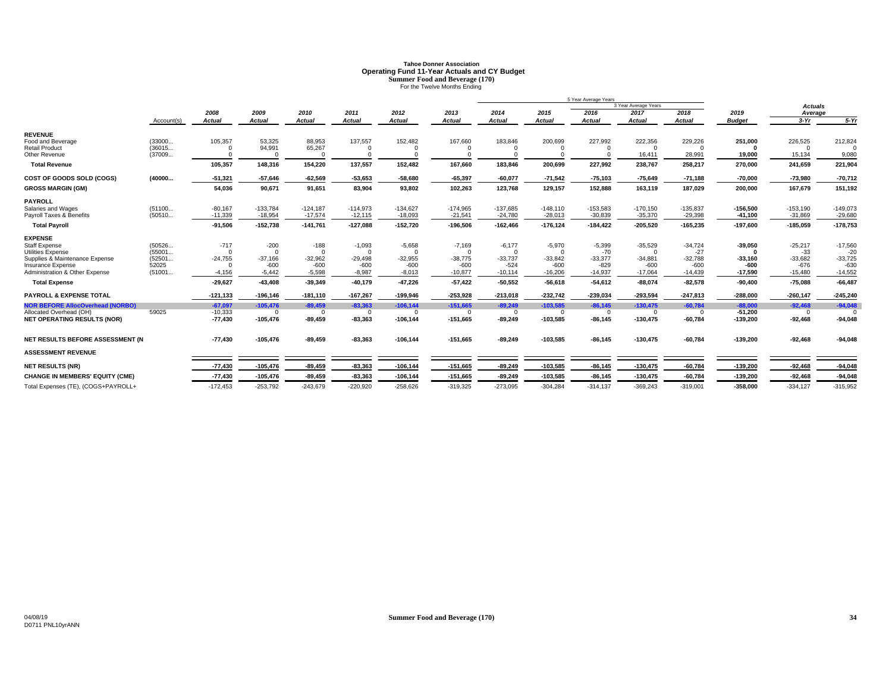# Tahoe Donner Association
## Operating Fund 11-Year Actuals and CY Budget
### Summer Food and Beverage (170)
For the Twelve Months Ending

| | Account(s) | 2008 Actual | 2009 Actual | 2010 Actual | 2011 Actual | 2012 Actual | 2013 Actual | 2014 Actual | 2015 Actual | 2016 Actual | 2017 Actual | 2018 Actual | 2019 Budget | Actuals Average 3-Yr | Actuals Average 5-Yr |
|---|---|---|---|---|---|---|---|---|---|---|---|---|---|---|---|
| | | | | | | | | 5 Year Average Years | | | 3 Year Average Years | | | | |
| **REVENUE** | | | | | | | | | | | | | | | |
| Food and Beverage | (33000... | 105,357 | 53,325 | 88,953 | 137,557 | 152,482 | 167,660 | 183,846 | 200,699 | 227,992 | 222,356 | 229,226 | **251,000** | 226,525 | 212,824 |
| Retail Product | (36015... | 0 | 94,991 | 65,267 | 0 | 0 | 0 | 0 | 0 | 0 | 0 | 0 | **0** | 0 | 0 |
| Other Revenue | (37009... | 0 | 0 | 0 | 0 | 0 | 0 | 0 | 0 | 0 | 16,411 | 28,991 | **19,000** | 15,134 | 9,080 |
| **Total Revenue** | | **105,357** | **148,316** | **154,220** | **137,557** | **152,482** | **167,660** | **183,846** | **200,699** | **227,992** | **238,767** | **258,217** | **270,000** | **241,659** | **221,904** |
| **COST OF GOODS SOLD (COGS)** | **(40000...** | **-51,321** | **-57,646** | **-62,569** | **-53,653** | **-58,680** | **-65,397** | **-60,077** | **-71,542** | **-75,103** | **-75,649** | **-71,188** | **-70,000** | **-73,980** | **-70,712** |
| **GROSS MARGIN (GM)** | | **54,036** | **90,671** | **91,651** | **83,904** | **93,802** | **102,263** | **123,768** | **129,157** | **152,888** | **163,119** | **187,029** | **200,000** | **167,679** | **151,192** |
| **PAYROLL** | | | | | | | | | | | | | | | |
| Salaries and Wages | (51100... | -80,167 | -133,784 | -124,187 | -114,973 | -134,627 | -174,965 | -137,685 | -148,110 | -153,583 | -170,150 | -135,837 | **-156,500** | -153,190 | -149,073 |
| Payroll Taxes & Benefits | (50510... | -11,339 | -18,954 | -17,574 | -12,115 | -18,093 | -21,541 | -24,780 | -28,013 | -30,839 | -35,370 | -29,398 | **-41,100** | -31,869 | -29,680 |
| **Total Payroll** | | **-91,506** | **-152,738** | **-141,761** | **-127,088** | **-152,720** | **-196,506** | **-162,466** | **-176,124** | **-184,422** | **-205,520** | **-165,235** | **-197,600** | **-185,059** | **-178,753** |
| **EXPENSE** | | | | | | | | | | | | | | | |
| Staff Expense | (50526... | -717 | -200 | -188 | -1,093 | -5,658 | -7,169 | -6,177 | -5,970 | -5,399 | -35,529 | -34,724 | **-39,050** | -25,217 | -17,560 |
| Utilities Expense | (55001... | 0 | 0 | 0 | 0 | 0 | 0 | 0 | 0 | -70 | 0 | -27 | **0** | -33 | -20 |
| Supplies & Maintenance Expense | (52501... | -24,755 | -37,166 | -32,962 | -29,498 | -32,955 | -38,775 | -33,737 | -33,842 | -33,377 | -34,881 | -32,788 | **-33,160** | -33,682 | -33,725 |
| Insurance Expense | 52025 | 0 | -600 | -600 | -600 | -600 | -600 | -524 | -600 | -829 | -600 | -600 | **-600** | -676 | -630 |
| Administration & Other Expense | (51001... | -4,156 | -5,442 | -5,598 | -8,987 | -8,013 | -10,877 | -10,114 | -16,206 | -14,937 | -17,064 | -14,439 | **-17,590** | -15,480 | -14,552 |
| **Total Expense** | | **-29,627** | **-43,408** | **-39,349** | **-40,179** | **-47,226** | **-57,422** | **-50,552** | **-56,618** | **-54,612** | **-88,074** | **-82,578** | **-90,400** | **-75,088** | **-66,487** |
| **PAYROLL & EXPENSE TOTAL** | | **-121,133** | **-196,146** | **-181,110** | **-167,267** | **-199,946** | **-253,928** | **-213,018** | **-232,742** | **-239,034** | **-293,594** | **-247,813** | **-288,000** | **-260,147** | **-245,240** |
| **NOR BEFORE AllocOverhead (NORBO)** | | **-67,097** | **-105,476** | **-89,459** | **-83,363** | **-106,144** | **-151,665** | **-89,249** | **-103,585** | **-86,145** | **-130,475** | **-60,784** | **-88,000** | **-92,468** | **-94,048** |
| Allocated Overhead (OH) | 59025 | -10,333 | 0 | 0 | 0 | 0 | 0 | 0 | 0 | 0 | 0 | 0 | **-51,200** | 0 | 0 |
| **NET OPERATING RESULTS (NOR)** | | **-77,430** | **-105,476** | **-89,459** | **-83,363** | **-106,144** | **-151,665** | **-89,249** | **-103,585** | **-86,145** | **-130,475** | **-60,784** | **-139,200** | **-92,468** | **-94,048** |
| **NET RESULTS BEFORE ASSESSMENT (N** | | **-77,430** | **-105,476** | **-89,459** | **-83,363** | **-106,144** | **-151,665** | **-89,249** | **-103,585** | **-86,145** | **-130,475** | **-60,784** | **-139,200** | **-92,468** | **-94,048** |
| **ASSESSMENT REVENUE** | | | | | | | | | | | | | | | |
| **NET RESULTS (NR)** | | **-77,430** | **-105,476** | **-89,459** | **-83,363** | **-106,144** | **-151,665** | **-89,249** | **-103,585** | **-86,145** | **-130,475** | **-60,784** | **-139,200** | **-92,468** | **-94,048** |
| **CHANGE IN MEMBERS' EQUITY (CME)** | | **-77,430** | **-105,476** | **-89,459** | **-83,363** | **-106,144** | **-151,665** | **-89,249** | **-103,585** | **-86,145** | **-130,475** | **-60,784** | **-139,200** | **-92,468** | **-94,048** |
| Total Expenses (TE), (COGS+PAYROLL+ | | -172,453 | -253,792 | -243,679 | -220,920 | -258,626 | -319,325 | -273,095 | -304,284 | -314,137 | -369,243 | -319,001 | **-358,000** | -334,127 | -315,952 |

04/08/19
D0711 PNL10yrANN

Summer Food and Beverage (170)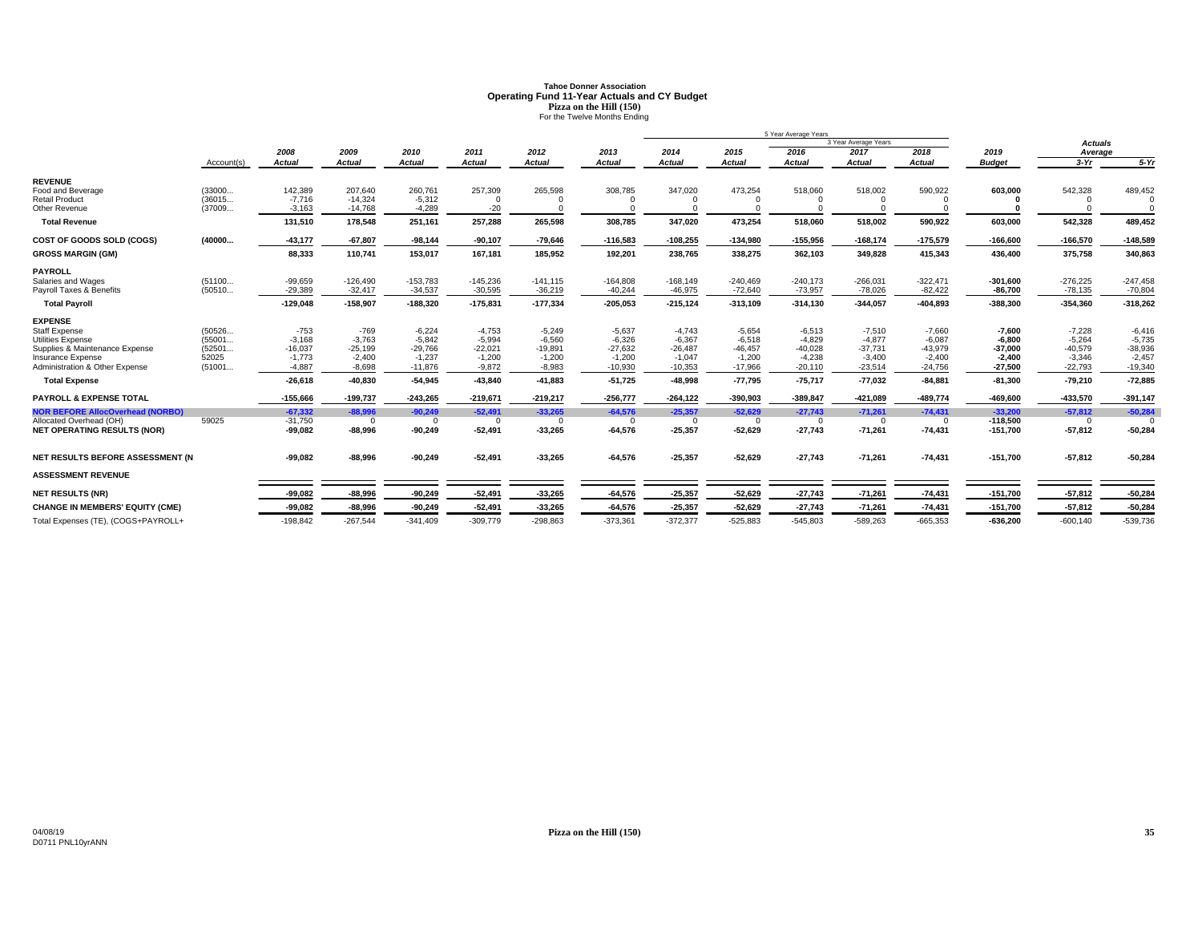# Tahoe Donner Association
## Operating Fund 11-Year Actuals and CY Budget
### Pizza on the Hill (150)
For the Twelve Months Ending

| | Account(s) | 2008 Actual | 2009 Actual | 2010 Actual | 2011 Actual | 2012 Actual | 2013 Actual | 2014 Actual | 2015 Actual | 2016 Actual | 2017 Actual | 2018 Actual | 2019 Budget | Actuals Average 3-Yr | Actuals Average 5-Yr |
|---|---|---|---|---|---|---|---|---|---|---|---|---|---|---|---|
| | | | | | | | | 5 Year Average Years | | | 3 Year Average Years | | | | |
| **REVENUE** | | | | | | | | | | | | | | | |
| Food and Beverage | (33000... | 142,389 | 207,640 | 260,761 | 257,309 | 265,598 | 308,785 | 347,020 | 473,254 | 518,060 | 518,002 | 590,922 | 603,000 | 542,328 | 489,452 |
| Retail Product | (36015... | -7,716 | -14,324 | -5,312 | 0 | 0 | 0 | 0 | 0 | 0 | 0 | 0 | 0 | 0 | 0 |
| Other Revenue | (37009... | -3,163 | -14,768 | -4,289 | -20 | 0 | 0 | 0 | 0 | 0 | 0 | 0 | 0 | 0 | 0 |
| **Total Revenue** | | 131,510 | 178,548 | 251,161 | 257,288 | 265,598 | 308,785 | 347,020 | 473,254 | 518,060 | 518,002 | 590,922 | 603,000 | 542,328 | 489,452 |
| **COST OF GOODS SOLD (COGS)** | (40000... | -43,177 | -67,807 | -98,144 | -90,107 | -79,646 | -116,583 | -108,255 | -134,980 | -155,956 | -168,174 | -175,579 | -166,600 | -166,570 | -148,589 |
| **GROSS MARGIN (GM)** | | 88,333 | 110,741 | 153,017 | 167,181 | 185,952 | 192,201 | 238,765 | 338,275 | 362,103 | 349,828 | 415,343 | 436,400 | 375,758 | 340,863 |
| **PAYROLL** | | | | | | | | | | | | | | | |
| Salaries and Wages | (51100... | -99,659 | -126,490 | -153,783 | -145,236 | -141,115 | -164,808 | -168,149 | -240,469 | -240,173 | -266,031 | -322,471 | -301,600 | -276,225 | -247,458 |
| Payroll Taxes & Benefits | (50510... | -29,389 | -32,417 | -34,537 | -30,595 | -36,219 | -40,244 | -46,975 | -72,640 | -73,957 | -78,026 | -82,422 | -86,700 | -78,135 | -70,804 |
| **Total Payroll** | | -129,048 | -158,907 | -188,320 | -175,831 | -177,334 | -205,053 | -215,124 | -313,109 | -314,130 | -344,057 | -404,893 | -388,300 | -354,360 | -318,262 |
| **EXPENSE** | | | | | | | | | | | | | | | |
| Staff Expense | (50526... | -753 | -769 | -6,224 | -4,753 | -5,249 | -5,637 | -4,743 | -5,654 | -6,513 | -7,510 | -7,660 | -7,600 | -7,228 | -6,416 |
| Utilities Expense | (55001... | -3,168 | -3,763 | -5,842 | -5,994 | -6,560 | -6,326 | -6,367 | -6,518 | -4,829 | -4,877 | -6,087 | -6,800 | -5,264 | -5,735 |
| Supplies & Maintenance Expense | (52501... | -16,037 | -25,199 | -29,766 | -22,021 | -19,891 | -27,632 | -26,487 | -46,457 | -40,028 | -37,731 | -43,979 | -37,000 | -40,579 | -38,936 |
| Insurance Expense | 52025 | -1,773 | -2,400 | -1,237 | -1,200 | -1,200 | -1,200 | -1,047 | -1,200 | -4,238 | -3,400 | -2,400 | -2,400 | -3,346 | -2,457 |
| Administration & Other Expense | (51001... | -4,887 | -8,698 | -11,876 | -9,872 | -8,983 | -10,930 | -10,353 | -17,966 | -20,110 | -23,514 | -24,756 | -27,500 | -22,793 | -19,340 |
| **Total Expense** | | -26,618 | -40,830 | -54,945 | -43,840 | -41,883 | -51,725 | -48,998 | -77,795 | -75,717 | -77,032 | -84,881 | -81,300 | -79,210 | -72,885 |
| **PAYROLL & EXPENSE TOTAL** | | -155,666 | -199,737 | -243,265 | -219,671 | -219,217 | -256,777 | -264,122 | -390,903 | -389,847 | -421,089 | -489,774 | -469,600 | -433,570 | -391,147 |
| **NOR BEFORE AllocOverhead (NORBO)** | | -67,332 | -88,996 | -90,249 | -52,491 | -33,265 | -64,576 | -25,357 | -52,629 | -27,743 | -71,261 | -74,431 | -33,200 | -57,812 | -50,284 |
| Allocated Overhead (OH) | 59025 | -31,750 | 0 | 0 | 0 | 0 | 0 | 0 | 0 | 0 | 0 | 0 | -118,500 | 0 | 0 |
| **NET OPERATING RESULTS (NOR)** | | -99,082 | -88,996 | -90,249 | -52,491 | -33,265 | -64,576 | -25,357 | -52,629 | -27,743 | -71,261 | -74,431 | -151,700 | -57,812 | -50,284 |
| **NET RESULTS BEFORE ASSESSMENT (N** | | -99,082 | -88,996 | -90,249 | -52,491 | -33,265 | -64,576 | -25,357 | -52,629 | -27,743 | -71,261 | -74,431 | -151,700 | -57,812 | -50,284 |
| **ASSESSMENT REVENUE** | | | | | | | | | | | | | | | |
| **NET RESULTS (NR)** | | -99,082 | -88,996 | -90,249 | -52,491 | -33,265 | -64,576 | -25,357 | -52,629 | -27,743 | -71,261 | -74,431 | -151,700 | -57,812 | -50,284 |
| **CHANGE IN MEMBERS' EQUITY (CME)** | | -99,082 | -88,996 | -90,249 | -52,491 | -33,265 | -64,576 | -25,357 | -52,629 | -27,743 | -71,261 | -74,431 | -151,700 | -57,812 | -50,284 |
| Total Expenses (TE), (COGS+PAYROLL+ | | -198,842 | -267,544 | -341,409 | -309,779 | -298,863 | -373,361 | -372,377 | -525,883 | -545,803 | -589,263 | -665,353 | -636,200 | -600,140 | -539,736 |

04/08/19
D0711 PNL10yrANN

Pizza on the Hill (150)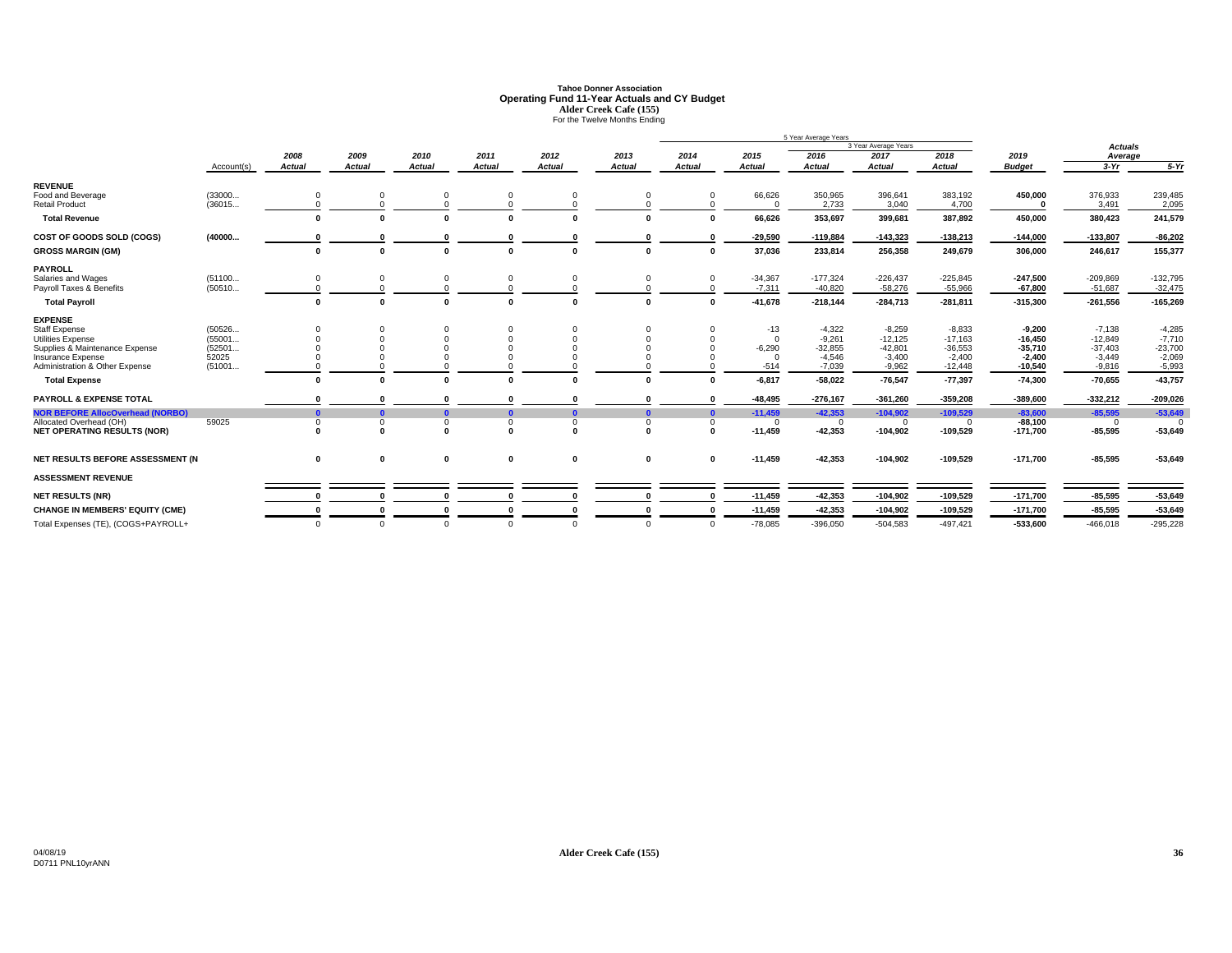# Tahoe Donner Association
## Operating Fund 11-Year Actuals and CY Budget
### Alder Creek Cafe (155)
For the Twelve Months Ending

| | Account(s) | 2008 Actual | 2009 Actual | 2010 Actual | 2011 Actual | 2012 Actual | 2013 Actual | 2014 Actual | 2015 Actual | 2016 Actual | 2017 Actual | 2018 Actual | 2019 Budget | Actuals Average 3-Yr | Actuals Average 5-Yr |
|---|---|---|---|---|---|---|---|---|---|---|---|---|---|---|---|
| **REVENUE** | | | | | | | | | | | | | | | |
| Food and Beverage | (33000... | 0 | 0 | 0 | 0 | 0 | 0 | 0 | 66,626 | 350,965 | 396,641 | 383,192 | **450,000** | 376,933 | 239,485 |
| Retail Product | (36015... | 0 | 0 | 0 | 0 | 0 | 0 | 0 | 0 | 2,733 | 3,040 | 4,700 | **0** | 3,491 | 2,095 |
| **Total Revenue** | | **0** | **0** | **0** | **0** | **0** | **0** | **0** | **66,626** | **353,697** | **399,681** | **387,892** | **450,000** | **380,423** | **241,579** |
| **COST OF GOODS SOLD (COGS)** | **(40000...** | **0** | **0** | **0** | **0** | **0** | **0** | **0** | **-29,590** | **-119,884** | **-143,323** | **-138,213** | **-144,000** | **-133,807** | **-86,202** |
| **GROSS MARGIN (GM)** | | **0** | **0** | **0** | **0** | **0** | **0** | **0** | **37,036** | **233,814** | **256,358** | **249,679** | **306,000** | **246,617** | **155,377** |
| **PAYROLL** | | | | | | | | | | | | | | | |
| Salaries and Wages | (51100... | 0 | 0 | 0 | 0 | 0 | 0 | 0 | -34,367 | -177,324 | -226,437 | -225,845 | **-247,500** | -209,869 | -132,795 |
| Payroll Taxes & Benefits | (50510... | 0 | 0 | 0 | 0 | 0 | 0 | 0 | -7,311 | -40,820 | -58,276 | -55,966 | **-67,800** | -51,687 | -32,475 |
| **Total Payroll** | | **0** | **0** | **0** | **0** | **0** | **0** | **0** | **-41,678** | **-218,144** | **-284,713** | **-281,811** | **-315,300** | **-261,556** | **-165,269** |
| **EXPENSE** | | | | | | | | | | | | | | | |
| Staff Expense | (50526... | 0 | 0 | 0 | 0 | 0 | 0 | 0 | -13 | -4,322 | -8,259 | -8,833 | **-9,200** | -7,138 | -4,285 |
| Utilities Expense | (55001... | 0 | 0 | 0 | 0 | 0 | 0 | 0 | 0 | -9,261 | -12,125 | -17,163 | **-16,450** | -12,849 | -7,710 |
| Supplies & Maintenance Expense | (52501... | 0 | 0 | 0 | 0 | 0 | 0 | 0 | -6,290 | -32,855 | -42,801 | -36,553 | **-35,710** | -37,403 | -23,700 |
| Insurance Expense | 52025 | 0 | 0 | 0 | 0 | 0 | 0 | 0 | 0 | -4,546 | -3,400 | -2,400 | **-2,400** | -3,449 | -2,069 |
| Administration & Other Expense | (51001... | 0 | 0 | 0 | 0 | 0 | 0 | 0 | -514 | -7,039 | -9,962 | -12,448 | **-10,540** | -9,816 | -5,993 |
| **Total Expense** | | **0** | **0** | **0** | **0** | **0** | **0** | **0** | **-6,817** | **-58,022** | **-76,547** | **-77,397** | **-74,300** | **-70,655** | **-43,757** |
| **PAYROLL & EXPENSE TOTAL** | | **0** | **0** | **0** | **0** | **0** | **0** | **0** | **-48,495** | **-276,167** | **-361,260** | **-359,208** | **-389,600** | **-332,212** | **-209,026** |
| **NOR BEFORE AllocOverhead (NORBO)** | | **0** | **0** | **0** | **0** | **0** | **0** | **0** | **-11,459** | **-42,353** | **-104,902** | **-109,529** | **-83,600** | **-85,595** | **-53,649** |
| Allocated Overhead (OH) | 59025 | 0 | 0 | 0 | 0 | 0 | 0 | 0 | 0 | 0 | 0 | 0 | **-88,100** | 0 | 0 |
| **NET OPERATING RESULTS (NOR)** | | **0** | **0** | **0** | **0** | **0** | **0** | **0** | **-11,459** | **-42,353** | **-104,902** | **-109,529** | **-171,700** | **-85,595** | **-53,649** |
| **NET RESULTS BEFORE ASSESSMENT (N** | | **0** | **0** | **0** | **0** | **0** | **0** | **0** | **-11,459** | **-42,353** | **-104,902** | **-109,529** | **-171,700** | **-85,595** | **-53,649** |
| **ASSESSMENT REVENUE** | | | | | | | | | | | | | | | |
| **NET RESULTS (NR)** | | **0** | **0** | **0** | **0** | **0** | **0** | **0** | **-11,459** | **-42,353** | **-104,902** | **-109,529** | **-171,700** | **-85,595** | **-53,649** |
| **CHANGE IN MEMBERS' EQUITY (CME)** | | **0** | **0** | **0** | **0** | **0** | **0** | **0** | **-11,459** | **-42,353** | **-104,902** | **-109,529** | **-171,700** | **-85,595** | **-53,649** |
| Total Expenses (TE), (COGS+PAYROLL+ | | 0 | 0 | 0 | 0 | 0 | 0 | 0 | -78,085 | -396,050 | -504,583 | -497,421 | **-533,600** | -466,018 | -295,228 |

04/08/19
D0711 PNL10yrANN

Alder Creek Cafe (155)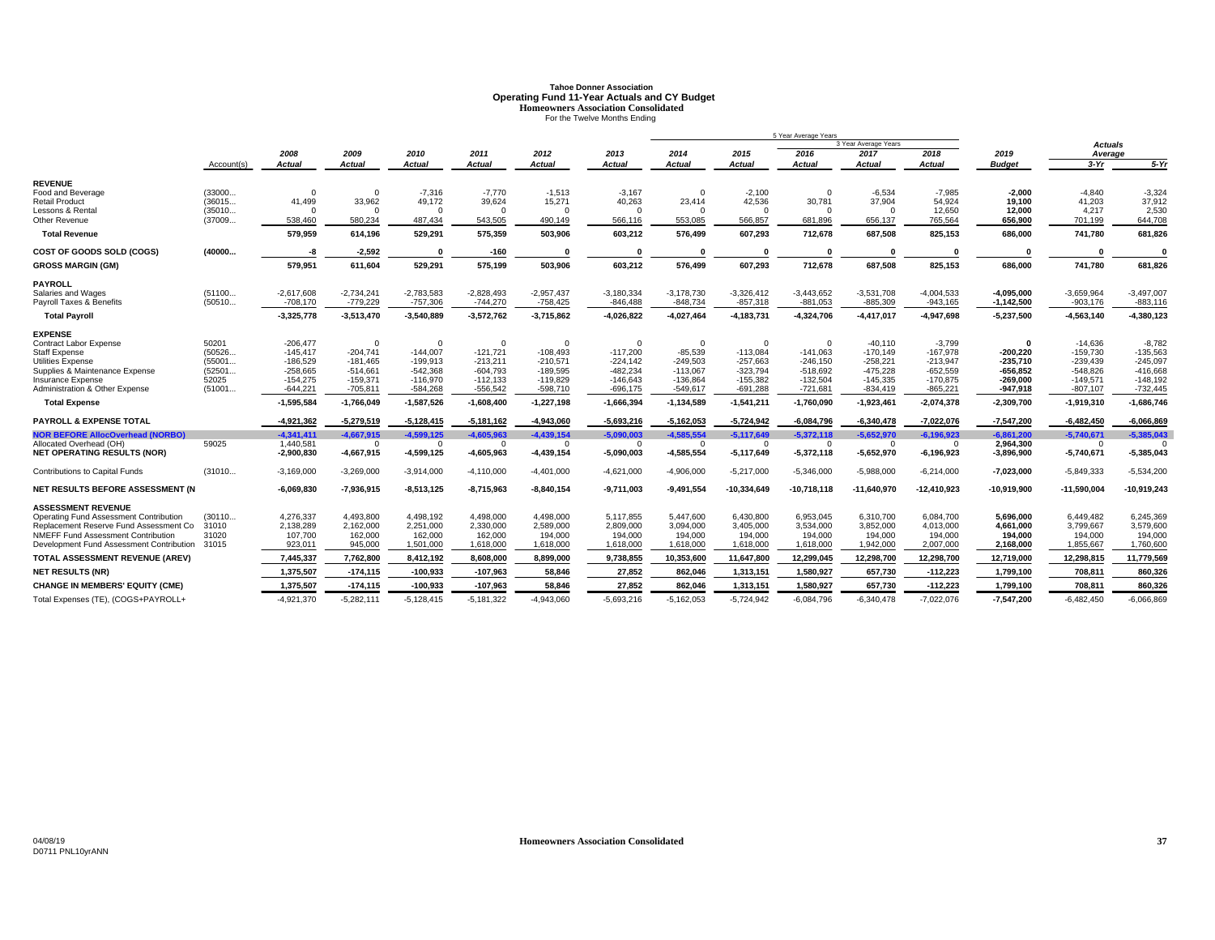# Tahoe Donner Association
## Operating Fund 11-Year Actuals and CY Budget
### Homeowners Association Consolidated
For the Twelve Months Ending

| | Account(s) | 2008 Actual | 2009 Actual | 2010 Actual | 2011 Actual | 2012 Actual | 2013 Actual | 2014 Actual | 2015 Actual | 2016 Actual | 2017 Actual | 2018 Actual | 2019 Budget | Actuals Average 3-Yr | Actuals Average 5-Yr |
|---|---|---|---|---|---|---|---|---|---|---|---|---|---|---|---|
| | | | | | | | | 5 Year Average Years | | | | | | | |
| | | | | | | | | | | | 3 Year Average Years | | | | |
| **REVENUE** | | | | | | | | | | | | | | | |
| Food and Beverage | (33000... | 0 | 0 | -7,316 | -7,770 | -1,513 | -3,167 | 0 | -2,100 | 0 | -6,534 | -7,985 | **-2,000** | -4,840 | -3,324 |
| Retail Product | (36015... | 41,499 | 33,962 | 49,172 | 39,624 | 15,271 | 40,263 | 23,414 | 42,536 | 30,781 | 37,904 | 54,924 | **19,100** | 41,203 | 37,912 |
| Lessons & Rental | (35010... | 0 | 0 | 0 | 0 | 0 | 0 | 0 | 0 | 0 | 0 | 12,650 | **12,000** | 4,217 | 2,530 |
| Other Revenue | (37009... | 538,460 | 580,234 | 487,434 | 543,505 | 490,149 | 566,116 | 553,085 | 566,857 | 681,896 | 656,137 | 765,564 | **656,900** | 701,199 | 644,708 |
| **Total Revenue** | | 579,959 | 614,196 | 529,291 | 575,359 | 503,906 | 603,212 | 576,499 | 607,293 | 712,678 | 687,508 | 825,153 | **686,000** | 741,780 | 681,826 |
| **COST OF GOODS SOLD (COGS)** | (40000... | -8 | -2,592 | 0 | -160 | 0 | 0 | 0 | 0 | 0 | 0 | 0 | **0** | 0 | 0 |
| **GROSS MARGIN (GM)** | | 579,951 | 611,604 | 529,291 | 575,199 | 503,906 | 603,212 | 576,499 | 607,293 | 712,678 | 687,508 | 825,153 | **686,000** | 741,780 | 681,826 |
| **PAYROLL** | | | | | | | | | | | | | | | |
| Salaries and Wages | (51100... | -2,617,608 | -2,734,241 | -2,783,583 | -2,828,493 | -2,957,437 | -3,180,334 | -3,178,730 | -3,326,412 | -3,443,652 | -3,531,708 | -4,004,533 | **-4,095,000** | -3,659,964 | -3,497,007 |
| Payroll Taxes & Benefits | (50510... | -708,170 | -779,229 | -757,306 | -744,270 | -758,425 | -846,488 | -848,734 | -857,318 | -881,053 | -885,309 | -943,165 | **-1,142,500** | -903,176 | -883,116 |
| **Total Payroll** | | -3,325,778 | -3,513,470 | -3,540,889 | -3,572,762 | -3,715,862 | -4,026,822 | -4,027,464 | -4,183,731 | -4,324,706 | -4,417,017 | -4,947,698 | **-5,237,500** | -4,563,140 | -4,380,123 |
| **EXPENSE** | | | | | | | | | | | | | | | |
| Contract Labor Expense | 50201 | -206,477 | 0 | 0 | 0 | 0 | 0 | 0 | 0 | 0 | -40,110 | -3,799 | **0** | -14,636 | -8,782 |
| Staff Expense | (50526... | -145,417 | -204,741 | -144,007 | -121,721 | -108,493 | -117,200 | -85,539 | -113,084 | -141,063 | -170,149 | -167,978 | **-200,220** | -159,730 | -135,563 |
| Utilities Expense | (55001... | -186,529 | -181,465 | -199,913 | -213,211 | -210,571 | -224,142 | -249,503 | -257,663 | -246,150 | -258,221 | -213,947 | **-235,710** | -239,439 | -245,097 |
| Supplies & Maintenance Expense | (52501... | -258,665 | -514,661 | -542,368 | -604,793 | -189,595 | -482,234 | -113,067 | -323,794 | -518,692 | -475,228 | -652,559 | **-656,852** | -548,826 | -416,668 |
| Insurance Expense | 52025 | -154,275 | -159,371 | -116,970 | -112,133 | -119,829 | -146,643 | -136,864 | -155,382 | -132,504 | -145,335 | -170,875 | **-269,000** | -149,571 | -148,192 |
| Administration & Other Expense | (51001... | -644,221 | -705,811 | -584,268 | -556,542 | -598,710 | -696,175 | -549,617 | -691,288 | -721,681 | -834,419 | -865,221 | **-947,918** | -807,107 | -732,445 |
| **Total Expense** | | -1,595,584 | -1,766,049 | -1,587,526 | -1,608,400 | -1,227,198 | -1,666,394 | -1,134,589 | -1,541,211 | -1,760,090 | -1,923,461 | -2,074,378 | **-2,309,700** | -1,919,310 | -1,686,746 |
| **PAYROLL & EXPENSE TOTAL** | | -4,921,362 | -5,279,519 | -5,128,415 | -5,181,162 | -4,943,060 | -5,693,216 | -5,162,053 | -5,724,942 | -6,084,796 | -6,340,478 | -7,022,076 | **-7,547,200** | -6,482,450 | -6,066,869 |
| **NOR BEFORE AllocOverhead (NORBO)** | | -4,341,411 | -4,667,915 | -4,599,125 | -4,605,963 | -4,439,154 | -5,090,003 | -4,585,554 | -5,117,649 | -5,372,118 | -5,652,970 | -6,196,923 | **-6,861,200** | -5,740,671 | -5,385,043 |
| Allocated Overhead (OH) | 59025 | 1,440,581 | 0 | 0 | 0 | 0 | 0 | 0 | 0 | 0 | 0 | 0 | **2,964,300** | 0 | 0 |
| **NET OPERATING RESULTS (NOR)** | | -2,900,830 | -4,667,915 | -4,599,125 | -4,605,963 | -4,439,154 | -5,090,003 | -4,585,554 | -5,117,649 | -5,372,118 | -5,652,970 | -6,196,923 | **-3,896,900** | -5,740,671 | -5,385,043 |
| Contributions to Capital Funds | (31010... | -3,169,000 | -3,269,000 | -3,914,000 | -4,110,000 | -4,401,000 | -4,621,000 | -4,906,000 | -5,217,000 | -5,346,000 | -5,988,000 | -6,214,000 | **-7,023,000** | -5,849,333 | -5,534,200 |
| **NET RESULTS BEFORE ASSESSMENT (N** | | -6,069,830 | -7,936,915 | -8,513,125 | -8,715,963 | -8,840,154 | -9,711,003 | -9,491,554 | -10,334,649 | -10,718,118 | -11,640,970 | -12,410,923 | **-10,919,900** | -11,590,004 | -10,919,243 |
| **ASSESSMENT REVENUE** | | | | | | | | | | | | | | | |
| Operating Fund Assessment Contribution | (30110... | 4,276,337 | 4,493,800 | 4,498,192 | 4,498,000 | 4,498,000 | 5,117,855 | 5,447,600 | 6,430,800 | 6,953,045 | 6,310,700 | 6,084,700 | **5,696,000** | 6,449,482 | 6,245,369 |
| Replacement Reserve Fund Assessment Co | 31010 | 2,138,289 | 2,162,000 | 2,251,000 | 2,330,000 | 2,589,000 | 2,809,000 | 3,094,000 | 3,405,000 | 3,534,000 | 3,852,000 | 4,013,000 | **4,661,000** | 3,799,667 | 3,579,600 |
| NMEFF Fund Assessment Contribution | 31020 | 107,700 | 162,000 | 162,000 | 162,000 | 194,000 | 194,000 | 194,000 | 194,000 | 194,000 | 194,000 | 194,000 | **194,000** | 194,000 | 194,000 |
| Development Fund Assessment Contribution | 31015 | 923,011 | 945,000 | 1,501,000 | 1,618,000 | 1,618,000 | 1,618,000 | 1,618,000 | 1,618,000 | 1,618,000 | 1,942,000 | 2,007,000 | **2,168,000** | 1,855,667 | 1,760,600 |
| **TOTAL ASSESSMENT REVENUE (AREV)** | | 7,445,337 | 7,762,800 | 8,412,192 | 8,608,000 | 8,899,000 | 9,738,855 | 10,353,600 | 11,647,800 | 12,299,045 | 12,298,700 | 12,298,700 | **12,719,000** | 12,298,815 | 11,779,569 |
| **NET RESULTS (NR)** | | 1,375,507 | -174,115 | -100,933 | -107,963 | 58,846 | 27,852 | 862,046 | 1,313,151 | 1,580,927 | 657,730 | -112,223 | **1,799,100** | 708,811 | 860,326 |
| **CHANGE IN MEMBERS' EQUITY (CME)** | | 1,375,507 | -174,115 | -100,933 | -107,963 | 58,846 | 27,852 | 862,046 | 1,313,151 | 1,580,927 | 657,730 | -112,223 | **1,799,100** | 708,811 | 860,326 |
| Total Expenses (TE), (COGS+PAYROLL+ | | -4,921,370 | -5,282,111 | -5,128,415 | -5,181,322 | -4,943,060 | -5,693,216 | -5,162,053 | -5,724,942 | -6,084,796 | -6,340,478 | -7,022,076 | **-7,547,200** | -6,482,450 | -6,066,869 |

04/08/19
D0711 PNL10yrANN

**Homeowners Association Consolidated**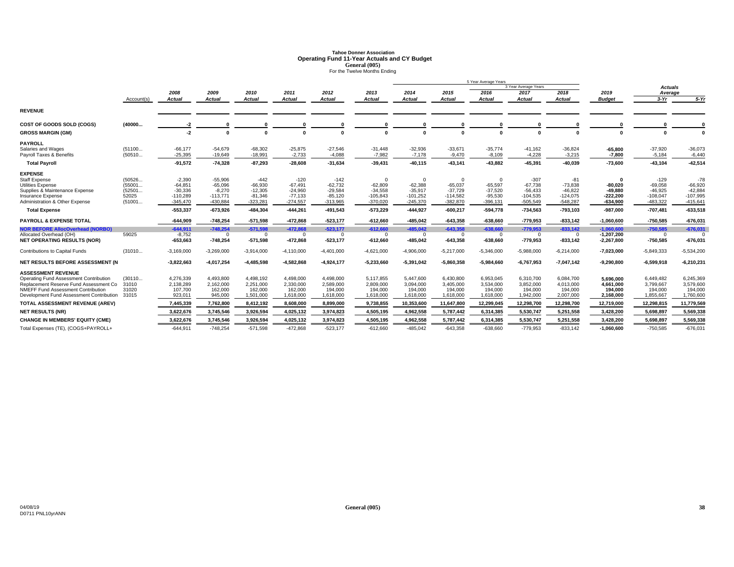# Tahoe Donner Association
## Operating Fund 11-Year Actuals and CY Budget
### General (005)
For the Twelve Months Ending

| | Account(s) | 2008 Actual | 2009 Actual | 2010 Actual | 2011 Actual | 2012 Actual | 2013 Actual | 2014 Actual | 2015 Actual | 2016 Actual | 2017 Actual | 2018 Actual | 2019 Budget | Actuals Average 3-Yr | Actuals Average 5-Yr |
|---|---|---|---|---|---|---|---|---|---|---|---|---|---|---|---|
| | | | | | | | | 5 Year Average Years | | | | | | | |
| | | | | | | | | | | 3 Year Average Years | | | | | |
| **REVENUE** | | | | | | | | | | | | | | | |
| **COST OF GOODS SOLD (COGS)** | (40000... | -2 | 0 | 0 | 0 | 0 | 0 | 0 | 0 | 0 | 0 | 0 | 0 | 0 | 0 |
| **GROSS MARGIN (GM)** | | -2 | 0 | 0 | 0 | 0 | 0 | 0 | 0 | 0 | 0 | 0 | 0 | 0 | 0 |
| **PAYROLL** | | | | | | | | | | | | | | | |
| Salaries and Wages | (51100... | -66,177 | -54,679 | -68,302 | -25,875 | -27,546 | -31,448 | -32,936 | -33,671 | -35,774 | -41,162 | -36,824 | -65,800 | -37,920 | -36,073 |
| Payroll Taxes & Benefits | (50510... | -25,395 | -19,649 | -18,991 | -2,733 | -4,088 | -7,982 | -7,178 | -9,470 | -8,109 | -4,228 | -3,215 | -7,800 | -5,184 | -6,440 |
| **Total Payroll** | | -91,572 | -74,328 | -87,293 | -28,608 | -31,634 | -39,431 | -40,115 | -43,141 | -43,882 | -45,391 | -40,039 | -73,600 | -43,104 | -42,514 |
| **EXPENSE** | | | | | | | | | | | | | | | |
| Staff Expense | (50526... | -2,390 | -55,906 | -442 | -120 | -142 | 0 | 0 | 0 | 0 | -307 | -81 | 0 | -129 | -78 |
| Utilities Expense | (55001... | -64,851 | -65,096 | -66,930 | -67,491 | -62,732 | -62,809 | -62,388 | -65,037 | -65,597 | -67,738 | -73,838 | -80,020 | -69,058 | -66,920 |
| Supplies & Maintenance Expense | (52501... | -30,336 | -8,270 | -12,305 | -24,960 | -29,584 | -34,558 | -35,917 | -37,729 | -37,520 | -56,433 | -46,822 | -49,880 | -46,925 | -42,884 |
| Insurance Expense | 52025 | -110,289 | -113,771 | -81,346 | -77,133 | -85,120 | -105,843 | -101,252 | -114,582 | -95,530 | -104,535 | -124,075 | -222,200 | -108,047 | -107,995 |
| Administration & Other Expense | (51001... | -345,470 | -430,884 | -323,281 | -274,557 | -313,965 | -370,020 | -245,370 | -382,870 | -396,131 | -505,549 | -548,287 | -634,900 | -483,322 | -415,641 |
| **Total Expense** | | -553,337 | -673,926 | -484,304 | -444,261 | -491,543 | -573,229 | -444,927 | -600,217 | -594,778 | -734,563 | -793,103 | -987,000 | -707,481 | -633,518 |
| **PAYROLL & EXPENSE TOTAL** | | -644,909 | -748,254 | -571,598 | -472,868 | -523,177 | -612,660 | -485,042 | -643,358 | -638,660 | -779,953 | -833,142 | -1,060,600 | -750,585 | -676,031 |
| **NOR BEFORE AllocOverhead (NORBO)** | | -644,911 | -748,254 | -571,598 | -472,868 | -523,177 | -612,660 | -485,042 | -643,358 | -638,660 | -779,953 | -833,142 | -1,060,600 | -750,585 | -676,031 |
| Allocated Overhead (OH) | 59025 | -8,752 | 0 | 0 | 0 | 0 | 0 | 0 | 0 | 0 | 0 | 0 | -1,207,200 | 0 | 0 |
| **NET OPERATING RESULTS (NOR)** | | -653,663 | -748,254 | -571,598 | -472,868 | -523,177 | -612,660 | -485,042 | -643,358 | -638,660 | -779,953 | -833,142 | -2,267,800 | -750,585 | -676,031 |
| Contributions to Capital Funds | (31010... | -3,169,000 | -3,269,000 | -3,914,000 | -4,110,000 | -4,401,000 | -4,621,000 | -4,906,000 | -5,217,000 | -5,346,000 | -5,988,000 | -6,214,000 | -7,023,000 | -5,849,333 | -5,534,200 |
| **NET RESULTS BEFORE ASSESSMENT (N** | | -3,822,663 | -4,017,254 | -4,485,598 | -4,582,868 | -4,924,177 | -5,233,660 | -5,391,042 | -5,860,358 | -5,984,660 | -6,767,953 | -7,047,142 | -9,290,800 | -6,599,918 | -6,210,231 |
| **ASSESSMENT REVENUE** | | | | | | | | | | | | | | | |
| Operating Fund Assessment Contribution | (30110... | 4,276,339 | 4,493,800 | 4,498,192 | 4,498,000 | 4,498,000 | 5,117,855 | 5,447,600 | 6,430,800 | 6,953,045 | 6,310,700 | 6,084,700 | 5,696,000 | 6,449,482 | 6,245,369 |
| Replacement Reserve Fund Assessment Co | 31010 | 2,138,289 | 2,162,000 | 2,251,000 | 2,330,000 | 2,589,000 | 2,809,000 | 3,094,000 | 3,405,000 | 3,534,000 | 3,852,000 | 4,013,000 | 4,661,000 | 3,799,667 | 3,579,600 |
| NMEFF Fund Assessment Contribution | 31020 | 107,700 | 162,000 | 162,000 | 162,000 | 194,000 | 194,000 | 194,000 | 194,000 | 194,000 | 194,000 | 194,000 | 194,000 | 194,000 | 194,000 |
| Development Fund Assessment Contribution | 31015 | 923,011 | 945,000 | 1,501,000 | 1,618,000 | 1,618,000 | 1,618,000 | 1,618,000 | 1,618,000 | 1,618,000 | 1,942,000 | 2,007,000 | 2,168,000 | 1,855,667 | 1,760,600 |
| **TOTAL ASSESSMENT REVENUE (AREV)** | | 7,445,339 | 7,762,800 | 8,412,192 | 8,608,000 | 8,899,000 | 9,738,855 | 10,353,600 | 11,647,800 | 12,299,045 | 12,298,700 | 12,298,700 | 12,719,000 | 12,298,815 | 11,779,569 |
| **NET RESULTS (NR)** | | 3,622,676 | 3,745,546 | 3,926,594 | 4,025,132 | 3,974,823 | 4,505,195 | 4,962,558 | 5,787,442 | 6,314,385 | 5,530,747 | 5,251,558 | 3,428,200 | 5,698,897 | 5,569,338 |
| **CHANGE IN MEMBERS' EQUITY (CME)** | | 3,622,676 | 3,745,546 | 3,926,594 | 4,025,132 | 3,974,823 | 4,505,195 | 4,962,558 | 5,787,442 | 6,314,385 | 5,530,747 | 5,251,558 | 3,428,200 | 5,698,897 | 5,569,338 |
| Total Expenses (TE), (COGS+PAYROLL+ | | -644,911 | -748,254 | -571,598 | -472,868 | -523,177 | -612,660 | -485,042 | -643,358 | -638,660 | -779,953 | -833,142 | -1,060,600 | -750,585 | -676,031 |

04/08/19
D0711 PNL10yrANN

General (005)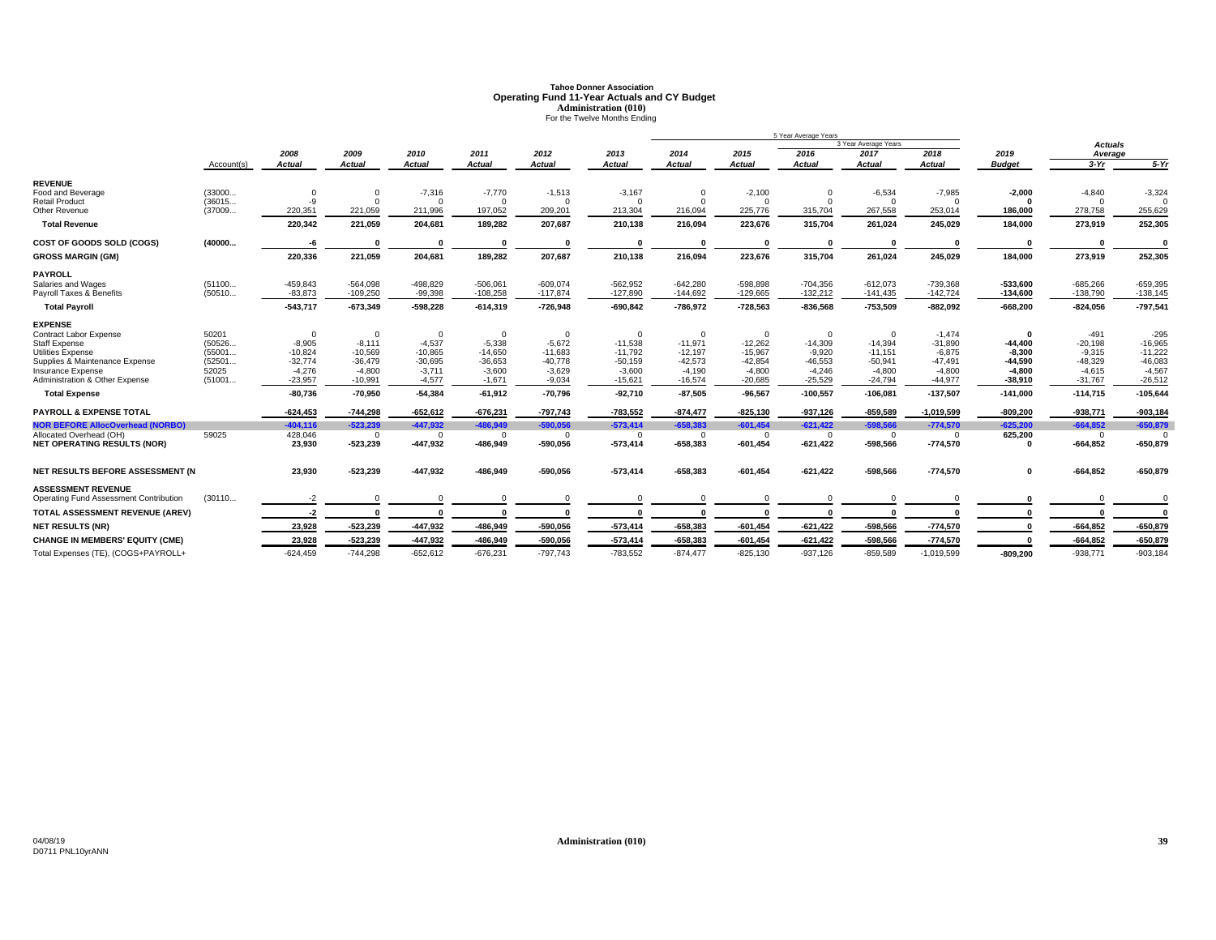# Tahoe Donner Association
## Operating Fund 11-Year Actuals and CY Budget
### Administration (010)
For the Twelve Months Ending

| | Account(s) | 2008 Actual | 2009 Actual | 2010 Actual | 2011 Actual | 2012 Actual | 2013 Actual | 2014 Actual | 2015 Actual | 2016 Actual | 2017 Actual | 2018 Actual | 2019 Budget | Actuals Average 3-Yr | Actuals Average 5-Yr |
|---|---|---|---|---|---|---|---|---|---|---|---|---|---|---|---|
| | | | | | | | | 5 Year Average Years | | | 3 Year Average Years | | | | |
| **REVENUE** | | | | | | | | | | | | | | | |
| Food and Beverage | (33000... | 0 | 0 | -7,316 | -7,770 | -1,513 | -3,167 | 0 | -2,100 | 0 | -6,534 | -7,985 | **-2,000** | -4,840 | -3,324 |
| Retail Product | (36015... | -9 | 0 | 0 | 0 | 0 | 0 | 0 | 0 | 0 | 0 | 0 | **0** | 0 | 0 |
| Other Revenue | (37009... | 220,351 | 221,059 | 211,996 | 197,052 | 209,201 | 213,304 | 216,094 | 225,776 | 315,704 | 267,558 | 253,014 | **186,000** | 278,758 | 255,629 |
| **Total Revenue** | | **220,342** | **221,059** | **204,681** | **189,282** | **207,687** | **210,138** | **216,094** | **223,676** | **315,704** | **261,024** | **245,029** | **184,000** | **273,919** | **252,305** |
| **COST OF GOODS SOLD (COGS)** | **(40000...** | **-6** | **0** | **0** | **0** | **0** | **0** | **0** | **0** | **0** | **0** | **0** | **0** | **0** | **0** |
| **GROSS MARGIN (GM)** | | **220,336** | **221,059** | **204,681** | **189,282** | **207,687** | **210,138** | **216,094** | **223,676** | **315,704** | **261,024** | **245,029** | **184,000** | **273,919** | **252,305** |
| **PAYROLL** | | | | | | | | | | | | | | | |
| Salaries and Wages | (51100... | -459,843 | -564,098 | -498,829 | -506,061 | -609,074 | -562,952 | -642,280 | -598,898 | -704,356 | -612,073 | -739,368 | **-533,600** | -685,266 | -659,395 |
| Payroll Taxes & Benefits | (50510... | -83,873 | -109,250 | -99,398 | -108,258 | -117,874 | -127,890 | -144,692 | -129,665 | -132,212 | -141,435 | -142,724 | **-134,600** | -138,790 | -138,145 |
| **Total Payroll** | | **-543,717** | **-673,349** | **-598,228** | **-614,319** | **-726,948** | **-690,842** | **-786,972** | **-728,563** | **-836,568** | **-753,509** | **-882,092** | **-668,200** | **-824,056** | **-797,541** |
| **EXPENSE** | | | | | | | | | | | | | | | |
| Contract Labor Expense | 50201 | 0 | 0 | 0 | 0 | 0 | 0 | 0 | 0 | 0 | 0 | -1,474 | **0** | -491 | -295 |
| Staff Expense | (50526... | -8,905 | -8,111 | -4,537 | -5,338 | -5,672 | -11,538 | -11,971 | -12,262 | -14,309 | -14,394 | -31,890 | **-44,400** | -20,198 | -16,965 |
| Utilities Expense | (55001... | -10,824 | -10,569 | -10,865 | -14,650 | -11,683 | -11,792 | -12,197 | -15,967 | -9,920 | -11,151 | -6,875 | **-8,300** | -9,315 | -11,222 |
| Supplies & Maintenance Expense | (52501... | -32,774 | -36,479 | -30,695 | -36,653 | -40,778 | -50,159 | -42,573 | -42,854 | -46,553 | -50,941 | -47,491 | **-44,590** | -48,329 | -46,083 |
| Insurance Expense | 52025 | -4,276 | -4,800 | -3,711 | -3,600 | -3,629 | -3,600 | -4,190 | -4,800 | -4,246 | -4,800 | -4,800 | **-4,800** | -4,615 | -4,567 |
| Administration & Other Expense | (51001... | -23,957 | -10,991 | -4,577 | -1,671 | -9,034 | -15,621 | -16,574 | -20,685 | -25,529 | -24,794 | -44,977 | **-38,910** | -31,767 | -26,512 |
| **Total Expense** | | **-80,736** | **-70,950** | **-54,384** | **-61,912** | **-70,796** | **-92,710** | **-87,505** | **-96,567** | **-100,557** | **-106,081** | **-137,507** | **-141,000** | **-114,715** | **-105,644** |
| **PAYROLL & EXPENSE TOTAL** | | **-624,453** | **-744,298** | **-652,612** | **-676,231** | **-797,743** | **-783,552** | **-874,477** | **-825,130** | **-937,126** | **-859,589** | **-1,019,599** | **-809,200** | **-938,771** | **-903,184** |
| **NOR BEFORE AllocOverhead (NORBO)** | | **-404,116** | **-523,239** | **-447,932** | **-486,949** | **-590,056** | **-573,414** | **-658,383** | **-601,454** | **-621,422** | **-598,566** | **-774,570** | **-625,200** | **-664,852** | **-650,879** |
| Allocated Overhead (OH) | 59025 | 428,046 | 0 | 0 | 0 | 0 | 0 | 0 | 0 | 0 | 0 | 0 | **625,200** | 0 | 0 |
| **NET OPERATING RESULTS (NOR)** | | **23,930** | **-523,239** | **-447,932** | **-486,949** | **-590,056** | **-573,414** | **-658,383** | **-601,454** | **-621,422** | **-598,566** | **-774,570** | **0** | **-664,852** | **-650,879** |
| **NET RESULTS BEFORE ASSESSMENT (N** | | **23,930** | **-523,239** | **-447,932** | **-486,949** | **-590,056** | **-573,414** | **-658,383** | **-601,454** | **-621,422** | **-598,566** | **-774,570** | **0** | **-664,852** | **-650,879** |
| **ASSESSMENT REVENUE** | | | | | | | | | | | | | | | |
| Operating Fund Assessment Contribution | (30110... | -2 | 0 | 0 | 0 | 0 | 0 | 0 | 0 | 0 | 0 | 0 | **0** | 0 | 0 |
| **TOTAL ASSESSMENT REVENUE (AREV)** | | **-2** | **0** | **0** | **0** | **0** | **0** | **0** | **0** | **0** | **0** | **0** | **0** | **0** | **0** |
| **NET RESULTS (NR)** | | **23,928** | **-523,239** | **-447,932** | **-486,949** | **-590,056** | **-573,414** | **-658,383** | **-601,454** | **-621,422** | **-598,566** | **-774,570** | **0** | **-664,852** | **-650,879** |
| **CHANGE IN MEMBERS' EQUITY (CME)** | | **23,928** | **-523,239** | **-447,932** | **-486,949** | **-590,056** | **-573,414** | **-658,383** | **-601,454** | **-621,422** | **-598,566** | **-774,570** | **0** | **-664,852** | **-650,879** |
| Total Expenses (TE), (COGS+PAYROLL+ | | -624,459 | -744,298 | -652,612 | -676,231 | -797,743 | -783,552 | -874,477 | -825,130 | -937,126 | -859,589 | -1,019,599 | **-809,200** | -938,771 | -903,184 |

04/08/19
D0711 PNL10yrANN

Administration (010)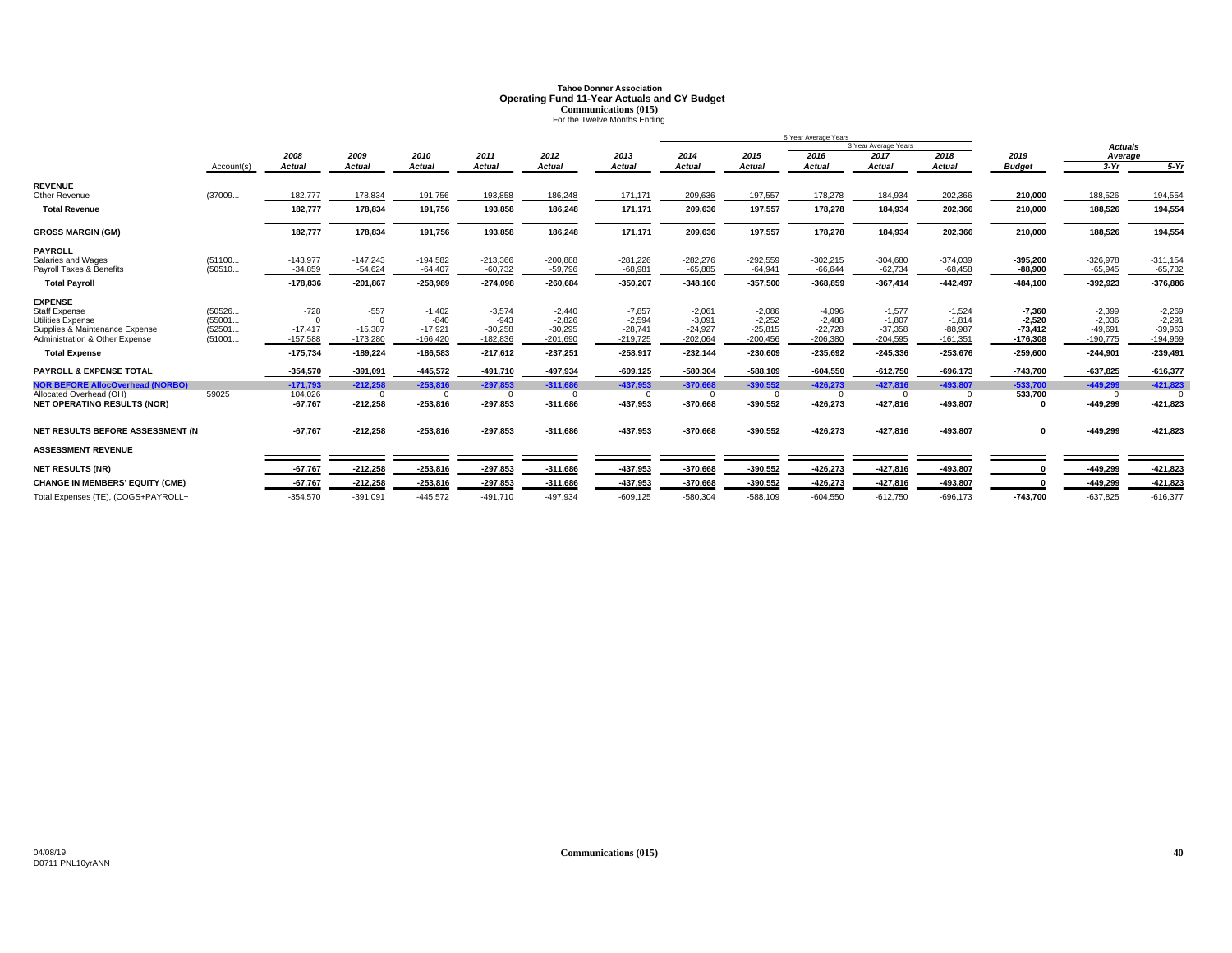# Tahoe Donner Association
## Operating Fund 11-Year Actuals and CY Budget
### Communications (015)
For the Twelve Months Ending

| | Account(s) | 2008 Actual | 2009 Actual | 2010 Actual | 2011 Actual | 2012 Actual | 2013 Actual | 2014 Actual | 2015 Actual | 2016 Actual | 2017 Actual | 2018 Actual | 2019 Budget | Actuals Average 3-Yr | Actuals Average 5-Yr |
|---|---|---|---|---|---|---|---|---|---|---|---|---|---|---|---|
| | | | | | | | | 5 Year Average Years | | | 3 Year Average Years | | | | |
| **REVENUE** | | | | | | | | | | | | | | | |
| Other Revenue | (37009... | 182,777 | 178,834 | 191,756 | 193,858 | 186,248 | 171,171 | 209,636 | 197,557 | 178,278 | 184,934 | 202,366 | 210,000 | 188,526 | 194,554 |
| **Total Revenue** | | 182,777 | 178,834 | 191,756 | 193,858 | 186,248 | 171,171 | 209,636 | 197,557 | 178,278 | 184,934 | 202,366 | 210,000 | 188,526 | 194,554 |
| **GROSS MARGIN (GM)** | | 182,777 | 178,834 | 191,756 | 193,858 | 186,248 | 171,171 | 209,636 | 197,557 | 178,278 | 184,934 | 202,366 | 210,000 | 188,526 | 194,554 |
| **PAYROLL** | | | | | | | | | | | | | | | |
| Salaries and Wages | (51100... | -143,977 | -147,243 | -194,582 | -213,366 | -200,888 | -281,226 | -282,276 | -292,559 | -302,215 | -304,680 | -374,039 | -395,200 | -326,978 | -311,154 |
| Payroll Taxes & Benefits | (50510... | -34,859 | -54,624 | -64,407 | -60,732 | -59,796 | -68,981 | -65,885 | -64,941 | -66,644 | -62,734 | -68,458 | -88,900 | -65,945 | -65,732 |
| **Total Payroll** | | -178,836 | -201,867 | -258,989 | -274,098 | -260,684 | -350,207 | -348,160 | -357,500 | -368,859 | -367,414 | -442,497 | -484,100 | -392,923 | -376,886 |
| **EXPENSE** | | | | | | | | | | | | | | | |
| Staff Expense | (50526... | -728 | -557 | -1,402 | -3,574 | -2,440 | -7,857 | -2,061 | -2,086 | -4,096 | -1,577 | -1,524 | -7,360 | -2,399 | -2,269 |
| Utilities Expense | (55001... | 0 | 0 | -840 | -943 | -2,826 | -2,594 | -3,091 | -2,252 | -2,488 | -1,807 | -1,814 | -2,520 | -2,036 | -2,291 |
| Supplies & Maintenance Expense | (52501... | -17,417 | -15,387 | -17,921 | -30,258 | -30,295 | -28,741 | -24,927 | -25,815 | -22,728 | -37,358 | -88,987 | -73,412 | -49,691 | -39,963 |
| Administration & Other Expense | (51001... | -157,588 | -173,280 | -166,420 | -182,836 | -201,690 | -219,725 | -202,064 | -200,456 | -206,380 | -204,595 | -161,351 | -176,308 | -190,775 | -194,969 |
| **Total Expense** | | -175,734 | -189,224 | -186,583 | -217,612 | -237,251 | -258,917 | -232,144 | -230,609 | -235,692 | -245,336 | -253,676 | -259,600 | -244,901 | -239,491 |
| **PAYROLL & EXPENSE TOTAL** | | -354,570 | -391,091 | -445,572 | -491,710 | -497,934 | -609,125 | -580,304 | -588,109 | -604,550 | -612,750 | -696,173 | -743,700 | -637,825 | -616,377 |
| **NOR BEFORE AllocOverhead (NORBO)** | | -171,793 | -212,258 | -253,816 | -297,853 | -311,686 | -437,953 | -370,668 | -390,552 | -426,273 | -427,816 | -493,807 | -533,700 | -449,299 | -421,823 |
| Allocated Overhead (OH) | 59025 | 104,026 | 0 | 0 | 0 | 0 | 0 | 0 | 0 | 0 | 0 | 0 | 533,700 | 0 | 0 |
| **NET OPERATING RESULTS (NOR)** | | -67,767 | -212,258 | -253,816 | -297,853 | -311,686 | -437,953 | -370,668 | -390,552 | -426,273 | -427,816 | -493,807 | 0 | -449,299 | -421,823 |
| **NET RESULTS BEFORE ASSESSMENT (N** | | -67,767 | -212,258 | -253,816 | -297,853 | -311,686 | -437,953 | -370,668 | -390,552 | -426,273 | -427,816 | -493,807 | 0 | -449,299 | -421,823 |
| **ASSESSMENT REVENUE** | | | | | | | | | | | | | | | |
| **NET RESULTS (NR)** | | -67,767 | -212,258 | -253,816 | -297,853 | -311,686 | -437,953 | -370,668 | -390,552 | -426,273 | -427,816 | -493,807 | 0 | -449,299 | -421,823 |
| **CHANGE IN MEMBERS' EQUITY (CME)** | | -67,767 | -212,258 | -253,816 | -297,853 | -311,686 | -437,953 | -370,668 | -390,552 | -426,273 | -427,816 | -493,807 | 0 | -449,299 | -421,823 |
| Total Expenses (TE), (COGS+PAYROLL+ | | -354,570 | -391,091 | -445,572 | -491,710 | -497,934 | -609,125 | -580,304 | -588,109 | -604,550 | -612,750 | -696,173 | -743,700 | -637,825 | -616,377 |

04/08/19
D0711 PNL10yrANN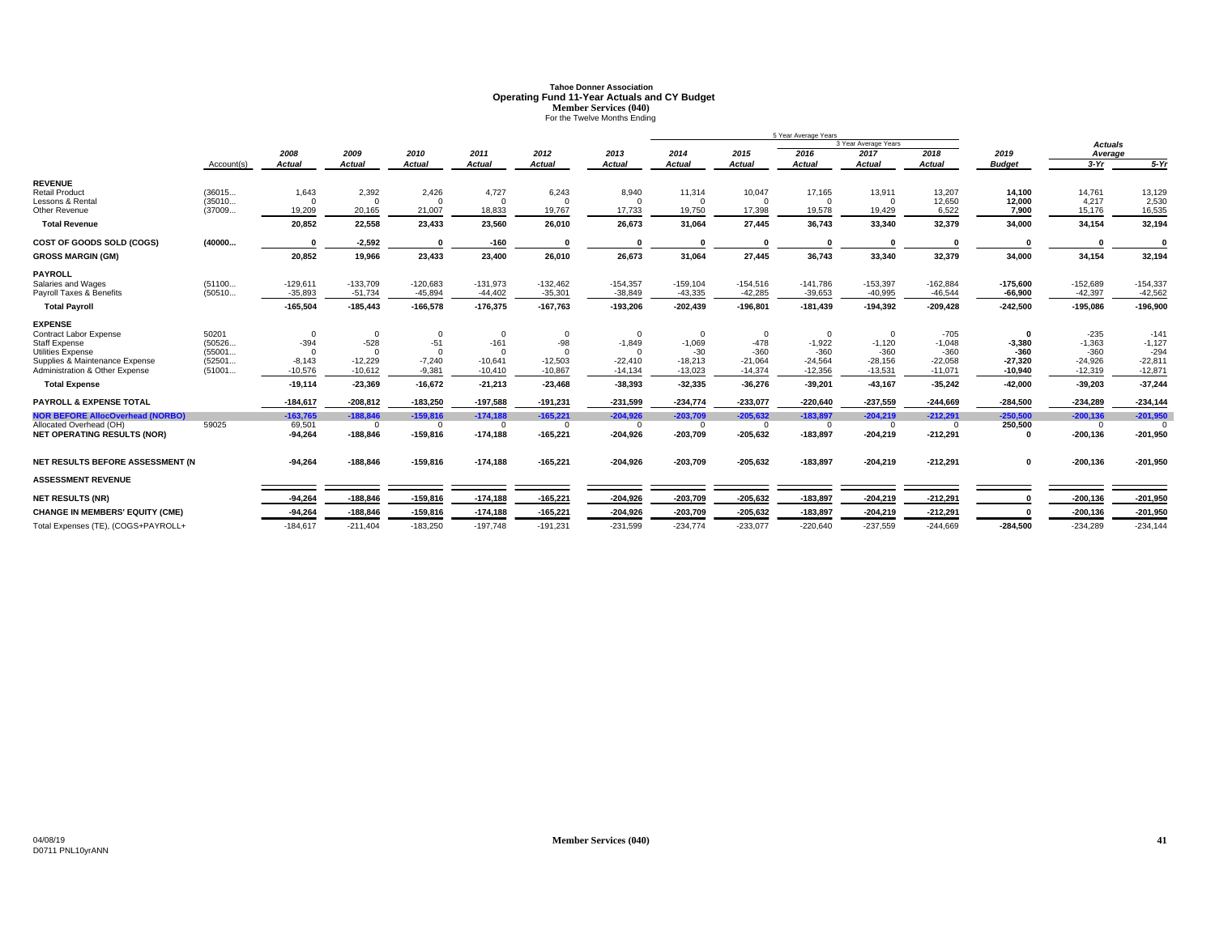# Tahoe Donner Association
## Operating Fund 11-Year Actuals and CY Budget
### Member Services (040)
For the Twelve Months Ending

| | Account(s) | 2008 Actual | 2009 Actual | 2010 Actual | 2011 Actual | 2012 Actual | 2013 Actual | 2014 Actual | 2015 Actual | 2016 Actual | 2017 Actual | 2018 Actual | 2019 Budget | Actuals Average 3-Yr | Actuals Average 5-Yr |
|---|---|---|---|---|---|---|---|---|---|---|---|---|---|---|---|
| | | | | | | | | | | 5 Year Average Years | 3 Year Average Years | | | | |
| **REVENUE** | | | | | | | | | | | | | | | |
| Retail Product | (36015... | 1,643 | 2,392 | 2,426 | 4,727 | 6,243 | 8,940 | 11,314 | 10,047 | 17,165 | 13,911 | 13,207 | **14,100** | 14,761 | 13,129 |
| Lessons & Rental | (35010... | 0 | 0 | 0 | 0 | 0 | 0 | 0 | 0 | 0 | 0 | 12,650 | **12,000** | 4,217 | 2,530 |
| Other Revenue | (37009... | 19,209 | 20,165 | 21,007 | 18,833 | 19,767 | 17,733 | 19,750 | 17,398 | 19,578 | 19,429 | 6,522 | **7,900** | 15,176 | 16,535 |
| **Total Revenue** | | **20,852** | **22,558** | **23,433** | **23,560** | **26,010** | **26,673** | **31,064** | **27,445** | **36,743** | **33,340** | **32,379** | **34,000** | **34,154** | **32,194** |
| **COST OF GOODS SOLD (COGS)** | **(40000...** | **0** | **-2,592** | **0** | **-160** | **0** | **0** | **0** | **0** | **0** | **0** | **0** | **0** | **0** | **0** |
| **GROSS MARGIN (GM)** | | **20,852** | **19,966** | **23,433** | **23,400** | **26,010** | **26,673** | **31,064** | **27,445** | **36,743** | **33,340** | **32,379** | **34,000** | **34,154** | **32,194** |
| **PAYROLL** | | | | | | | | | | | | | | | |
| Salaries and Wages | (51100... | -129,611 | -133,709 | -120,683 | -131,973 | -132,462 | -154,357 | -159,104 | -154,516 | -141,786 | -153,397 | -162,884 | **-175,600** | -152,689 | -154,337 |
| Payroll Taxes & Benefits | (50510... | -35,893 | -51,734 | -45,894 | -44,402 | -35,301 | -38,849 | -43,335 | -42,285 | -39,653 | -40,995 | -46,544 | **-66,900** | -42,397 | -42,562 |
| **Total Payroll** | | **-165,504** | **-185,443** | **-166,578** | **-176,375** | **-167,763** | **-193,206** | **-202,439** | **-196,801** | **-181,439** | **-194,392** | **-209,428** | **-242,500** | **-195,086** | **-196,900** |
| **EXPENSE** | | | | | | | | | | | | | | | |
| Contract Labor Expense | 50201 | 0 | 0 | 0 | 0 | 0 | 0 | 0 | 0 | 0 | 0 | -705 | **0** | -235 | -141 |
| Staff Expense | (50526... | -394 | -528 | -51 | -161 | -98 | -1,849 | -1,069 | -478 | -1,922 | -1,120 | -1,048 | **-3,380** | -1,363 | -1,127 |
| Utilities Expense | (55001... | 0 | 0 | 0 | 0 | 0 | 0 | -30 | -360 | -360 | -360 | -360 | **-360** | -360 | -294 |
| Supplies & Maintenance Expense | (52501... | -8,143 | -12,229 | -7,240 | -10,641 | -12,503 | -22,410 | -18,213 | -21,064 | -24,564 | -28,156 | -22,058 | **-27,320** | -24,926 | -22,811 |
| Administration & Other Expense | (51001... | -10,576 | -10,612 | -9,381 | -10,410 | -10,867 | -14,134 | -13,023 | -14,374 | -12,356 | -13,531 | -11,071 | **-10,940** | -12,319 | -12,871 |
| **Total Expense** | | **-19,114** | **-23,369** | **-16,672** | **-21,213** | **-23,468** | **-38,393** | **-32,335** | **-36,276** | **-39,201** | **-43,167** | **-35,242** | **-42,000** | **-39,203** | **-37,244** |
| **PAYROLL & EXPENSE TOTAL** | | **-184,617** | **-208,812** | **-183,250** | **-197,588** | **-191,231** | **-231,599** | **-234,774** | **-233,077** | **-220,640** | **-237,559** | **-244,669** | **-284,500** | **-234,289** | **-234,144** |
| **NOR BEFORE AllocOverhead (NORBO)** | | **-163,765** | **-188,846** | **-159,816** | **-174,188** | **-165,221** | **-204,926** | **-203,709** | **-205,632** | **-183,897** | **-204,219** | **-212,291** | **-250,500** | **-200,136** | **-201,950** |
| Allocated Overhead (OH) | 59025 | 69,501 | 0 | 0 | 0 | 0 | 0 | 0 | 0 | 0 | 0 | 0 | **250,500** | 0 | 0 |
| **NET OPERATING RESULTS (NOR)** | | **-94,264** | **-188,846** | **-159,816** | **-174,188** | **-165,221** | **-204,926** | **-203,709** | **-205,632** | **-183,897** | **-204,219** | **-212,291** | **0** | **-200,136** | **-201,950** |
| **NET RESULTS BEFORE ASSESSMENT (N** | | **-94,264** | **-188,846** | **-159,816** | **-174,188** | **-165,221** | **-204,926** | **-203,709** | **-205,632** | **-183,897** | **-204,219** | **-212,291** | **0** | **-200,136** | **-201,950** |
| **ASSESSMENT REVENUE** | | | | | | | | | | | | | | | |
| **NET RESULTS (NR)** | | **-94,264** | **-188,846** | **-159,816** | **-174,188** | **-165,221** | **-204,926** | **-203,709** | **-205,632** | **-183,897** | **-204,219** | **-212,291** | **0** | **-200,136** | **-201,950** |
| **CHANGE IN MEMBERS' EQUITY (CME)** | | **-94,264** | **-188,846** | **-159,816** | **-174,188** | **-165,221** | **-204,926** | **-203,709** | **-205,632** | **-183,897** | **-204,219** | **-212,291** | **0** | **-200,136** | **-201,950** |
| Total Expenses (TE), (COGS+PAYROLL+ | | -184,617 | -211,404 | -183,250 | -197,748 | -191,231 | -231,599 | -234,774 | -233,077 | -220,640 | -237,559 | -244,669 | **-284,500** | -234,289 | -234,144 |

04/08/19
D0711 PNL10yrANN

**Member Services (040)**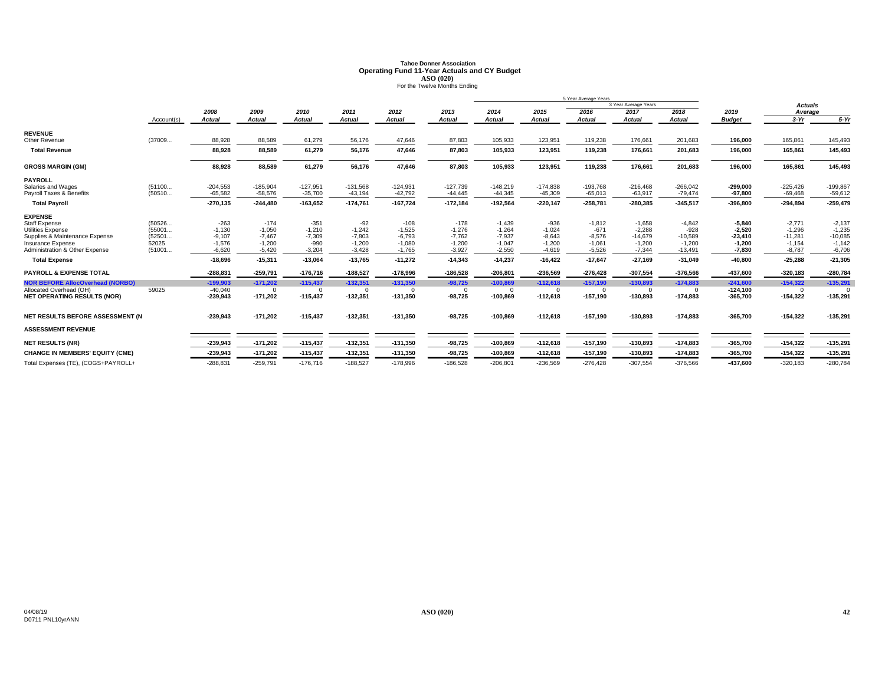# Tahoe Donner Association
## Operating Fund 11-Year Actuals and CY Budget
### ASO (020)
For the Twelve Months Ending

| | Account(s) | 2008 Actual | 2009 Actual | 2010 Actual | 2011 Actual | 2012 Actual | 2013 Actual | 2014 Actual | 2015 Actual | 2016 Actual | 2017 Actual | 2018 Actual | 2019 Budget | Actuals Average 3-Yr | Actuals Average 5-Yr |
|---|---|---|---|---|---|---|---|---|---|---|---|---|---|---|---|
| | | | | | | | | | | 5 Year Average Years | 3 Year Average Years | | | | |
| **REVENUE** | | | | | | | | | | | | | | | |
| Other Revenue | (37009... | 88,928 | 88,589 | 61,279 | 56,176 | 47,646 | 87,803 | 105,933 | 123,951 | 119,238 | 176,661 | 201,683 | 196,000 | 165,861 | 145,493 |
| **Total Revenue** | | **88,928** | **88,589** | **61,279** | **56,176** | **47,646** | **87,803** | **105,933** | **123,951** | **119,238** | **176,661** | **201,683** | **196,000** | **165,861** | **145,493** |
| **GROSS MARGIN (GM)** | | **88,928** | **88,589** | **61,279** | **56,176** | **47,646** | **87,803** | **105,933** | **123,951** | **119,238** | **176,661** | **201,683** | **196,000** | **165,861** | **145,493** |
| **PAYROLL** | | | | | | | | | | | | | | | |
| Salaries and Wages | (51100... | -204,553 | -185,904 | -127,951 | -131,568 | -124,931 | -127,739 | -148,219 | -174,838 | -193,768 | -216,468 | -266,042 | **-299,000** | -225,426 | -199,867 |
| Payroll Taxes & Benefits | (50510... | -65,582 | -58,576 | -35,700 | -43,194 | -42,792 | -44,445 | -44,345 | -45,309 | -65,013 | -63,917 | -79,474 | **-97,800** | -69,468 | -59,612 |
| **Total Payroll** | | **-270,135** | **-244,480** | **-163,652** | **-174,761** | **-167,724** | **-172,184** | **-192,564** | **-220,147** | **-258,781** | **-280,385** | **-345,517** | **-396,800** | **-294,894** | **-259,479** |
| **EXPENSE** | | | | | | | | | | | | | | | |
| Staff Expense | (50526... | -263 | -174 | -351 | -92 | -108 | -178 | -1,439 | -936 | -1,812 | -1,658 | -4,842 | **-5,840** | -2,771 | -2,137 |
| Utilities Expense | (55001... | -1,130 | -1,050 | -1,210 | -1,242 | -1,525 | -1,276 | -1,264 | -1,024 | -671 | -2,288 | -928 | **-2,520** | -1,296 | -1,235 |
| Supplies & Maintenance Expense | (52501... | -9,107 | -7,467 | -7,309 | -7,803 | -6,793 | -7,762 | -7,937 | -8,643 | -8,576 | -14,679 | -10,589 | **-23,410** | -11,281 | -10,085 |
| Insurance Expense | 52025 | -1,576 | -1,200 | -990 | -1,200 | -1,080 | -1,200 | -1,047 | -1,200 | -1,061 | -1,200 | -1,200 | **-1,200** | -1,154 | -1,142 |
| Administration & Other Expense | (51001... | -6,620 | -5,420 | -3,204 | -3,428 | -1,765 | -3,927 | -2,550 | -4,619 | -5,526 | -7,344 | -13,491 | **-7,830** | -8,787 | -6,706 |
| **Total Expense** | | **-18,696** | **-15,311** | **-13,064** | **-13,765** | **-11,272** | **-14,343** | **-14,237** | **-16,422** | **-17,647** | **-27,169** | **-31,049** | **-40,800** | **-25,288** | **-21,305** |
| **PAYROLL & EXPENSE TOTAL** | | **-288,831** | **-259,791** | **-176,716** | **-188,527** | **-178,996** | **-186,528** | **-206,801** | **-236,569** | **-276,428** | **-307,554** | **-376,566** | **-437,600** | **-320,183** | **-280,784** |
| **NOR BEFORE AllocOverhead (NORBO)** | | **-199,903** | **-171,202** | **-115,437** | **-132,351** | **-131,350** | **-98,725** | **-100,869** | **-112,618** | **-157,190** | **-130,893** | **-174,883** | **-241,600** | **-154,322** | **-135,291** |
| Allocated Overhead (OH) | 59025 | -40,040 | 0 | 0 | 0 | 0 | 0 | 0 | 0 | 0 | 0 | 0 | **-124,100** | 0 | 0 |
| **NET OPERATING RESULTS (NOR)** | | **-239,943** | **-171,202** | **-115,437** | **-132,351** | **-131,350** | **-98,725** | **-100,869** | **-112,618** | **-157,190** | **-130,893** | **-174,883** | **-365,700** | **-154,322** | **-135,291** |
| **NET RESULTS BEFORE ASSESSMENT (N** | | **-239,943** | **-171,202** | **-115,437** | **-132,351** | **-131,350** | **-98,725** | **-100,869** | **-112,618** | **-157,190** | **-130,893** | **-174,883** | **-365,700** | **-154,322** | **-135,291** |
| **ASSESSMENT REVENUE** | | | | | | | | | | | | | | | |
| **NET RESULTS (NR)** | | **-239,943** | **-171,202** | **-115,437** | **-132,351** | **-131,350** | **-98,725** | **-100,869** | **-112,618** | **-157,190** | **-130,893** | **-174,883** | **-365,700** | **-154,322** | **-135,291** |
| **CHANGE IN MEMBERS' EQUITY (CME)** | | **-239,943** | **-171,202** | **-115,437** | **-132,351** | **-131,350** | **-98,725** | **-100,869** | **-112,618** | **-157,190** | **-130,893** | **-174,883** | **-365,700** | **-154,322** | **-135,291** |
| Total Expenses (TE), (COGS+PAYROLL+ | | -288,831 | -259,791 | -176,716 | -188,527 | -178,996 | -186,528 | -206,801 | -236,569 | -276,428 | -307,554 | -376,566 | **-437,600** | -320,183 | -280,784 |

04/08/19
D0711 PNL10yrANN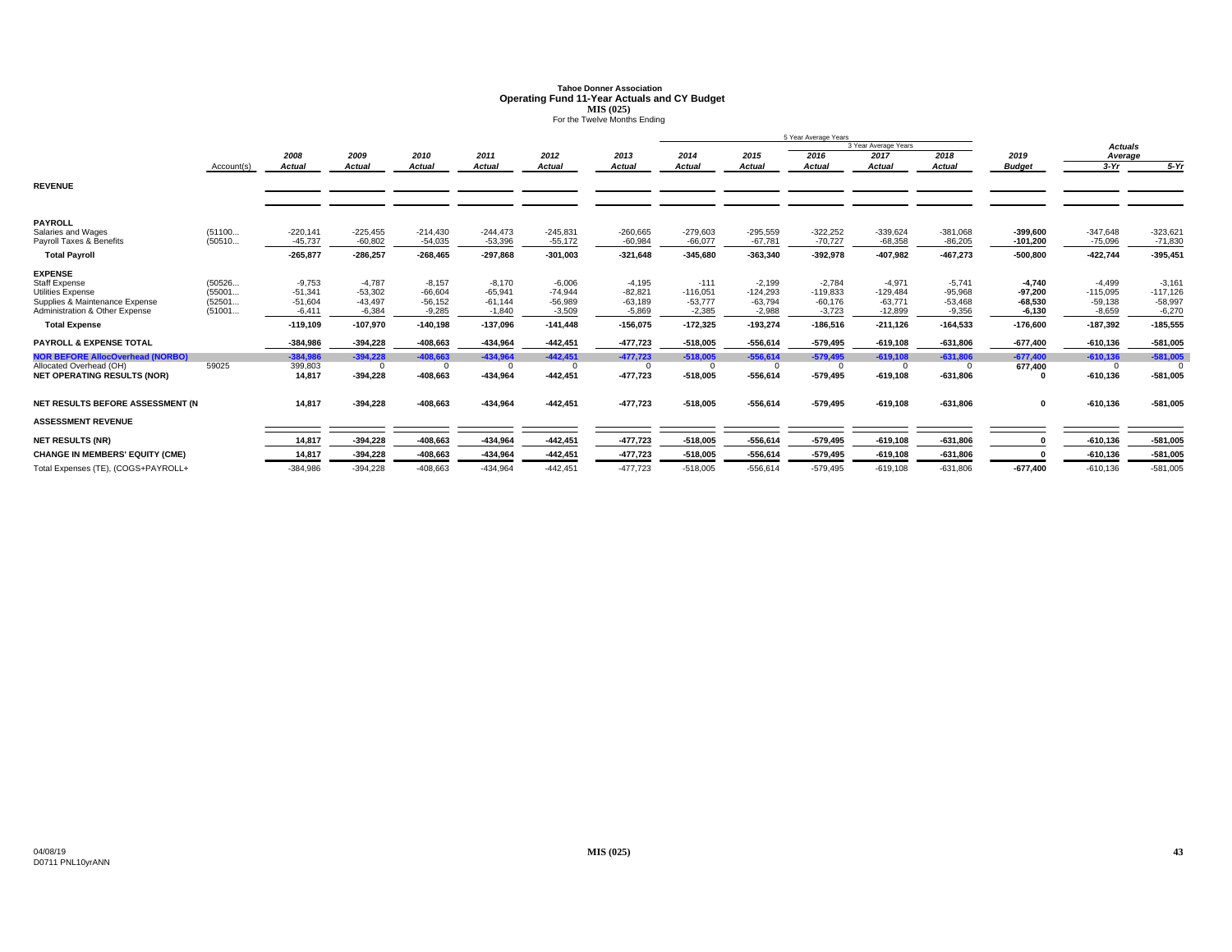# Tahoe Donner Association
## Operating Fund 11-Year Actuals and CY Budget
### MIS (025)
For the Twelve Months Ending

| | Account(s) | 2008 Actual | 2009 Actual | 2010 Actual | 2011 Actual | 2012 Actual | 2013 Actual | 2014 Actual | 2015 Actual | 2016 Actual | 2017 Actual | 2018 Actual | 2019 Budget | Actuals Average 3-Yr | Actuals Average 5-Yr |
|---|---|---|---|---|---|---|---|---|---|---|---|---|---|---|---|
| **REVENUE** | | | | | | | | | | | | | | | |
| **PAYROLL** | | | | | | | | | | | | | | | |
| Salaries and Wages | (51100... | -220,141 | -225,455 | -214,430 | -244,473 | -245,831 | -260,665 | -279,603 | -295,559 | -322,252 | -339,624 | -381,068 | **-399,600** | -347,648 | -323,621 |
| Payroll Taxes & Benefits | (50510... | -45,737 | -60,802 | -54,035 | -53,396 | -55,172 | -60,984 | -66,077 | -67,781 | -70,727 | -68,358 | -86,205 | **-101,200** | -75,096 | -71,830 |
| **Total Payroll** | | **-265,877** | **-286,257** | **-268,465** | **-297,868** | **-301,003** | **-321,648** | **-345,680** | **-363,340** | **-392,978** | **-407,982** | **-467,273** | **-500,800** | **-422,744** | **-395,451** |
| **EXPENSE** | | | | | | | | | | | | | | | |
| Staff Expense | (50526... | -9,753 | -4,787 | -8,157 | -8,170 | -6,006 | -4,195 | -111 | -2,199 | -2,784 | -4,971 | -5,741 | **-4,740** | -4,499 | -3,161 |
| Utilities Expense | (55001... | -51,341 | -53,302 | -66,604 | -65,941 | -74,944 | -82,821 | -116,051 | -124,293 | -119,833 | -129,484 | -95,968 | **-97,200** | -115,095 | -117,126 |
| Supplies & Maintenance Expense | (52501... | -51,604 | -43,497 | -56,152 | -61,144 | -56,989 | -63,189 | -53,777 | -63,794 | -60,176 | -63,771 | -53,468 | **-68,530** | -59,138 | -58,997 |
| Administration & Other Expense | (51001... | -6,411 | -6,384 | -9,285 | -1,840 | -3,509 | -5,869 | -2,385 | -2,988 | -3,723 | -12,899 | -9,356 | **-6,130** | -8,659 | -6,270 |
| **Total Expense** | | **-119,109** | **-107,970** | **-140,198** | **-137,096** | **-141,448** | **-156,075** | **-172,325** | **-193,274** | **-186,516** | **-211,126** | **-164,533** | **-176,600** | **-187,392** | **-185,555** |
| **PAYROLL & EXPENSE TOTAL** | | **-384,986** | **-394,228** | **-408,663** | **-434,964** | **-442,451** | **-477,723** | **-518,005** | **-556,614** | **-579,495** | **-619,108** | **-631,806** | **-677,400** | **-610,136** | **-581,005** |
| **NOR BEFORE AllocOverhead (NORBO)** | | **-384,986** | **-394,228** | **-408,663** | **-434,964** | **-442,451** | **-477,723** | **-518,005** | **-556,614** | **-579,495** | **-619,108** | **-631,806** | **-677,400** | **-610,136** | **-581,005** |
| Allocated Overhead (OH) | 59025 | 399,803 | 0 | 0 | 0 | 0 | 0 | 0 | 0 | 0 | 0 | 0 | **677,400** | 0 | 0 |
| **NET OPERATING RESULTS (NOR)** | | **14,817** | **-394,228** | **-408,663** | **-434,964** | **-442,451** | **-477,723** | **-518,005** | **-556,614** | **-579,495** | **-619,108** | **-631,806** | **0** | **-610,136** | **-581,005** |
| **NET RESULTS BEFORE ASSESSMENT (N** | | **14,817** | **-394,228** | **-408,663** | **-434,964** | **-442,451** | **-477,723** | **-518,005** | **-556,614** | **-579,495** | **-619,108** | **-631,806** | **0** | **-610,136** | **-581,005** |
| **ASSESSMENT REVENUE** | | | | | | | | | | | | | | | |
| **NET RESULTS (NR)** | | **14,817** | **-394,228** | **-408,663** | **-434,964** | **-442,451** | **-477,723** | **-518,005** | **-556,614** | **-579,495** | **-619,108** | **-631,806** | **0** | **-610,136** | **-581,005** |
| **CHANGE IN MEMBERS' EQUITY (CME)** | | **14,817** | **-394,228** | **-408,663** | **-434,964** | **-442,451** | **-477,723** | **-518,005** | **-556,614** | **-579,495** | **-619,108** | **-631,806** | **0** | **-610,136** | **-581,005** |
| Total Expenses (TE), (COGS+PAYROLL+ | | -384,986 | -394,228 | -408,663 | -434,964 | -442,451 | -477,723 | -518,005 | -556,614 | -579,495 | -619,108 | -631,806 | **-677,400** | -610,136 | -581,005 |

04/08/19
D0711 PNL10yrANN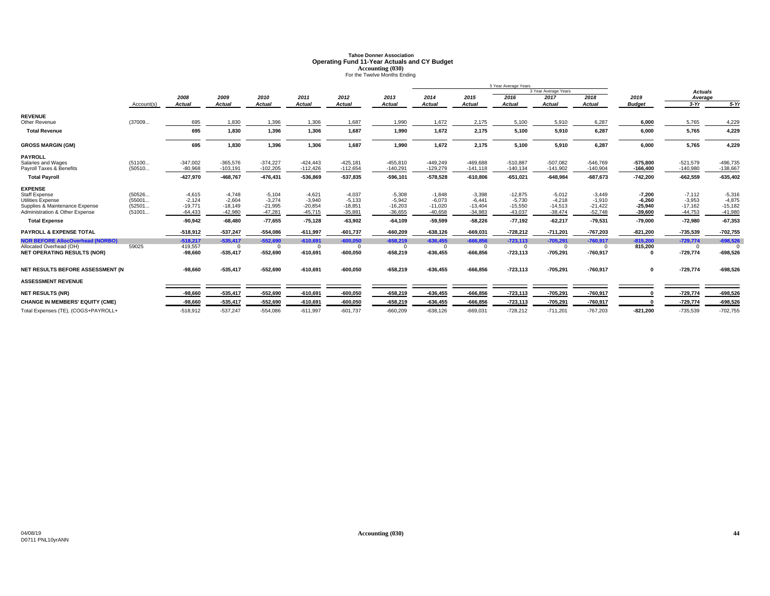# Tahoe Donner Association
## Operating Fund 11-Year Actuals and CY Budget
### Accounting (030)
For the Twelve Months Ending

| | Account(s) | 2008 Actual | 2009 Actual | 2010 Actual | 2011 Actual | 2012 Actual | 2013 Actual | 2014 Actual | 2015 Actual | 2016 Actual | 2017 Actual | 2018 Actual | 2019 Budget | Actuals Average 3-Yr | Actuals Average 5-Yr |
|---|---|---|---|---|---|---|---|---|---|---|---|---|---|---|---|
| **REVENUE** | | | | | | | | | | | | | | | |
| Other Revenue | (37009... | 695 | 1,830 | 1,396 | 1,306 | 1,687 | 1,990 | 1,672 | 2,175 | 5,100 | 5,910 | 6,287 | 6,000 | 5,765 | 4,229 |
| **Total Revenue** | | 695 | 1,830 | 1,396 | 1,306 | 1,687 | 1,990 | 1,672 | 2,175 | 5,100 | 5,910 | 6,287 | 6,000 | 5,765 | 4,229 |
| **GROSS MARGIN (GM)** | | 695 | 1,830 | 1,396 | 1,306 | 1,687 | 1,990 | 1,672 | 2,175 | 5,100 | 5,910 | 6,287 | 6,000 | 5,765 | 4,229 |
| **PAYROLL** | | | | | | | | | | | | | | | |
| Salaries and Wages | (51100... | -347,002 | -365,576 | -374,227 | -424,443 | -425,181 | -455,810 | -449,249 | -469,688 | -510,887 | -507,082 | -546,769 | -575,800 | -521,579 | -496,735 |
| Payroll Taxes & Benefits | (50510... | -80,968 | -103,191 | -102,205 | -112,426 | -112,654 | -140,291 | -129,279 | -141,118 | -140,134 | -141,902 | -140,904 | -166,400 | -140,980 | -138,667 |
| **Total Payroll** | | -427,970 | -468,767 | -476,431 | -536,869 | -537,835 | -596,101 | -578,528 | -610,806 | -651,021 | -648,984 | -687,673 | -742,200 | -662,559 | -635,402 |
| **EXPENSE** | | | | | | | | | | | | | | | |
| Staff Expense | (50526... | -4,615 | -4,748 | -5,104 | -4,621 | -4,037 | -5,308 | -1,848 | -3,398 | -12,875 | -5,012 | -3,449 | -7,200 | -7,112 | -5,316 |
| Utilities Expense | (55001... | -2,124 | -2,604 | -3,274 | -3,940 | -5,133 | -5,942 | -6,073 | -6,441 | -5,730 | -4,218 | -1,910 | -6,260 | -3,953 | -4,875 |
| Supplies & Maintenance Expense | (52501... | -19,771 | -18,149 | -21,995 | -20,854 | -18,851 | -16,203 | -11,020 | -13,404 | -15,550 | -14,513 | -21,422 | -25,940 | -17,162 | -15,182 |
| Administration & Other Expense | (51001... | -64,433 | -42,980 | -47,281 | -45,715 | -35,881 | -36,655 | -40,658 | -34,983 | -43,037 | -38,474 | -52,748 | -39,600 | -44,753 | -41,980 |
| **Total Expense** | | -90,942 | -68,480 | -77,655 | -75,128 | -63,902 | -64,109 | -59,599 | -58,226 | -77,192 | -62,217 | -79,531 | -79,000 | -72,980 | -67,353 |
| **PAYROLL & EXPENSE TOTAL** | | -518,912 | -537,247 | -554,086 | -611,997 | -601,737 | -660,209 | -638,126 | -669,031 | -728,212 | -711,201 | -767,203 | -821,200 | -735,539 | -702,755 |
| **NOR BEFORE AllocOverhead (NORBO)** | | -518,217 | -535,417 | -552,690 | -610,691 | -600,050 | -658,219 | -636,455 | -666,856 | -723,113 | -705,291 | -760,917 | -815,200 | -729,774 | -698,526 |
| Allocated Overhead (OH) | 59025 | 419,557 | 0 | 0 | 0 | 0 | 0 | 0 | 0 | 0 | 0 | 0 | 815,200 | 0 | 0 |
| **NET OPERATING RESULTS (NOR)** | | -98,660 | -535,417 | -552,690 | -610,691 | -600,050 | -658,219 | -636,455 | -666,856 | -723,113 | -705,291 | -760,917 | 0 | -729,774 | -698,526 |
| **NET RESULTS BEFORE ASSESSMENT (N** | | -98,660 | -535,417 | -552,690 | -610,691 | -600,050 | -658,219 | -636,455 | -666,856 | -723,113 | -705,291 | -760,917 | 0 | -729,774 | -698,526 |
| **ASSESSMENT REVENUE** | | | | | | | | | | | | | | | |
| **NET RESULTS (NR)** | | -98,660 | -535,417 | -552,690 | -610,691 | -600,050 | -658,219 | -636,455 | -666,856 | -723,113 | -705,291 | -760,917 | 0 | -729,774 | -698,526 |
| **CHANGE IN MEMBERS' EQUITY (CME)** | | -98,660 | -535,417 | -552,690 | -610,691 | -600,050 | -658,219 | -636,455 | -666,856 | -723,113 | -705,291 | -760,917 | 0 | -729,774 | -698,526 |
| Total Expenses (TE), (COGS+PAYROLL+ | | -518,912 | -537,247 | -554,086 | -611,997 | -601,737 | -660,209 | -638,126 | -669,031 | -728,212 | -711,201 | -767,203 | -821,200 | -735,539 | -702,755 |

Note: "5 Year Average Years" spans 2014–2018; "3 Year Average Years" spans 2016–2018.

04/08/19
D0711 PNL10yrANN

Accounting (030)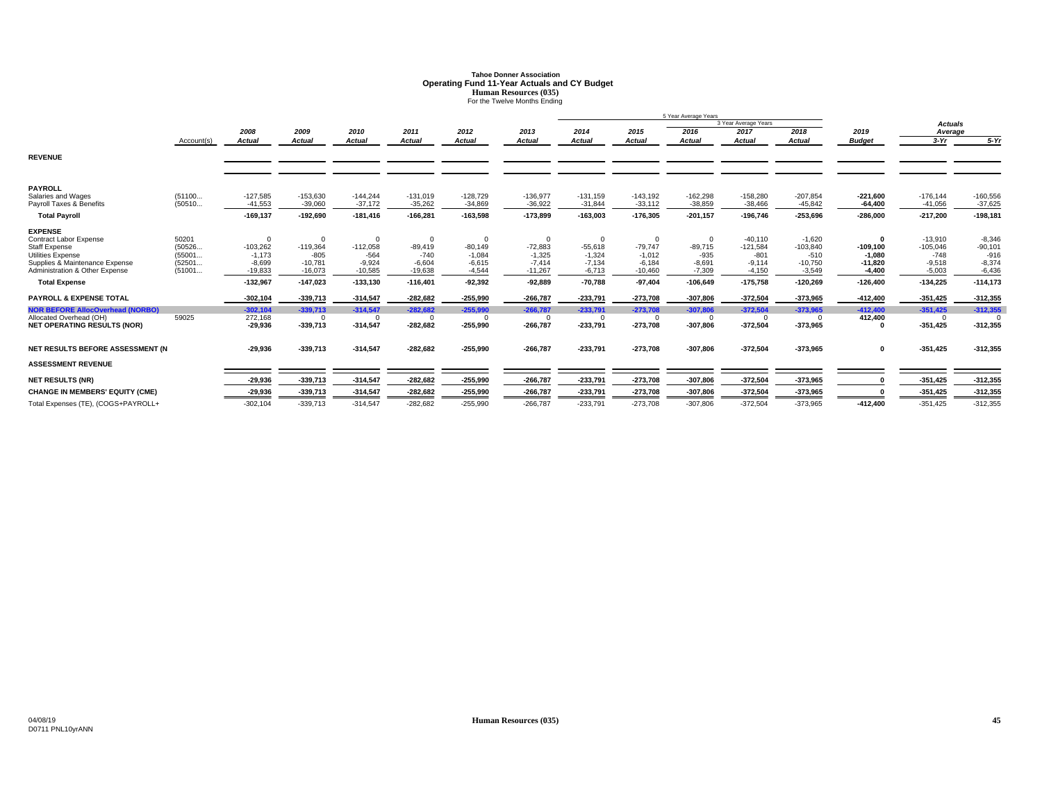# Tahoe Donner Association
## Operating Fund 11-Year Actuals and CY Budget
### Human Resources (035)
For the Twelve Months Ending

| | Account(s) | 2008 Actual | 2009 Actual | 2010 Actual | 2011 Actual | 2012 Actual | 2013 Actual | 2014 Actual | 2015 Actual | 2016 Actual | 2017 Actual | 2018 Actual | 2019 Budget | Actuals Average 3-Yr | Actuals Average 5-Yr |
|---|---|---|---|---|---|---|---|---|---|---|---|---|---|---|---|
| | | | | | | | | 5 Year Average Years | | | 3 Year Average Years | | | | |
| **REVENUE** | | | | | | | | | | | | | | | |
| **PAYROLL** | | | | | | | | | | | | | | | |
| Salaries and Wages | (51100... | -127,585 | -153,630 | -144,244 | -131,019 | -128,729 | -136,977 | -131,159 | -143,192 | -162,298 | -158,280 | -207,854 | **-221,600** | -176,144 | -160,556 |
| Payroll Taxes & Benefits | (50510... | -41,553 | -39,060 | -37,172 | -35,262 | -34,869 | -36,922 | -31,844 | -33,112 | -38,859 | -38,466 | -45,842 | **-64,400** | -41,056 | -37,625 |
| **Total Payroll** | | **-169,137** | **-192,690** | **-181,416** | **-166,281** | **-163,598** | **-173,899** | **-163,003** | **-176,305** | **-201,157** | **-196,746** | **-253,696** | **-286,000** | **-217,200** | **-198,181** |
| **EXPENSE** | | | | | | | | | | | | | | | |
| Contract Labor Expense | 50201 | 0 | 0 | 0 | 0 | 0 | 0 | 0 | 0 | 0 | -40,110 | -1,620 | **0** | -13,910 | -8,346 |
| Staff Expense | (50526... | -103,262 | -119,364 | -112,058 | -89,419 | -80,149 | -72,883 | -55,618 | -79,747 | -89,715 | -121,584 | -103,840 | **-109,100** | -105,046 | -90,101 |
| Utilities Expense | (55001... | -1,173 | -805 | -564 | -740 | -1,084 | -1,325 | -1,324 | -1,012 | -935 | -801 | -510 | **-1,080** | -748 | -916 |
| Supplies & Maintenance Expense | (52501... | -8,699 | -10,781 | -9,924 | -6,604 | -6,615 | -7,414 | -7,134 | -6,184 | -8,691 | -9,114 | -10,750 | **-11,820** | -9,518 | -8,374 |
| Administration & Other Expense | (51001... | -19,833 | -16,073 | -10,585 | -19,638 | -4,544 | -11,267 | -6,713 | -10,460 | -7,309 | -4,150 | -3,549 | **-4,400** | -5,003 | -6,436 |
| **Total Expense** | | **-132,967** | **-147,023** | **-133,130** | **-116,401** | **-92,392** | **-92,889** | **-70,788** | **-97,404** | **-106,649** | **-175,758** | **-120,269** | **-126,400** | **-134,225** | **-114,173** |
| **PAYROLL & EXPENSE TOTAL** | | **-302,104** | **-339,713** | **-314,547** | **-282,682** | **-255,990** | **-266,787** | **-233,791** | **-273,708** | **-307,806** | **-372,504** | **-373,965** | **-412,400** | **-351,425** | **-312,355** |
| **NOR BEFORE AllocOverhead (NORBO)** | | **-302,104** | **-339,713** | **-314,547** | **-282,682** | **-255,990** | **-266,787** | **-233,791** | **-273,708** | **-307,806** | **-372,504** | **-373,965** | **-412,400** | **-351,425** | **-312,355** |
| Allocated Overhead (OH) | 59025 | 272,168 | 0 | 0 | 0 | 0 | 0 | 0 | 0 | 0 | 0 | 0 | **412,400** | 0 | 0 |
| **NET OPERATING RESULTS (NOR)** | | **-29,936** | **-339,713** | **-314,547** | **-282,682** | **-255,990** | **-266,787** | **-233,791** | **-273,708** | **-307,806** | **-372,504** | **-373,965** | **0** | **-351,425** | **-312,355** |
| **NET RESULTS BEFORE ASSESSMENT (N** | | **-29,936** | **-339,713** | **-314,547** | **-282,682** | **-255,990** | **-266,787** | **-233,791** | **-273,708** | **-307,806** | **-372,504** | **-373,965** | **0** | **-351,425** | **-312,355** |
| **ASSESSMENT REVENUE** | | | | | | | | | | | | | | | |
| **NET RESULTS (NR)** | | **-29,936** | **-339,713** | **-314,547** | **-282,682** | **-255,990** | **-266,787** | **-233,791** | **-273,708** | **-307,806** | **-372,504** | **-373,965** | **0** | **-351,425** | **-312,355** |
| **CHANGE IN MEMBERS' EQUITY (CME)** | | **-29,936** | **-339,713** | **-314,547** | **-282,682** | **-255,990** | **-266,787** | **-233,791** | **-273,708** | **-307,806** | **-372,504** | **-373,965** | **0** | **-351,425** | **-312,355** |
| Total Expenses (TE), (COGS+PAYROLL+ | | -302,104 | -339,713 | -314,547 | -282,682 | -255,990 | -266,787 | -233,791 | -273,708 | -307,806 | -372,504 | -373,965 | **-412,400** | -351,425 | -312,355 |

04/08/19
D0711 PNL10yrANN

**Human Resources (035)**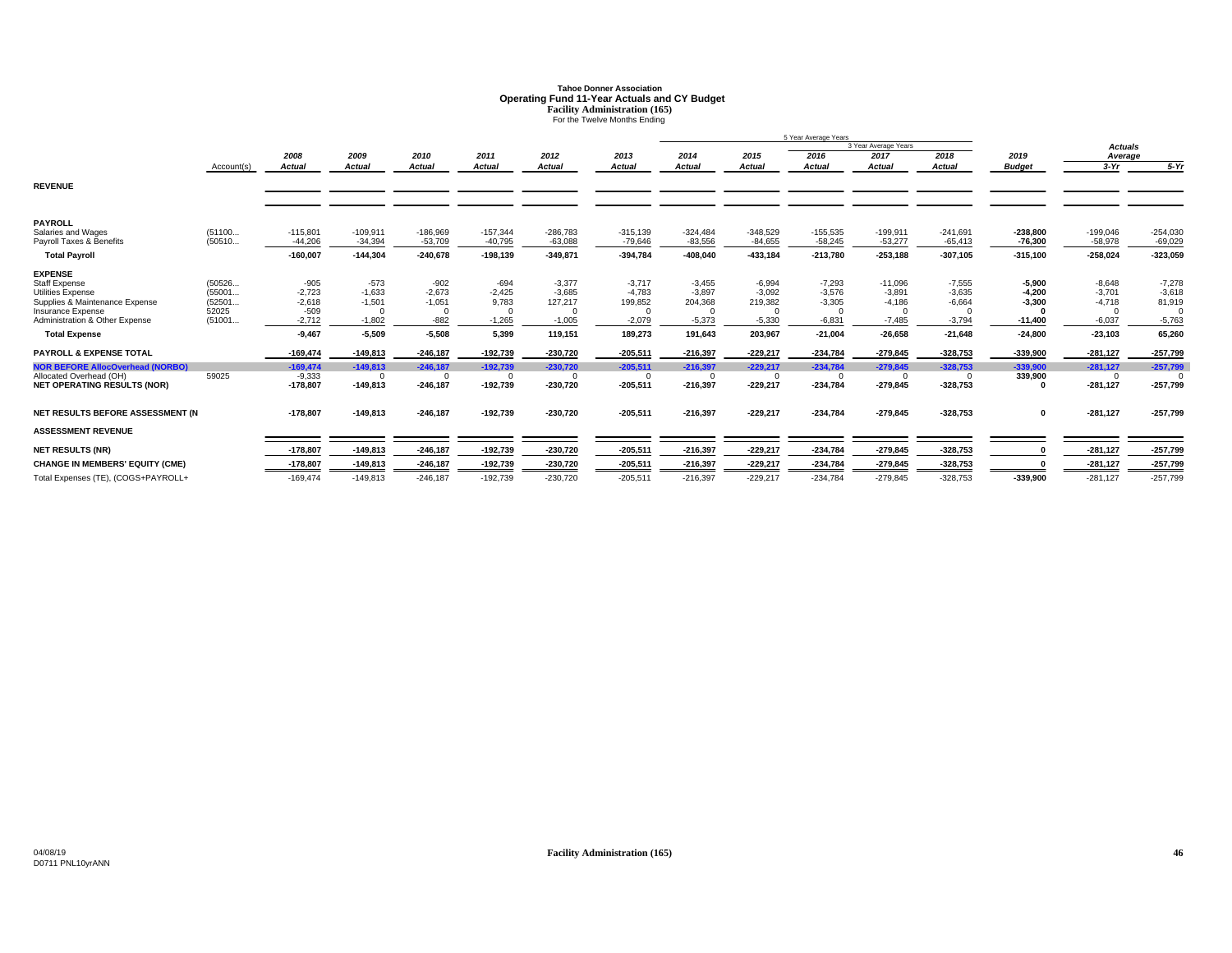# Tahoe Donner Association
## Operating Fund 11-Year Actuals and CY Budget
### Facility Administration (165)
For the Twelve Months Ending

| | Account(s) | 2008 Actual | 2009 Actual | 2010 Actual | 2011 Actual | 2012 Actual | 2013 Actual | 2014 Actual | 2015 Actual | 2016 Actual | 2017 Actual | 2018 Actual | 2019 Budget | Actuals Average 3-Yr | Actuals Average 5-Yr |
|---|---|---|---|---|---|---|---|---|---|---|---|---|---|---|---|
| | | | | | | | | | 5 Year Average Years | 5 Year Average Years | 5 Year Average Years / 3 Year Average Years | 3 Year Average Years | | | |
| **REVENUE** | | | | | | | | | | | | | | | |
| **PAYROLL** | | | | | | | | | | | | | | | |
| Salaries and Wages | (51100... | -115,801 | -109,911 | -186,969 | -157,344 | -286,783 | -315,139 | -324,484 | -348,529 | -155,535 | -199,911 | -241,691 | **-238,800** | -199,046 | -254,030 |
| Payroll Taxes & Benefits | (50510... | -44,206 | -34,394 | -53,709 | -40,795 | -63,088 | -79,646 | -83,556 | -84,655 | -58,245 | -53,277 | -65,413 | **-76,300** | -58,978 | -69,029 |
| **Total Payroll** | | **-160,007** | **-144,304** | **-240,678** | **-198,139** | **-349,871** | **-394,784** | **-408,040** | **-433,184** | **-213,780** | **-253,188** | **-307,105** | **-315,100** | **-258,024** | **-323,059** |
| **EXPENSE** | | | | | | | | | | | | | | | |
| Staff Expense | (50526... | -905 | -573 | -902 | -694 | -3,377 | -3,717 | -3,455 | -6,994 | -7,293 | -11,096 | -7,555 | **-5,900** | -8,648 | -7,278 |
| Utilities Expense | (55001... | -2,723 | -1,633 | -2,673 | -2,425 | -3,685 | -4,783 | -3,897 | -3,092 | -3,576 | -3,891 | -3,635 | **-4,200** | -3,701 | -3,618 |
| Supplies & Maintenance Expense | (52501... | -2,618 | -1,501 | -1,051 | 9,783 | 127,217 | 199,852 | 204,368 | 219,382 | -3,305 | -4,186 | -6,664 | **-3,300** | -4,718 | 81,919 |
| Insurance Expense | 52025 | -509 | 0 | 0 | 0 | 0 | 0 | 0 | 0 | 0 | 0 | 0 | **0** | 0 | 0 |
| Administration & Other Expense | (51001... | -2,712 | -1,802 | -882 | -1,265 | -1,005 | -2,079 | -5,373 | -5,330 | -6,831 | -7,485 | -3,794 | **-11,400** | -6,037 | -5,763 |
| **Total Expense** | | **-9,467** | **-5,509** | **-5,508** | **5,399** | **119,151** | **189,273** | **191,643** | **203,967** | **-21,004** | **-26,658** | **-21,648** | **-24,800** | **-23,103** | **65,260** |
| **PAYROLL & EXPENSE TOTAL** | | **-169,474** | **-149,813** | **-246,187** | **-192,739** | **-230,720** | **-205,511** | **-216,397** | **-229,217** | **-234,784** | **-279,845** | **-328,753** | **-339,900** | **-281,127** | **-257,799** |
| **NOR BEFORE AllocOverhead (NORBO)** | | **-169,474** | **-149,813** | **-246,187** | **-192,739** | **-230,720** | **-205,511** | **-216,397** | **-229,217** | **-234,784** | **-279,845** | **-328,753** | **-339,900** | **-281,127** | **-257,799** |
| Allocated Overhead (OH) | 59025 | -9,333 | 0 | 0 | 0 | 0 | 0 | 0 | 0 | 0 | 0 | 0 | **339,900** | 0 | 0 |
| **NET OPERATING RESULTS (NOR)** | | **-178,807** | **-149,813** | **-246,187** | **-192,739** | **-230,720** | **-205,511** | **-216,397** | **-229,217** | **-234,784** | **-279,845** | **-328,753** | **0** | **-281,127** | **-257,799** |
| **NET RESULTS BEFORE ASSESSMENT (N** | | **-178,807** | **-149,813** | **-246,187** | **-192,739** | **-230,720** | **-205,511** | **-216,397** | **-229,217** | **-234,784** | **-279,845** | **-328,753** | **0** | **-281,127** | **-257,799** |
| **ASSESSMENT REVENUE** | | | | | | | | | | | | | | | |
| **NET RESULTS (NR)** | | **-178,807** | **-149,813** | **-246,187** | **-192,739** | **-230,720** | **-205,511** | **-216,397** | **-229,217** | **-234,784** | **-279,845** | **-328,753** | **0** | **-281,127** | **-257,799** |
| **CHANGE IN MEMBERS' EQUITY (CME)** | | **-178,807** | **-149,813** | **-246,187** | **-192,739** | **-230,720** | **-205,511** | **-216,397** | **-229,217** | **-234,784** | **-279,845** | **-328,753** | **0** | **-281,127** | **-257,799** |
| Total Expenses (TE), (COGS+PAYROLL+ | | -169,474 | -149,813 | -246,187 | -192,739 | -230,720 | -205,511 | -216,397 | -229,217 | -234,784 | -279,845 | -328,753 | **-339,900** | -281,127 | -257,799 |

04/08/19
D0711 PNL10yrANN

**Facility Administration (165)**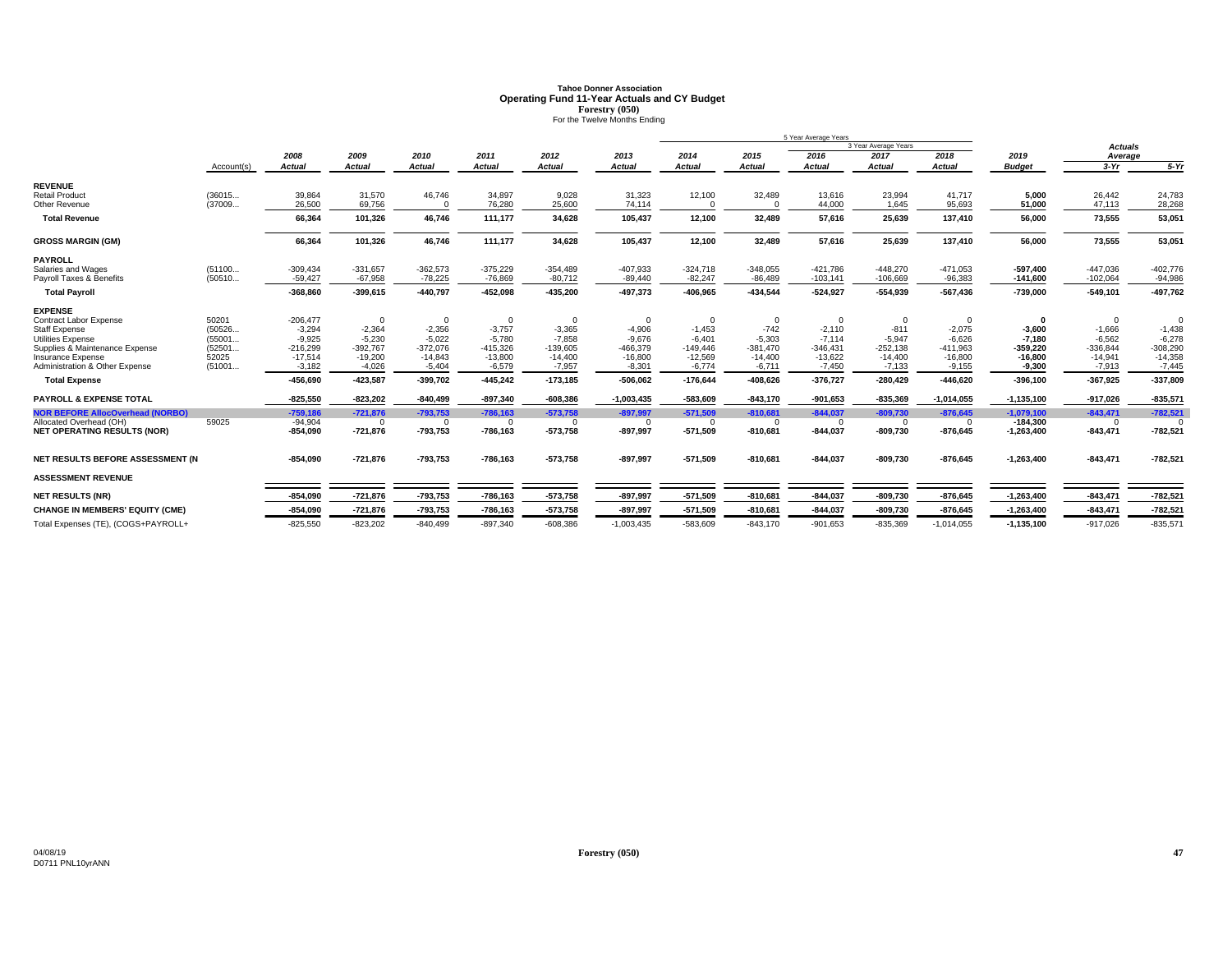# Tahoe Donner Association
## Operating Fund 11-Year Actuals and CY Budget
### Forestry (050)
For the Twelve Months Ending

| | Account(s) | 2008 Actual | 2009 Actual | 2010 Actual | 2011 Actual | 2012 Actual | 2013 Actual | 2014 Actual | 2015 Actual | 2016 Actual | 2017 Actual | 2018 Actual | 2019 Budget | Actuals Average 3-Yr | Actuals Average 5-Yr |
|---|---|---|---|---|---|---|---|---|---|---|---|---|---|---|---|
| | | | | | | | | 5 Year Average Years | | | 3 Year Average Years | | | | |
| **REVENUE** | | | | | | | | | | | | | | | |
| Retail Product | (36015... | 39,864 | 31,570 | 46,746 | 34,897 | 9,028 | 31,323 | 12,100 | 32,489 | 13,616 | 23,994 | 41,717 | 5,000 | 26,442 | 24,783 |
| Other Revenue | (37009... | 26,500 | 69,756 | 0 | 76,280 | 25,600 | 74,114 | 0 | 0 | 44,000 | 1,645 | 95,693 | 51,000 | 47,113 | 28,268 |
| **Total Revenue** | | 66,364 | 101,326 | 46,746 | 111,177 | 34,628 | 105,437 | 12,100 | 32,489 | 57,616 | 25,639 | 137,410 | 56,000 | 73,555 | 53,051 |
| **GROSS MARGIN (GM)** | | 66,364 | 101,326 | 46,746 | 111,177 | 34,628 | 105,437 | 12,100 | 32,489 | 57,616 | 25,639 | 137,410 | 56,000 | 73,555 | 53,051 |
| **PAYROLL** | | | | | | | | | | | | | | | |
| Salaries and Wages | (51100... | -309,434 | -331,657 | -362,573 | -375,229 | -354,489 | -407,933 | -324,718 | -348,055 | -421,786 | -448,270 | -471,053 | -597,400 | -447,036 | -402,776 |
| Payroll Taxes & Benefits | (50510... | -59,427 | -67,958 | -78,225 | -76,869 | -80,712 | -89,440 | -82,247 | -86,489 | -103,141 | -106,669 | -96,383 | -141,600 | -102,064 | -94,986 |
| **Total Payroll** | | -368,860 | -399,615 | -440,797 | -452,098 | -435,200 | -497,373 | -406,965 | -434,544 | -524,927 | -554,939 | -567,436 | -739,000 | -549,101 | -497,762 |
| **EXPENSE** | | | | | | | | | | | | | | | |
| Contract Labor Expense | 50201 | -206,477 | 0 | 0 | 0 | 0 | 0 | 0 | 0 | 0 | 0 | 0 | 0 | 0 | 0 |
| Staff Expense | (50526... | -3,294 | -2,364 | -2,356 | -3,757 | -3,365 | -4,906 | -1,453 | -742 | -2,110 | -811 | -2,075 | -3,600 | -1,666 | -1,438 |
| Utilities Expense | (55001... | -9,925 | -5,230 | -5,022 | -5,780 | -7,858 | -9,676 | -6,401 | -5,303 | -7,114 | -5,947 | -6,626 | -7,180 | -6,562 | -6,278 |
| Supplies & Maintenance Expense | (52501... | -216,299 | -392,767 | -372,076 | -415,326 | -139,605 | -466,379 | -149,446 | -381,470 | -346,431 | -252,138 | -411,963 | -359,220 | -336,844 | -308,290 |
| Insurance Expense | 52025 | -17,514 | -19,200 | -14,843 | -13,800 | -14,400 | -16,800 | -12,569 | -14,400 | -13,622 | -14,400 | -16,800 | -16,800 | -14,941 | -14,358 |
| Administration & Other Expense | (51001... | -3,182 | -4,026 | -5,404 | -6,579 | -7,957 | -8,301 | -6,774 | -6,711 | -7,450 | -7,133 | -9,155 | -9,300 | -7,913 | -7,445 |
| **Total Expense** | | -456,690 | -423,587 | -399,702 | -445,242 | -173,185 | -506,062 | -176,644 | -408,626 | -376,727 | -280,429 | -446,620 | -396,100 | -367,925 | -337,809 |
| **PAYROLL & EXPENSE TOTAL** | | -825,550 | -823,202 | -840,499 | -897,340 | -608,386 | -1,003,435 | -583,609 | -843,170 | -901,653 | -835,369 | -1,014,055 | -1,135,100 | -917,026 | -835,571 |
| **NOR BEFORE AllocOverhead (NORBO)** | | -759,186 | -721,876 | -793,753 | -786,163 | -573,758 | -897,997 | -571,509 | -810,681 | -844,037 | -809,730 | -876,645 | -1,079,100 | -843,471 | -782,521 |
| Allocated Overhead (OH) | 59025 | -94,904 | 0 | 0 | 0 | 0 | 0 | 0 | 0 | 0 | 0 | 0 | -184,300 | 0 | 0 |
| **NET OPERATING RESULTS (NOR)** | | -854,090 | -721,876 | -793,753 | -786,163 | -573,758 | -897,997 | -571,509 | -810,681 | -844,037 | -809,730 | -876,645 | -1,263,400 | -843,471 | -782,521 |
| **NET RESULTS BEFORE ASSESSMENT (N** | | -854,090 | -721,876 | -793,753 | -786,163 | -573,758 | -897,997 | -571,509 | -810,681 | -844,037 | -809,730 | -876,645 | -1,263,400 | -843,471 | -782,521 |
| **ASSESSMENT REVENUE** | | | | | | | | | | | | | | | |
| **NET RESULTS (NR)** | | -854,090 | -721,876 | -793,753 | -786,163 | -573,758 | -897,997 | -571,509 | -810,681 | -844,037 | -809,730 | -876,645 | -1,263,400 | -843,471 | -782,521 |
| **CHANGE IN MEMBERS' EQUITY (CME)** | | -854,090 | -721,876 | -793,753 | -786,163 | -573,758 | -897,997 | -571,509 | -810,681 | -844,037 | -809,730 | -876,645 | -1,263,400 | -843,471 | -782,521 |
| Total Expenses (TE), (COGS+PAYROLL+ | | -825,550 | -823,202 | -840,499 | -897,340 | -608,386 | -1,003,435 | -583,609 | -843,170 | -901,653 | -835,369 | -1,014,055 | -1,135,100 | -917,026 | -835,571 |

04/08/19
D0711 PNL10yrANN

Forestry (050)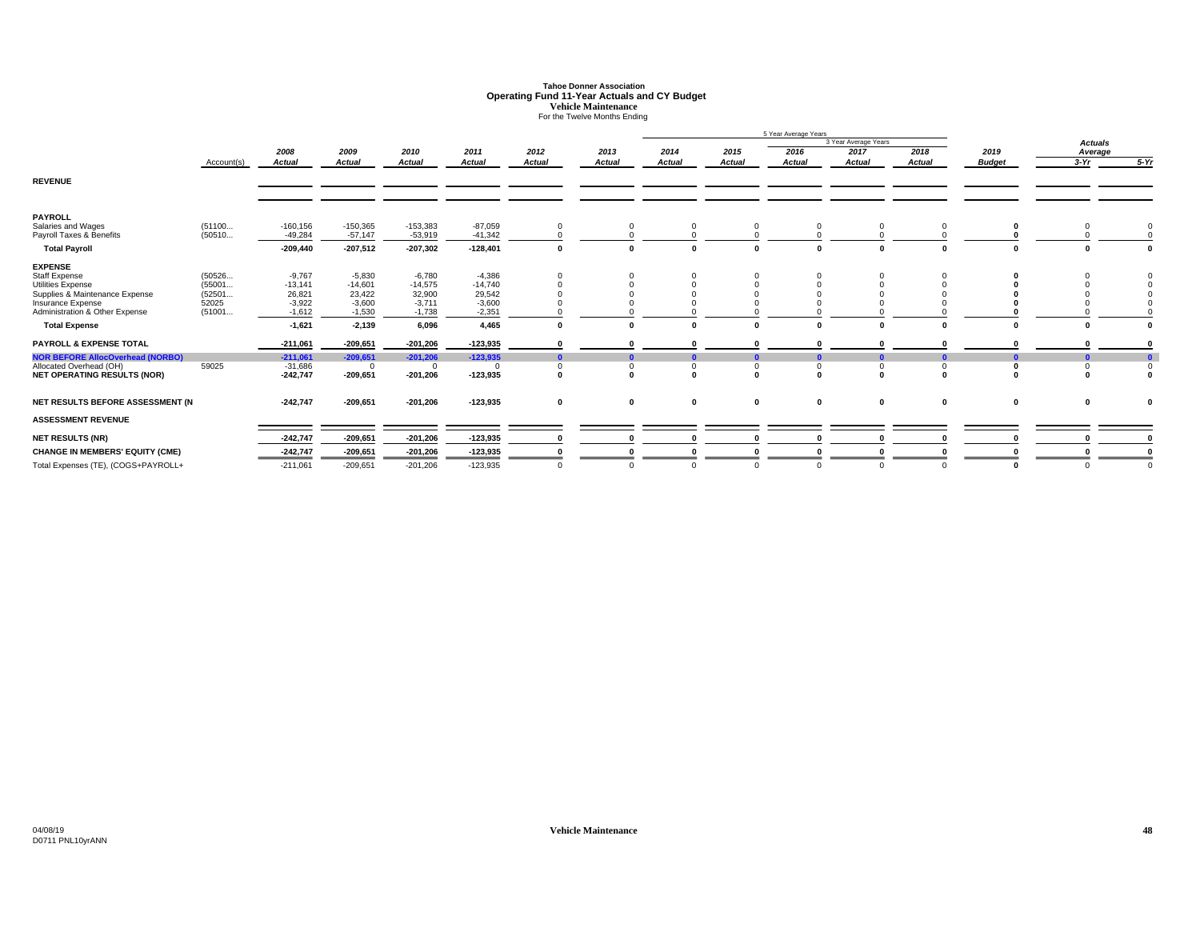# Tahoe Donner Association
## Operating Fund 11-Year Actuals and CY Budget
### Vehicle Maintenance
For the Twelve Months Ending

| | Account(s) | 2008 Actual | 2009 Actual | 2010 Actual | 2011 Actual | 2012 Actual | 2013 Actual | 2014 Actual | 2015 Actual | 2016 Actual | 2017 Actual | 2018 Actual | 2019 Budget | Actuals Average 3-Yr | Actuals Average 5-Yr |
|---|---|---|---|---|---|---|---|---|---|---|---|---|---|---|---|
| **REVENUE** | | | | | | | | | | | | | | | |
| **PAYROLL** | | | | | | | | | | | | | | | |
| Salaries and Wages | (51100... | -160,156 | -150,365 | -153,383 | -87,059 | 0 | 0 | 0 | 0 | 0 | 0 | 0 | **0** | 0 | 0 |
| Payroll Taxes & Benefits | (50510... | -49,284 | -57,147 | -53,919 | -41,342 | 0 | 0 | 0 | 0 | 0 | 0 | 0 | **0** | 0 | 0 |
| **Total Payroll** | | **-209,440** | **-207,512** | **-207,302** | **-128,401** | **0** | **0** | **0** | **0** | **0** | **0** | **0** | **0** | **0** | **0** |
| **EXPENSE** | | | | | | | | | | | | | | | |
| Staff Expense | (50526... | -9,767 | -5,830 | -6,780 | -4,386 | 0 | 0 | 0 | 0 | 0 | 0 | 0 | **0** | 0 | 0 |
| Utilities Expense | (55001... | -13,141 | -14,601 | -14,575 | -14,740 | 0 | 0 | 0 | 0 | 0 | 0 | 0 | **0** | 0 | 0 |
| Supplies & Maintenance Expense | (52501... | 26,821 | 23,422 | 32,900 | 29,542 | 0 | 0 | 0 | 0 | 0 | 0 | 0 | **0** | 0 | 0 |
| Insurance Expense | 52025 | -3,922 | -3,600 | -3,711 | -3,600 | 0 | 0 | 0 | 0 | 0 | 0 | 0 | **0** | 0 | 0 |
| Administration & Other Expense | (51001... | -1,612 | -1,530 | -1,738 | -2,351 | 0 | 0 | 0 | 0 | 0 | 0 | 0 | **0** | 0 | 0 |
| **Total Expense** | | **-1,621** | **-2,139** | **6,096** | **4,465** | **0** | **0** | **0** | **0** | **0** | **0** | **0** | **0** | **0** | **0** |
| **PAYROLL & EXPENSE TOTAL** | | **-211,061** | **-209,651** | **-201,206** | **-123,935** | **0** | **0** | **0** | **0** | **0** | **0** | **0** | **0** | **0** | **0** |
| **NOR BEFORE AllocOverhead (NORBO)** | | **-211,061** | **-209,651** | **-201,206** | **-123,935** | **0** | **0** | **0** | **0** | **0** | **0** | **0** | **0** | **0** | **0** |
| Allocated Overhead (OH) | 59025 | -31,686 | 0 | 0 | 0 | 0 | 0 | 0 | 0 | 0 | 0 | 0 | **0** | 0 | 0 |
| **NET OPERATING RESULTS (NOR)** | | **-242,747** | **-209,651** | **-201,206** | **-123,935** | **0** | **0** | **0** | **0** | **0** | **0** | **0** | **0** | **0** | **0** |
| **NET RESULTS BEFORE ASSESSMENT (N** | | **-242,747** | **-209,651** | **-201,206** | **-123,935** | **0** | **0** | **0** | **0** | **0** | **0** | **0** | **0** | **0** | **0** |
| **ASSESSMENT REVENUE** | | | | | | | | | | | | | | | |
| **NET RESULTS (NR)** | | **-242,747** | **-209,651** | **-201,206** | **-123,935** | **0** | **0** | **0** | **0** | **0** | **0** | **0** | **0** | **0** | **0** |
| **CHANGE IN MEMBERS' EQUITY (CME)** | | **-242,747** | **-209,651** | **-201,206** | **-123,935** | **0** | **0** | **0** | **0** | **0** | **0** | **0** | **0** | **0** | **0** |
| Total Expenses (TE), (COGS+PAYROLL+ | | -211,061 | -209,651 | -201,206 | -123,935 | 0 | 0 | 0 | 0 | 0 | 0 | 0 | **0** | 0 | 0 |

5 Year Average Years: 2014–2018; 3 Year Average Years: 2016–2018

04/08/19
D0711 PNL10yrANN

**Vehicle Maintenance**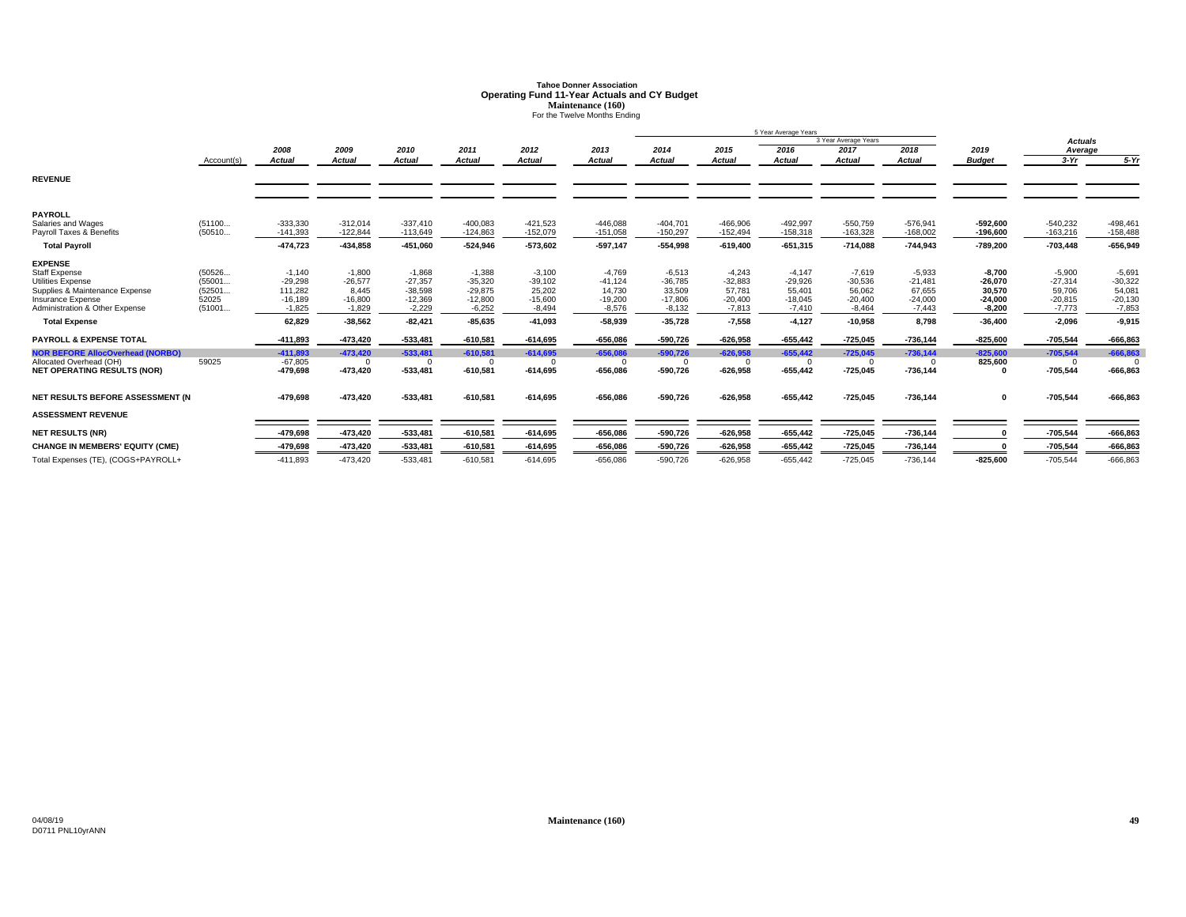# Tahoe Donner Association
## Operating Fund 11-Year Actuals and CY Budget
### Maintenance (160)
For the Twelve Months Ending

| | Account(s) | 2008 Actual | 2009 Actual | 2010 Actual | 2011 Actual | 2012 Actual | 2013 Actual | 2014 Actual | 2015 Actual | 2016 Actual | 2017 Actual | 2018 Actual | 2019 Budget | Actuals Average 3-Yr | Actuals Average 5-Yr |
|---|---|---|---|---|---|---|---|---|---|---|---|---|---|---|---|
| **REVENUE** | | | | | | | | | | | | | | | |
| **PAYROLL** | | | | | | | | | | | | | | | |
| Salaries and Wages | (51100... | -333,330 | -312,014 | -337,410 | -400,083 | -421,523 | -446,088 | -404,701 | -466,906 | -492,997 | -550,759 | -576,941 | **-592,600** | -540,232 | -498,461 |
| Payroll Taxes & Benefits | (50510... | -141,393 | -122,844 | -113,649 | -124,863 | -152,079 | -151,058 | -150,297 | -152,494 | -158,318 | -163,328 | -168,002 | **-196,600** | -163,216 | -158,488 |
| **Total Payroll** | | **-474,723** | **-434,858** | **-451,060** | **-524,946** | **-573,602** | **-597,147** | **-554,998** | **-619,400** | **-651,315** | **-714,088** | **-744,943** | **-789,200** | **-703,448** | **-656,949** |
| **EXPENSE** | | | | | | | | | | | | | | | |
| Staff Expense | (50526... | -1,140 | -1,800 | -1,868 | -1,388 | -3,100 | -4,769 | -6,513 | -4,243 | -4,147 | -7,619 | -5,933 | **-8,700** | -5,900 | -5,691 |
| Utilities Expense | (55001... | -29,298 | -26,577 | -27,357 | -35,320 | -39,102 | -41,124 | -36,785 | -32,883 | -29,926 | -30,536 | -21,481 | **-26,070** | -27,314 | -30,322 |
| Supplies & Maintenance Expense | (52501... | 111,282 | 8,445 | -38,598 | -29,875 | 25,202 | 14,730 | 33,509 | 57,781 | 55,401 | 56,062 | 67,655 | **30,570** | 59,706 | 54,081 |
| Insurance Expense | 52025 | -16,189 | -16,800 | -12,369 | -12,800 | -15,600 | -19,200 | -17,806 | -20,400 | -18,045 | -20,400 | -24,000 | **-24,000** | -20,815 | -20,130 |
| Administration & Other Expense | (51001... | -1,825 | -1,829 | -2,229 | -6,252 | -8,494 | -8,576 | -8,132 | -7,813 | -7,410 | -8,464 | -7,443 | **-8,200** | -7,773 | -7,853 |
| **Total Expense** | | **62,829** | **-38,562** | **-82,421** | **-85,635** | **-41,093** | **-58,939** | **-35,728** | **-7,558** | **-4,127** | **-10,958** | **8,798** | **-36,400** | **-2,096** | **-9,915** |
| **PAYROLL & EXPENSE TOTAL** | | **-411,893** | **-473,420** | **-533,481** | **-610,581** | **-614,695** | **-656,086** | **-590,726** | **-626,958** | **-655,442** | **-725,045** | **-736,144** | **-825,600** | **-705,544** | **-666,863** |
| **NOR BEFORE AllocOverhead (NORBO)** | | **-411,893** | **-473,420** | **-533,481** | **-610,581** | **-614,695** | **-656,086** | **-590,726** | **-626,958** | **-655,442** | **-725,045** | **-736,144** | **-825,600** | **-705,544** | **-666,863** |
| Allocated Overhead (OH) | 59025 | -67,805 | 0 | 0 | 0 | 0 | 0 | 0 | 0 | 0 | 0 | 0 | **825,600** | 0 | 0 |
| **NET OPERATING RESULTS (NOR)** | | **-479,698** | **-473,420** | **-533,481** | **-610,581** | **-614,695** | **-656,086** | **-590,726** | **-626,958** | **-655,442** | **-725,045** | **-736,144** | **0** | **-705,544** | **-666,863** |
| **NET RESULTS BEFORE ASSESSMENT (N** | | **-479,698** | **-473,420** | **-533,481** | **-610,581** | **-614,695** | **-656,086** | **-590,726** | **-626,958** | **-655,442** | **-725,045** | **-736,144** | **0** | **-705,544** | **-666,863** |
| **ASSESSMENT REVENUE** | | | | | | | | | | | | | | | |
| **NET RESULTS (NR)** | | **-479,698** | **-473,420** | **-533,481** | **-610,581** | **-614,695** | **-656,086** | **-590,726** | **-626,958** | **-655,442** | **-725,045** | **-736,144** | **0** | **-705,544** | **-666,863** |
| **CHANGE IN MEMBERS' EQUITY (CME)** | | **-479,698** | **-473,420** | **-533,481** | **-610,581** | **-614,695** | **-656,086** | **-590,726** | **-626,958** | **-655,442** | **-725,045** | **-736,144** | **0** | **-705,544** | **-666,863** |
| Total Expenses (TE), (COGS+PAYROLL+ | | -411,893 | -473,420 | -533,481 | -610,581 | -614,695 | -656,086 | -590,726 | -626,958 | -655,442 | -725,045 | -736,144 | **-825,600** | -705,544 | -666,863 |

04/08/19
D0711 PNL10yrANN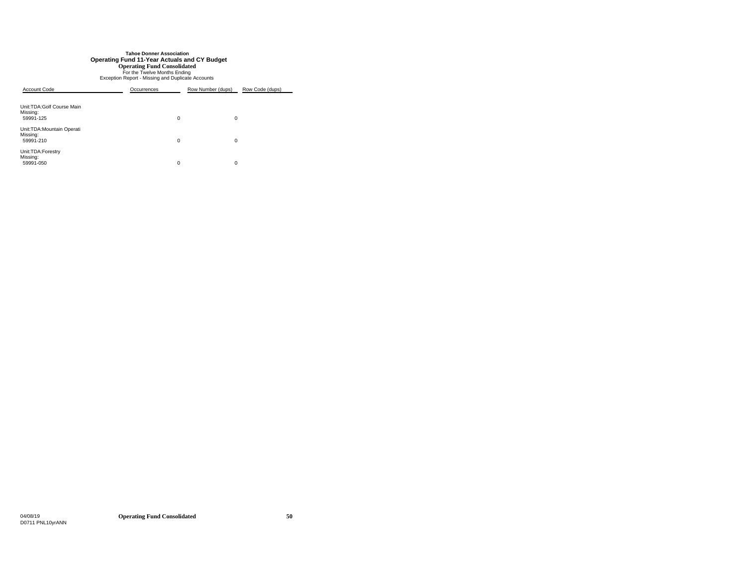**Tahoe Donner Association**
**Operating Fund 11-Year Actuals and CY Budget**
**Operating Fund Consolidated**
For the Twelve Months Ending
Exception Report - Missing and Duplicate Accounts

| Account Code | Occurrences | Row Number (dups) | Row Code (dups) |
|---|---|---|---|
| Unit:TDA:Golf Course Main | | | |
| Missing: | | | |
| 59991-125 | 0 | 0 | |
| Unit:TDA:Mountain Operati | | | |
| Missing: | | | |
| 59991-210 | 0 | 0 | |
| Unit:TDA:Forestry | | | |
| Missing: | | | |
| 59991-050 | 0 | 0 | |

04/08/19
D0711 PNL10yrANN